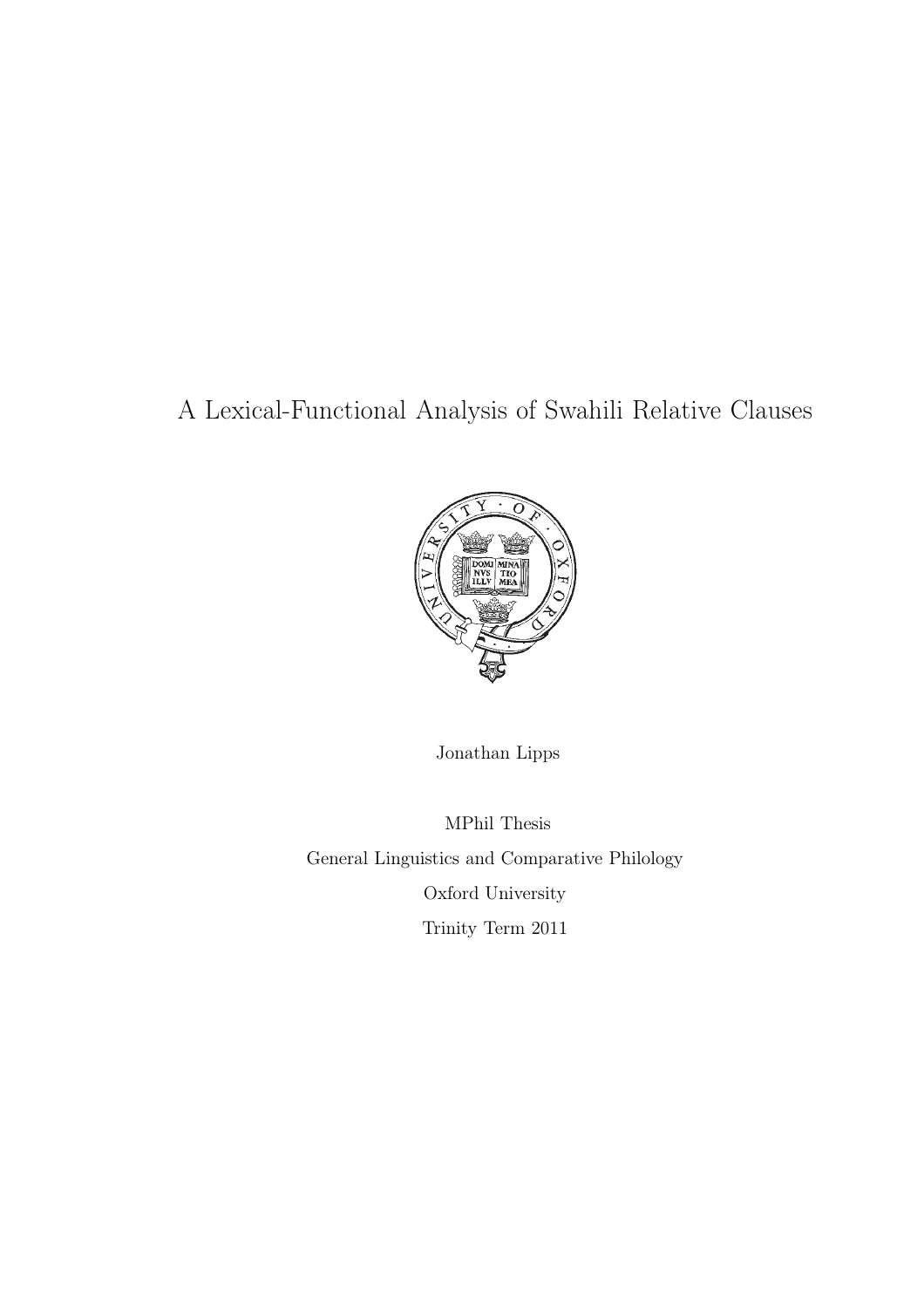# A Lexical-Functional Analysis of Swahili Relative Clauses

Jonathan Lipps

MPhil Thesis

General Linguistics and Comparative Philology

Oxford University

Trinity Term 2011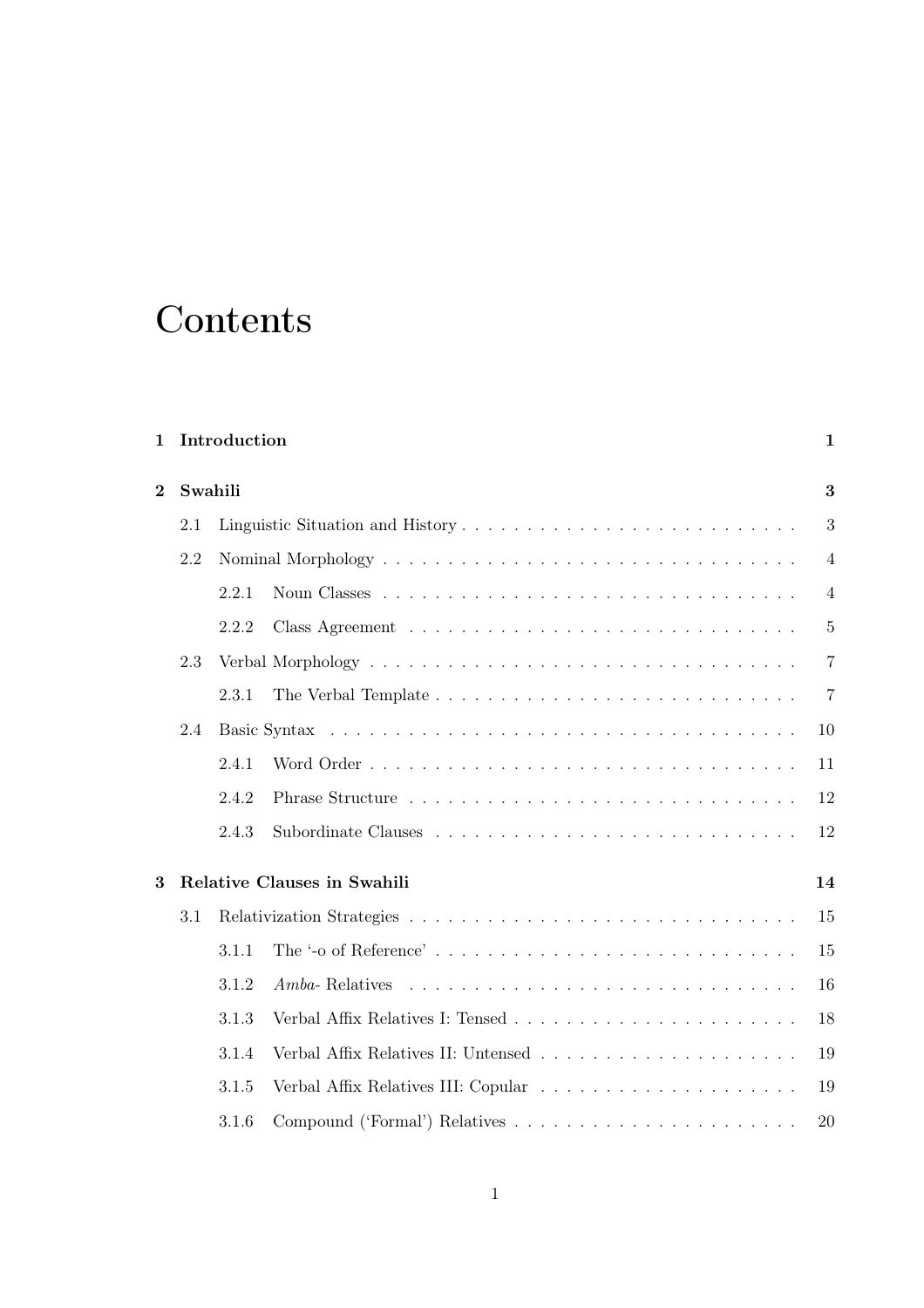# Contents

**1 Introduction** **1**

**2 Swahili** **3**

- 2.1 Linguistic Situation and History . . . . . . . . . . 3
- 2.2 Nominal Morphology . . . . . . . . . . 4
  - 2.2.1 Noun Classes . . . . . . . . . . 4
  - 2.2.2 Class Agreement . . . . . . . . . . 5
- 2.3 Verbal Morphology . . . . . . . . . . 7
  - 2.3.1 The Verbal Template . . . . . . . . . . 7
- 2.4 Basic Syntax . . . . . . . . . . 10
  - 2.4.1 Word Order . . . . . . . . . . 11
  - 2.4.2 Phrase Structure . . . . . . . . . . 12
  - 2.4.3 Subordinate Clauses . . . . . . . . . . 12

**3 Relative Clauses in Swahili** **14**

- 3.1 Relativization Strategies . . . . . . . . . . 15
  - 3.1.1 The '-o of Reference' . . . . . . . . . . 15
  - 3.1.2 *Amba-* Relatives . . . . . . . . . . 16
  - 3.1.3 Verbal Affix Relatives I: Tensed . . . . . . . . . . 18
  - 3.1.4 Verbal Affix Relatives II: Untensed . . . . . . . . . . 19
  - 3.1.5 Verbal Affix Relatives III: Copular . . . . . . . . . . 19
  - 3.1.6 Compound ('Formal') Relatives . . . . . . . . . . 20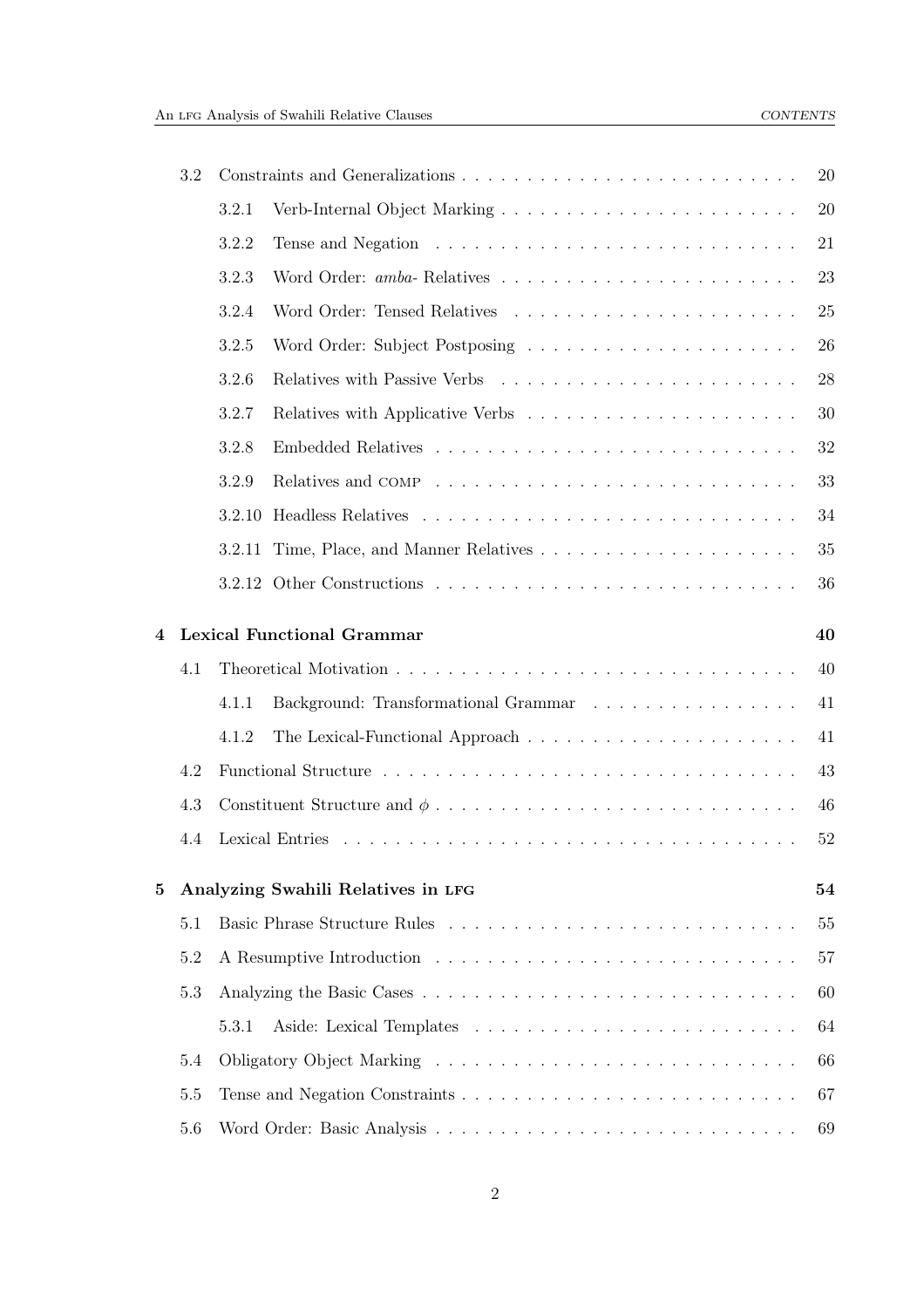3.2 Constraints and Generalizations . . . . . . . . . . . . . . . . . . . . . . . . . 20

3.2.1 Verb-Internal Object Marking . . . . . . . . . . . . . . . . . . . . . . 20

3.2.2 Tense and Negation . . . . . . . . . . . . . . . . . . . . . . . . . . . 21

3.2.3 Word Order: *amba-* Relatives . . . . . . . . . . . . . . . . . . . . . . 23

3.2.4 Word Order: Tensed Relatives . . . . . . . . . . . . . . . . . . . . . 25

3.2.5 Word Order: Subject Postposing . . . . . . . . . . . . . . . . . . . . 26

3.2.6 Relatives with Passive Verbs . . . . . . . . . . . . . . . . . . . . . . 28

3.2.7 Relatives with Applicative Verbs . . . . . . . . . . . . . . . . . . . . 30

3.2.8 Embedded Relatives . . . . . . . . . . . . . . . . . . . . . . . . . . . 32

3.2.9 Relatives and COMP . . . . . . . . . . . . . . . . . . . . . . . . . . . 33

3.2.10 Headless Relatives . . . . . . . . . . . . . . . . . . . . . . . . . . . . 34

3.2.11 Time, Place, and Manner Relatives . . . . . . . . . . . . . . . . . . . 35

3.2.12 Other Constructions . . . . . . . . . . . . . . . . . . . . . . . . . . . 36

**4 Lexical Functional Grammar** **40**

4.1 Theoretical Motivation . . . . . . . . . . . . . . . . . . . . . . . . . . . . . 40

4.1.1 Background: Transformational Grammar . . . . . . . . . . . . . . . . 41

4.1.2 The Lexical-Functional Approach . . . . . . . . . . . . . . . . . . . . 41

4.2 Functional Structure . . . . . . . . . . . . . . . . . . . . . . . . . . . . . . . 43

4.3 Constituent Structure and $\phi$ . . . . . . . . . . . . . . . . . . . . . . . . . . . 46

4.4 Lexical Entries . . . . . . . . . . . . . . . . . . . . . . . . . . . . . . . . . . 52

**5 Analyzing Swahili Relatives in LFG** **54**

5.1 Basic Phrase Structure Rules . . . . . . . . . . . . . . . . . . . . . . . . . . 55

5.2 A Resumptive Introduction . . . . . . . . . . . . . . . . . . . . . . . . . . . 57

5.3 Analyzing the Basic Cases . . . . . . . . . . . . . . . . . . . . . . . . . . . . 60

5.3.1 Aside: Lexical Templates . . . . . . . . . . . . . . . . . . . . . . . . 64

5.4 Obligatory Object Marking . . . . . . . . . . . . . . . . . . . . . . . . . . . 66

5.5 Tense and Negation Constraints . . . . . . . . . . . . . . . . . . . . . . . . . 67

5.6 Word Order: Basic Analysis . . . . . . . . . . . . . . . . . . . . . . . . . . . 69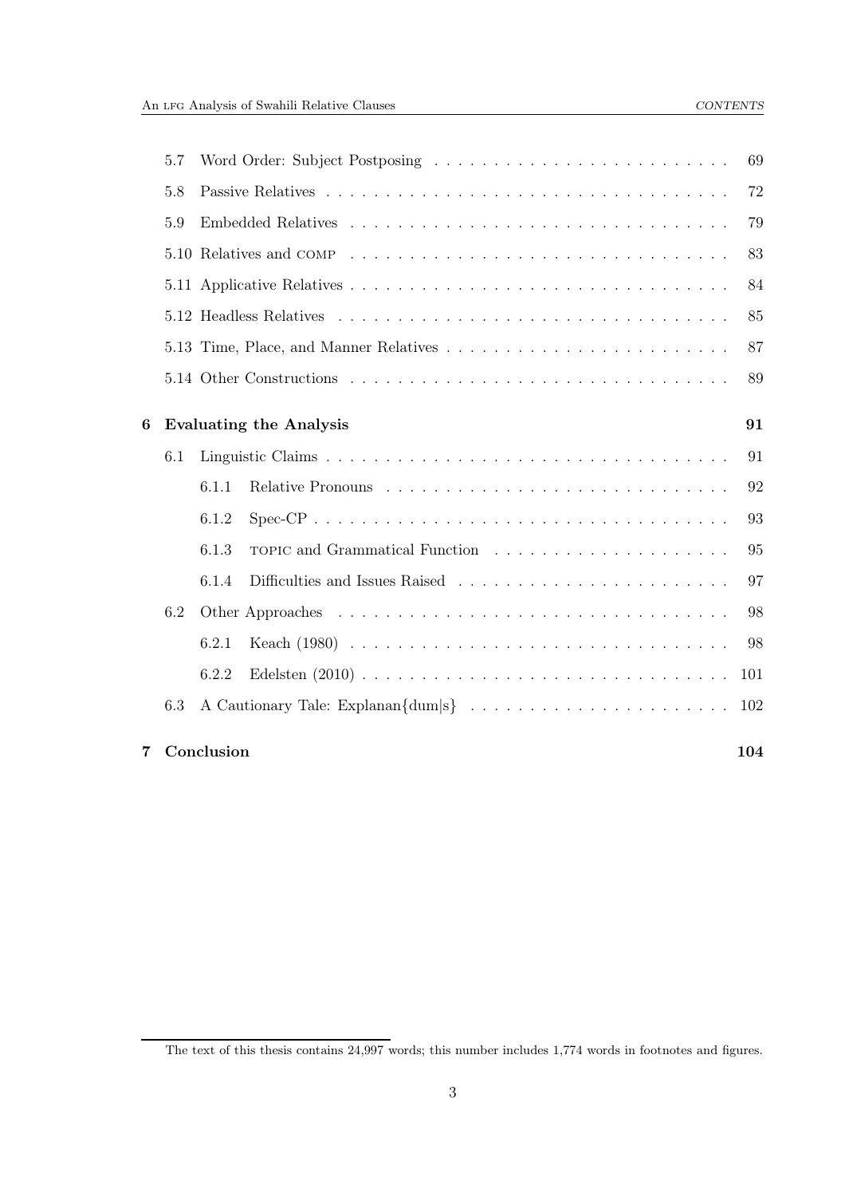5.7 Word Order: Subject Postposing . . . . . . . . . . . . . . . . . . . . . . . . 69

5.8 Passive Relatives . . . . . . . . . . . . . . . . . . . . . . . . . . . . . . . . 72

5.9 Embedded Relatives . . . . . . . . . . . . . . . . . . . . . . . . . . . . . . 79

5.10 Relatives and COMP . . . . . . . . . . . . . . . . . . . . . . . . . . . . . 83

5.11 Applicative Relatives . . . . . . . . . . . . . . . . . . . . . . . . . . . . . 84

5.12 Headless Relatives . . . . . . . . . . . . . . . . . . . . . . . . . . . . . . 85

5.13 Time, Place, and Manner Relatives . . . . . . . . . . . . . . . . . . . . . . 87

5.14 Other Constructions . . . . . . . . . . . . . . . . . . . . . . . . . . . . . . 89

**6 Evaluating the Analysis** **91**

6.1 Linguistic Claims . . . . . . . . . . . . . . . . . . . . . . . . . . . . . . . 91

6.1.1 Relative Pronouns . . . . . . . . . . . . . . . . . . . . . . . . . . . . 92

6.1.2 Spec-CP . . . . . . . . . . . . . . . . . . . . . . . . . . . . . . . . . 93

6.1.3 TOPIC and Grammatical Function . . . . . . . . . . . . . . . . . . . 95

6.1.4 Difficulties and Issues Raised . . . . . . . . . . . . . . . . . . . . . . 97

6.2 Other Approaches . . . . . . . . . . . . . . . . . . . . . . . . . . . . . . . 98

6.2.1 Keach (1980) . . . . . . . . . . . . . . . . . . . . . . . . . . . . . . . 98

6.2.2 Edelsten (2010) . . . . . . . . . . . . . . . . . . . . . . . . . . . . . . 101

6.3 A Cautionary Tale: Explanan{dum|s} . . . . . . . . . . . . . . . . . . . . . 102

**7 Conclusion** **104**

---

The text of this thesis contains 24,997 words; this number includes 1,774 words in footnotes and figures.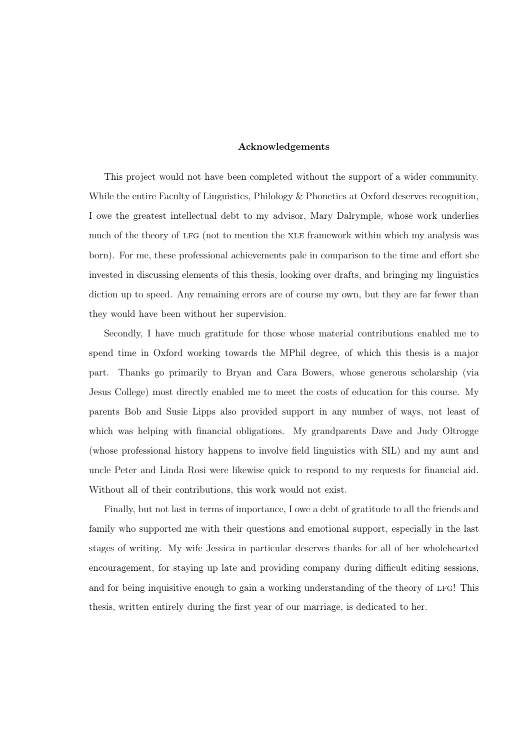## Acknowledgements

This project would not have been completed without the support of a wider community. While the entire Faculty of Linguistics, Philology & Phonetics at Oxford deserves recognition, I owe the greatest intellectual debt to my advisor, Mary Dalrymple, whose work underlies much of the theory of LFG (not to mention the XLE framework within which my analysis was born). For me, these professional achievements pale in comparison to the time and effort she invested in discussing elements of this thesis, looking over drafts, and bringing my linguistics diction up to speed. Any remaining errors are of course my own, but they are far fewer than they would have been without her supervision.

Secondly, I have much gratitude for those whose material contributions enabled me to spend time in Oxford working towards the MPhil degree, of which this thesis is a major part. Thanks go primarily to Bryan and Cara Bowers, whose generous scholarship (via Jesus College) most directly enabled me to meet the costs of education for this course. My parents Bob and Susie Lipps also provided support in any number of ways, not least of which was helping with financial obligations. My grandparents Dave and Judy Oltrogge (whose professional history happens to involve field linguistics with SIL) and my aunt and uncle Peter and Linda Rosi were likewise quick to respond to my requests for financial aid. Without all of their contributions, this work would not exist.

Finally, but not last in terms of importance, I owe a debt of gratitude to all the friends and family who supported me with their questions and emotional support, especially in the last stages of writing. My wife Jessica in particular deserves thanks for all of her wholehearted encouragement, for staying up late and providing company during difficult editing sessions, and for being inquisitive enough to gain a working understanding of the theory of LFG! This thesis, written entirely during the first year of our marriage, is dedicated to her.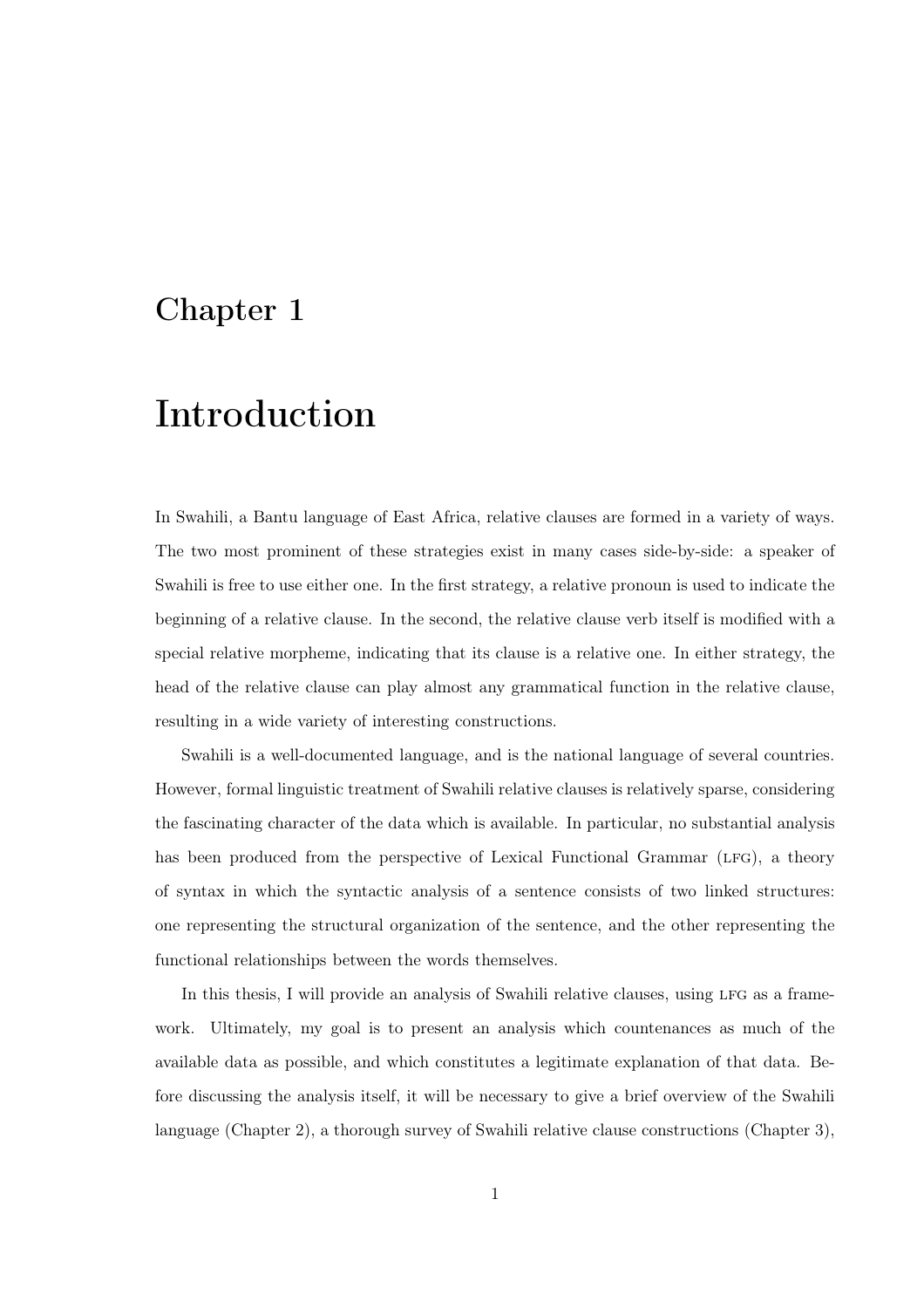# Chapter 1

# Introduction

In Swahili, a Bantu language of East Africa, relative clauses are formed in a variety of ways. The two most prominent of these strategies exist in many cases side-by-side: a speaker of Swahili is free to use either one. In the first strategy, a relative pronoun is used to indicate the beginning of a relative clause. In the second, the relative clause verb itself is modified with a special relative morpheme, indicating that its clause is a relative one. In either strategy, the head of the relative clause can play almost any grammatical function in the relative clause, resulting in a wide variety of interesting constructions.

Swahili is a well-documented language, and is the national language of several countries. However, formal linguistic treatment of Swahili relative clauses is relatively sparse, considering the fascinating character of the data which is available. In particular, no substantial analysis has been produced from the perspective of Lexical Functional Grammar (LFG), a theory of syntax in which the syntactic analysis of a sentence consists of two linked structures: one representing the structural organization of the sentence, and the other representing the functional relationships between the words themselves.

In this thesis, I will provide an analysis of Swahili relative clauses, using LFG as a framework. Ultimately, my goal is to present an analysis which countenances as much of the available data as possible, and which constitutes a legitimate explanation of that data. Before discussing the analysis itself, it will be necessary to give a brief overview of the Swahili language (Chapter 2), a thorough survey of Swahili relative clause constructions (Chapter 3),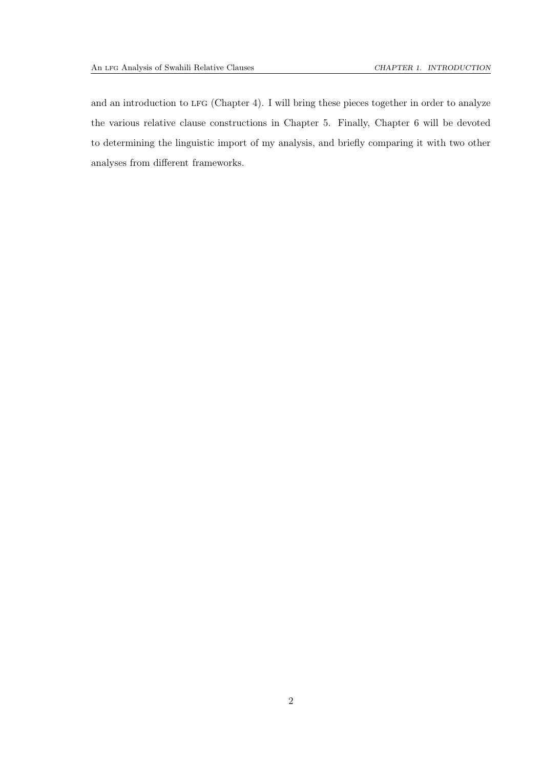and an introduction to LFG (Chapter 4). I will bring these pieces together in order to analyze the various relative clause constructions in Chapter 5. Finally, Chapter 6 will be devoted to determining the linguistic import of my analysis, and briefly comparing it with two other analyses from different frameworks.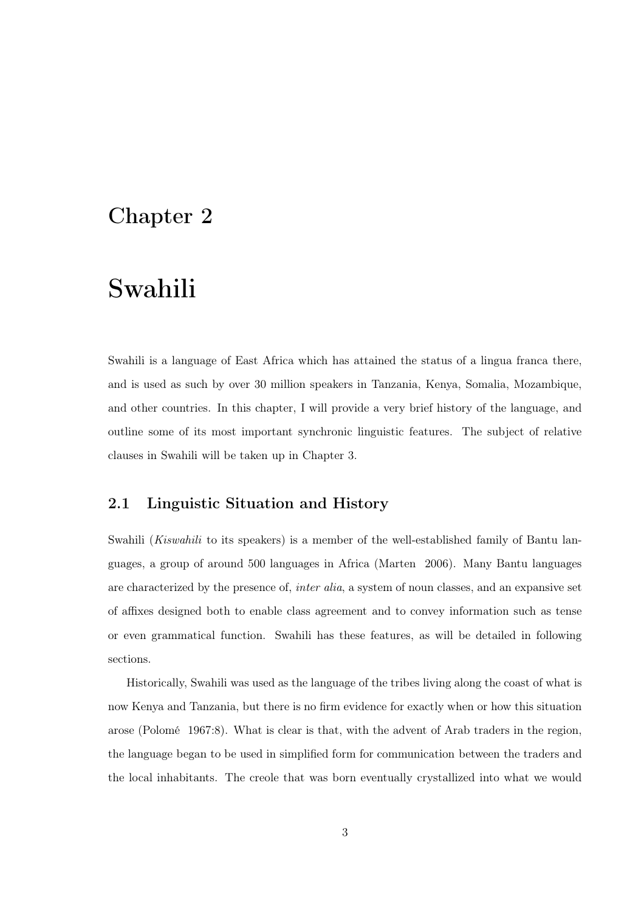# Chapter 2

# Swahili

Swahili is a language of East Africa which has attained the status of a lingua franca there, and is used as such by over 30 million speakers in Tanzania, Kenya, Somalia, Mozambique, and other countries. In this chapter, I will provide a very brief history of the language, and outline some of its most important synchronic linguistic features. The subject of relative clauses in Swahili will be taken up in Chapter 3.

## 2.1 Linguistic Situation and History

Swahili (*Kiswahili* to its speakers) is a member of the well-established family of Bantu languages, a group of around 500 languages in Africa (Marten 2006). Many Bantu languages are characterized by the presence of, *inter alia*, a system of noun classes, and an expansive set of affixes designed both to enable class agreement and to convey information such as tense or even grammatical function. Swahili has these features, as will be detailed in following sections.

Historically, Swahili was used as the language of the tribes living along the coast of what is now Kenya and Tanzania, but there is no firm evidence for exactly when or how this situation arose (Polomé 1967:8). What is clear is that, with the advent of Arab traders in the region, the language began to be used in simplified form for communication between the traders and the local inhabitants. The creole that was born eventually crystallized into what we would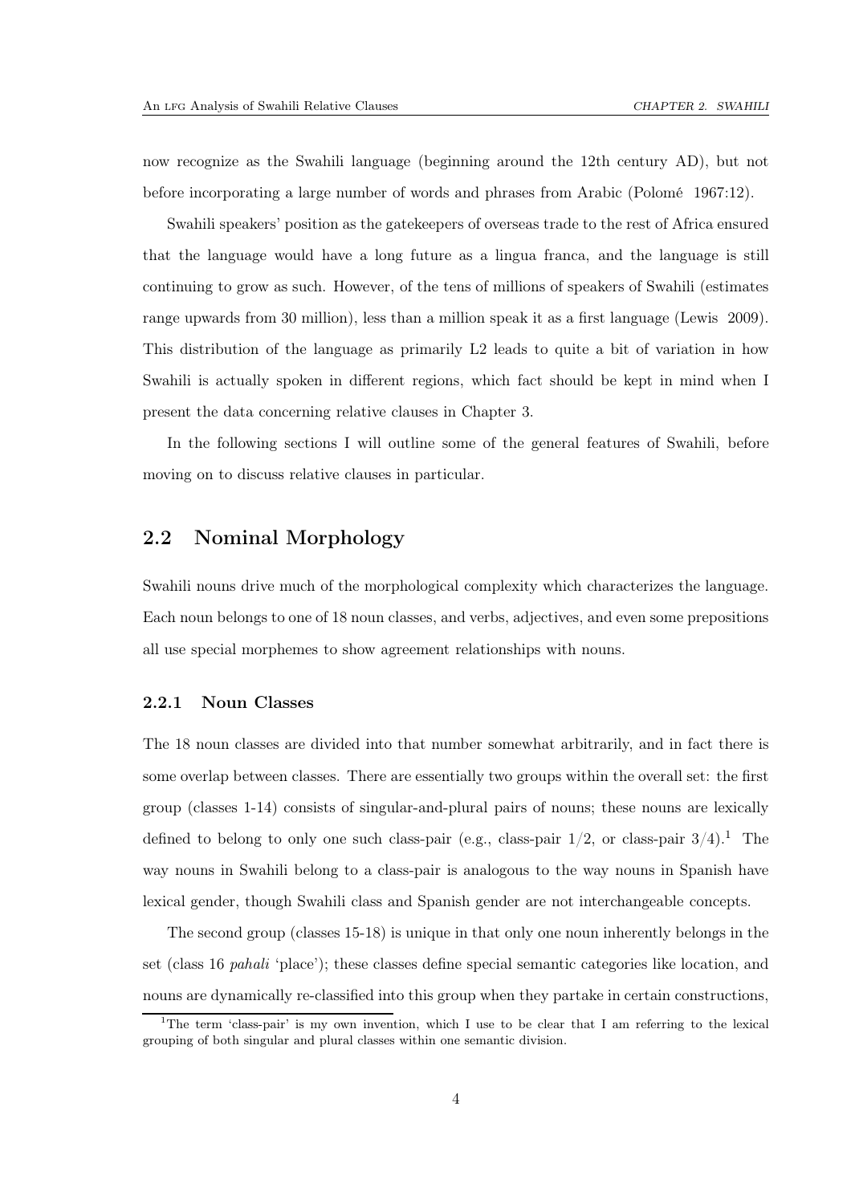now recognize as the Swahili language (beginning around the 12th century AD), but not before incorporating a large number of words and phrases from Arabic (Polomé 1967:12).

Swahili speakers' position as the gatekeepers of overseas trade to the rest of Africa ensured that the language would have a long future as a lingua franca, and the language is still continuing to grow as such. However, of the tens of millions of speakers of Swahili (estimates range upwards from 30 million), less than a million speak it as a first language (Lewis 2009). This distribution of the language as primarily L2 leads to quite a bit of variation in how Swahili is actually spoken in different regions, which fact should be kept in mind when I present the data concerning relative clauses in Chapter 3.

In the following sections I will outline some of the general features of Swahili, before moving on to discuss relative clauses in particular.

## 2.2 Nominal Morphology

Swahili nouns drive much of the morphological complexity which characterizes the language. Each noun belongs to one of 18 noun classes, and verbs, adjectives, and even some prepositions all use special morphemes to show agreement relationships with nouns.

### 2.2.1 Noun Classes

The 18 noun classes are divided into that number somewhat arbitrarily, and in fact there is some overlap between classes. There are essentially two groups within the overall set: the first group (classes 1-14) consists of singular-and-plural pairs of nouns; these nouns are lexically defined to belong to only one such class-pair (e.g., class-pair 1/2, or class-pair 3/4).[1] The way nouns in Swahili belong to a class-pair is analogous to the way nouns in Spanish have lexical gender, though Swahili class and Spanish gender are not interchangeable concepts.

The second group (classes 15-18) is unique in that only one noun inherently belongs in the set (class 16 *pahali* 'place'); these classes define special semantic categories like location, and nouns are dynamically re-classified into this group when they partake in certain constructions,

[1] The term 'class-pair' is my own invention, which I use to be clear that I am referring to the lexical grouping of both singular and plural classes within one semantic division.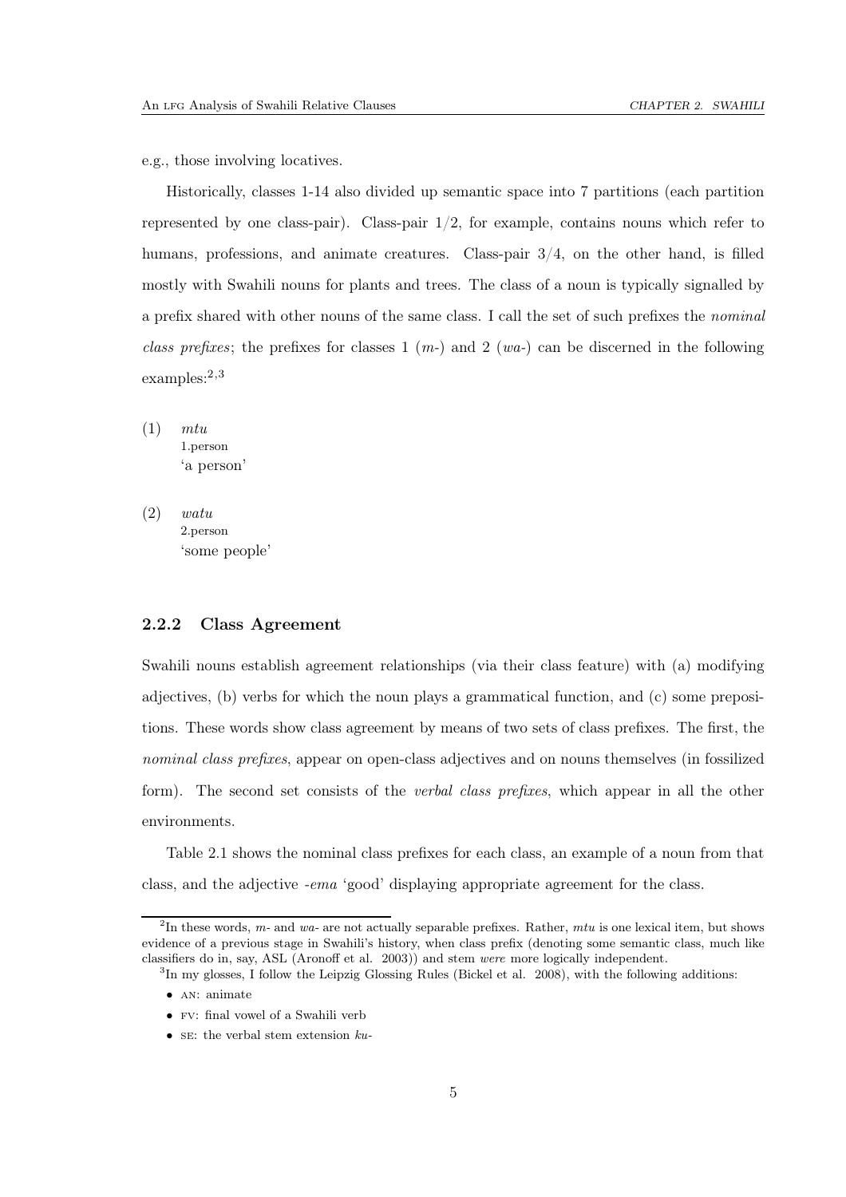e.g., those involving locatives.

Historically, classes 1-14 also divided up semantic space into 7 partitions (each partition represented by one class-pair). Class-pair 1/2, for example, contains nouns which refer to humans, professions, and animate creatures. Class-pair 3/4, on the other hand, is filled mostly with Swahili nouns for plants and trees. The class of a noun is typically signalled by a prefix shared with other nouns of the same class. I call the set of such prefixes the *nominal class prefixes*; the prefixes for classes 1 (*m-*) and 2 (*wa-*) can be discerned in the following examples:[2,3]

(1) *mtu*
1.person
'a person'

(2) *watu*
2.person
'some people'

### 2.2.2 Class Agreement

Swahili nouns establish agreement relationships (via their class feature) with (a) modifying adjectives, (b) verbs for which the noun plays a grammatical function, and (c) some prepositions. These words show class agreement by means of two sets of class prefixes. The first, the *nominal class prefixes*, appear on open-class adjectives and on nouns themselves (in fossilized form). The second set consists of the *verbal class prefixes*, which appear in all the other environments.

Table 2.1 shows the nominal class prefixes for each class, an example of a noun from that class, and the adjective *-ema* 'good' displaying appropriate agreement for the class.

---

[2] In these words, *m-* and *wa-* are not actually separable prefixes. Rather, *mtu* is one lexical item, but shows evidence of a previous stage in Swahili's history, when class prefix (denoting some semantic class, much like classifiers do in, say, ASL (Aronoff et al. 2003)) and stem *were* more logically independent.

[3] In my glosses, I follow the Leipzig Glossing Rules (Bickel et al. 2008), with the following additions:

- AN: animate
- FV: final vowel of a Swahili verb
- SE: the verbal stem extension *ku-*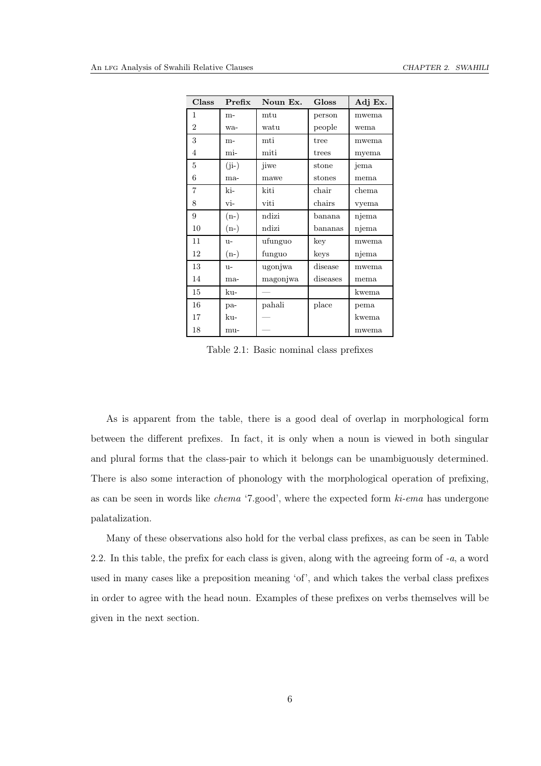| Class | Prefix | Noun Ex. | Gloss | Adj Ex. |
|---|---|---|---|---|
| 1 | m- | mtu | person | mwema |
| 2 | wa- | watu | people | wema |
| 3 | m- | mti | tree | mwema |
| 4 | mi- | miti | trees | myema |
| 5 | (ji-) | jiwe | stone | jema |
| 6 | ma- | mawe | stones | mema |
| 7 | ki- | kiti | chair | chema |
| 8 | vi- | viti | chairs | vyema |
| 9 | (n-) | ndizi | banana | njema |
| 10 | (n-) | ndizi | bananas | njema |
| 11 | u- | ufunguo | key | mwema |
| 12 | (n-) | funguo | keys | njema |
| 13 | u- | ugonjwa | disease | mwema |
| 14 | ma- | magonjwa | diseases | mema |
| 15 | ku- | — | | kwema |
| 16 | pa- | pahali | place | pema |
| 17 | ku- | — | | kwema |
| 18 | mu- | — | | mwema |

Table 2.1: Basic nominal class prefixes

As is apparent from the table, there is a good deal of overlap in morphological form between the different prefixes. In fact, it is only when a noun is viewed in both singular and plural forms that the class-pair to which it belongs can be unambiguously determined. There is also some interaction of phonology with the morphological operation of prefixing, as can be seen in words like *chema* '7.good', where the expected form *ki-ema* has undergone palatalization.

Many of these observations also hold for the verbal class prefixes, as can be seen in Table 2.2. In this table, the prefix for each class is given, along with the agreeing form of *-a*, a word used in many cases like a preposition meaning 'of', and which takes the verbal class prefixes in order to agree with the head noun. Examples of these prefixes on verbs themselves will be given in the next section.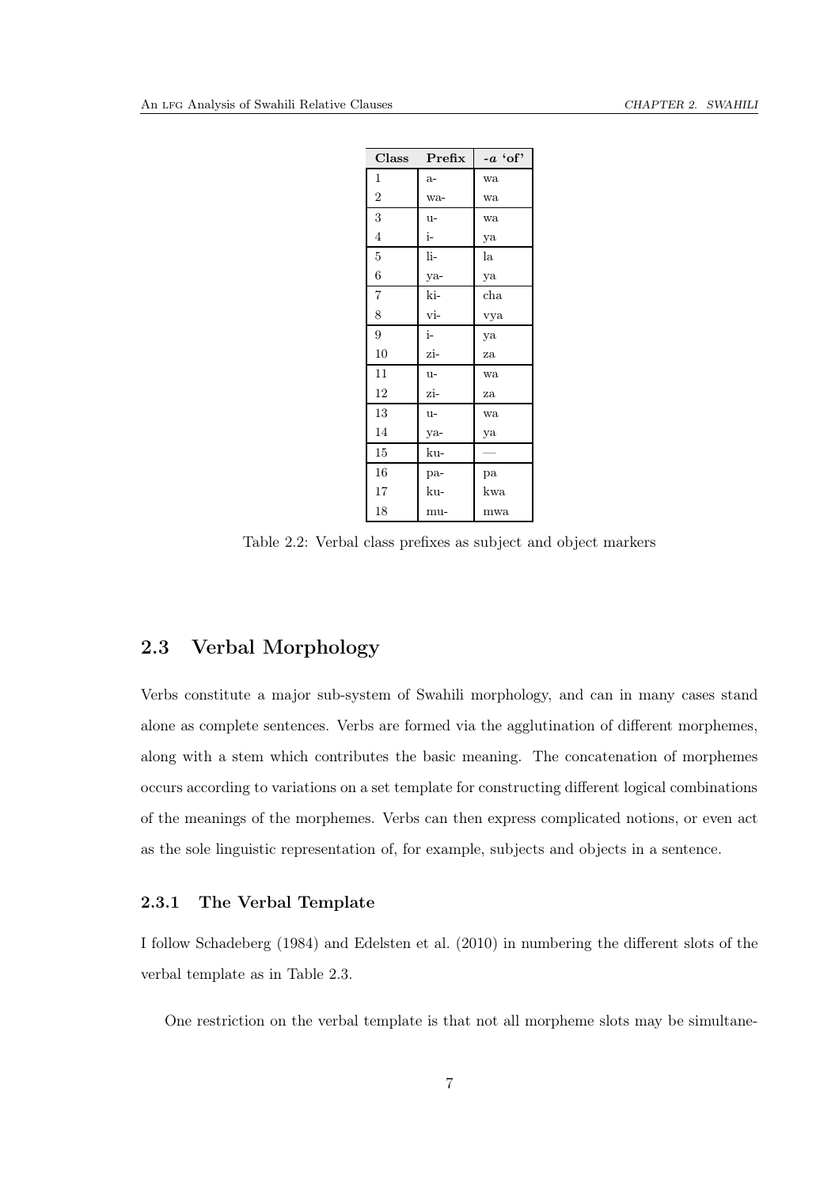| Class | Prefix | *-a* 'of' |
|---|---|---|
| 1 | a- | wa |
| 2 | wa- | wa |
| 3 | u- | wa |
| 4 | i- | ya |
| 5 | li- | la |
| 6 | ya- | ya |
| 7 | ki- | cha |
| 8 | vi- | vya |
| 9 | i- | ya |
| 10 | zi- | za |
| 11 | u- | wa |
| 12 | zi- | za |
| 13 | u- | wa |
| 14 | ya- | ya |
| 15 | ku- | — |
| 16 | pa- | pa |
| 17 | ku- | kwa |
| 18 | mu- | mwa |

Table 2.2: Verbal class prefixes as subject and object markers

## 2.3 Verbal Morphology

Verbs constitute a major sub-system of Swahili morphology, and can in many cases stand alone as complete sentences. Verbs are formed via the agglutination of different morphemes, along with a stem which contributes the basic meaning. The concatenation of morphemes occurs according to variations on a set template for constructing different logical combinations of the meanings of the morphemes. Verbs can then express complicated notions, or even act as the sole linguistic representation of, for example, subjects and objects in a sentence.

### 2.3.1 The Verbal Template

I follow Schadeberg (1984) and Edelsten et al. (2010) in numbering the different slots of the verbal template as in Table 2.3.

One restriction on the verbal template is that not all morpheme slots may be simultane-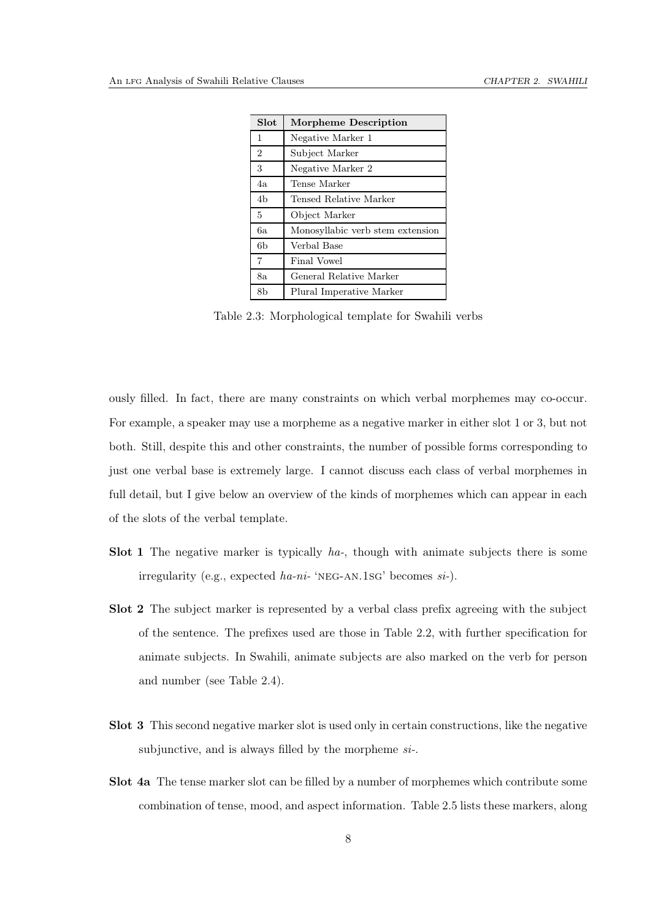| Slot | Morpheme Description |
|---|---|
| 1 | Negative Marker 1 |
| 2 | Subject Marker |
| 3 | Negative Marker 2 |
| 4a | Tense Marker |
| 4b | Tensed Relative Marker |
| 5 | Object Marker |
| 6a | Monosyllabic verb stem extension |
| 6b | Verbal Base |
| 7 | Final Vowel |
| 8a | General Relative Marker |
| 8b | Plural Imperative Marker |

Table 2.3: Morphological template for Swahili verbs

ously filled. In fact, there are many constraints on which verbal morphemes may co-occur. For example, a speaker may use a morpheme as a negative marker in either slot 1 or 3, but not both. Still, despite this and other constraints, the number of possible forms corresponding to just one verbal base is extremely large. I cannot discuss each class of verbal morphemes in full detail, but I give below an overview of the kinds of morphemes which can appear in each of the slots of the verbal template.

**Slot 1** The negative marker is typically *ha-*, though with animate subjects there is some irregularity (e.g., expected *ha-ni-* 'NEG-AN.1SG' becomes *si-*).

**Slot 2** The subject marker is represented by a verbal class prefix agreeing with the subject of the sentence. The prefixes used are those in Table 2.2, with further specification for animate subjects. In Swahili, animate subjects are also marked on the verb for person and number (see Table 2.4).

**Slot 3** This second negative marker slot is used only in certain constructions, like the negative subjunctive, and is always filled by the morpheme *si-*.

**Slot 4a** The tense marker slot can be filled by a number of morphemes which contribute some combination of tense, mood, and aspect information. Table 2.5 lists these markers, along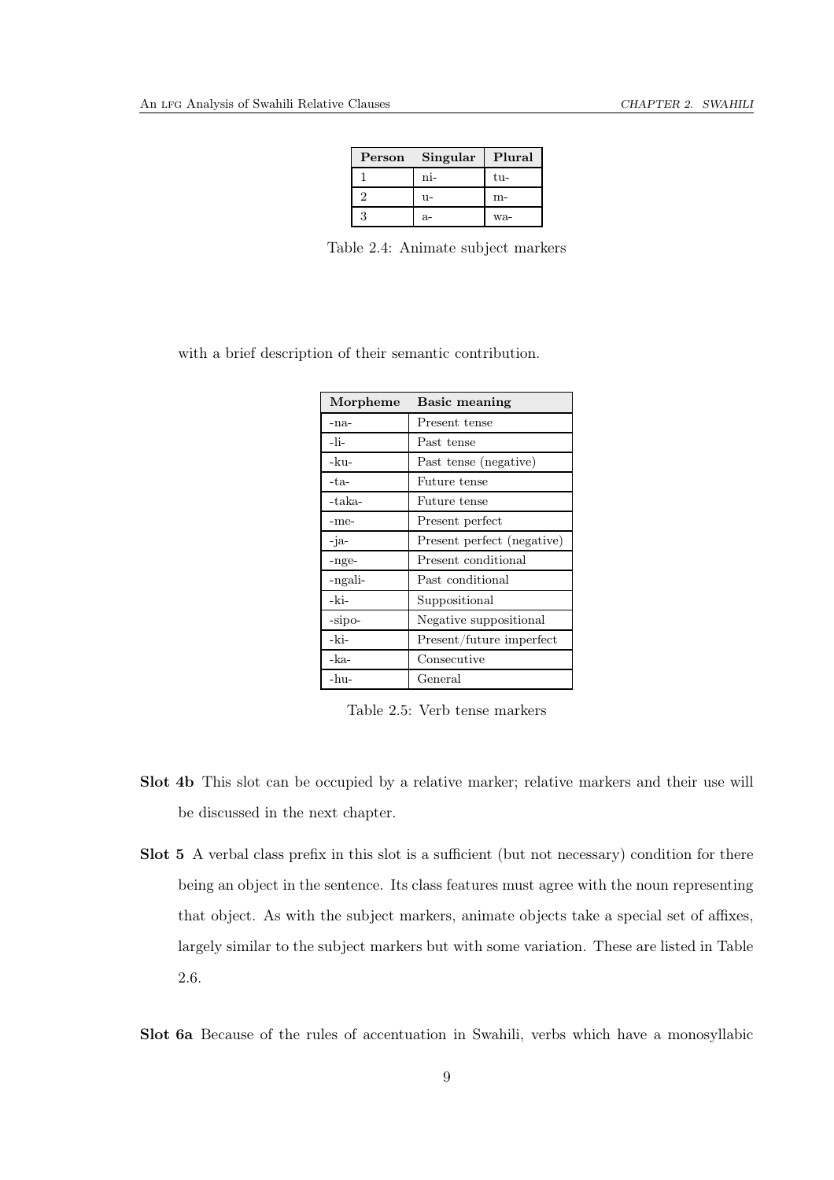| Person | Singular | Plural |
| --- | --- | --- |
| 1 | ni- | tu- |
| 2 | u- | m- |
| 3 | a- | wa- |

Table 2.4: Animate subject markers

with a brief description of their semantic contribution.

| Morpheme | Basic meaning |
| --- | --- |
| -na- | Present tense |
| -li- | Past tense |
| -ku- | Past tense (negative) |
| -ta- | Future tense |
| -taka- | Future tense |
| -me- | Present perfect |
| -ja- | Present perfect (negative) |
| -nge- | Present conditional |
| -ngali- | Past conditional |
| -ki- | Suppositional |
| -sipo- | Negative suppositional |
| -ki- | Present/future imperfect |
| -ka- | Consecutive |
| -hu- | General |

Table 2.5: Verb tense markers

**Slot 4b** This slot can be occupied by a relative marker; relative markers and their use will be discussed in the next chapter.

**Slot 5** A verbal class prefix in this slot is a sufficient (but not necessary) condition for there being an object in the sentence. Its class features must agree with the noun representing that object. As with the subject markers, animate objects take a special set of affixes, largely similar to the subject markers but with some variation. These are listed in Table 2.6.

**Slot 6a** Because of the rules of accentuation in Swahili, verbs which have a monosyllabic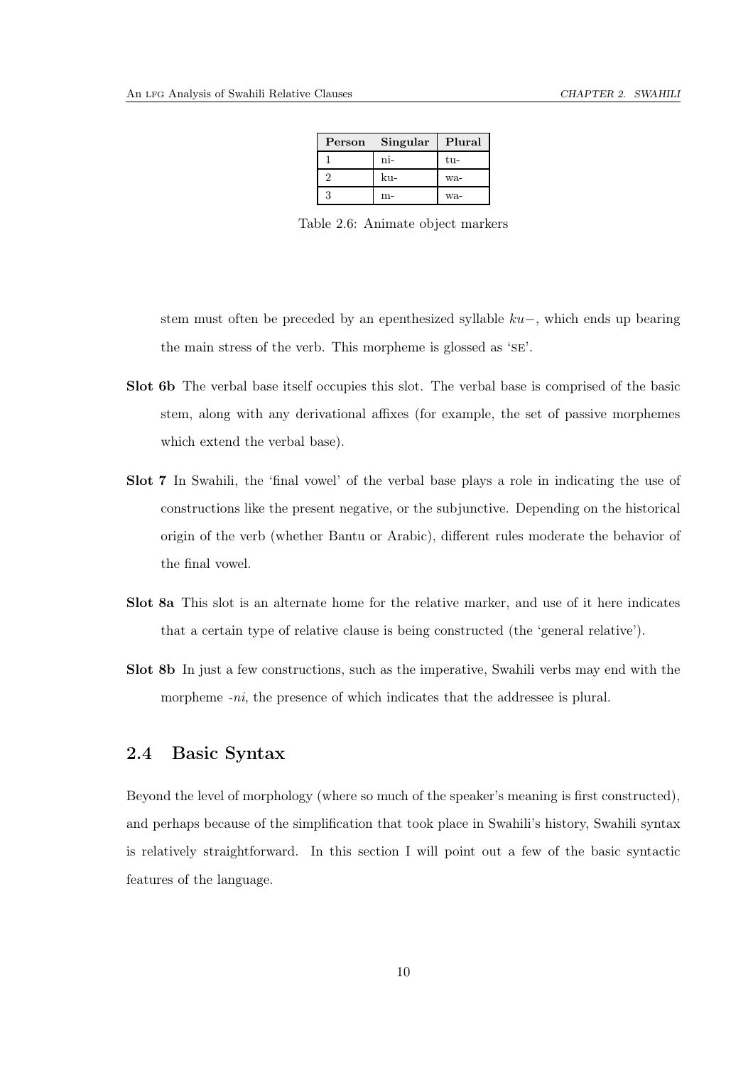| Person | Singular | Plural |
|---|---|---|
| 1 | ni- | tu- |
| 2 | ku- | wa- |
| 3 | m- | wa- |

Table 2.6: Animate object markers

stem must often be preceded by an epenthesized syllable *ku*−, which ends up bearing the main stress of the verb. This morpheme is glossed as 'SE'.

**Slot 6b** The verbal base itself occupies this slot. The verbal base is comprised of the basic stem, along with any derivational affixes (for example, the set of passive morphemes which extend the verbal base).

**Slot 7** In Swahili, the 'final vowel' of the verbal base plays a role in indicating the use of constructions like the present negative, or the subjunctive. Depending on the historical origin of the verb (whether Bantu or Arabic), different rules moderate the behavior of the final vowel.

**Slot 8a** This slot is an alternate home for the relative marker, and use of it here indicates that a certain type of relative clause is being constructed (the 'general relative').

**Slot 8b** In just a few constructions, such as the imperative, Swahili verbs may end with the morpheme *-ni*, the presence of which indicates that the addressee is plural.

## 2.4 Basic Syntax

Beyond the level of morphology (where so much of the speaker's meaning is first constructed), and perhaps because of the simplification that took place in Swahili's history, Swahili syntax is relatively straightforward. In this section I will point out a few of the basic syntactic features of the language.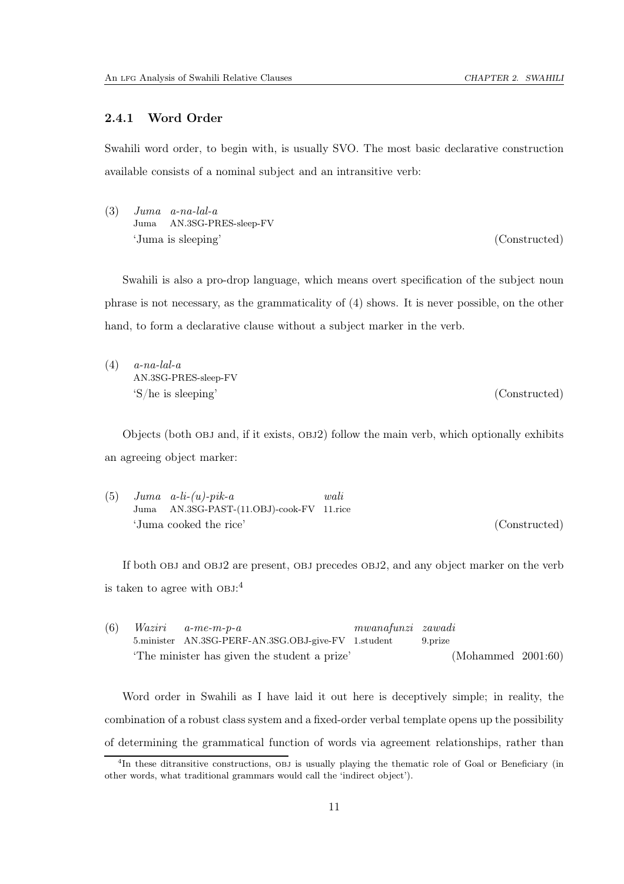### 2.4.1 Word Order

Swahili word order, to begin with, is usually SVO. The most basic declarative construction available consists of a nominal subject and an intransitive verb:

(3) *Juma a-na-lal-a*
    Juma AN.3SG-PRES-sleep-FV
    'Juma is sleeping' (Constructed)

Swahili is also a pro-drop language, which means overt specification of the subject noun phrase is not necessary, as the grammaticality of (4) shows. It is never possible, on the other hand, to form a declarative clause without a subject marker in the verb.

(4) *a-na-lal-a*
    AN.3SG-PRES-sleep-FV
    'S/he is sleeping' (Constructed)

Objects (both OBJ and, if it exists, OBJ2) follow the main verb, which optionally exhibits an agreeing object marker:

(5) *Juma a-li-(u)-pik-a wali*
    Juma AN.3SG-PAST-(11.OBJ)-cook-FV 11.rice
    'Juma cooked the rice' (Constructed)

If both OBJ and OBJ2 are present, OBJ precedes OBJ2, and any object marker on the verb is taken to agree with OBJ:[4]

(6) *Waziri a-me-m-p-a mwanafunzi zawadi*
    5.minister AN.3SG-PERF-AN.3SG.OBJ-give-FV 1.student 9.prize
    'The minister has given the student a prize' (Mohammed 2001:60)

Word order in Swahili as I have laid it out here is deceptively simple; in reality, the combination of a robust class system and a fixed-order verbal template opens up the possibility of determining the grammatical function of words via agreement relationships, rather than

[4] In these ditransitive constructions, OBJ is usually playing the thematic role of Goal or Beneficiary (in other words, what traditional grammars would call the 'indirect object').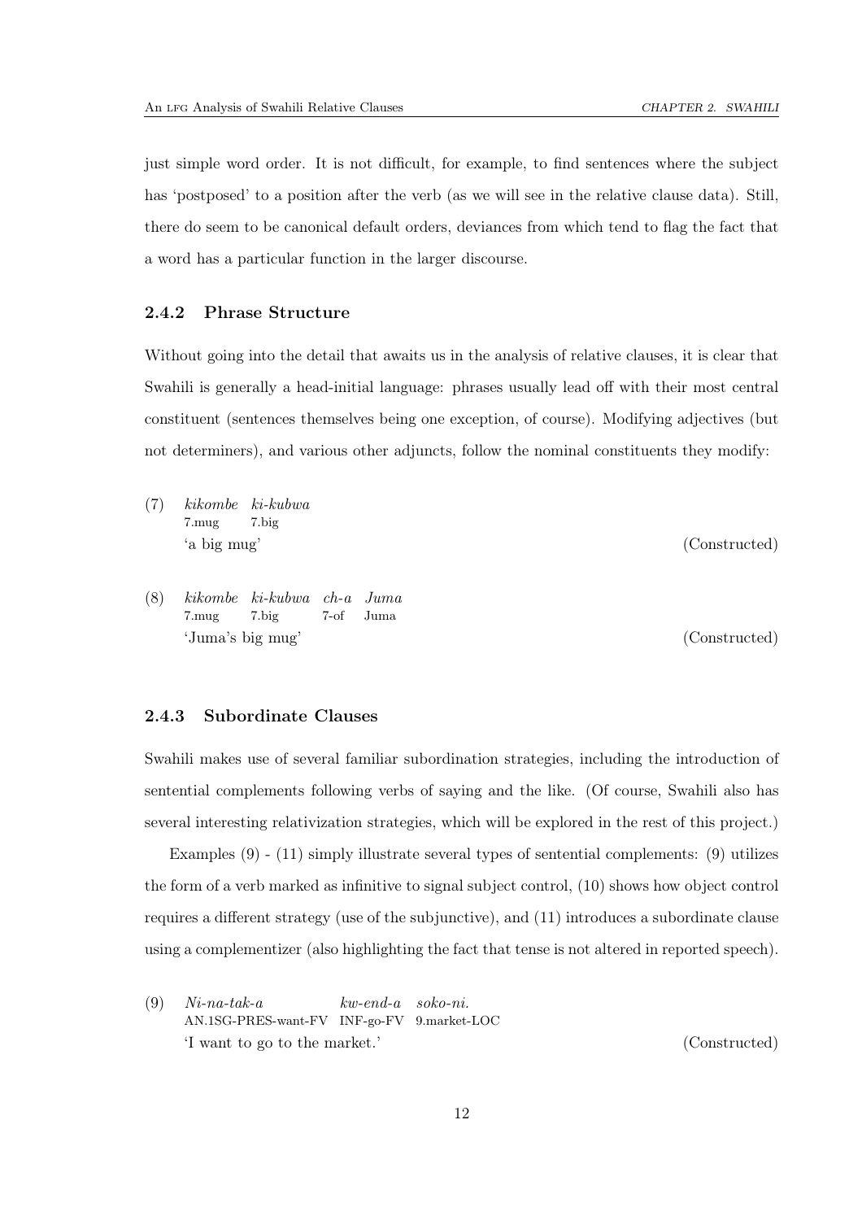just simple word order. It is not difficult, for example, to find sentences where the subject has 'postposed' to a position after the verb (as we will see in the relative clause data). Still, there do seem to be canonical default orders, deviances from which tend to flag the fact that a word has a particular function in the larger discourse.

### 2.4.2 Phrase Structure

Without going into the detail that awaits us in the analysis of relative clauses, it is clear that Swahili is generally a head-initial language: phrases usually lead off with their most central constituent (sentences themselves being one exception, of course). Modifying adjectives (but not determiners), and various other adjuncts, follow the nominal constituents they modify:

(7) *kikombe ki-kubwa*
    7.mug 7.big
    'a big mug' (Constructed)

(8) *kikombe ki-kubwa ch-a Juma*
    7.mug 7.big 7-of Juma
    'Juma's big mug' (Constructed)

### 2.4.3 Subordinate Clauses

Swahili makes use of several familiar subordination strategies, including the introduction of sentential complements following verbs of saying and the like. (Of course, Swahili also has several interesting relativization strategies, which will be explored in the rest of this project.)

Examples (9) - (11) simply illustrate several types of sentential complements: (9) utilizes the form of a verb marked as infinitive to signal subject control, (10) shows how object control requires a different strategy (use of the subjunctive), and (11) introduces a subordinate clause using a complementizer (also highlighting the fact that tense is not altered in reported speech).

(9) *Ni-na-tak-a kw-end-a soko-ni.*
    AN.1SG-PRES-want-FV INF-go-FV 9.market-LOC
    'I want to go to the market.' (Constructed)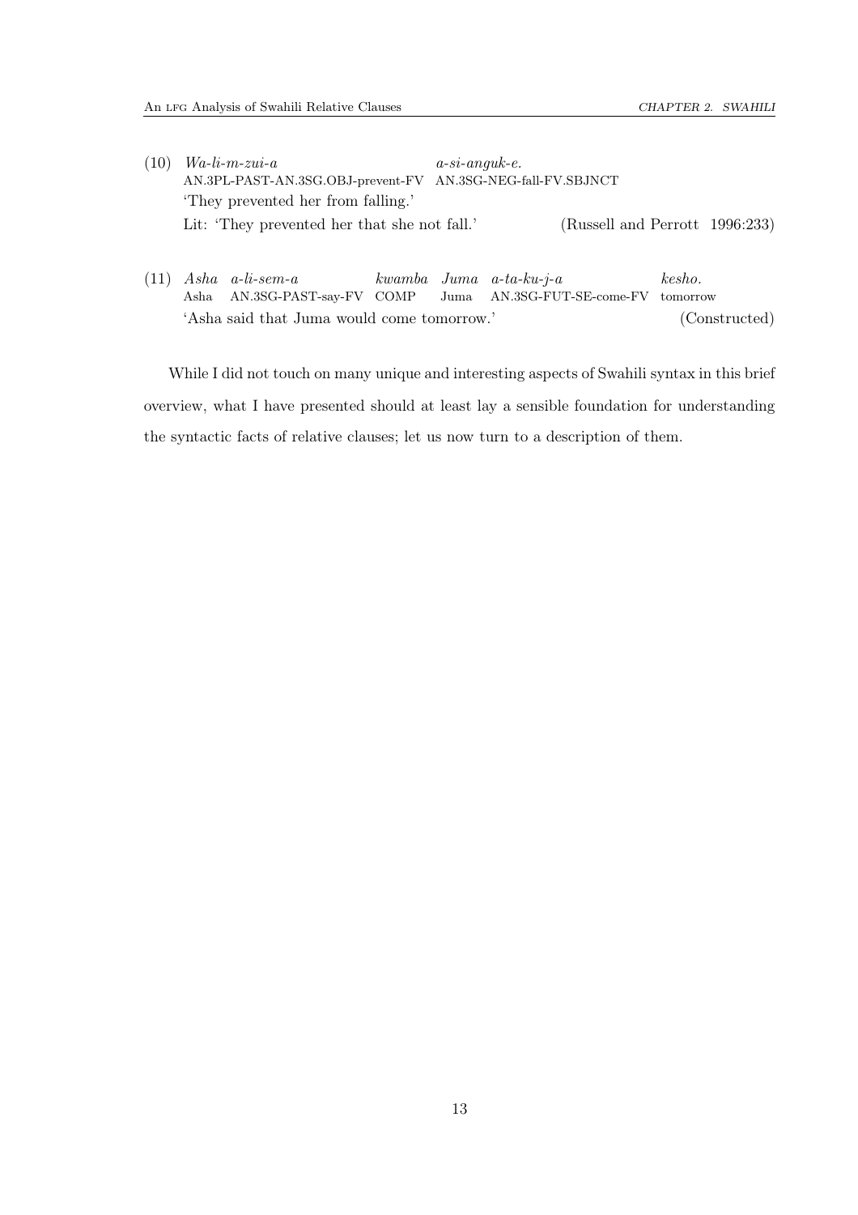(10) *Wa-li-m-zui-a* *a-si-anguk-e.*
AN.3PL-PAST-AN.3SG.OBJ-prevent-FV AN.3SG-NEG-fall-FV.SBJNCT
'They prevented her from falling.'
Lit: 'They prevented her that she not fall.' (Russell and Perrott 1996:233)

(11) *Asha a-li-sem-a kwamba Juma a-ta-ku-j-a kesho.*
Asha AN.3SG-PAST-say-FV COMP Juma AN.3SG-FUT-SE-come-FV tomorrow
'Asha said that Juma would come tomorrow.' (Constructed)

While I did not touch on many unique and interesting aspects of Swahili syntax in this brief overview, what I have presented should at least lay a sensible foundation for understanding the syntactic facts of relative clauses; let us now turn to a description of them.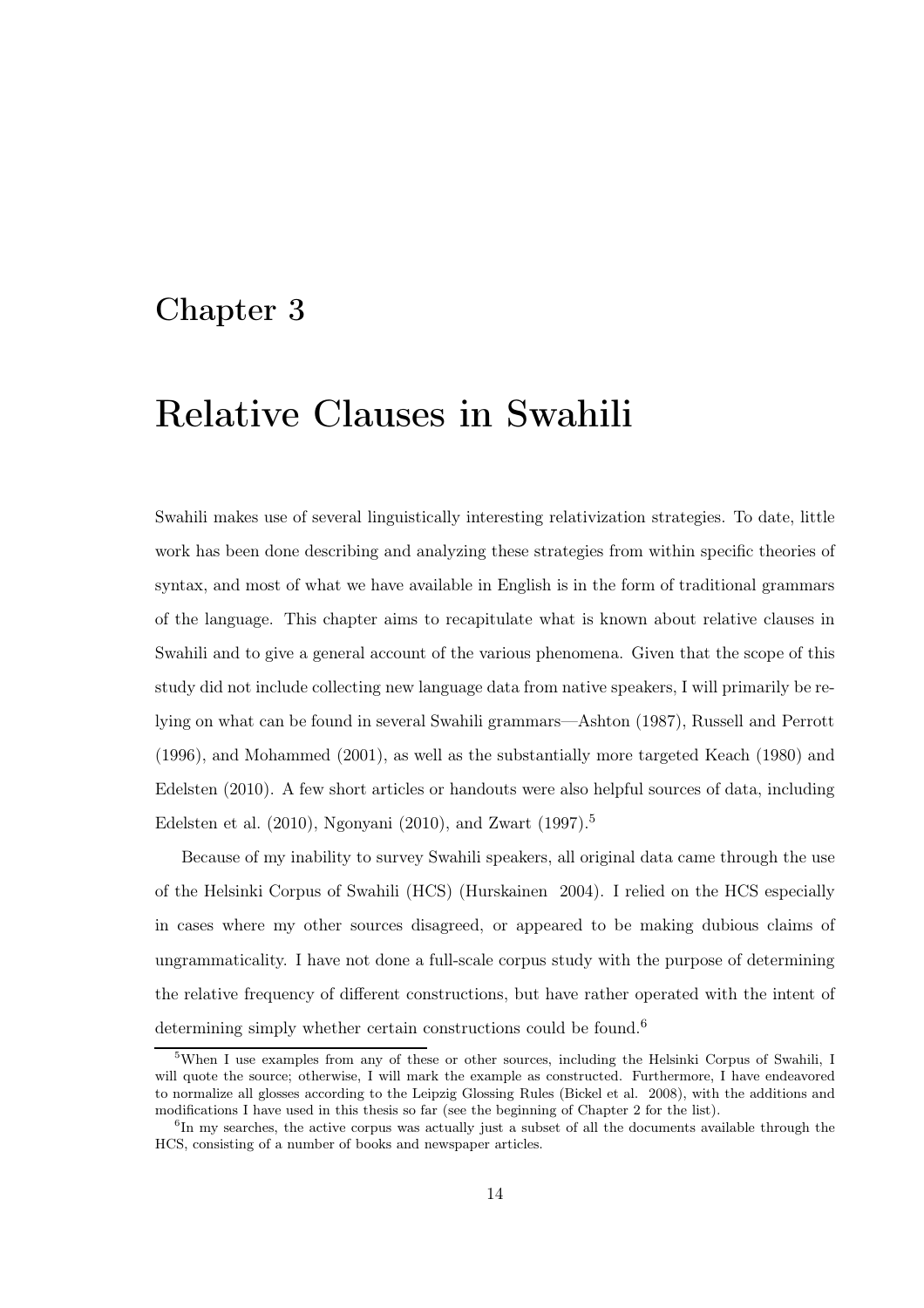# Chapter 3

# Relative Clauses in Swahili

Swahili makes use of several linguistically interesting relativization strategies. To date, little work has been done describing and analyzing these strategies from within specific theories of syntax, and most of what we have available in English is in the form of traditional grammars of the language. This chapter aims to recapitulate what is known about relative clauses in Swahili and to give a general account of the various phenomena. Given that the scope of this study did not include collecting new language data from native speakers, I will primarily be relying on what can be found in several Swahili grammars—Ashton (1987), Russell and Perrott (1996), and Mohammed (2001), as well as the substantially more targeted Keach (1980) and Edelsten (2010). A few short articles or handouts were also helpful sources of data, including Edelsten et al. (2010), Ngonyani (2010), and Zwart (1997).[5]

Because of my inability to survey Swahili speakers, all original data came through the use of the Helsinki Corpus of Swahili (HCS) (Hurskainen 2004). I relied on the HCS especially in cases where my other sources disagreed, or appeared to be making dubious claims of ungrammaticality. I have not done a full-scale corpus study with the purpose of determining the relative frequency of different constructions, but have rather operated with the intent of determining simply whether certain constructions could be found.[6]

[5] When I use examples from any of these or other sources, including the Helsinki Corpus of Swahili, I will quote the source; otherwise, I will mark the example as constructed. Furthermore, I have endeavored to normalize all glosses according to the Leipzig Glossing Rules (Bickel et al. 2008), with the additions and modifications I have used in this thesis so far (see the beginning of Chapter 2 for the list).

[6] In my searches, the active corpus was actually just a subset of all the documents available through the HCS, consisting of a number of books and newspaper articles.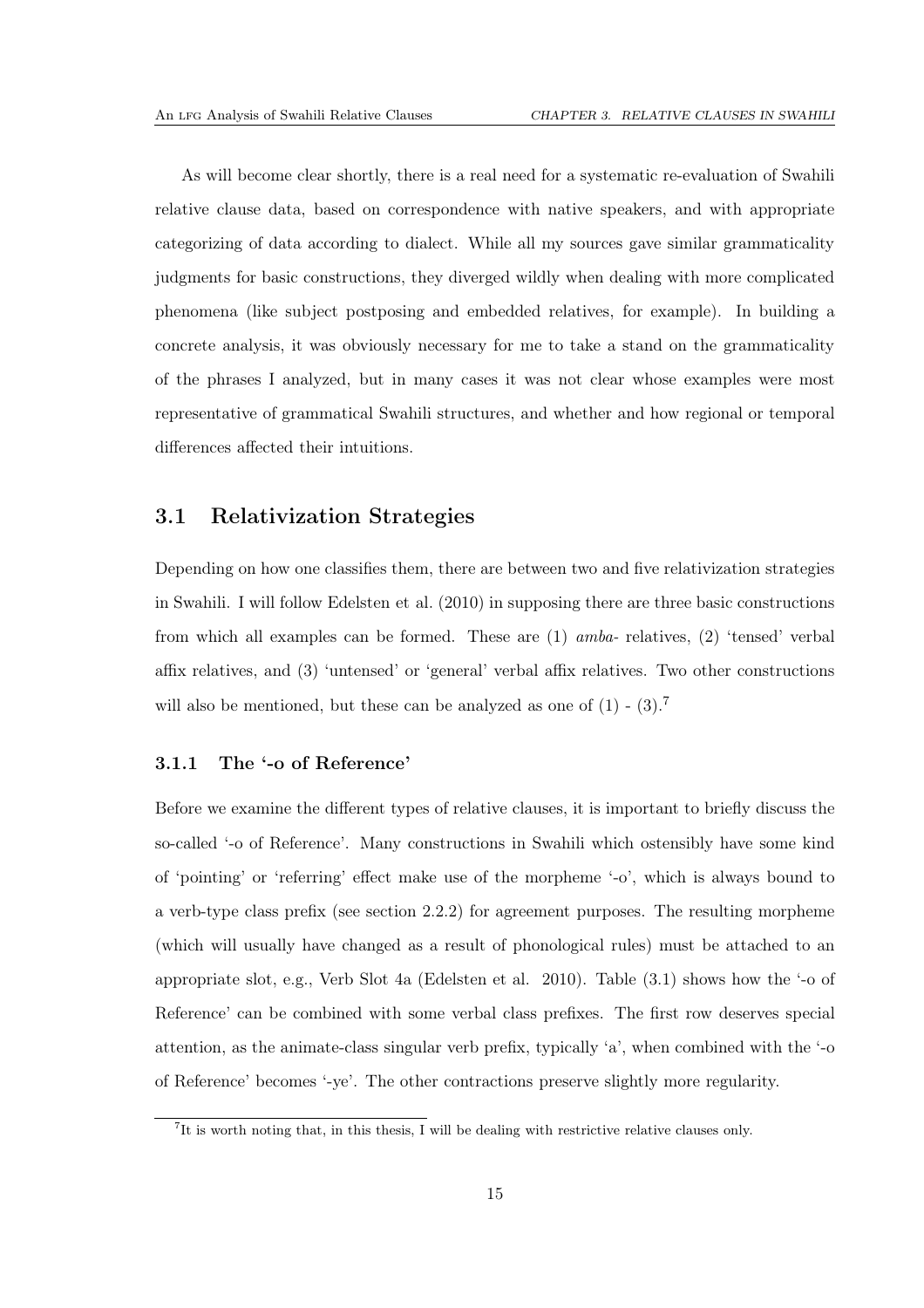As will become clear shortly, there is a real need for a systematic re-evaluation of Swahili relative clause data, based on correspondence with native speakers, and with appropriate categorizing of data according to dialect. While all my sources gave similar grammaticality judgments for basic constructions, they diverged wildly when dealing with more complicated phenomena (like subject postposing and embedded relatives, for example). In building a concrete analysis, it was obviously necessary for me to take a stand on the grammaticality of the phrases I analyzed, but in many cases it was not clear whose examples were most representative of grammatical Swahili structures, and whether and how regional or temporal differences affected their intuitions.

## 3.1 Relativization Strategies

Depending on how one classifies them, there are between two and five relativization strategies in Swahili. I will follow Edelsten et al. (2010) in supposing there are three basic constructions from which all examples can be formed. These are (1) *amba-* relatives, (2) 'tensed' verbal affix relatives, and (3) 'untensed' or 'general' verbal affix relatives. Two other constructions will also be mentioned, but these can be analyzed as one of (1) - (3).[7]

### 3.1.1 The '-o of Reference'

Before we examine the different types of relative clauses, it is important to briefly discuss the so-called '-o of Reference'. Many constructions in Swahili which ostensibly have some kind of 'pointing' or 'referring' effect make use of the morpheme '-o', which is always bound to a verb-type class prefix (see section 2.2.2) for agreement purposes. The resulting morpheme (which will usually have changed as a result of phonological rules) must be attached to an appropriate slot, e.g., Verb Slot 4a (Edelsten et al. 2010). Table (3.1) shows how the '-o of Reference' can be combined with some verbal class prefixes. The first row deserves special attention, as the animate-class singular verb prefix, typically 'a', when combined with the '-o of Reference' becomes '-ye'. The other contractions preserve slightly more regularity.

[7] It is worth noting that, in this thesis, I will be dealing with restrictive relative clauses only.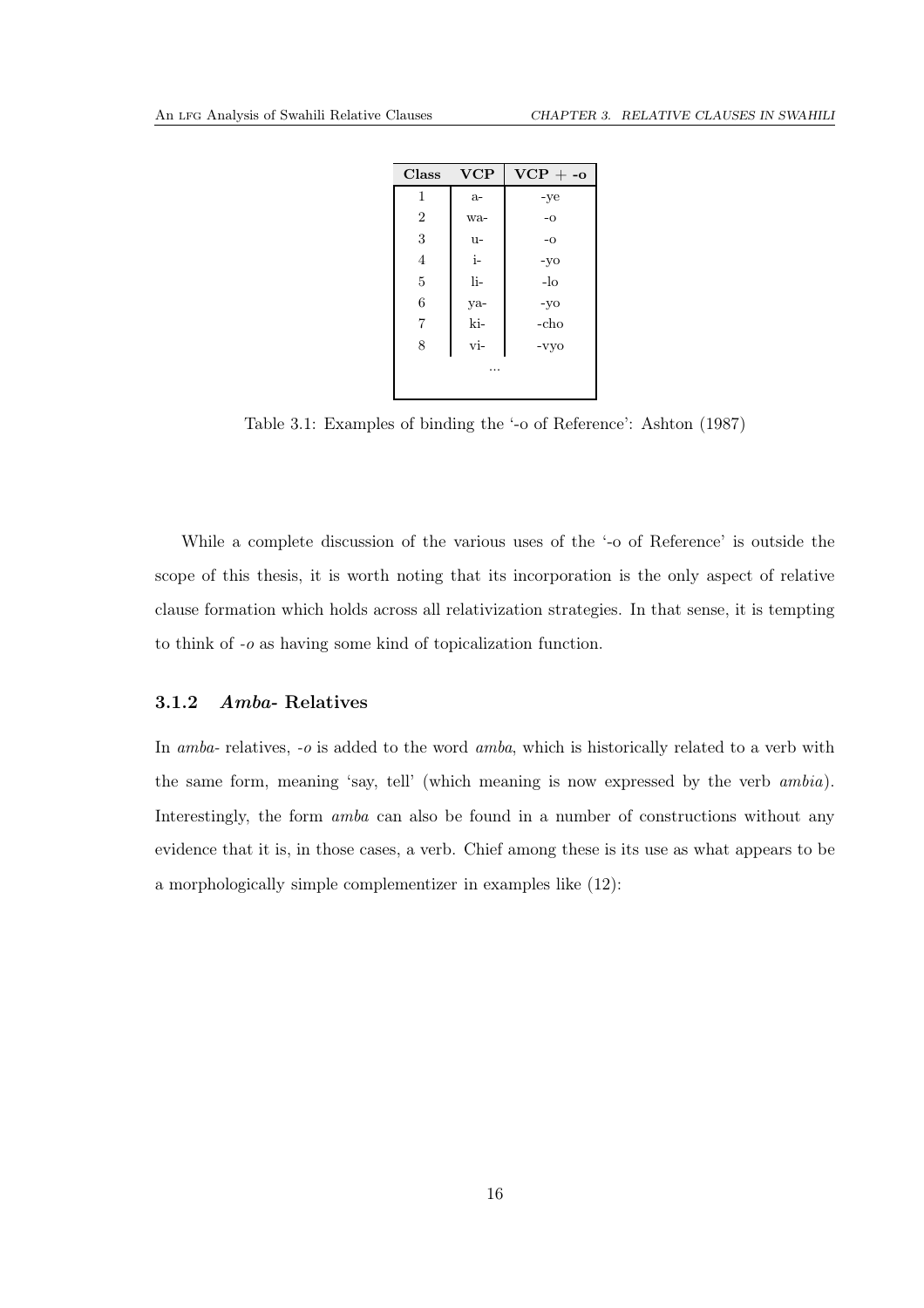| Class | VCP | VCP + -o |
|---|---|---|
| 1 | a- | -ye |
| 2 | wa- | -o |
| 3 | u- | -o |
| 4 | i- | -yo |
| 5 | li- | -lo |
| 6 | ya- | -yo |
| 7 | ki- | -cho |
| 8 | vi- | -vyo |
| | ... | |

Table 3.1: Examples of binding the '-o of Reference': Ashton (1987)

While a complete discussion of the various uses of the '-o of Reference' is outside the scope of this thesis, it is worth noting that its incorporation is the only aspect of relative clause formation which holds across all relativization strategies. In that sense, it is tempting to think of *-o* as having some kind of topicalization function.

### 3.1.2 *Amba-* Relatives

In *amba-* relatives, *-o* is added to the word *amba*, which is historically related to a verb with the same form, meaning 'say, tell' (which meaning is now expressed by the verb *ambia*). Interestingly, the form *amba* can also be found in a number of constructions without any evidence that it is, in those cases, a verb. Chief among these is its use as what appears to be a morphologically simple complementizer in examples like (12):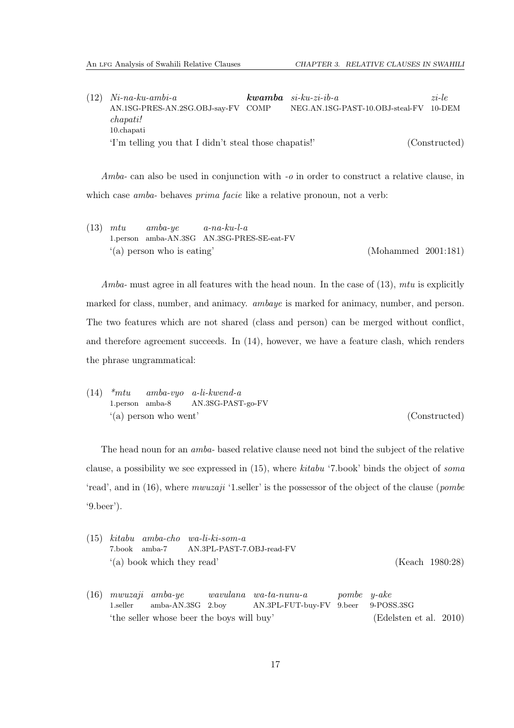(12) *Ni-na-ku-ambi-a* ***kwamba*** *si-ku-zi-ib-a* *zi-le* *chapati!*
AN.1SG-PRES-AN.2SG.OBJ-say-FV COMP NEG.AN.1SG-PAST-10.OBJ-steal-FV 10-DEM 10.chapati
'I'm telling you that I didn't steal those chapatis!' (Constructed)

*Amba-* can also be used in conjunction with *-o* in order to construct a relative clause, in which case *amba-* behaves *prima facie* like a relative pronoun, not a verb:

(13) *mtu* *amba-ye* *a-na-ku-l-a*
1.person amba-AN.3SG AN.3SG-PRES-SE-eat-FV
'(a) person who is eating' (Mohammed 2001:181)

*Amba-* must agree in all features with the head noun. In the case of (13), *mtu* is explicitly marked for class, number, and animacy. *ambaye* is marked for animacy, number, and person. The two features which are not shared (class and person) can be merged without conflict, and therefore agreement succeeds. In (14), however, we have a feature clash, which renders the phrase ungrammatical:

(14) \**mtu* *amba-vyo* *a-li-kwend-a*
1.person amba-8 AN.3SG-PAST-go-FV
'(a) person who went' (Constructed)

The head noun for an *amba-* based relative clause need not bind the subject of the relative clause, a possibility we see expressed in (15), where *kitabu* '7.book' binds the object of *soma* 'read', and in (16), where *mwuzaji* '1.seller' is the possessor of the object of the clause (*pombe* '9.beer').

(15) *kitabu* *amba-cho* *wa-li-ki-som-a*
7.book amba-7 AN.3PL-PAST-7.OBJ-read-FV
'(a) book which they read' (Keach 1980:28)

(16) *mwuzaji* *amba-ye* *wavulana* *wa-ta-nunu-a* *pombe* *y-ake*
1.seller amba-AN.3SG 2.boy AN.3PL-FUT-buy-FV 9.beer 9-POSS.3SG
'the seller whose beer the boys will buy' (Edelsten et al. 2010)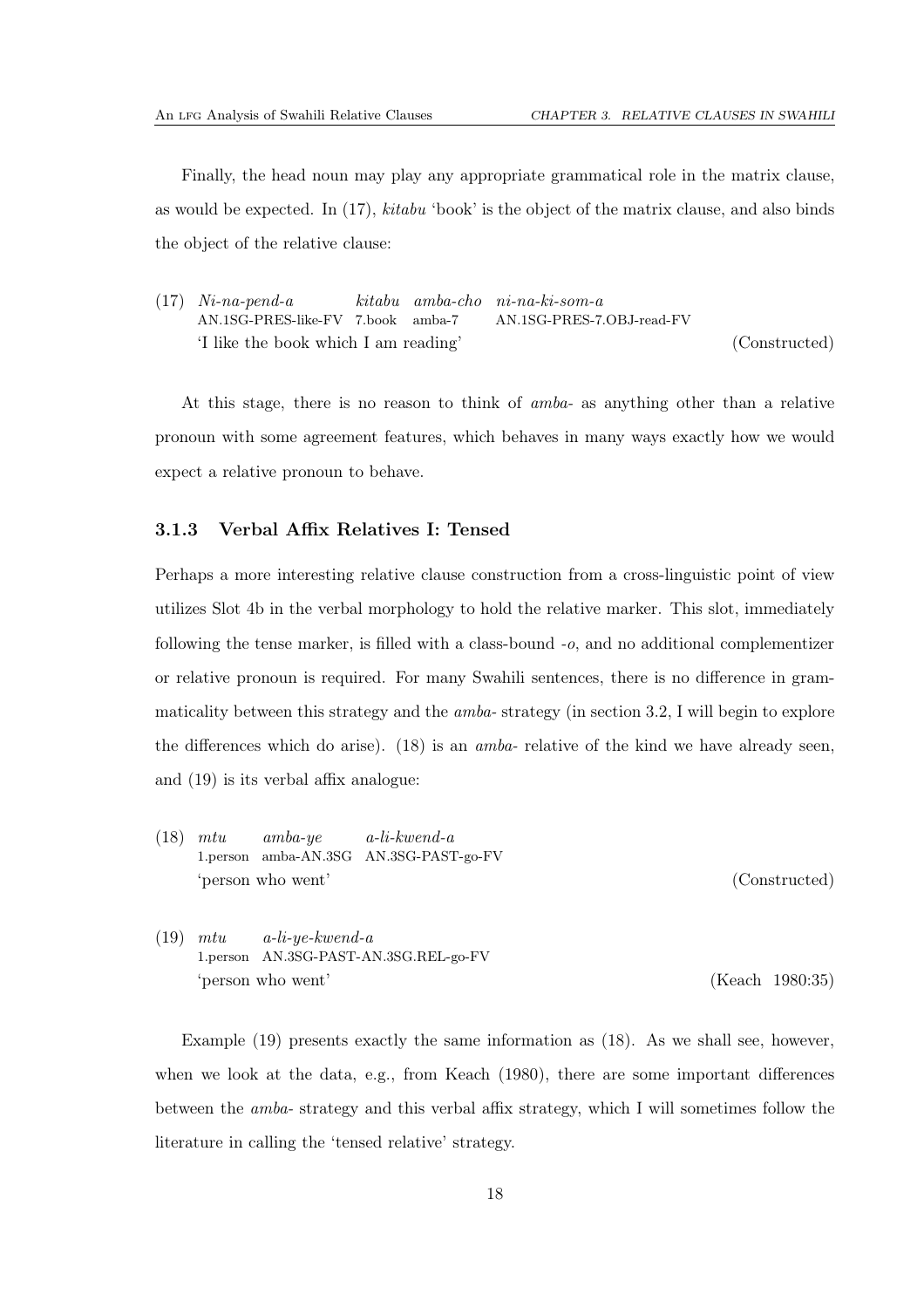Finally, the head noun may play any appropriate grammatical role in the matrix clause, as would be expected. In (17), *kitabu* 'book' is the object of the matrix clause, and also binds the object of the relative clause:

(17) *Ni-na-pend-a* *kitabu* *amba-cho* *ni-na-ki-som-a*
AN.1SG-PRES-like-FV 7.book amba-7 AN.1SG-PRES-7.OBJ-read-FV
'I like the book which I am reading' (Constructed)

At this stage, there is no reason to think of *amba-* as anything other than a relative pronoun with some agreement features, which behaves in many ways exactly how we would expect a relative pronoun to behave.

### 3.1.3 Verbal Affix Relatives I: Tensed

Perhaps a more interesting relative clause construction from a cross-linguistic point of view utilizes Slot 4b in the verbal morphology to hold the relative marker. This slot, immediately following the tense marker, is filled with a class-bound *-o*, and no additional complementizer or relative pronoun is required. For many Swahili sentences, there is no difference in grammaticality between this strategy and the *amba-* strategy (in section 3.2, I will begin to explore the differences which do arise). (18) is an *amba-* relative of the kind we have already seen, and (19) is its verbal affix analogue:

(18) *mtu* *amba-ye* *a-li-kwend-a*
1.person amba-AN.3SG AN.3SG-PAST-go-FV
'person who went' (Constructed)

(19) *mtu* *a-li-ye-kwend-a*
1.person AN.3SG-PAST-AN.3SG.REL-go-FV
'person who went' (Keach 1980:35)

Example (19) presents exactly the same information as (18). As we shall see, however, when we look at the data, e.g., from Keach (1980), there are some important differences between the *amba-* strategy and this verbal affix strategy, which I will sometimes follow the literature in calling the 'tensed relative' strategy.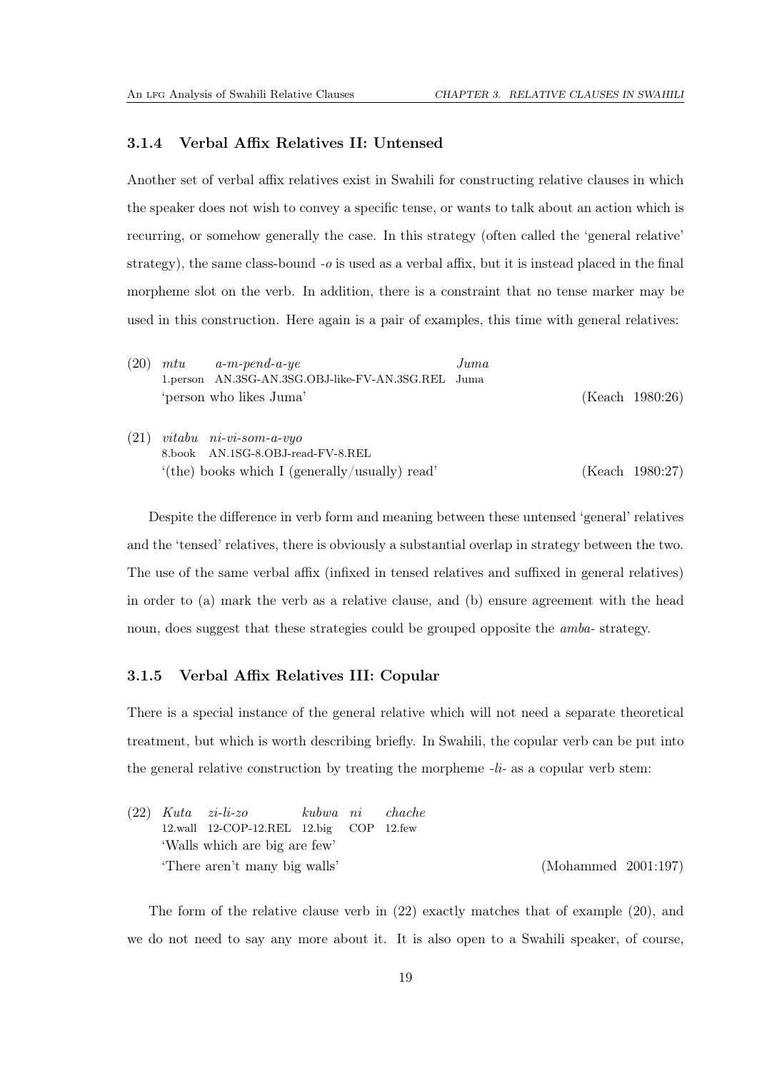### 3.1.4 Verbal Affix Relatives II: Untensed

Another set of verbal affix relatives exist in Swahili for constructing relative clauses in which the speaker does not wish to convey a specific tense, or wants to talk about an action which is recurring, or somehow generally the case. In this strategy (often called the 'general relative' strategy), the same class-bound *-o* is used as a verbal affix, but it is instead placed in the final morpheme slot on the verb. In addition, there is a constraint that no tense marker may be used in this construction. Here again is a pair of examples, this time with general relatives:

(20) *mtu* *a-m-pend-a-ye* *Juma*
1.person AN.3SG-AN.3SG.OBJ-like-FV-AN.3SG.REL Juma
'person who likes Juma' (Keach 1980:26)

(21) *vitabu* *ni-vi-som-a-vyo*
8.book AN.1SG-8.OBJ-read-FV-8.REL
'(the) books which I (generally/usually) read' (Keach 1980:27)

Despite the difference in verb form and meaning between these untensed 'general' relatives and the 'tensed' relatives, there is obviously a substantial overlap in strategy between the two. The use of the same verbal affix (infixed in tensed relatives and suffixed in general relatives) in order to (a) mark the verb as a relative clause, and (b) ensure agreement with the head noun, does suggest that these strategies could be grouped opposite the *amba-* strategy.

### 3.1.5 Verbal Affix Relatives III: Copular

There is a special instance of the general relative which will not need a separate theoretical treatment, but which is worth describing briefly. In Swahili, the copular verb can be put into the general relative construction by treating the morpheme *-li-* as a copular verb stem:

(22) *Kuta* *zi-li-zo* *kubwa* *ni* *chache*
12.wall 12-COP-12.REL 12.big COP 12.few
'Walls which are big are few'
'There aren't many big walls' (Mohammed 2001:197)

The form of the relative clause verb in (22) exactly matches that of example (20), and we do not need to say any more about it. It is also open to a Swahili speaker, of course,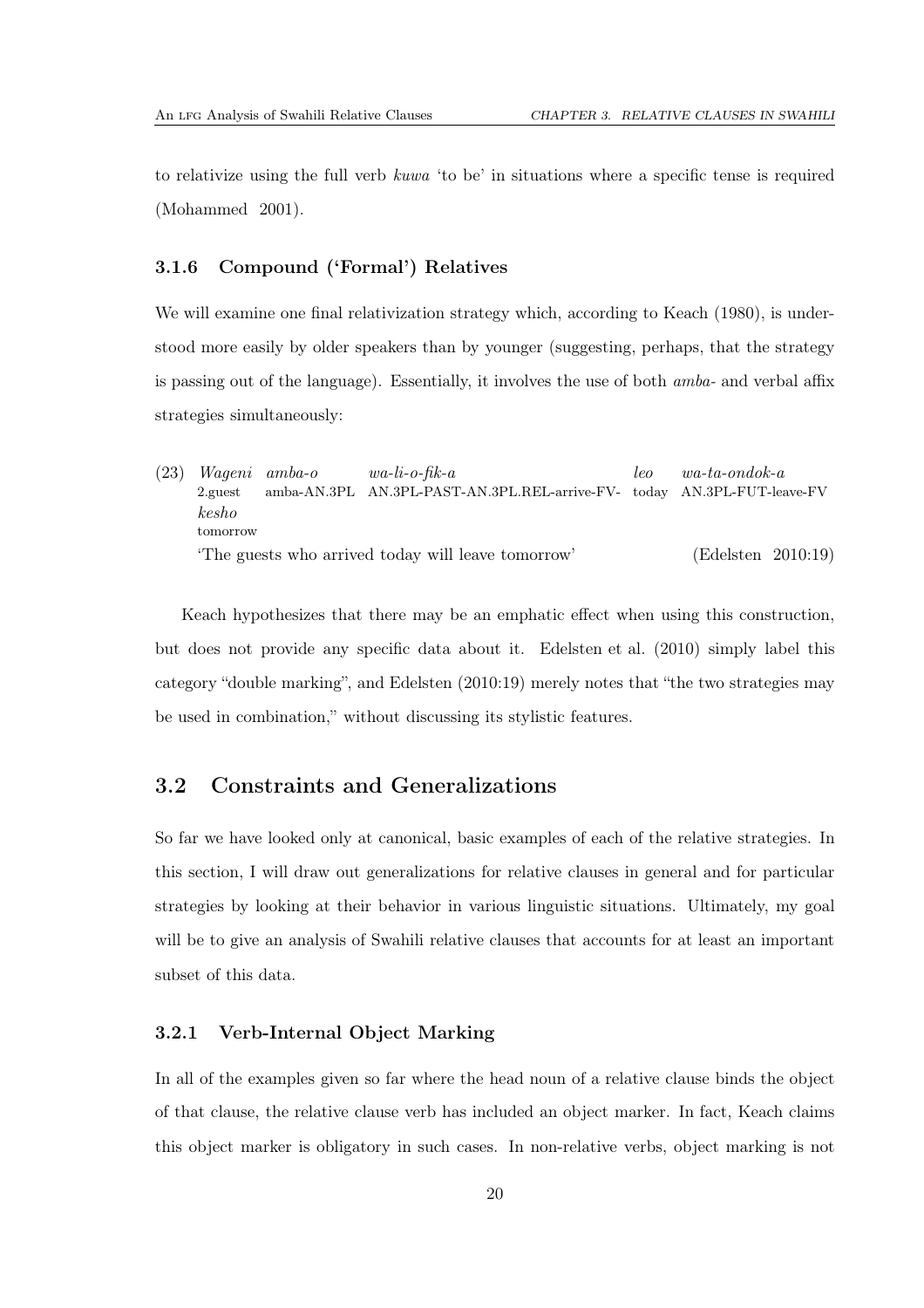to relativize using the full verb *kuwa* 'to be' in situations where a specific tense is required (Mohammed 2001).

### 3.1.6 Compound ('Formal') Relatives

We will examine one final relativization strategy which, according to Keach (1980), is understood more easily by older speakers than by younger (suggesting, perhaps, that the strategy is passing out of the language). Essentially, it involves the use of both *amba-* and verbal affix strategies simultaneously:

(23) *Wageni amba-o wa-li-o-fik-a leo wa-ta-ondok-a kesho*
 2.guest amba-AN.3PL AN.3PL-PAST-AN.3PL.REL-arrive-FV- today AN.3PL-FUT-leave-FV tomorrow
 'The guests who arrived today will leave tomorrow' (Edelsten 2010:19)

Keach hypothesizes that there may be an emphatic effect when using this construction, but does not provide any specific data about it. Edelsten et al. (2010) simply label this category "double marking", and Edelsten (2010:19) merely notes that "the two strategies may be used in combination," without discussing its stylistic features.

## 3.2 Constraints and Generalizations

So far we have looked only at canonical, basic examples of each of the relative strategies. In this section, I will draw out generalizations for relative clauses in general and for particular strategies by looking at their behavior in various linguistic situations. Ultimately, my goal will be to give an analysis of Swahili relative clauses that accounts for at least an important subset of this data.

### 3.2.1 Verb-Internal Object Marking

In all of the examples given so far where the head noun of a relative clause binds the object of that clause, the relative clause verb has included an object marker. In fact, Keach claims this object marker is obligatory in such cases. In non-relative verbs, object marking is not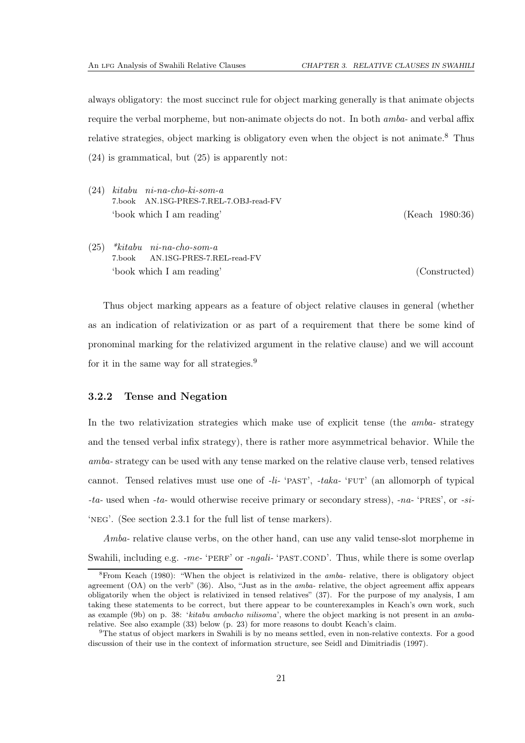always obligatory: the most succinct rule for object marking generally is that animate objects require the verbal morpheme, but non-animate objects do not. In both *amba-* and verbal affix relative strategies, object marking is obligatory even when the object is not animate.[8] Thus (24) is grammatical, but (25) is apparently not:

(24) *kitabu ni-na-cho-ki-som-a*
     7.book AN.1SG-PRES-7.REL-7.OBJ-read-FV
     'book which I am reading' (Keach 1980:36)

(25) *\*kitabu ni-na-cho-som-a*
     7.book AN.1SG-PRES-7.REL-read-FV
     'book which I am reading' (Constructed)

Thus object marking appears as a feature of object relative clauses in general (whether as an indication of relativization or as part of a requirement that there be some kind of pronominal marking for the relativized argument in the relative clause) and we will account for it in the same way for all strategies.[9]

### 3.2.2 Tense and Negation

In the two relativization strategies which make use of explicit tense (the *amba-* strategy and the tensed verbal infix strategy), there is rather more asymmetrical behavior. While the *amba-* strategy can be used with any tense marked on the relative clause verb, tensed relatives cannot. Tensed relatives must use one of *-li-* 'PAST', *-taka-* 'FUT' (an allomorph of typical *-ta-* used when *-ta-* would otherwise receive primary or secondary stress), *-na-* 'PRES', or *-si-* 'NEG'. (See section 2.3.1 for the full list of tense markers).

*Amba-* relative clause verbs, on the other hand, can use any valid tense-slot morpheme in Swahili, including e.g. *-me-* 'PERF' or *-ngali-* 'PAST.COND'. Thus, while there is some overlap

[8] From Keach (1980): "When the object is relativized in the *amba-* relative, there is obligatory object agreement (OA) on the verb" (36). Also, "Just as in the *amba-* relative, the object agreement affix appears obligatorily when the object is relativized in tensed relatives" (37). For the purpose of my analysis, I am taking these statements to be correct, but there appear to be counterexamples in Keach's own work, such as example (9b) on p. 38: '*kitabu ambacho nilisoma*', where the object marking is not present in an *amba-* relative. See also example (33) below (p. 23) for more reasons to doubt Keach's claim.

[9] The status of object markers in Swahili is by no means settled, even in non-relative contexts. For a good discussion of their use in the context of information structure, see Seidl and Dimitriadis (1997).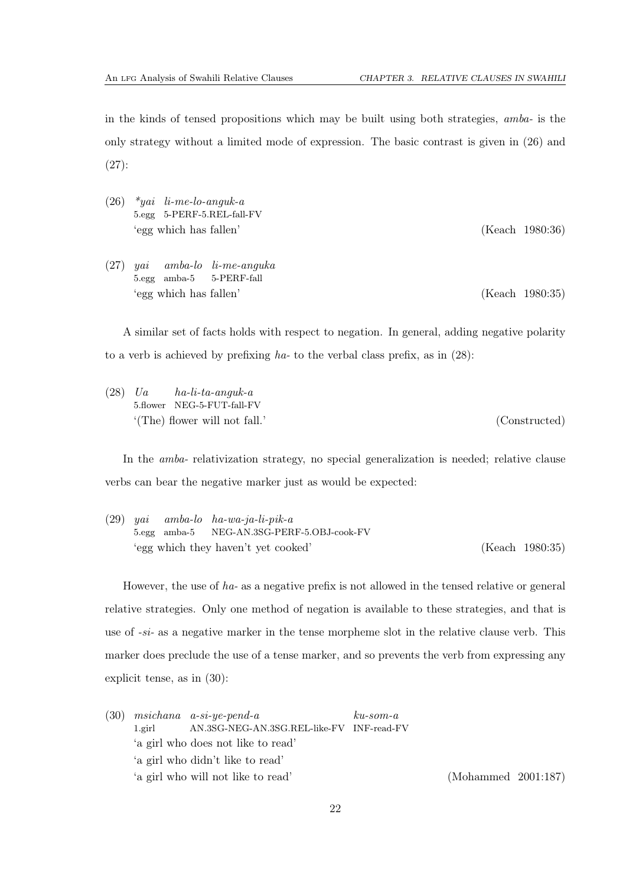in the kinds of tensed propositions which may be built using both strategies, *amba-* is the only strategy without a limited mode of expression. The basic contrast is given in (26) and (27):

(26) **yai li-me-lo-anguk-a*
5.egg 5-PERF-5.REL-fall-FV
'egg which has fallen' (Keach 1980:36)

(27) *yai amba-lo li-me-anguka*
5.egg amba-5 5-PERF-fall
'egg which has fallen' (Keach 1980:35)

A similar set of facts holds with respect to negation. In general, adding negative polarity to a verb is achieved by prefixing *ha-* to the verbal class prefix, as in (28):

(28) *Ua ha-li-ta-anguk-a*
5.flower NEG-5-FUT-fall-FV
'(The) flower will not fall.' (Constructed)

In the *amba-* relativization strategy, no special generalization is needed; relative clause verbs can bear the negative marker just as would be expected:

(29) *yai amba-lo ha-wa-ja-li-pik-a*
5.egg amba-5 NEG-AN.3SG-PERF-5.OBJ-cook-FV
'egg which they haven't yet cooked' (Keach 1980:35)

However, the use of *ha-* as a negative prefix is not allowed in the tensed relative or general relative strategies. Only one method of negation is available to these strategies, and that is use of *-si-* as a negative marker in the tense morpheme slot in the relative clause verb. This marker does preclude the use of a tense marker, and so prevents the verb from expressing any explicit tense, as in (30):

(30) *msichana a-si-ye-pend-a ku-som-a*
1.girl AN.3SG-NEG-AN.3SG.REL-like-FV INF-read-FV
'a girl who does not like to read'
'a girl who didn't like to read'
'a girl who will not like to read' (Mohammed 2001:187)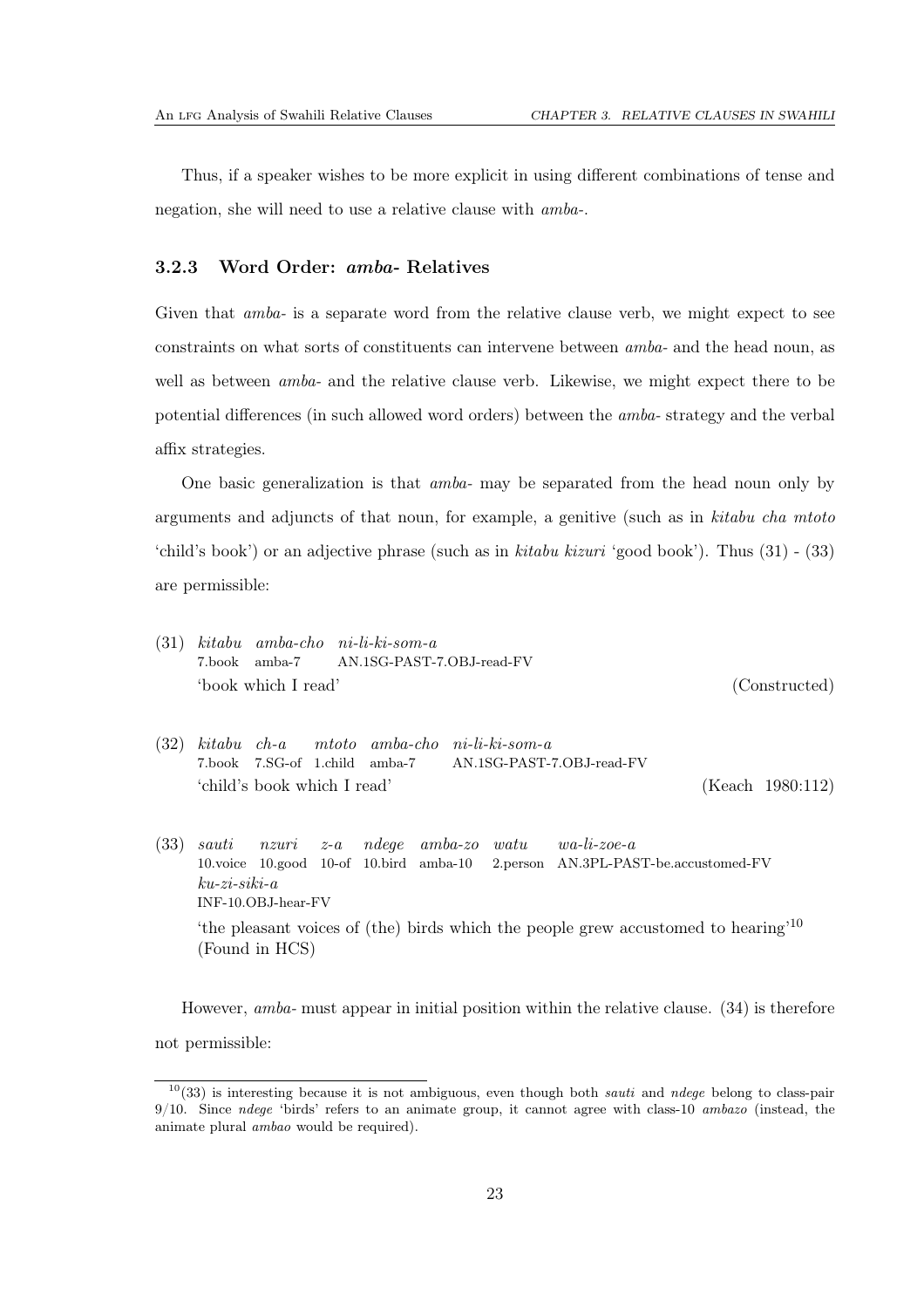Thus, if a speaker wishes to be more explicit in using different combinations of tense and negation, she will need to use a relative clause with *amba-*.

### 3.2.3 Word Order: *amba-* Relatives

Given that *amba-* is a separate word from the relative clause verb, we might expect to see constraints on what sorts of constituents can intervene between *amba-* and the head noun, as well as between *amba-* and the relative clause verb. Likewise, we might expect there to be potential differences (in such allowed word orders) between the *amba-* strategy and the verbal affix strategies.

One basic generalization is that *amba-* may be separated from the head noun only by arguments and adjuncts of that noun, for example, a genitive (such as in *kitabu cha mtoto* 'child's book') or an adjective phrase (such as in *kitabu kizuri* 'good book'). Thus (31) - (33) are permissible:

(31) *kitabu amba-cho ni-li-ki-som-a*
7.book amba-7 AN.1SG-PAST-7.OBJ-read-FV
'book which I read' (Constructed)

(32) *kitabu ch-a mtoto amba-cho ni-li-ki-som-a*
7.book 7.SG-of 1.child amba-7 AN.1SG-PAST-7.OBJ-read-FV
'child's book which I read' (Keach 1980:112)

(33) *sauti nzuri z-a ndege amba-zo watu wa-li-zoe-a ku-zi-siki-a*
10.voice 10.good 10-of 10.bird amba-10 2.person AN.3PL-PAST-be.accustomed-FV INF-10.OBJ-hear-FV
'the pleasant voices of (the) birds which the people grew accustomed to hearing'[10]
(Found in HCS)

However, *amba-* must appear in initial position within the relative clause. (34) is therefore not permissible:

[10](33) is interesting because it is not ambiguous, even though both *sauti* and *ndege* belong to class-pair 9/10. Since *ndege* 'birds' refers to an animate group, it cannot agree with class-10 *ambazo* (instead, the animate plural *ambao* would be required).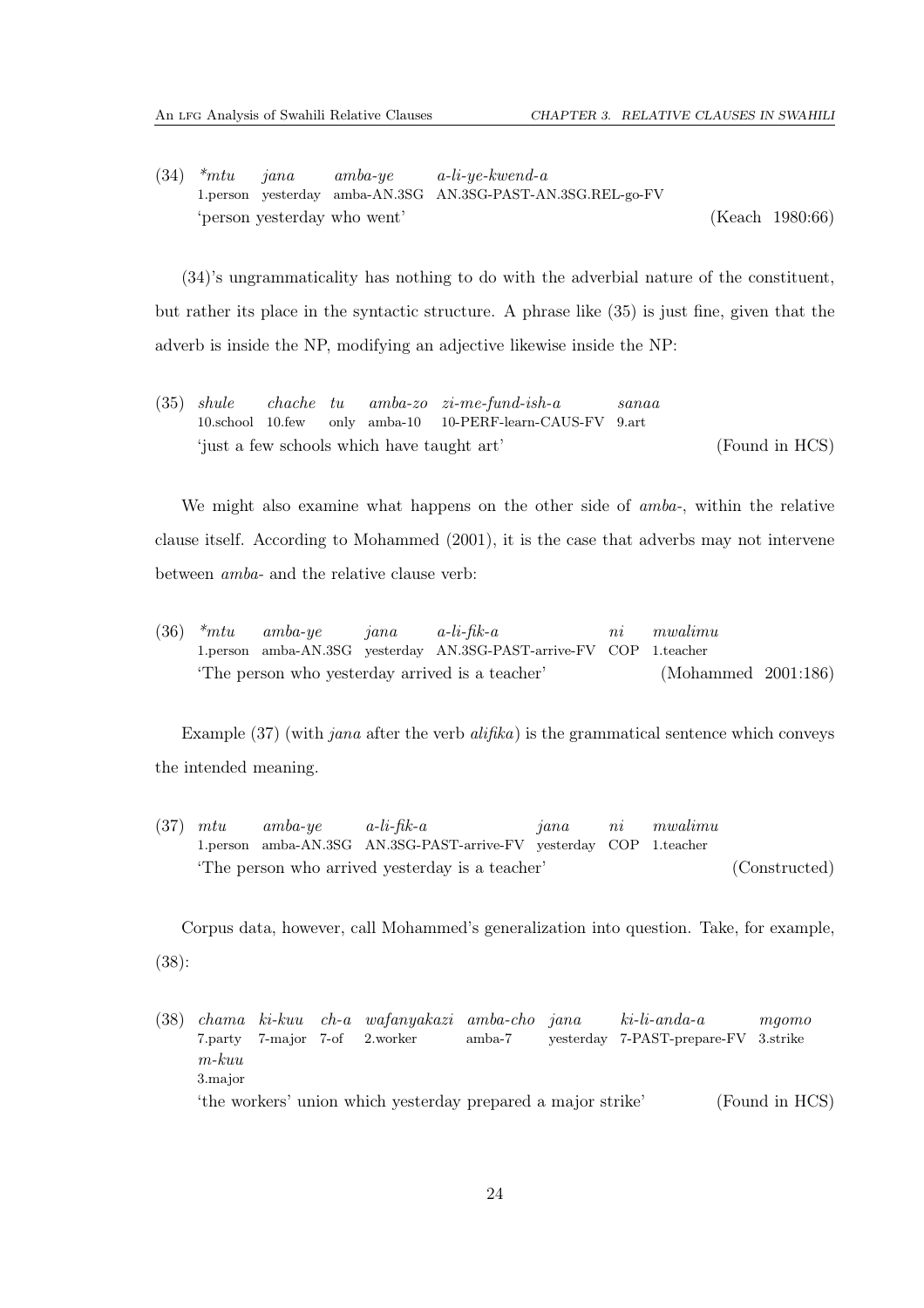(34) **mtu* *jana* *amba-ye* *a-li-ye-kwend-a*
1.person yesterday amba-AN.3SG AN.3SG-PAST-AN.3SG.REL-go-FV
'person yesterday who went' (Keach 1980:66)

(34)'s ungrammaticality has nothing to do with the adverbial nature of the constituent, but rather its place in the syntactic structure. A phrase like (35) is just fine, given that the adverb is inside the NP, modifying an adjective likewise inside the NP:

(35) *shule* *chache* *tu* *amba-zo* *zi-me-fund-ish-a* *sanaa*
10.school 10.few only amba-10 10-PERF-learn-CAUS-FV 9.art
'just a few schools which have taught art' (Found in HCS)

We might also examine what happens on the other side of *amba-*, within the relative clause itself. According to Mohammed (2001), it is the case that adverbs may not intervene between *amba-* and the relative clause verb:

(36) **mtu* *amba-ye* *jana* *a-li-fik-a* *ni* *mwalimu*
1.person amba-AN.3SG yesterday AN.3SG-PAST-arrive-FV COP 1.teacher
'The person who yesterday arrived is a teacher' (Mohammed 2001:186)

Example (37) (with *jana* after the verb *alifika*) is the grammatical sentence which conveys the intended meaning.

(37) *mtu* *amba-ye* *a-li-fik-a* *jana* *ni* *mwalimu*
1.person amba-AN.3SG AN.3SG-PAST-arrive-FV yesterday COP 1.teacher
'The person who arrived yesterday is a teacher' (Constructed)

Corpus data, however, call Mohammed's generalization into question. Take, for example, (38):

(38) *chama* *ki-kuu* *ch-a* *wafanyakazi* *amba-cho* *jana* *ki-li-anda-a* *mgomo* *m-kuu*
7.party 7-major 7-of 2.worker amba-7 yesterday 7-PAST-prepare-FV 3.strike 3.major
'the workers' union which yesterday prepared a major strike' (Found in HCS)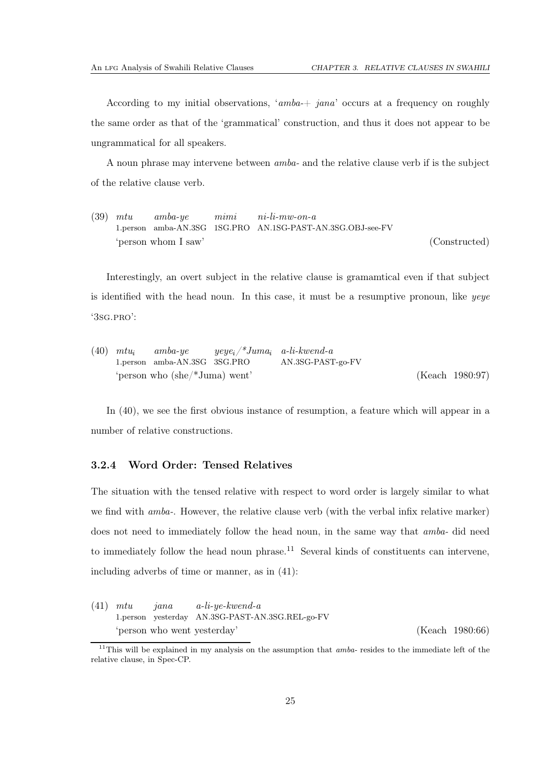According to my initial observations, '*amba-*+ *jana*' occurs at a frequency on roughly the same order as that of the 'grammatical' construction, and thus it does not appear to be ungrammatical for all speakers.

A noun phrase may intervene between *amba-* and the relative clause verb if is the subject of the relative clause verb.

(39) *mtu* *amba-ye* *mimi* *ni-li-mw-on-a*
 1.person amba-AN.3SG 1SG.PRO AN.1SG-PAST-AN.3SG.OBJ-see-FV
 'person whom I saw' (Constructed)

Interestingly, an overt subject in the relative clause is gramamtical even if that subject is identified with the head noun. In this case, it must be a resumptive pronoun, like *yeye* '3SG.PRO':

(40) *mtu*$_i$ *amba-ye* *yeye*$_i$/**Juma*$_i$ *a-li-kwend-a*
 1.person amba-AN.3SG 3SG.PRO AN.3SG-PAST-go-FV
 'person who (she/*Juma) went' (Keach 1980:97)

In (40), we see the first obvious instance of resumption, a feature which will appear in a number of relative constructions.

### 3.2.4 Word Order: Tensed Relatives

The situation with the tensed relative with respect to word order is largely similar to what we find with *amba-*. However, the relative clause verb (with the verbal infix relative marker) does not need to immediately follow the head noun, in the same way that *amba-* did need to immediately follow the head noun phrase.[11] Several kinds of constituents can intervene, including adverbs of time or manner, as in (41):

(41) *mtu* *jana* *a-li-ye-kwend-a*
 1.person yesterday AN.3SG-PAST-AN.3SG.REL-go-FV
 'person who went yesterday' (Keach 1980:66)

[11] This will be explained in my analysis on the assumption that *amba-* resides to the immediate left of the relative clause, in Spec-CP.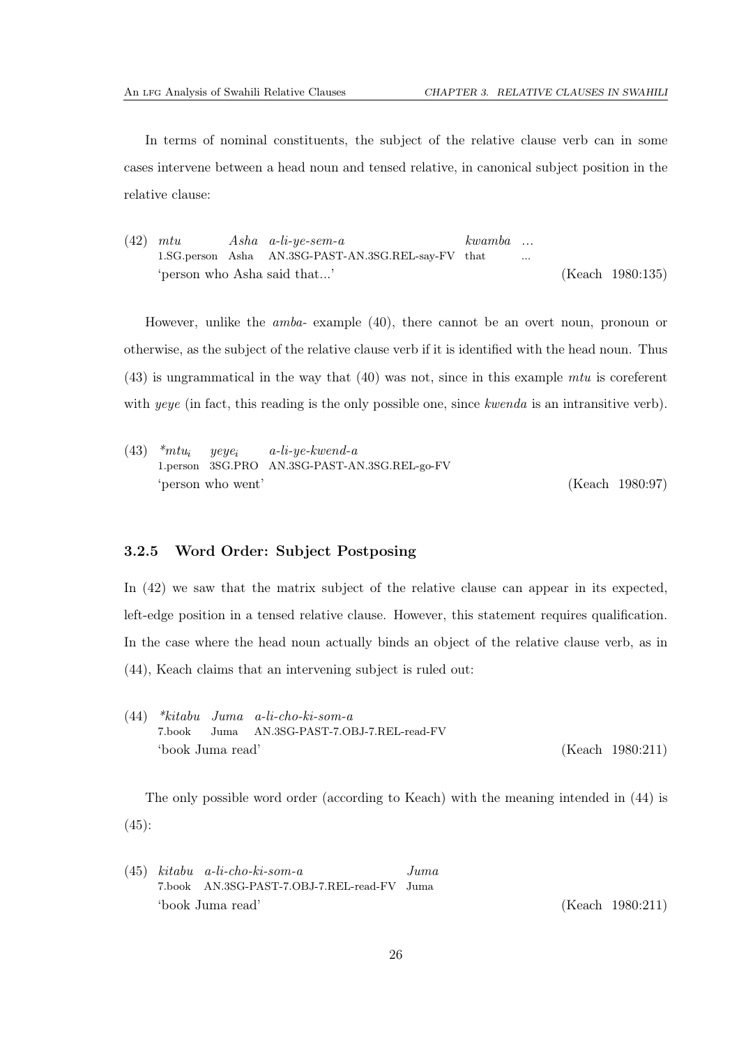In terms of nominal constituents, the subject of the relative clause verb can in some cases intervene between a head noun and tensed relative, in canonical subject position in the relative clause:

(42) *mtu* *Asha* *a-li-ye-sem-a* *kwamba* ...
1.SG.person Asha AN.3SG-PAST-AN.3SG.REL-say-FV that ...
'person who Asha said that...' (Keach 1980:135)

However, unlike the *amba-* example (40), there cannot be an overt noun, pronoun or otherwise, as the subject of the relative clause verb if it is identified with the head noun. Thus (43) is ungrammatical in the way that (40) was not, since in this example *mtu* is coreferent with *yeye* (in fact, this reading is the only possible one, since *kwenda* is an intransitive verb).

(43) \**mtu*$_i$ *yeye*$_i$ *a-li-ye-kwend-a*
1.person 3SG.PRO AN.3SG-PAST-AN.3SG.REL-go-FV
'person who went' (Keach 1980:97)

### 3.2.5 Word Order: Subject Postposing

In (42) we saw that the matrix subject of the relative clause can appear in its expected, left-edge position in a tensed relative clause. However, this statement requires qualification. In the case where the head noun actually binds an object of the relative clause verb, as in (44), Keach claims that an intervening subject is ruled out:

(44) \**kitabu* *Juma* *a-li-cho-ki-som-a*
7.book Juma AN.3SG-PAST-7.OBJ-7.REL-read-FV
'book Juma read' (Keach 1980:211)

The only possible word order (according to Keach) with the meaning intended in (44) is (45):

(45) *kitabu* *a-li-cho-ki-som-a* *Juma*
7.book AN.3SG-PAST-7.OBJ-7.REL-read-FV Juma
'book Juma read' (Keach 1980:211)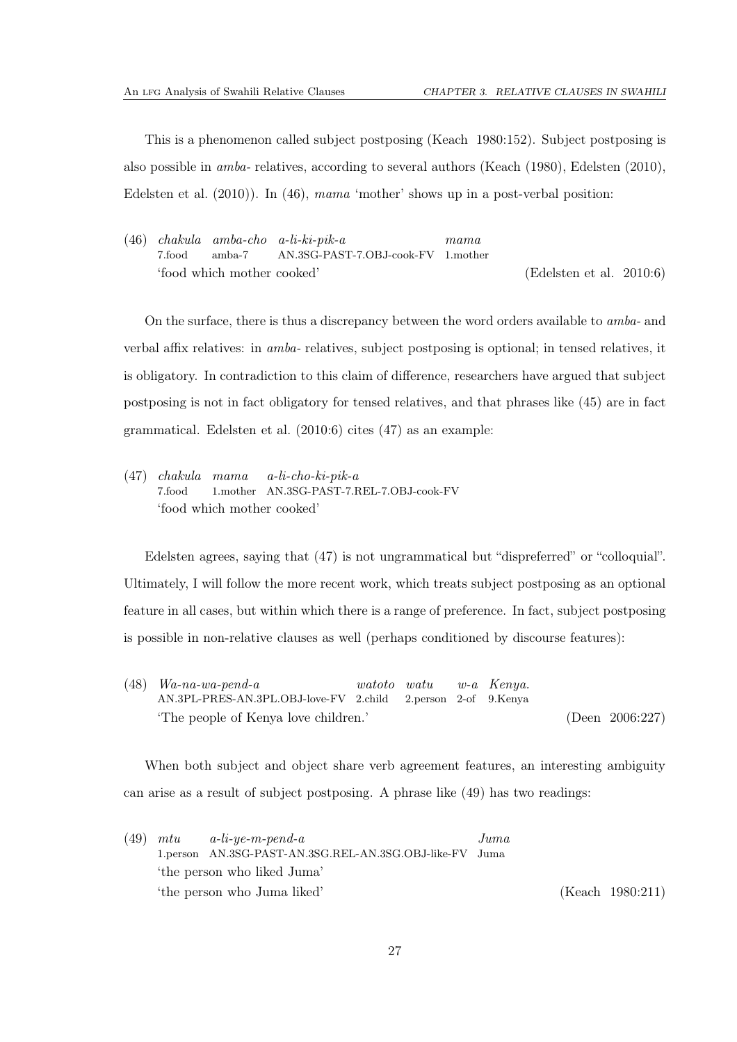This is a phenomenon called subject postposing (Keach 1980:152). Subject postposing is also possible in *amba-* relatives, according to several authors (Keach (1980), Edelsten (2010), Edelsten et al. (2010)). In (46), *mama* 'mother' shows up in a post-verbal position:

(46) *chakula amba-cho a-li-ki-pik-a mama*
 7.food amba-7 AN.3SG-PAST-7.OBJ-cook-FV 1.mother
 'food which mother cooked' (Edelsten et al. 2010:6)

On the surface, there is thus a discrepancy between the word orders available to *amba-* and verbal affix relatives: in *amba-* relatives, subject postposing is optional; in tensed relatives, it is obligatory. In contradiction to this claim of difference, researchers have argued that subject postposing is not in fact obligatory for tensed relatives, and that phrases like (45) are in fact grammatical. Edelsten et al. (2010:6) cites (47) as an example:

(47) *chakula mama a-li-cho-ki-pik-a*
 7.food 1.mother AN.3SG-PAST-7.REL-7.OBJ-cook-FV
 'food which mother cooked'

Edelsten agrees, saying that (47) is not ungrammatical but "dispreferred" or "colloquial". Ultimately, I will follow the more recent work, which treats subject postposing as an optional feature in all cases, but within which there is a range of preference. In fact, subject postposing is possible in non-relative clauses as well (perhaps conditioned by discourse features):

(48) *Wa-na-wa-pend-a watoto watu w-a Kenya.*
 AN.3PL-PRES-AN.3PL.OBJ-love-FV 2.child 2.person 2-of 9.Kenya
 'The people of Kenya love children.' (Deen 2006:227)

When both subject and object share verb agreement features, an interesting ambiguity can arise as a result of subject postposing. A phrase like (49) has two readings:

(49) *mtu a-li-ye-m-pend-a Juma*
 1.person AN.3SG-PAST-AN.3SG.REL-AN.3SG.OBJ-like-FV Juma
 'the person who liked Juma'
 'the person who Juma liked' (Keach 1980:211)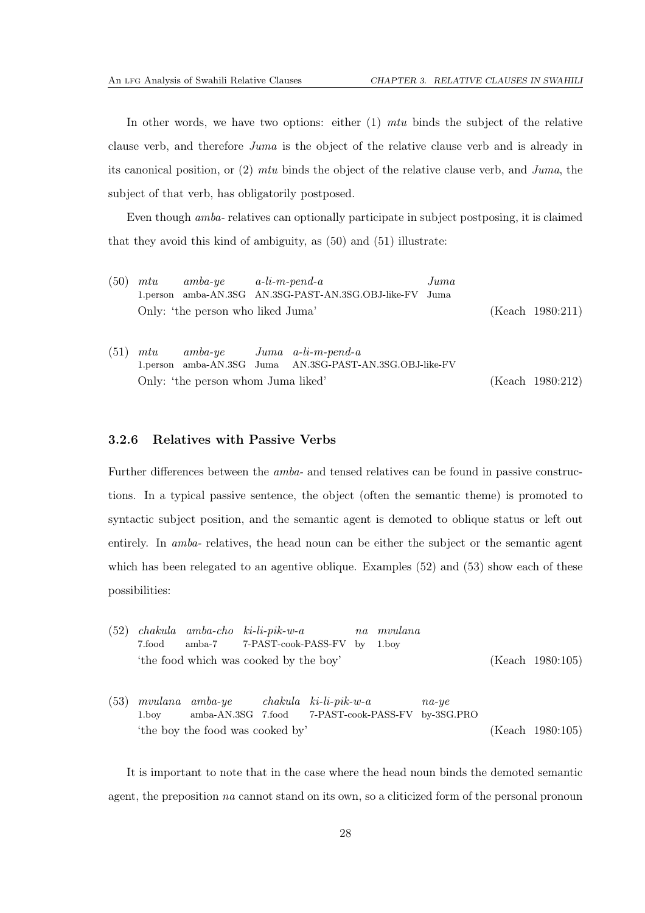In other words, we have two options: either (1) *mtu* binds the subject of the relative clause verb, and therefore *Juma* is the object of the relative clause verb and is already in its canonical position, or (2) *mtu* binds the object of the relative clause verb, and *Juma*, the subject of that verb, has obligatorily postposed.

Even though *amba-* relatives can optionally participate in subject postposing, it is claimed that they avoid this kind of ambiguity, as (50) and (51) illustrate:

(50) *mtu* *amba-ye* *a-li-m-pend-a* *Juma*
1.person amba-AN.3SG AN.3SG-PAST-AN.3SG.OBJ-like-FV Juma
Only: 'the person who liked Juma' (Keach 1980:211)

(51) *mtu* *amba-ye* *Juma* *a-li-m-pend-a*
1.person amba-AN.3SG Juma AN.3SG-PAST-AN.3SG.OBJ-like-FV
Only: 'the person whom Juma liked' (Keach 1980:212)

### 3.2.6 Relatives with Passive Verbs

Further differences between the *amba-* and tensed relatives can be found in passive constructions. In a typical passive sentence, the object (often the semantic theme) is promoted to syntactic subject position, and the semantic agent is demoted to oblique status or left out entirely. In *amba-* relatives, the head noun can be either the subject or the semantic agent which has been relegated to an agentive oblique. Examples (52) and (53) show each of these possibilities:

(52) *chakula* *amba-cho* *ki-li-pik-w-a* *na* *mvulana*
7.food amba-7 7-PAST-cook-PASS-FV by 1.boy
'the food which was cooked by the boy' (Keach 1980:105)

(53) *mvulana* *amba-ye* *chakula* *ki-li-pik-w-a* *na-ye*
1.boy amba-AN.3SG 7.food 7-PAST-cook-PASS-FV by-3SG.PRO
'the boy the food was cooked by' (Keach 1980:105)

It is important to note that in the case where the head noun binds the demoted semantic agent, the preposition *na* cannot stand on its own, so a cliticized form of the personal pronoun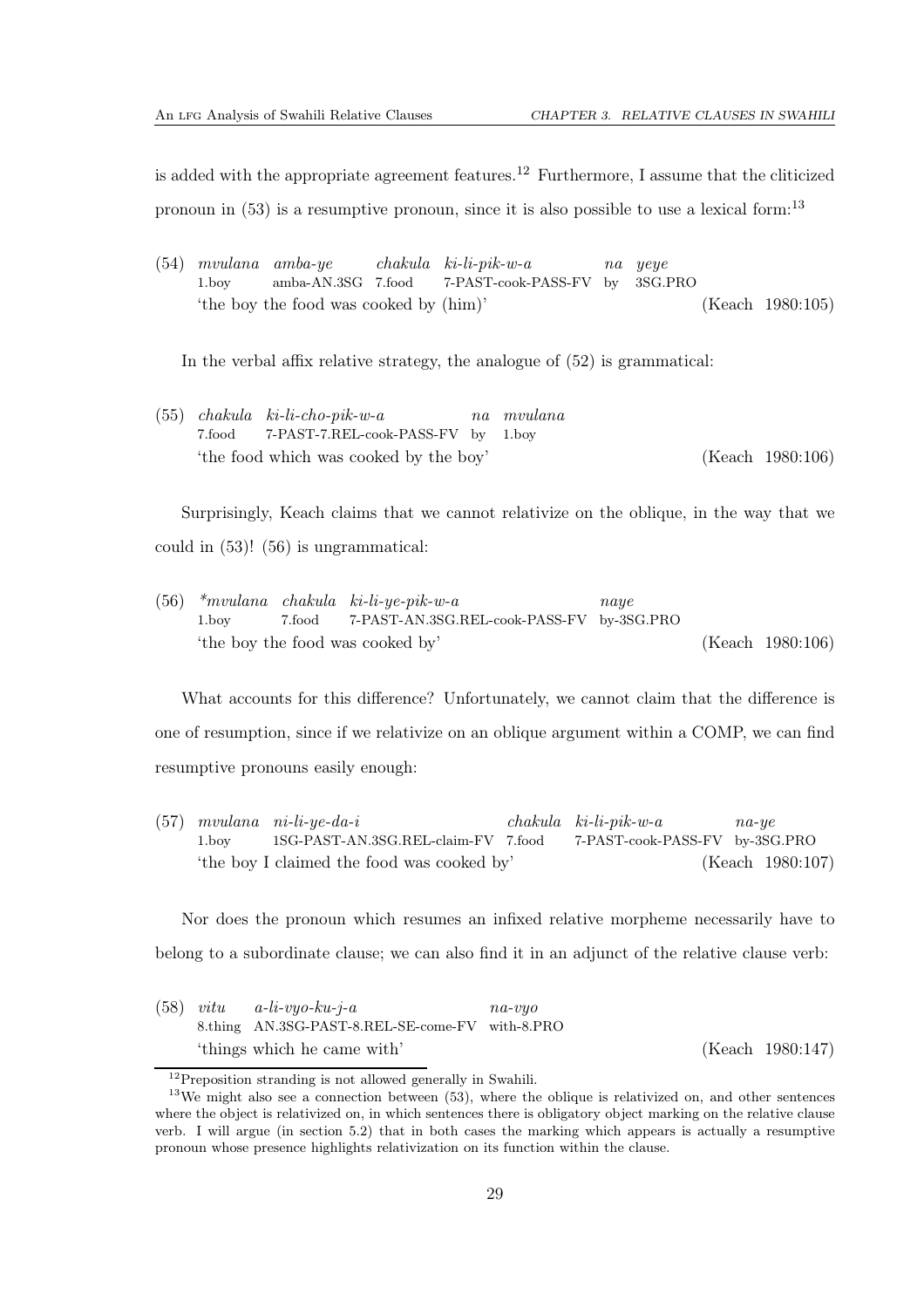is added with the appropriate agreement features.[12] Furthermore, I assume that the cliticized pronoun in (53) is a resumptive pronoun, since it is also possible to use a lexical form:[13]

(54) *mvulana amba-ye chakula ki-li-pik-w-a na yeye*
1.boy amba-AN.3SG 7.food 7-PAST-cook-PASS-FV by 3SG.PRO
'the boy the food was cooked by (him)' (Keach 1980:105)

In the verbal affix relative strategy, the analogue of (52) is grammatical:

(55) *chakula ki-li-cho-pik-w-a na mvulana*
7.food 7-PAST-7.REL-cook-PASS-FV by 1.boy
'the food which was cooked by the boy' (Keach 1980:106)

Surprisingly, Keach claims that we cannot relativize on the oblique, in the way that we could in (53)! (56) is ungrammatical:

(56) **mvulana chakula ki-li-ye-pik-w-a naye*
1.boy 7.food 7-PAST-AN.3SG.REL-cook-PASS-FV by-3SG.PRO
'the boy the food was cooked by' (Keach 1980:106)

What accounts for this difference? Unfortunately, we cannot claim that the difference is one of resumption, since if we relativize on an oblique argument within a COMP, we can find resumptive pronouns easily enough:

(57) *mvulana ni-li-ye-da-i chakula ki-li-pik-w-a na-ye*
1.boy 1SG-PAST-AN.3SG.REL-claim-FV 7.food 7-PAST-cook-PASS-FV by-3SG.PRO
'the boy I claimed the food was cooked by' (Keach 1980:107)

Nor does the pronoun which resumes an infixed relative morpheme necessarily have to belong to a subordinate clause; we can also find it in an adjunct of the relative clause verb:

(58) *vitu a-li-vyo-ku-j-a na-vyo*
8.thing AN.3SG-PAST-8.REL-SE-come-FV with-8.PRO
'things which he came with' (Keach 1980:147)

[12] Preposition stranding is not allowed generally in Swahili.

[13] We might also see a connection between (53), where the oblique is relativized on, and other sentences where the object is relativized on, in which sentences there is obligatory object marking on the relative clause verb. I will argue (in section 5.2) that in both cases the marking which appears is actually a resumptive pronoun whose presence highlights relativization on its function within the clause.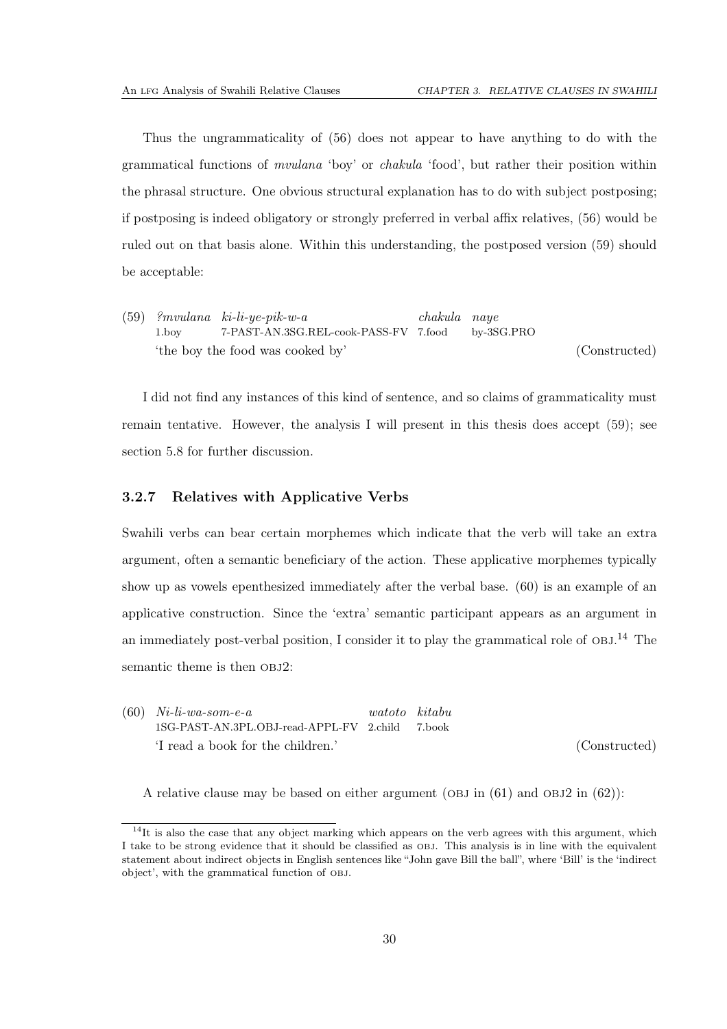Thus the ungrammaticality of (56) does not appear to have anything to do with the grammatical functions of *mvulana* 'boy' or *chakula* 'food', but rather their position within the phrasal structure. One obvious structural explanation has to do with subject postposing; if postposing is indeed obligatory or strongly preferred in verbal affix relatives, (56) would be ruled out on that basis alone. Within this understanding, the postposed version (59) should be acceptable:

(59) *?mvulana ki-li-ye-pik-w-a chakula naye*
1.boy 7-PAST-AN.3SG.REL-cook-PASS-FV 7.food by-3SG.PRO
'the boy the food was cooked by' (Constructed)

I did not find any instances of this kind of sentence, and so claims of grammaticality must remain tentative. However, the analysis I will present in this thesis does accept (59); see section 5.8 for further discussion.

### 3.2.7 Relatives with Applicative Verbs

Swahili verbs can bear certain morphemes which indicate that the verb will take an extra argument, often a semantic beneficiary of the action. These applicative morphemes typically show up as vowels epenthesized immediately after the verbal base. (60) is an example of an applicative construction. Since the 'extra' semantic participant appears as an argument in an immediately post-verbal position, I consider it to play the grammatical role of OBJ.[14] The semantic theme is then OBJ2:

(60) *Ni-li-wa-som-e-a watoto kitabu*
1SG-PAST-AN.3PL.OBJ-read-APPL-FV 2.child 7.book
'I read a book for the children.' (Constructed)

A relative clause may be based on either argument (OBJ in (61) and OBJ2 in (62)):

[14] It is also the case that any object marking which appears on the verb agrees with this argument, which I take to be strong evidence that it should be classified as OBJ. This analysis is in line with the equivalent statement about indirect objects in English sentences like "John gave Bill the ball", where 'Bill' is the 'indirect object', with the grammatical function of OBJ.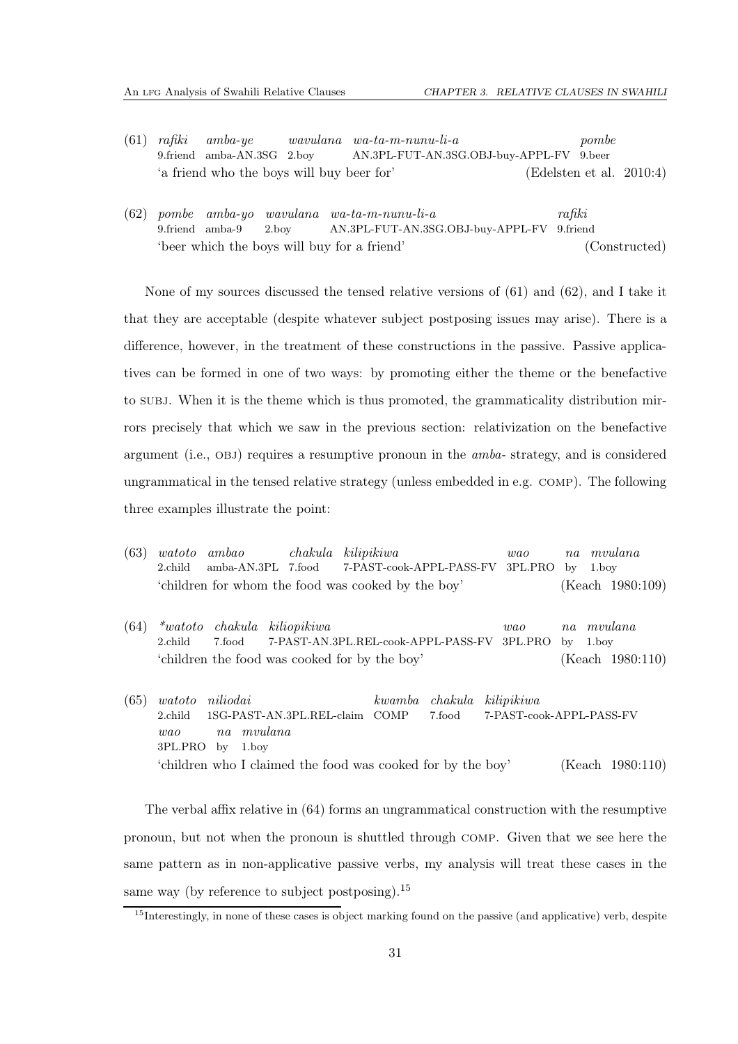(61) *rafiki* *amba-ye* *wavulana* *wa-ta-m-nunu-li-a* *pombe*
9.friend amba-AN.3SG 2.boy AN.3PL-FUT-AN.3SG.OBJ-buy-APPL-FV 9.beer
'a friend who the boys will buy beer for' (Edelsten et al. 2010:4)

(62) *pombe* *amba-yo* *wavulana* *wa-ta-m-nunu-li-a* *rafiki*
9.friend amba-9 2.boy AN.3PL-FUT-AN.3SG.OBJ-buy-APPL-FV 9.friend
'beer which the boys will buy for a friend' (Constructed)

None of my sources discussed the tensed relative versions of (61) and (62), and I take it that they are acceptable (despite whatever subject postposing issues may arise). There is a difference, however, in the treatment of these constructions in the passive. Passive applicatives can be formed in one of two ways: by promoting either the theme or the benefactive to SUBJ. When it is the theme which is thus promoted, the grammaticality distribution mirrors precisely that which we saw in the previous section: relativization on the benefactive argument (i.e., OBJ) requires a resumptive pronoun in the *amba-* strategy, and is considered ungrammatical in the tensed relative strategy (unless embedded in e.g. COMP). The following three examples illustrate the point:

(63) *watoto* *ambao* *chakula* *kilipikiwa* *wao* *na* *mvulana*
2.child amba-AN.3PL 7.food 7-PAST-cook-APPL-PASS-FV 3PL.PRO by 1.boy
'children for whom the food was cooked by the boy' (Keach 1980:109)

(64) *\*watoto* *chakula* *kiliopikiwa* *wao* *na* *mvulana*
2.child 7.food 7-PAST-AN.3PL.REL-cook-APPL-PASS-FV 3PL.PRO by 1.boy
'children the food was cooked for by the boy' (Keach 1980:110)

(65) *watoto* *niliodai* *kwamba* *chakula* *kilipikiwa*
2.child 1SG-PAST-AN.3PL.REL-claim COMP 7.food 7-PAST-cook-APPL-PASS-FV
*wao* *na* *mvulana*
3PL.PRO by 1.boy
'children who I claimed the food was cooked for by the boy' (Keach 1980:110)

The verbal affix relative in (64) forms an ungrammatical construction with the resumptive pronoun, but not when the pronoun is shuttled through COMP. Given that we see here the same pattern as in non-applicative passive verbs, my analysis will treat these cases in the same way (by reference to subject postposing).[15]

[15] Interestingly, in none of these cases is object marking found on the passive (and applicative) verb, despite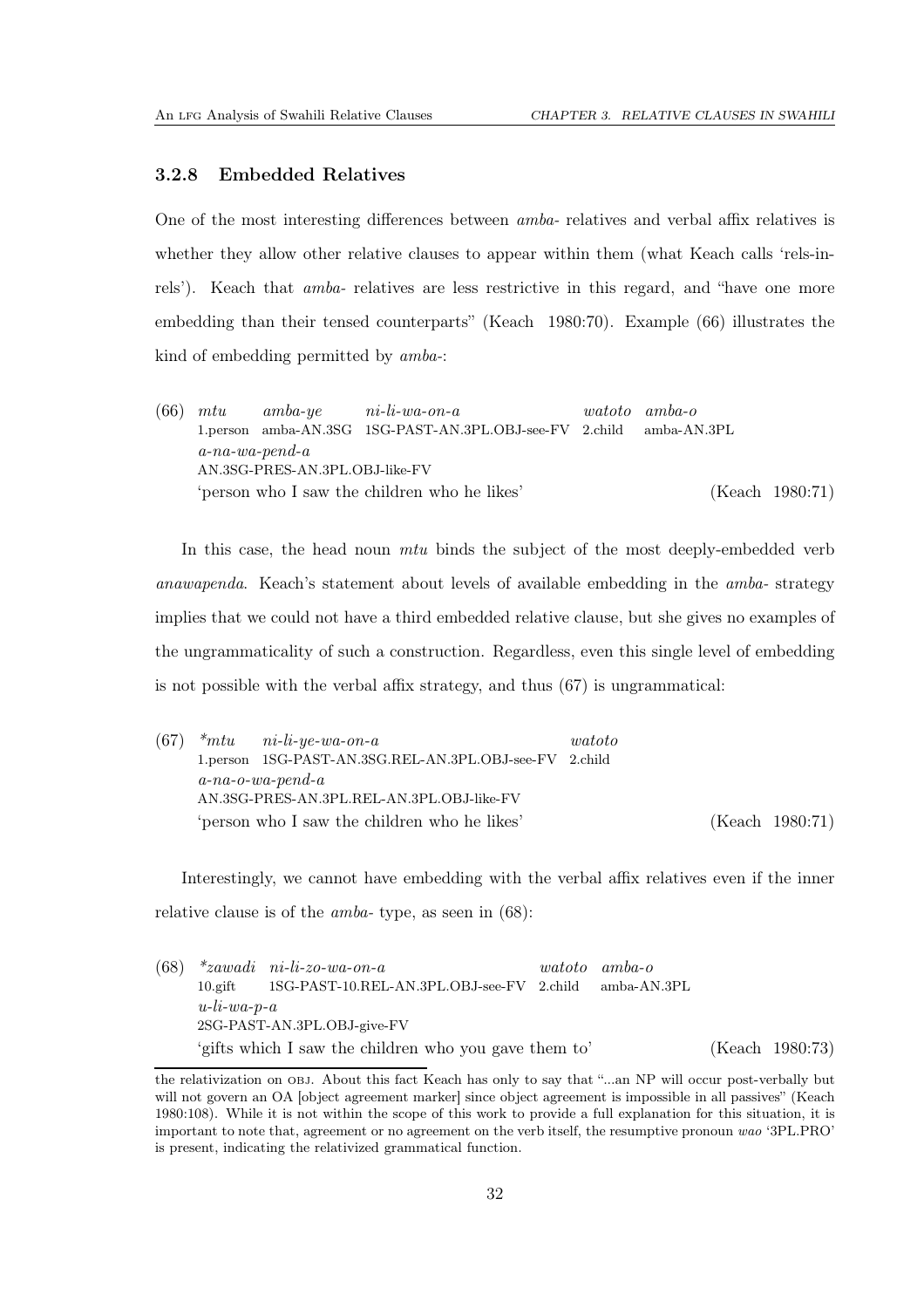### 3.2.8 Embedded Relatives

One of the most interesting differences between *amba-* relatives and verbal affix relatives is whether they allow other relative clauses to appear within them (what Keach calls 'rels-in-rels'). Keach that *amba-* relatives are less restrictive in this regard, and "have one more embedding than their tensed counterparts" (Keach 1980:70). Example (66) illustrates the kind of embedding permitted by *amba-*:

(66) *mtu* *amba-ye* *ni-li-wa-on-a* *watoto* *amba-o*
1.person amba-AN.3SG 1SG-PAST-AN.3PL.OBJ-see-FV 2.child amba-AN.3PL
*a-na-wa-pend-a*
AN.3SG-PRES-AN.3PL.OBJ-like-FV
'person who I saw the children who he likes' (Keach 1980:71)

In this case, the head noun *mtu* binds the subject of the most deeply-embedded verb *anawapenda*. Keach's statement about levels of available embedding in the *amba-* strategy implies that we could not have a third embedded relative clause, but she gives no examples of the ungrammaticality of such a construction. Regardless, even this single level of embedding is not possible with the verbal affix strategy, and thus (67) is ungrammatical:

(67) **mtu* *ni-li-ye-wa-on-a* *watoto*
1.person 1SG-PAST-AN.3SG.REL-AN.3PL.OBJ-see-FV 2.child
*a-na-o-wa-pend-a*
AN.3SG-PRES-AN.3PL.REL-AN.3PL.OBJ-like-FV
'person who I saw the children who he likes' (Keach 1980:71)

Interestingly, we cannot have embedding with the verbal affix relatives even if the inner relative clause is of the *amba-* type, as seen in (68):

(68) **zawadi* *ni-li-zo-wa-on-a* *watoto* *amba-o*
10.gift 1SG-PAST-10.REL-AN.3PL.OBJ-see-FV 2.child amba-AN.3PL
*u-li-wa-p-a*
2SG-PAST-AN.3PL.OBJ-give-FV
'gifts which I saw the children who you gave them to' (Keach 1980:73)

---

the relativization on OBJ. About this fact Keach has only to say that "...an NP will occur post-verbally but will not govern an OA [object agreement marker] since object agreement is impossible in all passives" (Keach 1980:108). While it is not within the scope of this work to provide a full explanation for this situation, it is important to note that, agreement or no agreement on the verb itself, the resumptive pronoun *wao* '3PL.PRO' is present, indicating the relativized grammatical function.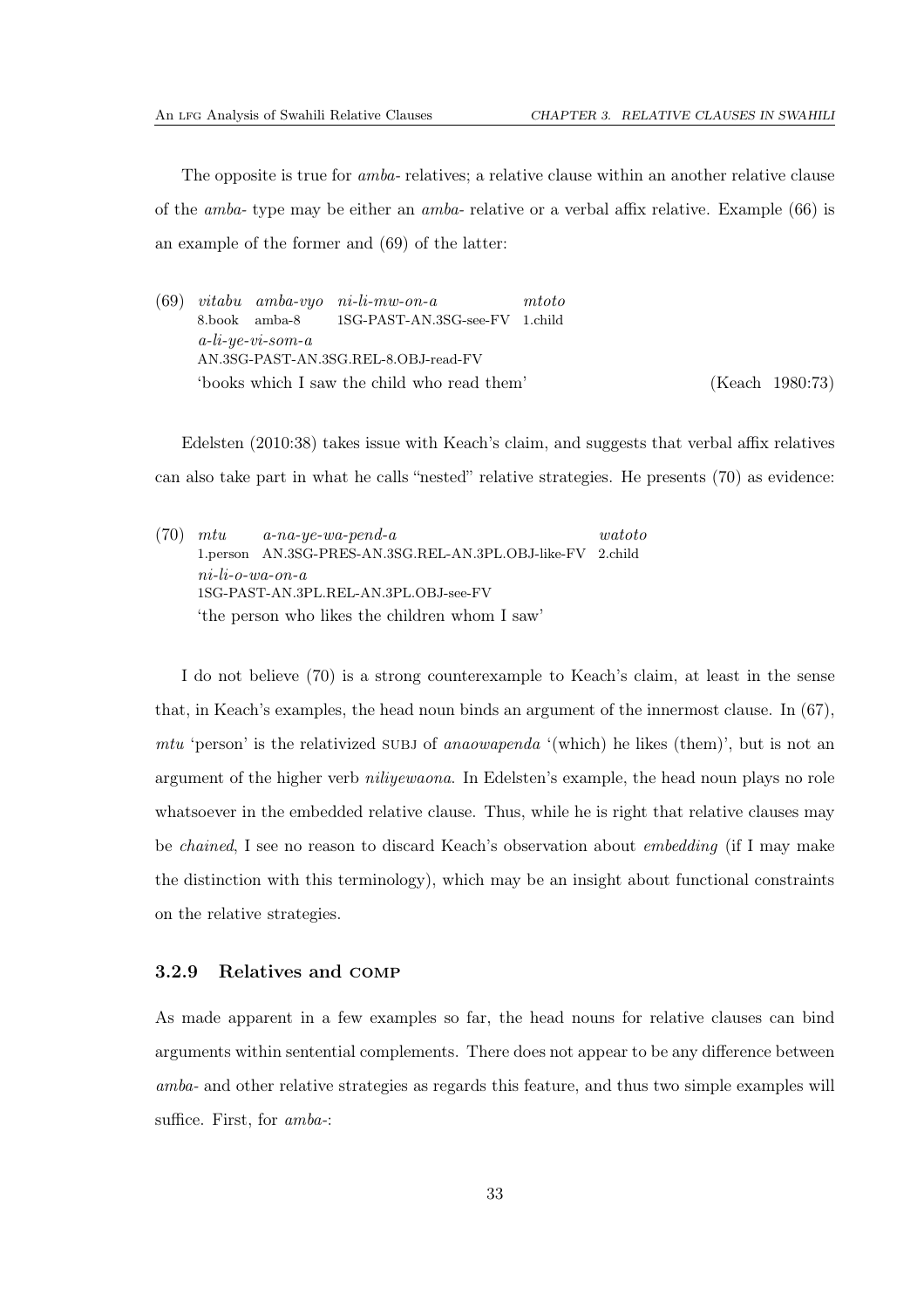The opposite is true for *amba-* relatives; a relative clause within an another relative clause of the *amba-* type may be either an *amba-* relative or a verbal affix relative. Example (66) is an example of the former and (69) of the latter:

(69) *vitabu amba-vyo ni-li-mw-on-a mtoto*
8.book amba-8 1SG-PAST-AN.3SG-see-FV 1.child
*a-li-ye-vi-som-a*
AN.3SG-PAST-AN.3SG.REL-8.OBJ-read-FV
'books which I saw the child who read them' (Keach 1980:73)

Edelsten (2010:38) takes issue with Keach's claim, and suggests that verbal affix relatives can also take part in what he calls "nested" relative strategies. He presents (70) as evidence:

(70) *mtu a-na-ye-wa-pend-a watoto*
1.person AN.3SG-PRES-AN.3SG.REL-AN.3PL.OBJ-like-FV 2.child
*ni-li-o-wa-on-a*
1SG-PAST-AN.3PL.REL-AN.3PL.OBJ-see-FV
'the person who likes the children whom I saw'

I do not believe (70) is a strong counterexample to Keach's claim, at least in the sense that, in Keach's examples, the head noun binds an argument of the innermost clause. In (67), *mtu* 'person' is the relativized SUBJ of *anaowapenda* '(which) he likes (them)', but is not an argument of the higher verb *niliyewaona*. In Edelsten's example, the head noun plays no role whatsoever in the embedded relative clause. Thus, while he is right that relative clauses may be *chained*, I see no reason to discard Keach's observation about *embedding* (if I may make the distinction with this terminology), which may be an insight about functional constraints on the relative strategies.

### 3.2.9 Relatives and COMP

As made apparent in a few examples so far, the head nouns for relative clauses can bind arguments within sentential complements. There does not appear to be any difference between *amba-* and other relative strategies as regards this feature, and thus two simple examples will suffice. First, for *amba-*: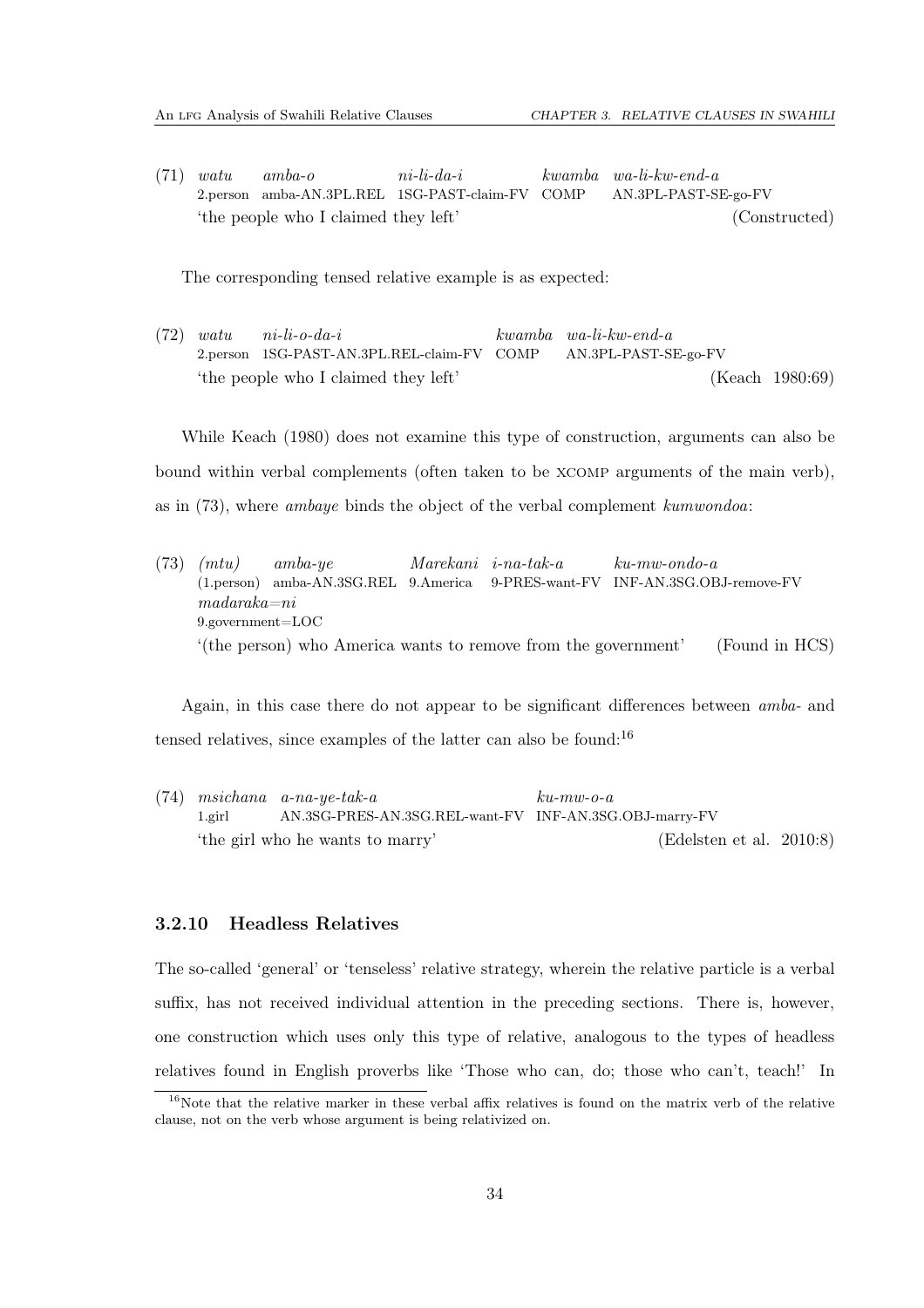(71) *watu* *amba-o* *ni-li-da-i* *kwamba* *wa-li-kw-end-a*
2.person amba-AN.3PL.REL 1SG-PAST-claim-FV COMP AN.3PL-PAST-SE-go-FV
'the people who I claimed they left' (Constructed)

The corresponding tensed relative example is as expected:

(72) *watu* *ni-li-o-da-i* *kwamba* *wa-li-kw-end-a*
2.person 1SG-PAST-AN.3PL.REL-claim-FV COMP AN.3PL-PAST-SE-go-FV
'the people who I claimed they left' (Keach 1980:69)

While Keach (1980) does not examine this type of construction, arguments can also be bound within verbal complements (often taken to be XCOMP arguments of the main verb), as in (73), where *ambaye* binds the object of the verbal complement *kumwondoa*:

(73) *(mtu)* *amba-ye* *Marekani* *i-na-tak-a* *ku-mw-ondo-a*
(1.person) amba-AN.3SG.REL 9.America 9-PRES-want-FV INF-AN.3SG.OBJ-remove-FV
*madaraka=ni*
9.government=LOC
'(the person) who America wants to remove from the government' (Found in HCS)

Again, in this case there do not appear to be significant differences between *amba-* and tensed relatives, since examples of the latter can also be found:[16]

(74) *msichana* *a-na-ye-tak-a* *ku-mw-o-a*
1.girl AN.3SG-PRES-AN.3SG.REL-want-FV INF-AN.3SG.OBJ-marry-FV
'the girl who he wants to marry' (Edelsten et al. 2010:8)

### 3.2.10 Headless Relatives

The so-called 'general' or 'tenseless' relative strategy, wherein the relative particle is a verbal suffix, has not received individual attention in the preceding sections. There is, however, one construction which uses only this type of relative, analogous to the types of headless relatives found in English proverbs like 'Those who can, do; those who can't, teach!' In

[16] Note that the relative marker in these verbal affix relatives is found on the matrix verb of the relative clause, not on the verb whose argument is being relativized on.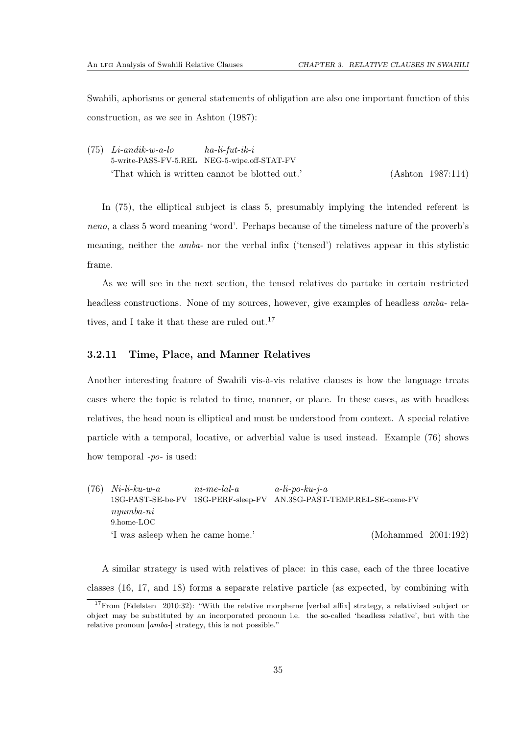Swahili, aphorisms or general statements of obligation are also one important function of this construction, as we see in Ashton (1987):

(75) *Li-andik-w-a-lo* *ha-li-fut-ik-i*
5-write-PASS-FV-5.REL NEG-5-wipe.off-STAT-FV
'That which is written cannot be blotted out.' (Ashton 1987:114)

In (75), the elliptical subject is class 5, presumably implying the intended referent is *neno*, a class 5 word meaning 'word'. Perhaps because of the timeless nature of the proverb's meaning, neither the *amba-* nor the verbal infix ('tensed') relatives appear in this stylistic frame.

As we will see in the next section, the tensed relatives do partake in certain restricted headless constructions. None of my sources, however, give examples of headless *amba-* relatives, and I take it that these are ruled out.[17]

### 3.2.11 Time, Place, and Manner Relatives

Another interesting feature of Swahili vis-à-vis relative clauses is how the language treats cases where the topic is related to time, manner, or place. In these cases, as with headless relatives, the head noun is elliptical and must be understood from context. A special relative particle with a temporal, locative, or adverbial value is used instead. Example (76) shows how temporal *-po-* is used:

(76) *Ni-li-ku-w-a* *ni-me-lal-a* *a-li-po-ku-j-a* *nyumba-ni*
1SG-PAST-SE-be-FV 1SG-PERF-sleep-FV AN.3SG-PAST-TEMP.REL-SE-come-FV 9.home-LOC
'I was asleep when he came home.' (Mohammed 2001:192)

A similar strategy is used with relatives of place: in this case, each of the three locative classes (16, 17, and 18) forms a separate relative particle (as expected, by combining with

[17] From (Edelsten 2010:32): "With the relative morpheme [verbal affix] strategy, a relativised subject or object may be substituted by an incorporated pronoun i.e. the so-called 'headless relative', but with the relative pronoun [*amba-*] strategy, this is not possible."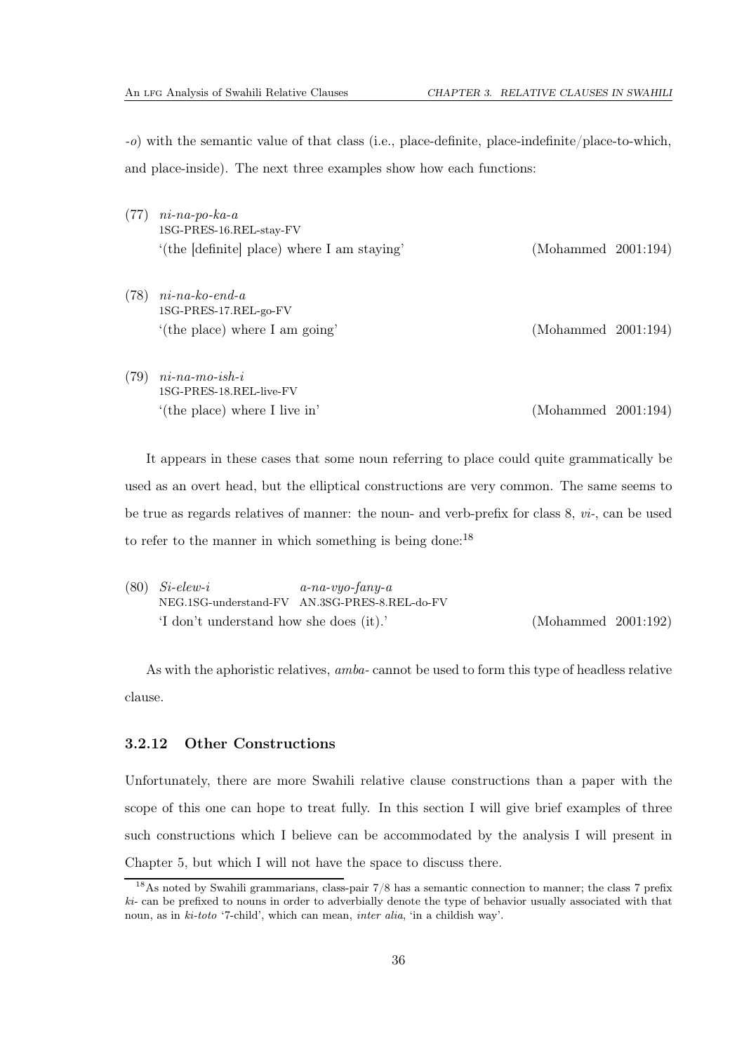-*o*) with the semantic value of that class (i.e., place-definite, place-indefinite/place-to-which, and place-inside). The next three examples show how each functions:

(77) *ni-na-po-ka-a*
1SG-PRES-16.REL-stay-FV
'(the [definite] place) where I am staying' (Mohammed 2001:194)

(78) *ni-na-ko-end-a*
1SG-PRES-17.REL-go-FV
'(the place) where I am going' (Mohammed 2001:194)

(79) *ni-na-mo-ish-i*
1SG-PRES-18.REL-live-FV
'(the place) where I live in' (Mohammed 2001:194)

It appears in these cases that some noun referring to place could quite grammatically be used as an overt head, but the elliptical constructions are very common. The same seems to be true as regards relatives of manner: the noun- and verb-prefix for class 8, *vi-*, can be used to refer to the manner in which something is being done:[18]

(80) *Si-elew-i* *a-na-vyo-fany-a*
NEG.1SG-understand-FV AN.3SG-PRES-8.REL-do-FV
'I don't understand how she does (it).' (Mohammed 2001:192)

As with the aphoristic relatives, *amba-* cannot be used to form this type of headless relative clause.

### 3.2.12 Other Constructions

Unfortunately, there are more Swahili relative clause constructions than a paper with the scope of this one can hope to treat fully. In this section I will give brief examples of three such constructions which I believe can be accommodated by the analysis I will present in Chapter 5, but which I will not have the space to discuss there.

[18] As noted by Swahili grammarians, class-pair 7/8 has a semantic connection to manner; the class 7 prefix *ki-* can be prefixed to nouns in order to adverbially denote the type of behavior usually associated with that noun, as in *ki-toto* '7-child', which can mean, *inter alia*, 'in a childish way'.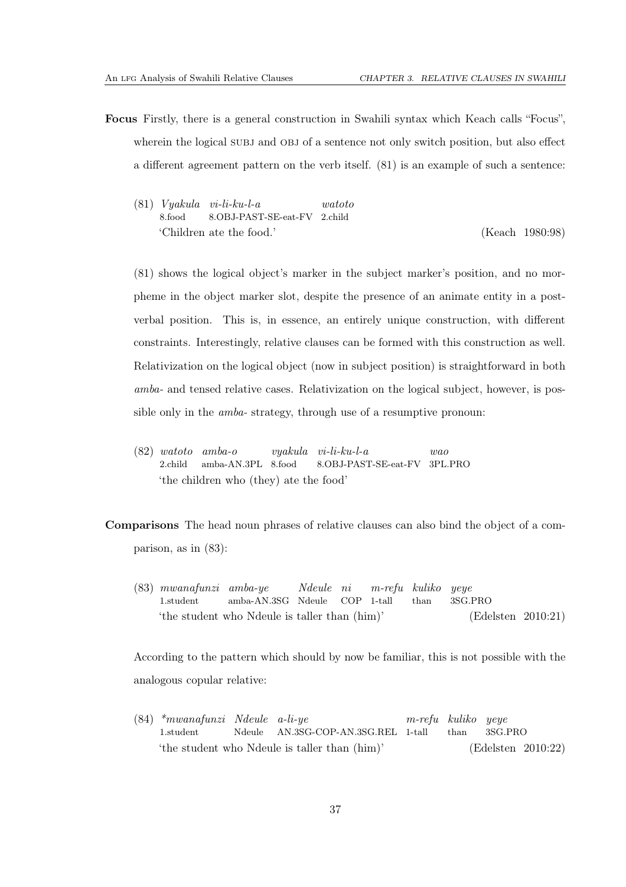**Focus** Firstly, there is a general construction in Swahili syntax which Keach calls "Focus", wherein the logical SUBJ and OBJ of a sentence not only switch position, but also effect a different agreement pattern on the verb itself. (81) is an example of such a sentence:

(81) *Vyakula* *vi-li-ku-l-a* *watoto*
8.food 8.OBJ-PAST-SE-eat-FV 2.child
'Children ate the food.' (Keach 1980:98)

(81) shows the logical object's marker in the subject marker's position, and no morpheme in the object marker slot, despite the presence of an animate entity in a post-verbal position. This is, in essence, an entirely unique construction, with different constraints. Interestingly, relative clauses can be formed with this construction as well. Relativization on the logical object (now in subject position) is straightforward in both *amba-* and tensed relative cases. Relativization on the logical subject, however, is possible only in the *amba-* strategy, through use of a resumptive pronoun:

(82) *watoto* *amba-o* *vyakula* *vi-li-ku-l-a* *wao*
2.child amba-AN.3PL 8.food 8.OBJ-PAST-SE-eat-FV 3PL.PRO
'the children who (they) ate the food'

**Comparisons** The head noun phrases of relative clauses can also bind the object of a comparison, as in (83):

(83) *mwanafunzi* *amba-ye* *Ndeule* *ni* *m-refu* *kuliko* *yeye*
1.student amba-AN.3SG Ndeule COP 1-tall than 3SG.PRO
'the student who Ndeule is taller than (him)' (Edelsten 2010:21)

According to the pattern which should by now be familiar, this is not possible with the analogous copular relative:

(84) *\*mwanafunzi* *Ndeule* *a-li-ye* *m-refu* *kuliko* *yeye*
1.student Ndeule AN.3SG-COP-AN.3SG.REL 1-tall than 3SG.PRO
'the student who Ndeule is taller than (him)' (Edelsten 2010:22)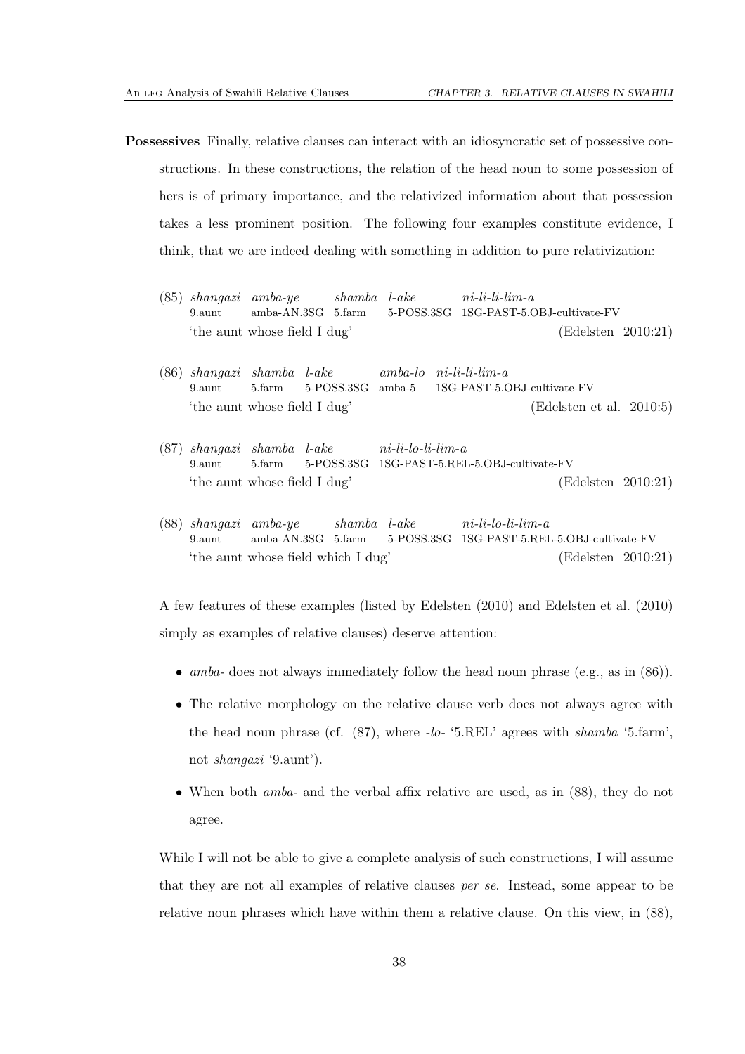**Possessives** Finally, relative clauses can interact with an idiosyncratic set of possessive constructions. In these constructions, the relation of the head noun to some possession of hers is of primary importance, and the relativized information about that possession takes a less prominent position. The following four examples constitute evidence, I think, that we are indeed dealing with something in addition to pure relativization:

(85) *shangazi amba-ye shamba l-ake ni-li-li-lim-a*
9.aunt amba-AN.3SG 5.farm 5-POSS.3SG 1SG-PAST-5.OBJ-cultivate-FV
'the aunt whose field I dug' (Edelsten 2010:21)

(86) *shangazi shamba l-ake amba-lo ni-li-li-lim-a*
9.aunt 5.farm 5-POSS.3SG amba-5 1SG-PAST-5.OBJ-cultivate-FV
'the aunt whose field I dug' (Edelsten et al. 2010:5)

(87) *shangazi shamba l-ake ni-li-lo-li-lim-a*
9.aunt 5.farm 5-POSS.3SG 1SG-PAST-5.REL-5.OBJ-cultivate-FV
'the aunt whose field I dug' (Edelsten 2010:21)

(88) *shangazi amba-ye shamba l-ake ni-li-lo-li-lim-a*
9.aunt amba-AN.3SG 5.farm 5-POSS.3SG 1SG-PAST-5.REL-5.OBJ-cultivate-FV
'the aunt whose field which I dug' (Edelsten 2010:21)

A few features of these examples (listed by Edelsten (2010) and Edelsten et al. (2010) simply as examples of relative clauses) deserve attention:

- *amba-* does not always immediately follow the head noun phrase (e.g., as in (86)).
- The relative morphology on the relative clause verb does not always agree with the head noun phrase (cf. (87), where *-lo-* '5.REL' agrees with *shamba* '5.farm', not *shangazi* '9.aunt').
- When both *amba-* and the verbal affix relative are used, as in (88), they do not agree.

While I will not be able to give a complete analysis of such constructions, I will assume that they are not all examples of relative clauses *per se*. Instead, some appear to be relative noun phrases which have within them a relative clause. On this view, in (88),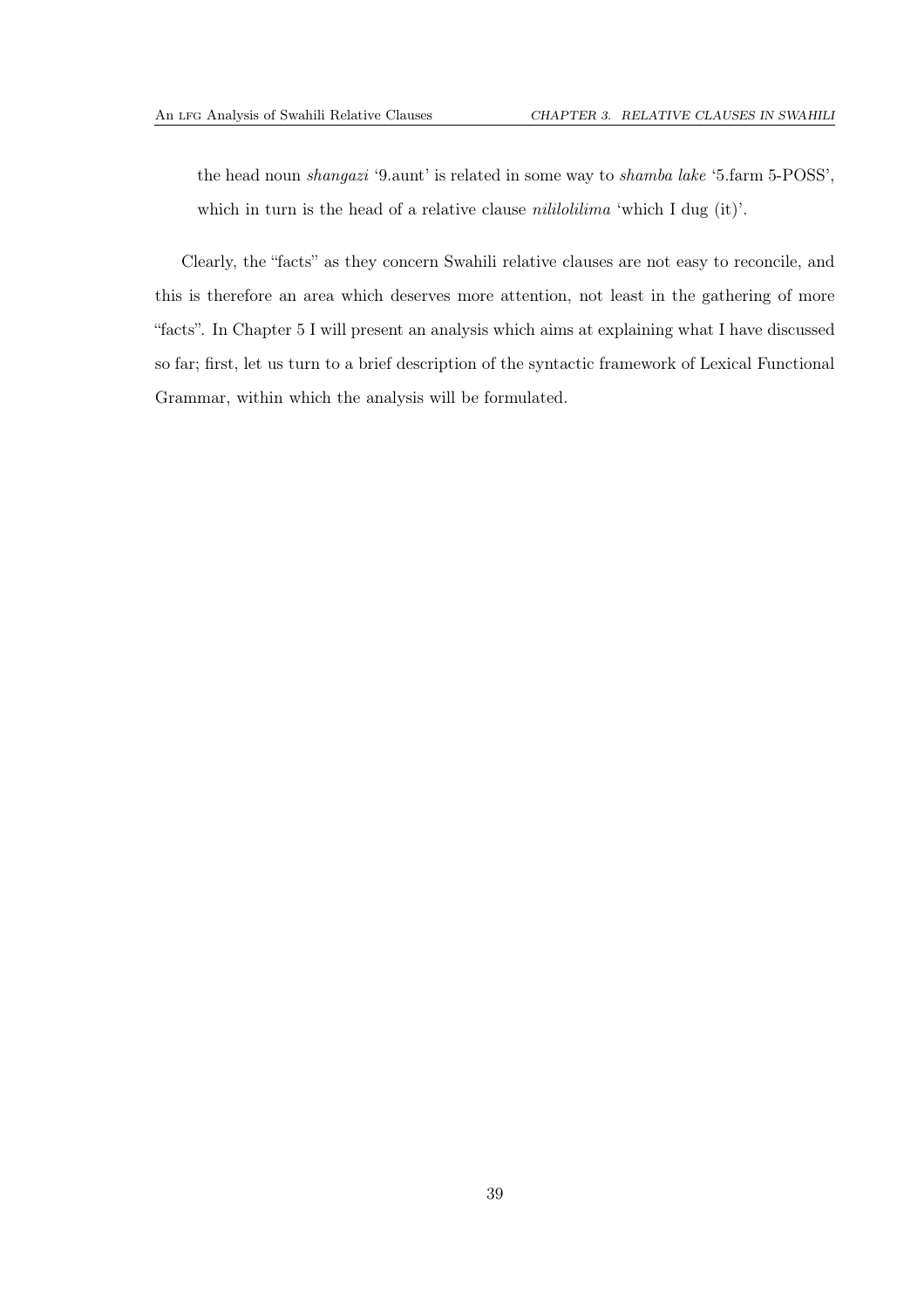the head noun *shangazi* '9.aunt' is related in some way to *shamba lake* '5.farm 5-POSS', which in turn is the head of a relative clause *nililolilima* 'which I dug (it)'.

Clearly, the "facts" as they concern Swahili relative clauses are not easy to reconcile, and this is therefore an area which deserves more attention, not least in the gathering of more "facts". In Chapter 5 I will present an analysis which aims at explaining what I have discussed so far; first, let us turn to a brief description of the syntactic framework of Lexical Functional Grammar, within which the analysis will be formulated.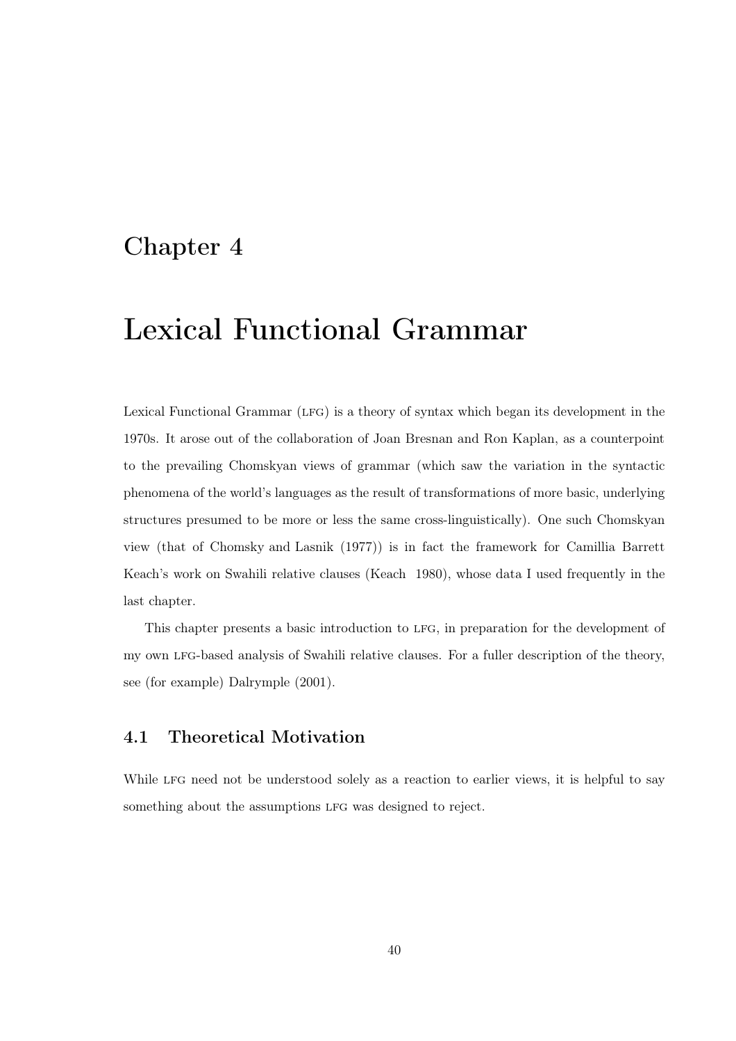# Chapter 4

# Lexical Functional Grammar

Lexical Functional Grammar (LFG) is a theory of syntax which began its development in the 1970s. It arose out of the collaboration of Joan Bresnan and Ron Kaplan, as a counterpoint to the prevailing Chomskyan views of grammar (which saw the variation in the syntactic phenomena of the world's languages as the result of transformations of more basic, underlying structures presumed to be more or less the same cross-linguistically). One such Chomskyan view (that of Chomsky and Lasnik (1977)) is in fact the framework for Camillia Barrett Keach's work on Swahili relative clauses (Keach 1980), whose data I used frequently in the last chapter.

This chapter presents a basic introduction to LFG, in preparation for the development of my own LFG-based analysis of Swahili relative clauses. For a fuller description of the theory, see (for example) Dalrymple (2001).

## 4.1 Theoretical Motivation

While LFG need not be understood solely as a reaction to earlier views, it is helpful to say something about the assumptions LFG was designed to reject.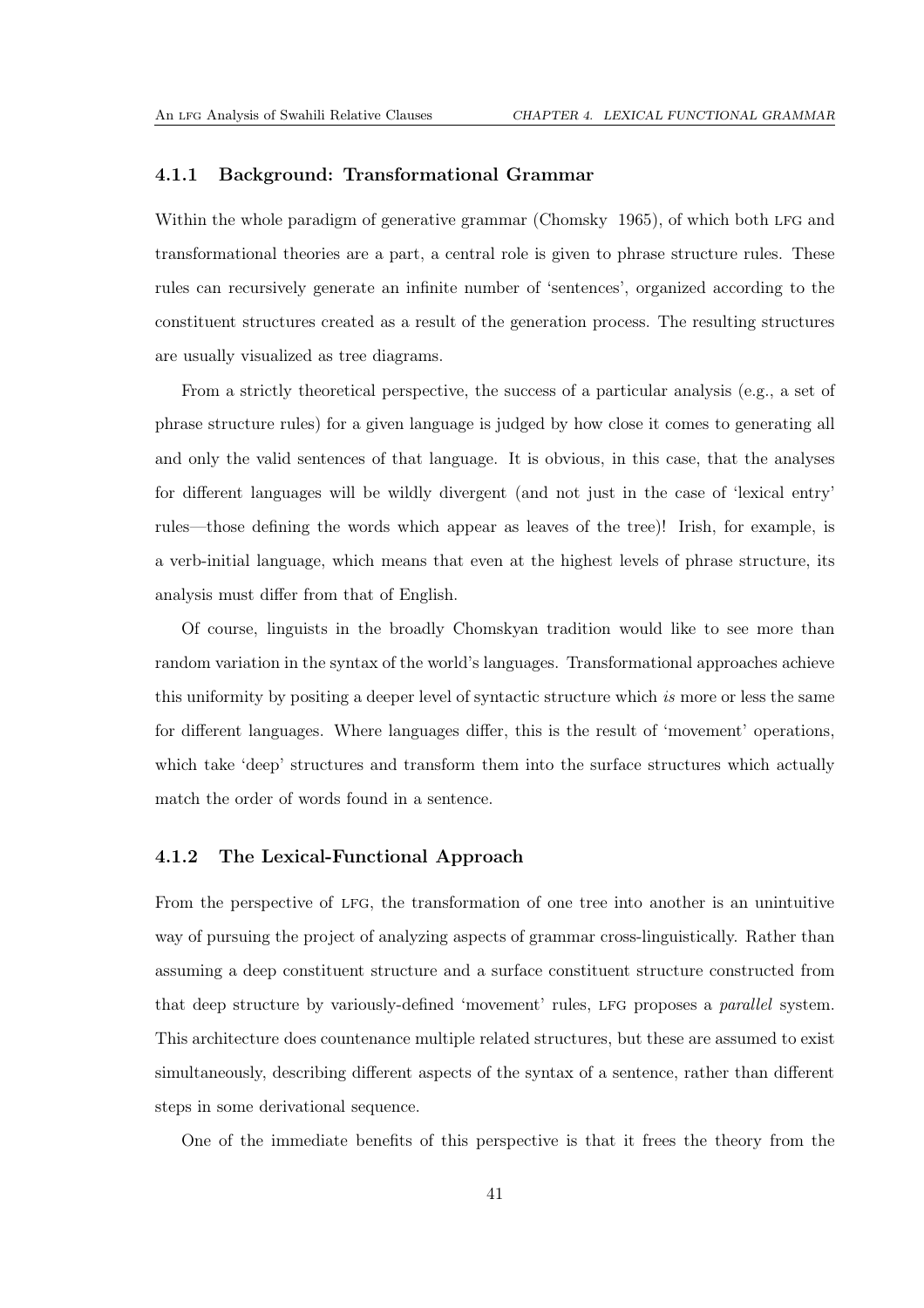### 4.1.1 Background: Transformational Grammar

Within the whole paradigm of generative grammar (Chomsky 1965), of which both LFG and transformational theories are a part, a central role is given to phrase structure rules. These rules can recursively generate an infinite number of 'sentences', organized according to the constituent structures created as a result of the generation process. The resulting structures are usually visualized as tree diagrams.

From a strictly theoretical perspective, the success of a particular analysis (e.g., a set of phrase structure rules) for a given language is judged by how close it comes to generating all and only the valid sentences of that language. It is obvious, in this case, that the analyses for different languages will be wildly divergent (and not just in the case of 'lexical entry' rules—those defining the words which appear as leaves of the tree)! Irish, for example, is a verb-initial language, which means that even at the highest levels of phrase structure, its analysis must differ from that of English.

Of course, linguists in the broadly Chomskyan tradition would like to see more than random variation in the syntax of the world's languages. Transformational approaches achieve this uniformity by positing a deeper level of syntactic structure which *is* more or less the same for different languages. Where languages differ, this is the result of 'movement' operations, which take 'deep' structures and transform them into the surface structures which actually match the order of words found in a sentence.

### 4.1.2 The Lexical-Functional Approach

From the perspective of LFG, the transformation of one tree into another is an unintuitive way of pursuing the project of analyzing aspects of grammar cross-linguistically. Rather than assuming a deep constituent structure and a surface constituent structure constructed from that deep structure by variously-defined 'movement' rules, LFG proposes a *parallel* system. This architecture does countenance multiple related structures, but these are assumed to exist simultaneously, describing different aspects of the syntax of a sentence, rather than different steps in some derivational sequence.

One of the immediate benefits of this perspective is that it frees the theory from the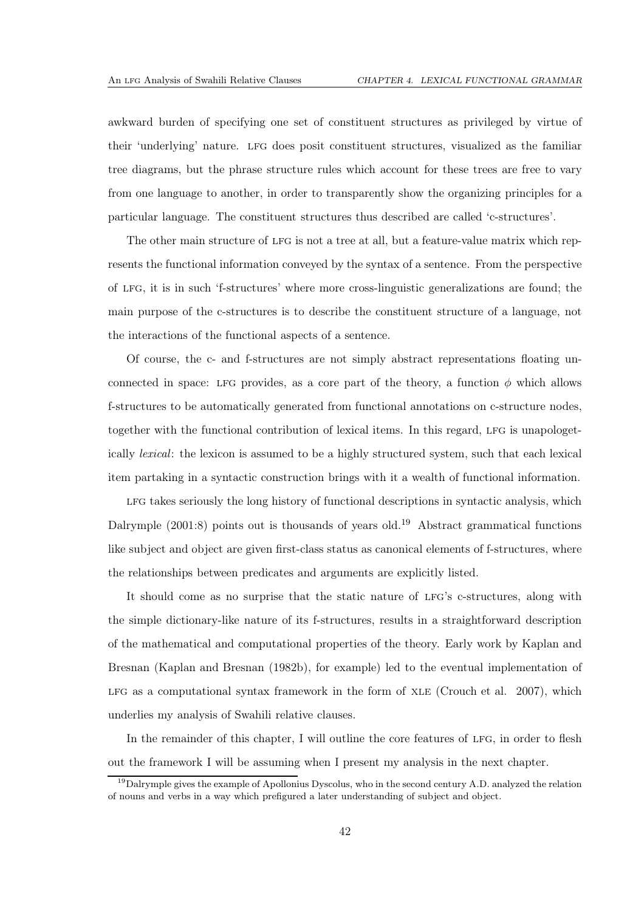awkward burden of specifying one set of constituent structures as privileged by virtue of their 'underlying' nature. LFG does posit constituent structures, visualized as the familiar tree diagrams, but the phrase structure rules which account for these trees are free to vary from one language to another, in order to transparently show the organizing principles for a particular language. The constituent structures thus described are called 'c-structures'.

The other main structure of LFG is not a tree at all, but a feature-value matrix which represents the functional information conveyed by the syntax of a sentence. From the perspective of LFG, it is in such 'f-structures' where more cross-linguistic generalizations are found; the main purpose of the c-structures is to describe the constituent structure of a language, not the interactions of the functional aspects of a sentence.

Of course, the c- and f-structures are not simply abstract representations floating unconnected in space: LFG provides, as a core part of the theory, a function $\phi$ which allows f-structures to be automatically generated from functional annotations on c-structure nodes, together with the functional contribution of lexical items. In this regard, LFG is unapologetically *lexical*: the lexicon is assumed to be a highly structured system, such that each lexical item partaking in a syntactic construction brings with it a wealth of functional information.

LFG takes seriously the long history of functional descriptions in syntactic analysis, which Dalrymple (2001:8) points out is thousands of years old.[19] Abstract grammatical functions like subject and object are given first-class status as canonical elements of f-structures, where the relationships between predicates and arguments are explicitly listed.

It should come as no surprise that the static nature of LFG's c-structures, along with the simple dictionary-like nature of its f-structures, results in a straightforward description of the mathematical and computational properties of the theory. Early work by Kaplan and Bresnan (Kaplan and Bresnan (1982b), for example) led to the eventual implementation of LFG as a computational syntax framework in the form of XLE (Crouch et al. 2007), which underlies my analysis of Swahili relative clauses.

In the remainder of this chapter, I will outline the core features of LFG, in order to flesh out the framework I will be assuming when I present my analysis in the next chapter.

[19] Dalrymple gives the example of Apollonius Dyscolus, who in the second century A.D. analyzed the relation of nouns and verbs in a way which prefigured a later understanding of subject and object.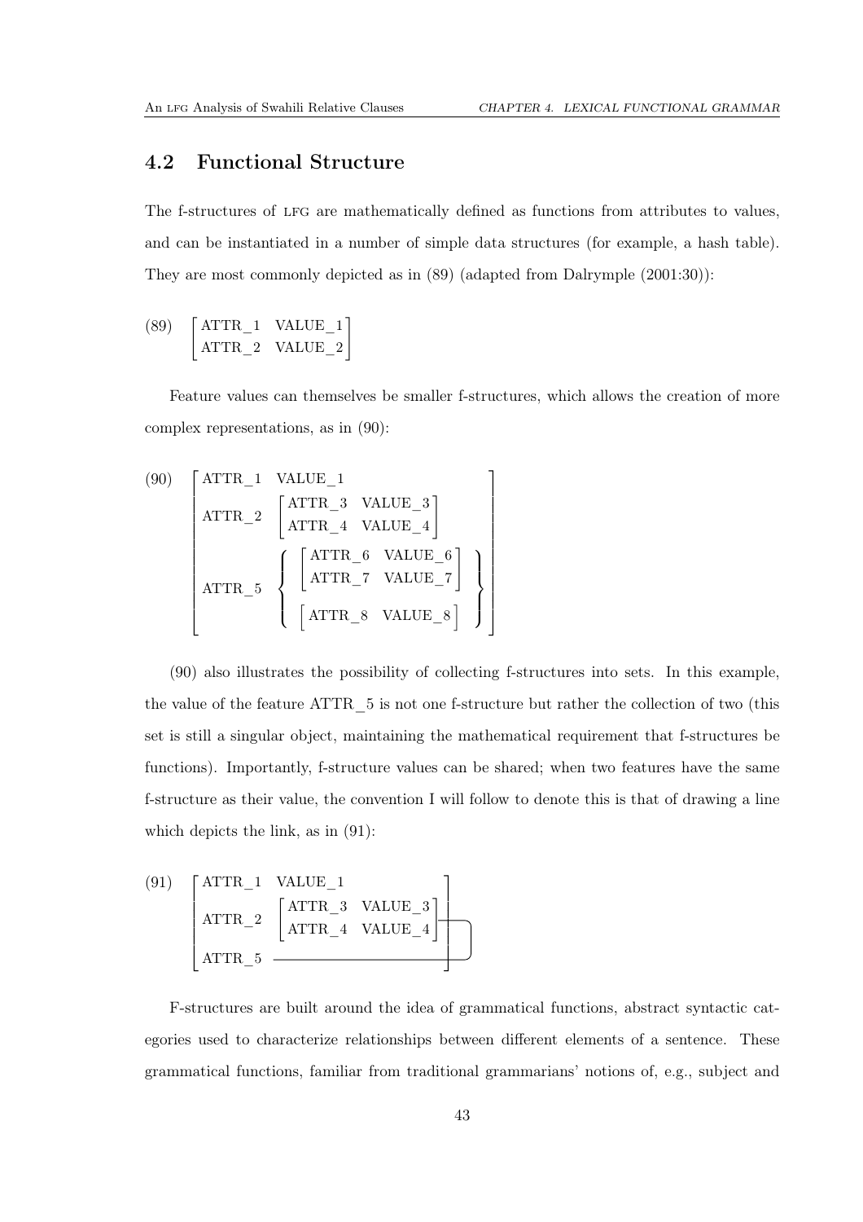## 4.2 Functional Structure

The f-structures of LFG are mathematically defined as functions from attributes to values, and can be instantiated in a number of simple data structures (for example, a hash table). They are most commonly depicted as in (89) (adapted from Dalrymple (2001:30)):

(89)
$$\begin{bmatrix} \text{ATTR\_1} & \text{VALUE\_1} \\ \text{ATTR\_2} & \text{VALUE\_2} \end{bmatrix}$$

Feature values can themselves be smaller f-structures, which allows the creation of more complex representations, as in (90):

(90)
$$\begin{bmatrix} \text{ATTR\_1} & \text{VALUE\_1} \\ \text{ATTR\_2} & \begin{bmatrix} \text{ATTR\_3} & \text{VALUE\_3} \\ \text{ATTR\_4} & \text{VALUE\_4} \end{bmatrix} \\ \text{ATTR\_5} & \left\{ \begin{matrix} \begin{bmatrix} \text{ATTR\_6} & \text{VALUE\_6} \\ \text{ATTR\_7} & \text{VALUE\_7} \end{bmatrix} \\ \begin{bmatrix} \text{ATTR\_8} & \text{VALUE\_8} \end{bmatrix} \end{matrix} \right\} \end{bmatrix}$$

(90) also illustrates the possibility of collecting f-structures into sets. In this example, the value of the feature ATTR_5 is not one f-structure but rather the collection of two (this set is still a singular object, maintaining the mathematical requirement that f-structures be functions). Importantly, f-structure values can be shared; when two features have the same f-structure as their value, the convention I will follow to denote this is that of drawing a line which depicts the link, as in (91):

(91)
$$\begin{bmatrix} \text{ATTR\_1} & \text{VALUE\_1} \\ \text{ATTR\_2} & \begin{bmatrix} \text{ATTR\_3} & \text{VALUE\_3} \\ \text{ATTR\_4} & \text{VALUE\_4} \end{bmatrix} \\ \text{ATTR\_5} & \text{———} \end{bmatrix}$$

F-structures are built around the idea of grammatical functions, abstract syntactic categories used to characterize relationships between different elements of a sentence. These grammatical functions, familiar from traditional grammarians' notions of, e.g., subject and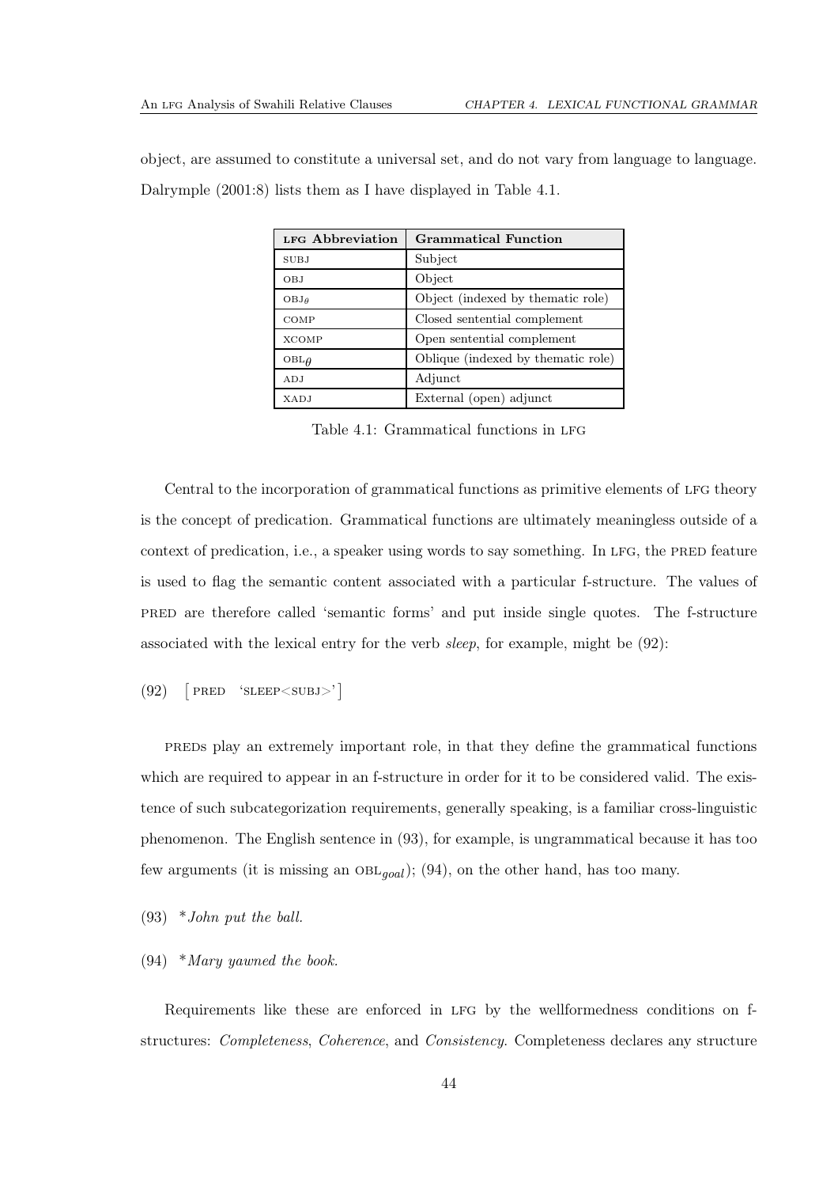object, are assumed to constitute a universal set, and do not vary from language to language. Dalrymple (2001:8) lists them as I have displayed in Table 4.1.

| LFG Abbreviation | Grammatical Function |
|---|---|
| SUBJ | Subject |
| OBJ | Object |
| $\text{OBJ}_\theta$ | Object (indexed by thematic role) |
| COMP | Closed sentential complement |
| XCOMP | Open sentential complement |
| $\text{OBL}_\theta$ | Oblique (indexed by thematic role) |
| ADJ | Adjunct |
| XADJ | External (open) adjunct |

Table 4.1: Grammatical functions in LFG

Central to the incorporation of grammatical functions as primitive elements of LFG theory is the concept of predication. Grammatical functions are ultimately meaningless outside of a context of predication, i.e., a speaker using words to say something. In LFG, the PRED feature is used to flag the semantic content associated with a particular f-structure. The values of PRED are therefore called 'semantic forms' and put inside single quotes. The f-structure associated with the lexical entry for the verb *sleep*, for example, might be (92):

(92) [ PRED 'SLEEP<SUBJ>' ]

PREDs play an extremely important role, in that they define the grammatical functions which are required to appear in an f-structure in order for it to be considered valid. The existence of such subcategorization requirements, generally speaking, is a familiar cross-linguistic phenomenon. The English sentence in (93), for example, is ungrammatical because it has too few arguments (it is missing an $\text{OBL}_{goal}$); (94), on the other hand, has too many.

(93) *\*John put the ball.*

(94) *\*Mary yawned the book.*

Requirements like these are enforced in LFG by the wellformedness conditions on f-structures: *Completeness*, *Coherence*, and *Consistency*. Completeness declares any structure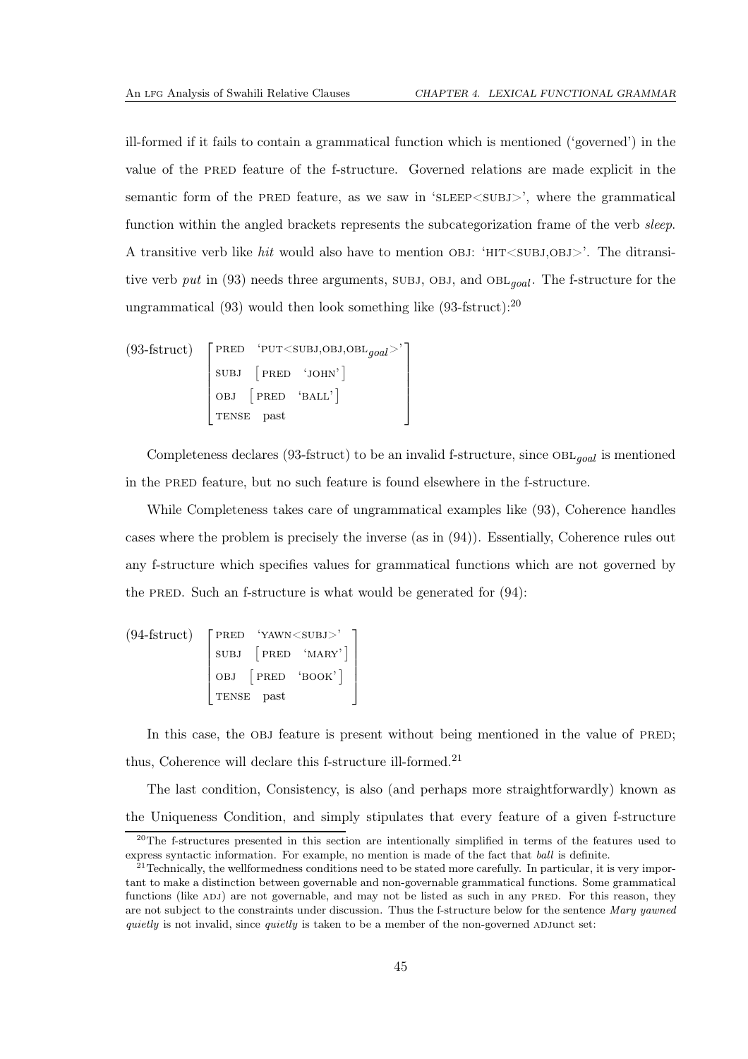ill-formed if it fails to contain a grammatical function which is mentioned ('governed') in the value of the PRED feature of the f-structure. Governed relations are made explicit in the semantic form of the PRED feature, as we saw in 'SLEEP<SUBJ>', where the grammatical function within the angled brackets represents the subcategorization frame of the verb *sleep*. A transitive verb like *hit* would also have to mention OBJ: 'HIT<SUBJ,OBJ>'. The ditransitive verb *put* in (93) needs three arguments, SUBJ, OBJ, and $\text{OBL}_{goal}$. The f-structure for the ungrammatical (93) would then look something like (93-fstruct):[20]

(93-fstruct)
$$\begin{bmatrix} \text{PRED} & \text{'PUT<SUBJ,OBJ,OBL}_{goal}\text{>'} \\ \text{SUBJ} & \begin{bmatrix} \text{PRED} & \text{'JOHN'} \end{bmatrix} \\ \text{OBJ} & \begin{bmatrix} \text{PRED} & \text{'BALL'} \end{bmatrix} \\ \text{TENSE} & \text{past} \end{bmatrix}$$

Completeness declares (93-fstruct) to be an invalid f-structure, since $\text{OBL}_{goal}$ is mentioned in the PRED feature, but no such feature is found elsewhere in the f-structure.

While Completeness takes care of ungrammatical examples like (93), Coherence handles cases where the problem is precisely the inverse (as in (94)). Essentially, Coherence rules out any f-structure which specifies values for grammatical functions which are not governed by the PRED. Such an f-structure is what would be generated for (94):

(94-fstruct)
$$\begin{bmatrix} \text{PRED} & \text{'YAWN<SUBJ>'} \\ \text{SUBJ} & \begin{bmatrix} \text{PRED} & \text{'MARY'} \end{bmatrix} \\ \text{OBJ} & \begin{bmatrix} \text{PRED} & \text{'BOOK'} \end{bmatrix} \\ \text{TENSE} & \text{past} \end{bmatrix}$$

In this case, the OBJ feature is present without being mentioned in the value of PRED; thus, Coherence will declare this f-structure ill-formed.[21]

The last condition, Consistency, is also (and perhaps more straightforwardly) known as the Uniqueness Condition, and simply stipulates that every feature of a given f-structure

---

[20] The f-structures presented in this section are intentionally simplified in terms of the features used to express syntactic information. For example, no mention is made of the fact that *ball* is definite.

[21] Technically, the wellformedness conditions need to be stated more carefully. In particular, it is very important to make a distinction between governable and non-governable grammatical functions. Some grammatical functions (like ADJ) are not governable, and may not be listed as such in any PRED. For this reason, they are not subject to the constraints under discussion. Thus the f-structure below for the sentence *Mary yawned quietly* is not invalid, since *quietly* is taken to be a member of the non-governed ADJunct set: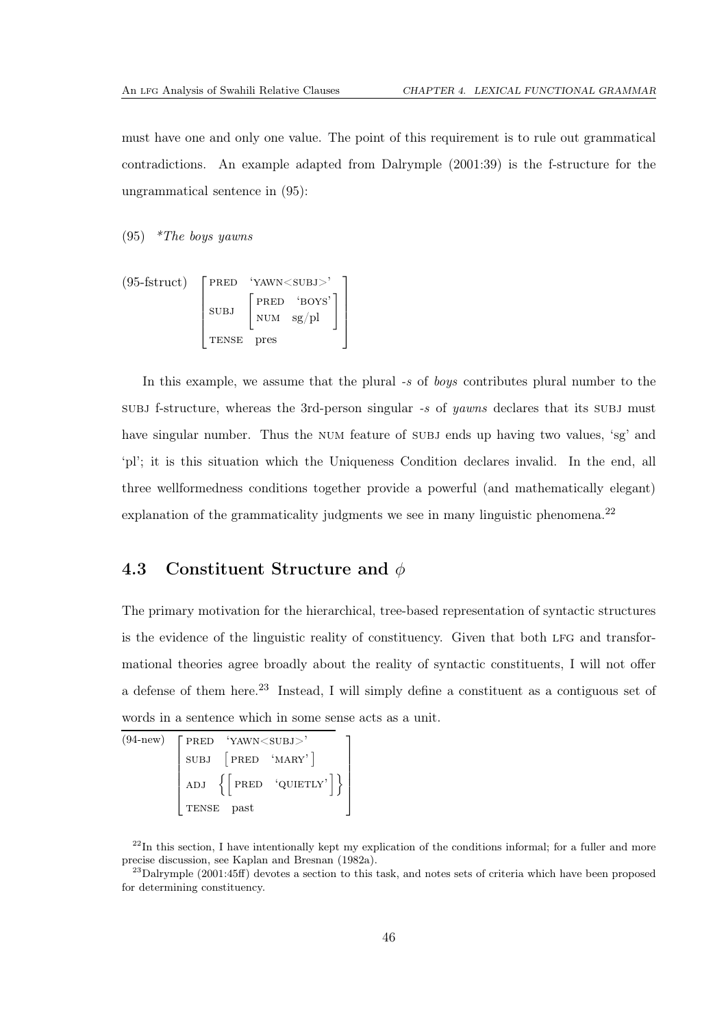must have one and only one value. The point of this requirement is to rule out grammatical contradictions. An example adapted from Dalrymple (2001:39) is the f-structure for the ungrammatical sentence in (95):

(95) *\*The boys yawns*

(95-fstruct)

$$\begin{bmatrix} \text{PRED} & \text{`YAWN<SUBJ>'} \\ \text{SUBJ} & \begin{bmatrix} \text{PRED} & \text{`BOYS'} \\ \text{NUM} & \text{sg/pl} \end{bmatrix} \\ \text{TENSE} & \text{pres} \end{bmatrix}$$

In this example, we assume that the plural *-s* of *boys* contributes plural number to the SUBJ f-structure, whereas the 3rd-person singular *-s* of *yawns* declares that its SUBJ must have singular number. Thus the NUM feature of SUBJ ends up having two values, 'sg' and 'pl'; it is this situation which the Uniqueness Condition declares invalid. In the end, all three wellformedness conditions together provide a powerful (and mathematically elegant) explanation of the grammaticality judgments we see in many linguistic phenomena.[22]

## 4.3 Constituent Structure and $\phi$

The primary motivation for the hierarchical, tree-based representation of syntactic structures is the evidence of the linguistic reality of constituency. Given that both LFG and transformational theories agree broadly about the reality of syntactic constituents, I will not offer a defense of them here.[23] Instead, I will simply define a constituent as a contiguous set of words in a sentence which in some sense acts as a unit.

(94-new)

$$\begin{bmatrix} \text{PRED} & \text{`YAWN<SUBJ>'} \\ \text{SUBJ} & \begin{bmatrix} \text{PRED} & \text{`MARY'} \end{bmatrix} \\ \text{ADJ} & \left\{ \begin{bmatrix} \text{PRED} & \text{`QUIETLY'} \end{bmatrix} \right\} \\ \text{TENSE} & \text{past} \end{bmatrix}$$

[22] In this section, I have intentionally kept my explication of the conditions informal; for a fuller and more precise discussion, see Kaplan and Bresnan (1982a).

[23] Dalrymple (2001:45ff) devotes a section to this task, and notes sets of criteria which have been proposed for determining constituency.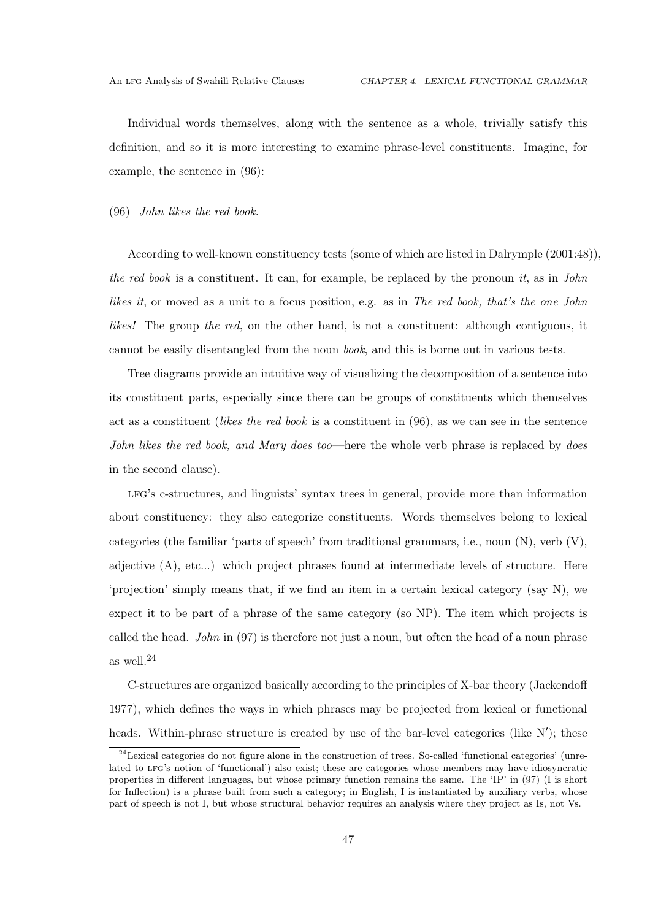Individual words themselves, along with the sentence as a whole, trivially satisfy this definition, and so it is more interesting to examine phrase-level constituents. Imagine, for example, the sentence in (96):

(96) *John likes the red book.*

According to well-known constituency tests (some of which are listed in Dalrymple (2001:48)), *the red book* is a constituent. It can, for example, be replaced by the pronoun *it*, as in *John likes it*, or moved as a unit to a focus position, e.g. as in *The red book, that's the one John likes!* The group *the red*, on the other hand, is not a constituent: although contiguous, it cannot be easily disentangled from the noun *book*, and this is borne out in various tests.

Tree diagrams provide an intuitive way of visualizing the decomposition of a sentence into its constituent parts, especially since there can be groups of constituents which themselves act as a constituent (*likes the red book* is a constituent in (96), as we can see in the sentence *John likes the red book, and Mary does too*—here the whole verb phrase is replaced by *does* in the second clause).

LFG's c-structures, and linguists' syntax trees in general, provide more than information about constituency: they also categorize constituents. Words themselves belong to lexical categories (the familiar 'parts of speech' from traditional grammars, i.e., noun (N), verb (V), adjective (A), etc...) which project phrases found at intermediate levels of structure. Here 'projection' simply means that, if we find an item in a certain lexical category (say N), we expect it to be part of a phrase of the same category (so NP). The item which projects is called the head. *John* in (97) is therefore not just a noun, but often the head of a noun phrase as well.[24]

C-structures are organized basically according to the principles of X-bar theory (Jackendoff 1977), which defines the ways in which phrases may be projected from lexical or functional heads. Within-phrase structure is created by use of the bar-level categories (like N′); these

[24] Lexical categories do not figure alone in the construction of trees. So-called 'functional categories' (unrelated to LFG's notion of 'functional') also exist; these are categories whose members may have idiosyncratic properties in different languages, but whose primary function remains the same. The 'IP' in (97) (I is short for Inflection) is a phrase built from such a category; in English, I is instantiated by auxiliary verbs, whose part of speech is not I, but whose structural behavior requires an analysis where they project as Is, not Vs.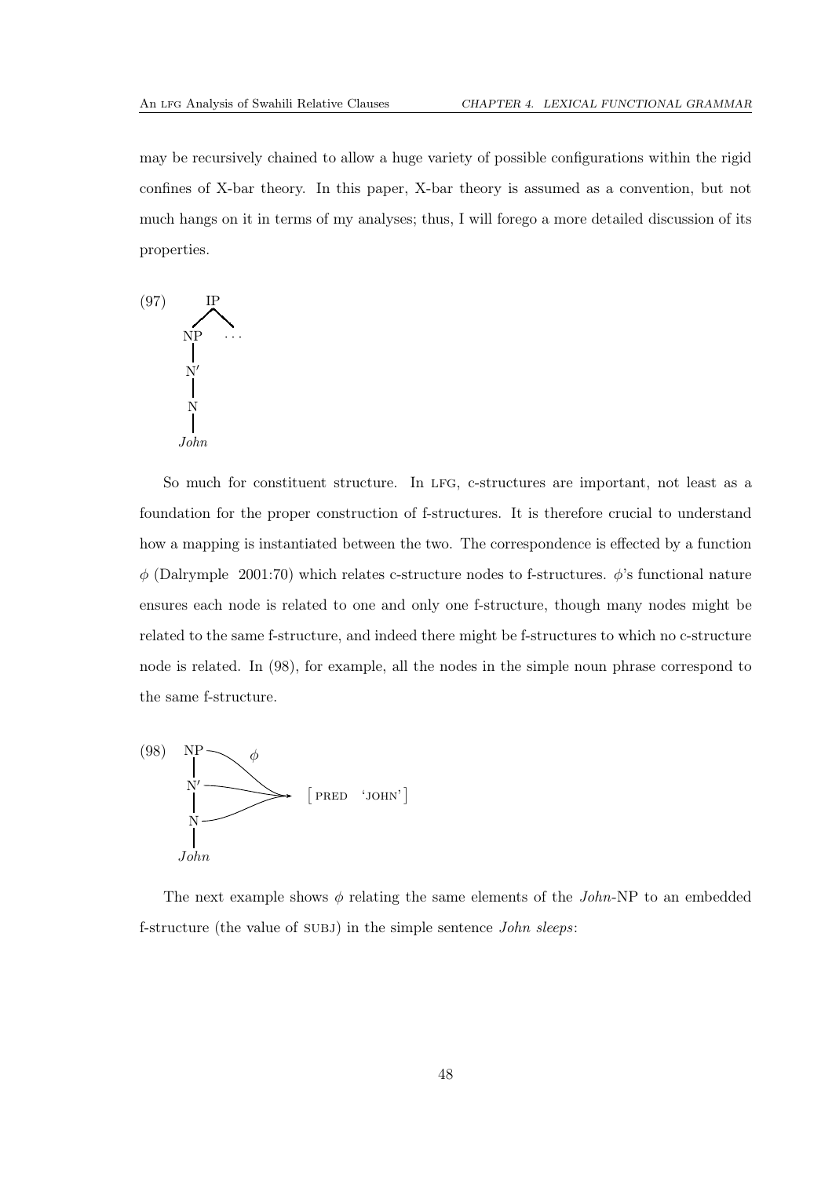may be recursively chained to allow a huge variety of possible configurations within the rigid confines of X-bar theory. In this paper, X-bar theory is assumed as a convention, but not much hangs on it in terms of my analyses; thus, I will forego a more detailed discussion of its properties.

```
(97)      IP
         /  \
       NP    ...
        |
        N′
        |
        N
        |
      John
```

So much for constituent structure. In LFG, c-structures are important, not least as a foundation for the proper construction of f-structures. It is therefore crucial to understand how a mapping is instantiated between the two. The correspondence is effected by a function $\phi$ (Dalrymple 2001:70) which relates c-structure nodes to f-structures. $\phi$'s functional nature ensures each node is related to one and only one f-structure, though many nodes might be related to the same f-structure, and indeed there might be f-structures to which no c-structure node is related. In (98), for example, all the nodes in the simple noun phrase correspond to the same f-structure.

```
(98)  NP ─────╮  φ
      |        ╲
      N′ ───────→  [ PRED  'JOHN' ]
      |        ╱
      N ──────╯
      |
    John
```

The next example shows $\phi$ relating the same elements of the *John*-NP to an embedded f-structure (the value of SUBJ) in the simple sentence *John sleeps*: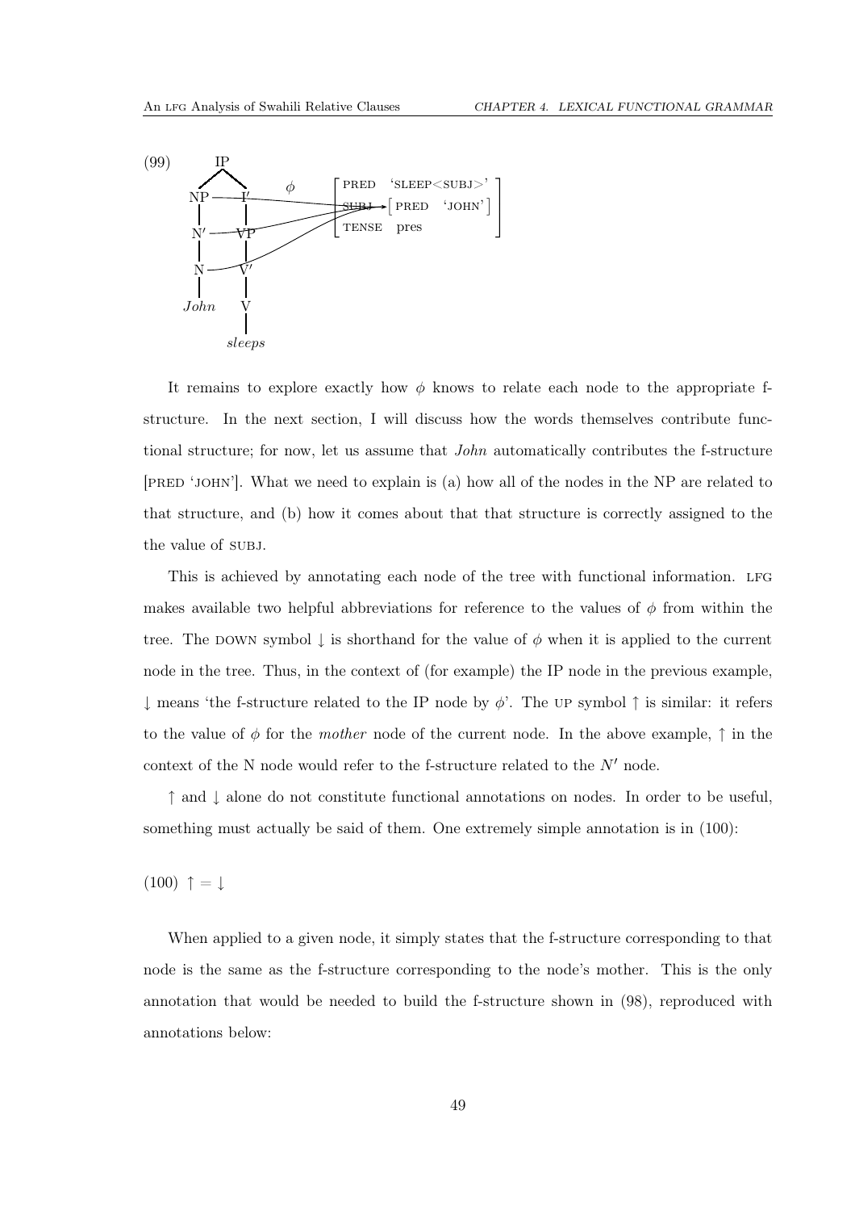(99)

```
          IP
        /    \
      NP ---- I'          φ      [ PRED   'SLEEP<SUBJ>'        ]
      |       |                  [ SUBJ → [ PRED  'JOHN' ]     ]
      N' ---- VP                 [ TENSE  pres                 ]
      |       |
      N ----- V'
      |       |
    John      V
              |
            sleeps
```

It remains to explore exactly how $\phi$ knows to relate each node to the appropriate f-structure. In the next section, I will discuss how the words themselves contribute functional structure; for now, let us assume that *John* automatically contributes the f-structure [PRED 'JOHN']. What we need to explain is (a) how all of the nodes in the NP are related to that structure, and (b) how it comes about that that structure is correctly assigned to the the value of SUBJ.

This is achieved by annotating each node of the tree with functional information. LFG makes available two helpful abbreviations for reference to the values of $\phi$ from within the tree. The DOWN symbol $\downarrow$ is shorthand for the value of $\phi$ when it is applied to the current node in the tree. Thus, in the context of (for example) the IP node in the previous example, $\downarrow$ means 'the f-structure related to the IP node by $\phi$'. The UP symbol $\uparrow$ is similar: it refers to the value of $\phi$ for the *mother* node of the current node. In the above example, $\uparrow$ in the context of the N node would refer to the f-structure related to the $N'$ node.

$\uparrow$ and $\downarrow$ alone do not constitute functional annotations on nodes. In order to be useful, something must actually be said of them. One extremely simple annotation is in (100):

(100) $\uparrow = \downarrow$

When applied to a given node, it simply states that the f-structure corresponding to that node is the same as the f-structure corresponding to the node's mother. This is the only annotation that would be needed to build the f-structure shown in (98), reproduced with annotations below: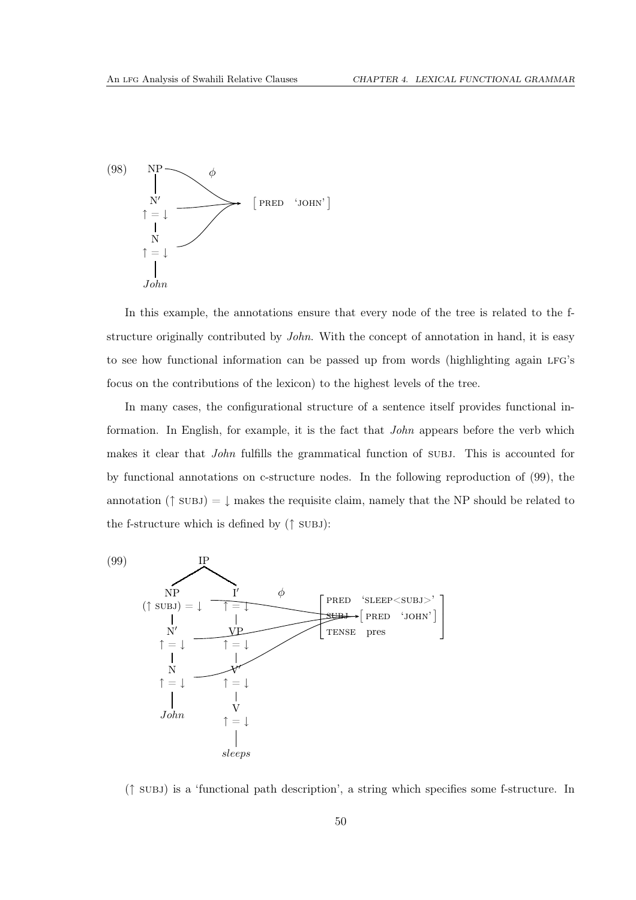(98)

```
NP ──────────╮   φ
|             ╲
N′ ────────────→ [ PRED  'JOHN' ]
↑ = ↓         ╱
|            ╱
N ──────────╯
↑ = ↓
|
John
```

In this example, the annotations ensure that every node of the tree is related to the f-structure originally contributed by *John*. With the concept of annotation in hand, it is easy to see how functional information can be passed up from words (highlighting again LFG's focus on the contributions of the lexicon) to the highest levels of the tree.

In many cases, the configurational structure of a sentence itself provides functional information. In English, for example, it is the fact that *John* appears before the verb which makes it clear that *John* fulfills the grammatical function of SUBJ. This is accounted for by functional annotations on c-structure nodes. In the following reproduction of (99), the annotation (↑ SUBJ) = ↓ makes the requisite claim, namely that the NP should be related to the f-structure which is defined by (↑ SUBJ):

(99)

```
                IP
              /    \
          NP          I′        φ
    (↑ SUBJ) = ↓    ↑ = ↓           ⎡ PRED   'SLEEP<SUBJ>'        ⎤
          |          |              ⎢ SUBJ → [ PRED   'JOHN' ]     ⎥
          N′         VP             ⎣ TENSE  pres                  ⎦
        ↑ = ↓      ↑ = ↓
          |          |
          N          V′
        ↑ = ↓      ↑ = ↓
          |          |
        John         V
                   ↑ = ↓
                     |
                   sleeps
```

(NP, N′ and N are mapped by φ to the SUBJ f-structure; I′, VP, V′ and V are mapped to the outer f-structure.)

(↑ SUBJ) is a 'functional path description', a string which specifies some f-structure. In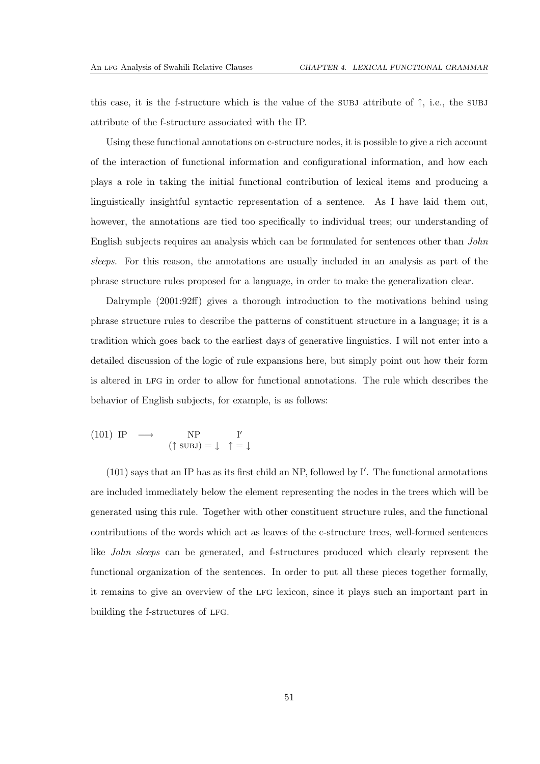this case, it is the f-structure which is the value of the SUBJ attribute of ↑, i.e., the SUBJ attribute of the f-structure associated with the IP.

Using these functional annotations on c-structure nodes, it is possible to give a rich account of the interaction of functional information and configurational information, and how each plays a role in taking the initial functional contribution of lexical items and producing a linguistically insightful syntactic representation of a sentence. As I have laid them out, however, the annotations are tied too specifically to individual trees; our understanding of English subjects requires an analysis which can be formulated for sentences other than *John sleeps*. For this reason, the annotations are usually included in an analysis as part of the phrase structure rules proposed for a language, in order to make the generalization clear.

Dalrymple (2001:92ff) gives a thorough introduction to the motivations behind using phrase structure rules to describe the patterns of constituent structure in a language; it is a tradition which goes back to the earliest days of generative linguistics. I will not enter into a detailed discussion of the logic of rule expansions here, but simply point out how their form is altered in LFG in order to allow for functional annotations. The rule which describes the behavior of English subjects, for example, is as follows:

(101) $$\text{IP} \longrightarrow \underset{(\uparrow \text{SUBJ}) = \downarrow}{\text{NP}} \quad \underset{\uparrow = \downarrow}{\text{I}'}$$

(101) says that an IP has as its first child an NP, followed by I′. The functional annotations are included immediately below the element representing the nodes in the trees which will be generated using this rule. Together with other constituent structure rules, and the functional contributions of the words which act as leaves of the c-structure trees, well-formed sentences like *John sleeps* can be generated, and f-structures produced which clearly represent the functional organization of the sentences. In order to put all these pieces together formally, it remains to give an overview of the LFG lexicon, since it plays such an important part in building the f-structures of LFG.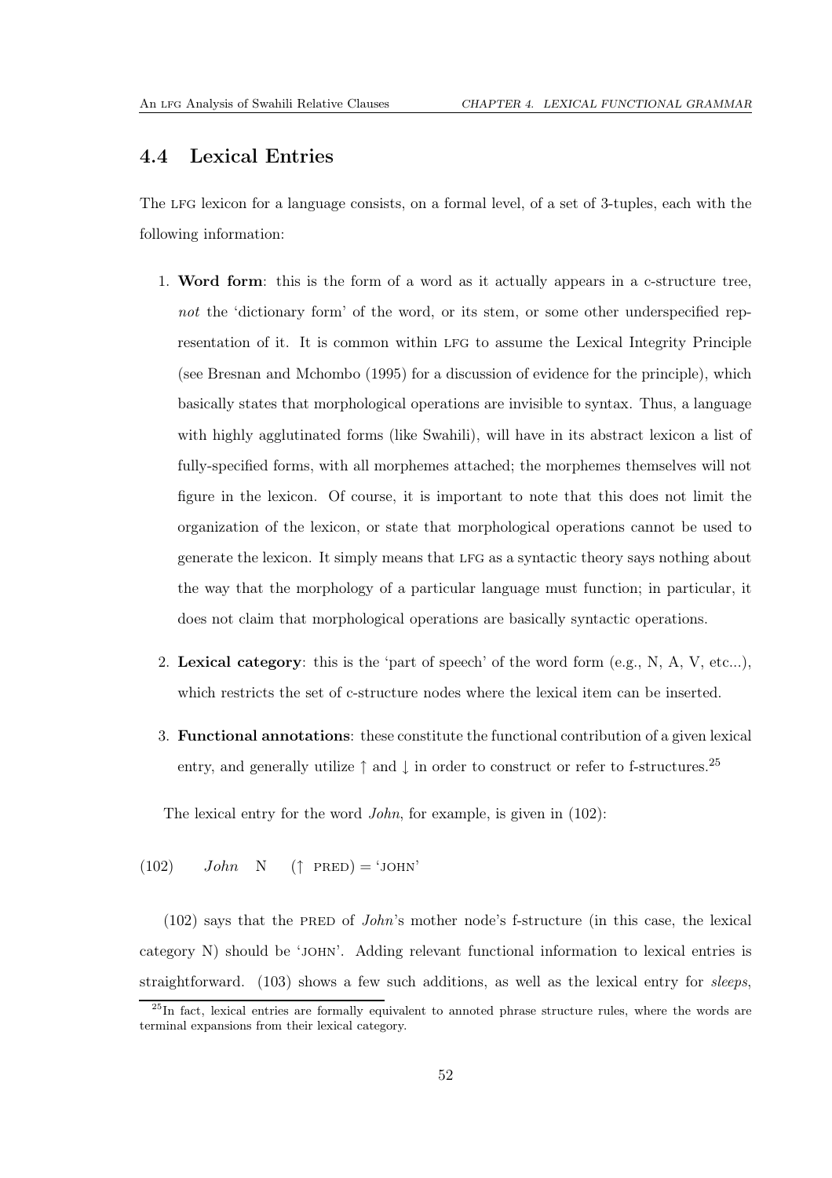## 4.4 Lexical Entries

The LFG lexicon for a language consists, on a formal level, of a set of 3-tuples, each with the following information:

1. **Word form**: this is the form of a word as it actually appears in a c-structure tree, *not* the 'dictionary form' of the word, or its stem, or some other underspecified representation of it. It is common within LFG to assume the Lexical Integrity Principle (see Bresnan and Mchombo (1995) for a discussion of evidence for the principle), which basically states that morphological operations are invisible to syntax. Thus, a language with highly agglutinated forms (like Swahili), will have in its abstract lexicon a list of fully-specified forms, with all morphemes attached; the morphemes themselves will not figure in the lexicon. Of course, it is important to note that this does not limit the organization of the lexicon, or state that morphological operations cannot be used to generate the lexicon. It simply means that LFG as a syntactic theory says nothing about the way that the morphology of a particular language must function; in particular, it does not claim that morphological operations are basically syntactic operations.

2. **Lexical category**: this is the 'part of speech' of the word form (e.g., N, A, V, etc...), which restricts the set of c-structure nodes where the lexical item can be inserted.

3. **Functional annotations**: these constitute the functional contribution of a given lexical entry, and generally utilize ↑ and ↓ in order to construct or refer to f-structures.[25]

The lexical entry for the word *John*, for example, is given in (102):

(102) *John* N (↑ PRED) = 'JOHN'

(102) says that the PRED of *John*'s mother node's f-structure (in this case, the lexical category N) should be 'JOHN'. Adding relevant functional information to lexical entries is straightforward. (103) shows a few such additions, as well as the lexical entry for *sleeps*,

[25] In fact, lexical entries are formally equivalent to annoted phrase structure rules, where the words are terminal expansions from their lexical category.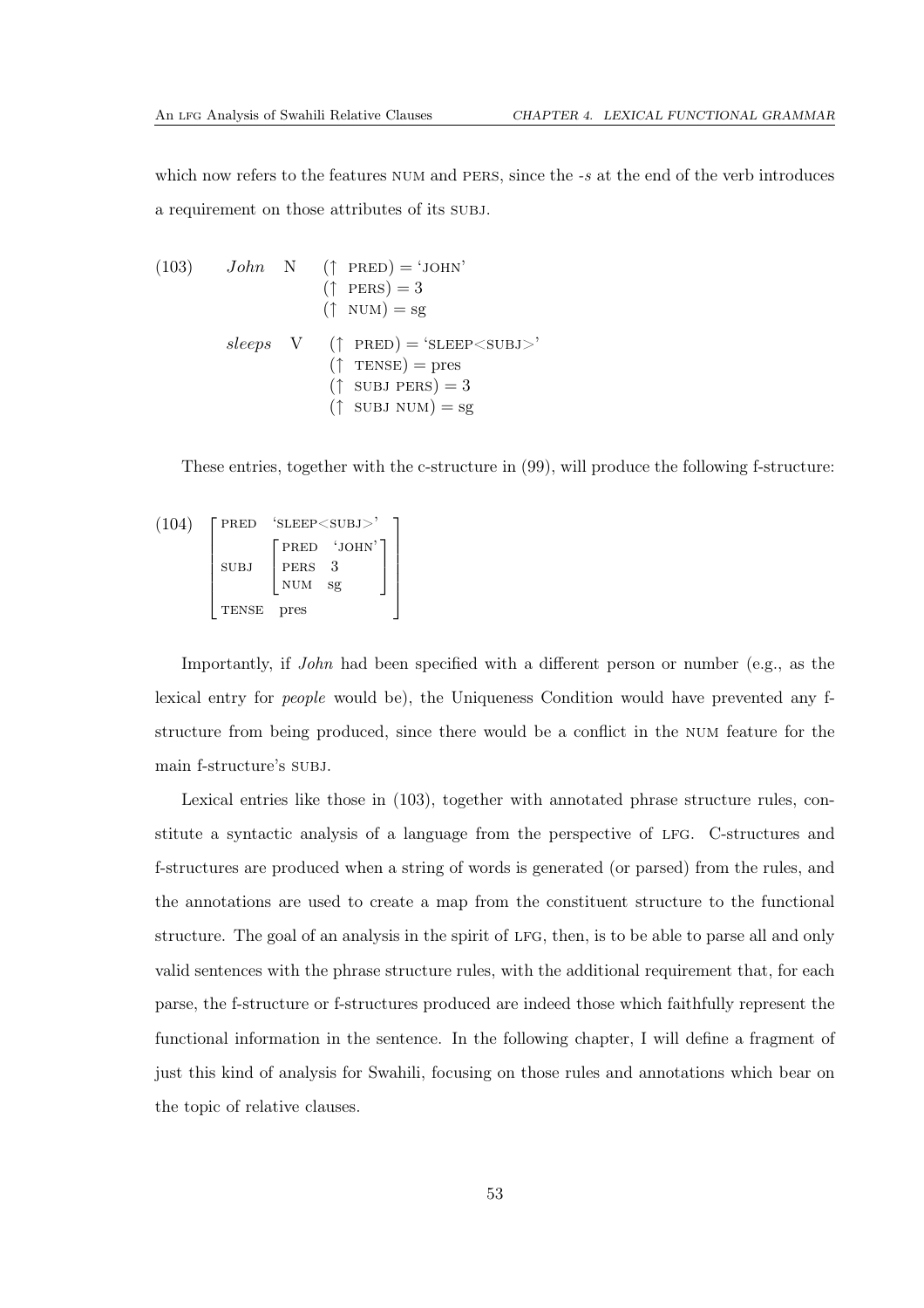which now refers to the features NUM and PERS, since the *-s* at the end of the verb introduces a requirement on those attributes of its SUBJ.

(103)

| | | |
|---|---|---|
| *John* | N | $(\uparrow$ PRED$)$ = 'JOHN' |
| | | $(\uparrow$ PERS$) = 3$ |
| | | $(\uparrow$ NUM$)$ = sg |
| *sleeps* | V | $(\uparrow$ PRED$)$ = 'SLEEP<SUBJ>' |
| | | $(\uparrow$ TENSE$)$ = pres |
| | | $(\uparrow$ SUBJ PERS$) = 3$ |
| | | $(\uparrow$ SUBJ NUM$)$ = sg |

These entries, together with the c-structure in (99), will produce the following f-structure:

(104)

$$\begin{bmatrix} \text{PRED} & \text{'SLEEP<SUBJ>'} \\ \text{SUBJ} & \begin{bmatrix} \text{PRED} & \text{'JOHN'} \\ \text{PERS} & 3 \\ \text{NUM} & \text{sg} \end{bmatrix} \\ \text{TENSE} & \text{pres} \end{bmatrix}$$

Importantly, if *John* had been specified with a different person or number (e.g., as the lexical entry for *people* would be), the Uniqueness Condition would have prevented any f-structure from being produced, since there would be a conflict in the NUM feature for the main f-structure's SUBJ.

Lexical entries like those in (103), together with annotated phrase structure rules, constitute a syntactic analysis of a language from the perspective of LFG. C-structures and f-structures are produced when a string of words is generated (or parsed) from the rules, and the annotations are used to create a map from the constituent structure to the functional structure. The goal of an analysis in the spirit of LFG, then, is to be able to parse all and only valid sentences with the phrase structure rules, with the additional requirement that, for each parse, the f-structure or f-structures produced are indeed those which faithfully represent the functional information in the sentence. In the following chapter, I will define a fragment of just this kind of analysis for Swahili, focusing on those rules and annotations which bear on the topic of relative clauses.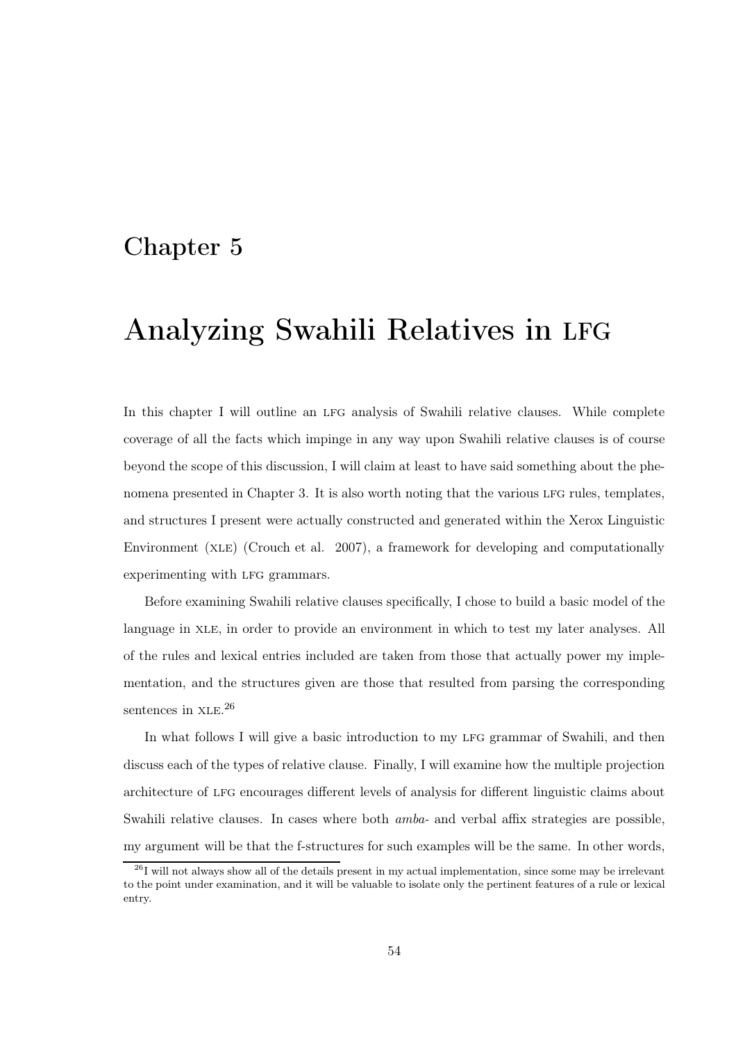# Chapter 5

# Analyzing Swahili Relatives in LFG

In this chapter I will outline an LFG analysis of Swahili relative clauses. While complete coverage of all the facts which impinge in any way upon Swahili relative clauses is of course beyond the scope of this discussion, I will claim at least to have said something about the phenomena presented in Chapter 3. It is also worth noting that the various LFG rules, templates, and structures I present were actually constructed and generated within the Xerox Linguistic Environment (XLE) (Crouch et al. 2007), a framework for developing and computationally experimenting with LFG grammars.

Before examining Swahili relative clauses specifically, I chose to build a basic model of the language in XLE, in order to provide an environment in which to test my later analyses. All of the rules and lexical entries included are taken from those that actually power my implementation, and the structures given are those that resulted from parsing the corresponding sentences in XLE.[26]

In what follows I will give a basic introduction to my LFG grammar of Swahili, and then discuss each of the types of relative clause. Finally, I will examine how the multiple projection architecture of LFG encourages different levels of analysis for different linguistic claims about Swahili relative clauses. In cases where both *amba-* and verbal affix strategies are possible, my argument will be that the f-structures for such examples will be the same. In other words,

[26] I will not always show all of the details present in my actual implementation, since some may be irrelevant to the point under examination, and it will be valuable to isolate only the pertinent features of a rule or lexical entry.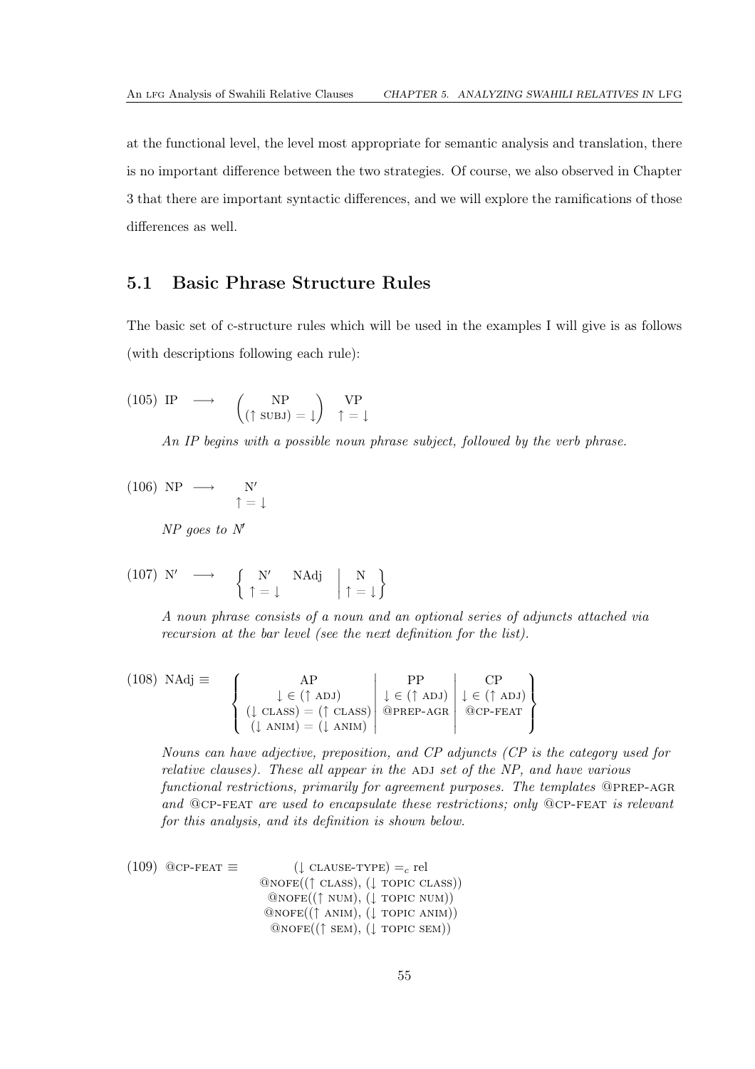at the functional level, the level most appropriate for semantic analysis and translation, there is no important difference between the two strategies. Of course, we also observed in Chapter 3 that there are important syntactic differences, and we will explore the ramifications of those differences as well.

## 5.1 Basic Phrase Structure Rules

The basic set of c-structure rules which will be used in the examples I will give is as follows (with descriptions following each rule):

(105) $\text{IP} \longrightarrow \begin{pmatrix} \text{NP} \\ (\uparrow \text{ SUBJ}) = \downarrow \end{pmatrix} \quad \begin{matrix} \text{VP} \\ \uparrow = \downarrow \end{matrix}$

*An IP begins with a possible noun phrase subject, followed by the verb phrase.*

(106) $\text{NP} \longrightarrow \begin{matrix} \text{N}' \\ \uparrow = \downarrow \end{matrix}$

*NP goes to N′*

(107) $\text{N}' \longrightarrow \left\{ \begin{matrix} \text{N}' \\ \uparrow = \downarrow \end{matrix} \quad \text{NAdj} \;\middle|\; \begin{matrix} \text{N} \\ \uparrow = \downarrow \end{matrix} \right\}$

*A noun phrase consists of a noun and an optional series of adjuncts attached via recursion at the bar level (see the next definition for the list).*

(108) $\text{NAdj} \equiv \left\{ \begin{matrix} \text{AP} \\ \downarrow \in (\uparrow \text{ ADJ}) \\ (\downarrow \text{ CLASS}) = (\uparrow \text{ CLASS}) \\ (\downarrow \text{ ANIM}) = (\downarrow \text{ ANIM}) \end{matrix} \;\middle|\; \begin{matrix} \text{PP} \\ \downarrow \in (\uparrow \text{ ADJ}) \\ @\text{PREP-AGR} \\ \\ \end{matrix} \;\middle|\; \begin{matrix} \text{CP} \\ \downarrow \in (\uparrow \text{ ADJ}) \\ @\text{CP-FEAT} \\ \\ \end{matrix} \right\}$

*Nouns can have adjective, preposition, and CP adjuncts (CP is the category used for relative clauses). These all appear in the* ADJ *set of the NP, and have various functional restrictions, primarily for agreement purposes. The templates* @PREP-AGR *and* @CP-FEAT *are used to encapsulate these restrictions; only* @CP-FEAT *is relevant for this analysis, and its definition is shown below.*

(109) $@\text{CP-FEAT} \equiv \begin{matrix} (\downarrow \text{ CLAUSE-TYPE}) =_c \text{rel} \\ @\text{NOFE}((\uparrow \text{ CLASS}), (\downarrow \text{ TOPIC CLASS})) \\ @\text{NOFE}((\uparrow \text{ NUM}), (\downarrow \text{ TOPIC NUM})) \\ @\text{NOFE}((\uparrow \text{ ANIM}), (\downarrow \text{ TOPIC ANIM})) \\ @\text{NOFE}((\uparrow \text{ SEM}), (\downarrow \text{ TOPIC SEM})) \end{matrix}$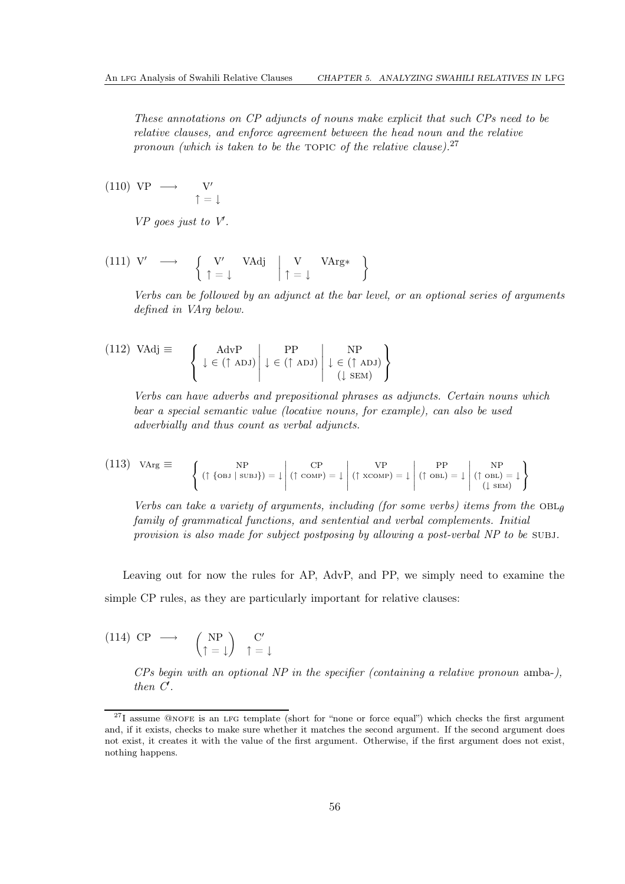*These annotations on CP adjuncts of nouns make explicit that such CPs need to be relative clauses, and enforce agreement between the head noun and the relative pronoun (which is taken to be the* TOPIC *of the relative clause).*[27]

(110) $\text{VP} \longrightarrow \underset{\uparrow = \downarrow}{\text{V}'}$

*VP goes just to V′.*

(111) $\text{V}' \longrightarrow \left\{ \underset{\uparrow = \downarrow}{\text{V}'} \quad \text{VAdj} \;\middle|\; \underset{\uparrow = \downarrow}{\text{V}} \quad \text{VArg}* \right\}$

*Verbs can be followed by an adjunct at the bar level, or an optional series of arguments defined in VArg below.*

(112) $\text{VAdj} \equiv \left\{ \begin{array}{c} \text{AdvP} \\ \downarrow \in (\uparrow \text{ADJ}) \end{array} \middle| \begin{array}{c} \text{PP} \\ \downarrow \in (\uparrow \text{ADJ}) \end{array} \middle| \begin{array}{c} \text{NP} \\ \downarrow \in (\uparrow \text{ADJ}) \\ (\downarrow \text{SEM}) \end{array} \right\}$

*Verbs can have adverbs and prepositional phrases as adjuncts. Certain nouns which bear a special semantic value (locative nouns, for example), can also be used adverbially and thus count as verbal adjuncts.*

(113) $\text{VArg} \equiv \left\{ \begin{array}{c} \text{NP} \\ (\uparrow \{\text{OBJ} \mid \text{SUBJ}\}) = \downarrow \end{array} \middle| \begin{array}{c} \text{CP} \\ (\uparrow \text{COMP}) = \downarrow \end{array} \middle| \begin{array}{c} \text{VP} \\ (\uparrow \text{XCOMP}) = \downarrow \end{array} \middle| \begin{array}{c} \text{PP} \\ (\uparrow \text{OBL}) = \downarrow \end{array} \middle| \begin{array}{c} \text{NP} \\ (\uparrow \text{OBL}) = \downarrow \\ (\downarrow \text{SEM}) \end{array} \right\}$

*Verbs can take a variety of arguments, including (for some verbs) items from the* $\text{OBL}_\theta$ *family of grammatical functions, and sentential and verbal complements. Initial provision is also made for subject postposing by allowing a post-verbal NP to be* SUBJ.

Leaving out for now the rules for AP, AdvP, and PP, we simply need to examine the simple CP rules, as they are particularly important for relative clauses:

(114) $\text{CP} \longrightarrow \begin{pmatrix} \text{NP} \\ \uparrow = \downarrow \end{pmatrix} \quad \underset{\uparrow = \downarrow}{\text{C}'}$

*CPs begin with an optional NP in the specifier (containing a relative pronoun* amba-*), then C′.*

[27] I assume @NOFE is an LFG template (short for "none or force equal") which checks the first argument and, if it exists, checks to make sure whether it matches the second argument. If the second argument does not exist, it creates it with the value of the first argument. Otherwise, if the first argument does not exist, nothing happens.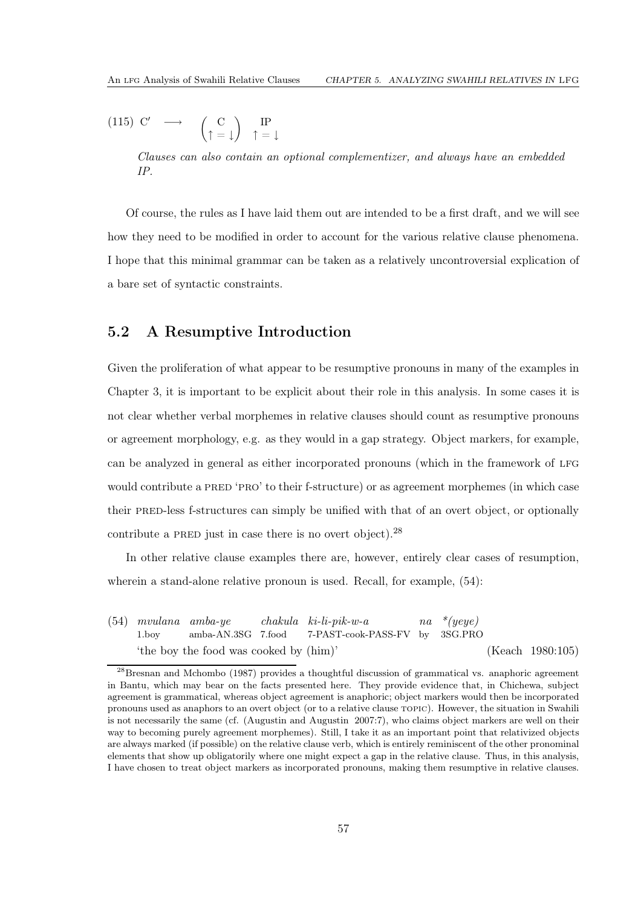(115) C′ ⟶ $\begin{pmatrix} \text{C} \\ \uparrow = \downarrow \end{pmatrix}$ $\begin{matrix} \text{IP} \\ \uparrow = \downarrow \end{matrix}$

*Clauses can also contain an optional complementizer, and always have an embedded IP.*

Of course, the rules as I have laid them out are intended to be a first draft, and we will see how they need to be modified in order to account for the various relative clause phenomena. I hope that this minimal grammar can be taken as a relatively uncontroversial explication of a bare set of syntactic constraints.

## 5.2 A Resumptive Introduction

Given the proliferation of what appear to be resumptive pronouns in many of the examples in Chapter 3, it is important to be explicit about their role in this analysis. In some cases it is not clear whether verbal morphemes in relative clauses should count as resumptive pronouns or agreement morphology, e.g. as they would in a gap strategy. Object markers, for example, can be analyzed in general as either incorporated pronouns (which in the framework of LFG would contribute a PRED 'PRO' to their f-structure) or as agreement morphemes (in which case their PRED-less f-structures can simply be unified with that of an overt object, or optionally contribute a PRED just in case there is no overt object).[28]

In other relative clause examples there are, however, entirely clear cases of resumption, wherein a stand-alone relative pronoun is used. Recall, for example, (54):

(54) *mvulana amba-ye chakula ki-li-pik-w-a na \*(yeye)*
1.boy amba-AN.3SG 7.food 7-PAST-cook-PASS-FV by 3SG.PRO
'the boy the food was cooked by (him)' (Keach 1980:105)

[28] Bresnan and Mchombo (1987) provides a thoughtful discussion of grammatical vs. anaphoric agreement in Bantu, which may bear on the facts presented here. They provide evidence that, in Chichewa, subject agreement is grammatical, whereas object agreement is anaphoric; object markers would then be incorporated pronouns used as anaphors to an overt object (or to a relative clause TOPIC). However, the situation in Swahili is not necessarily the same (cf. (Augustin and Augustin 2007:7), who claims object markers are well on their way to becoming purely agreement morphemes). Still, I take it as an important point that relativized objects are always marked (if possible) on the relative clause verb, which is entirely reminiscent of the other pronominal elements that show up obligatorily where one might expect a gap in the relative clause. Thus, in this analysis, I have chosen to treat object markers as incorporated pronouns, making them resumptive in relative clauses.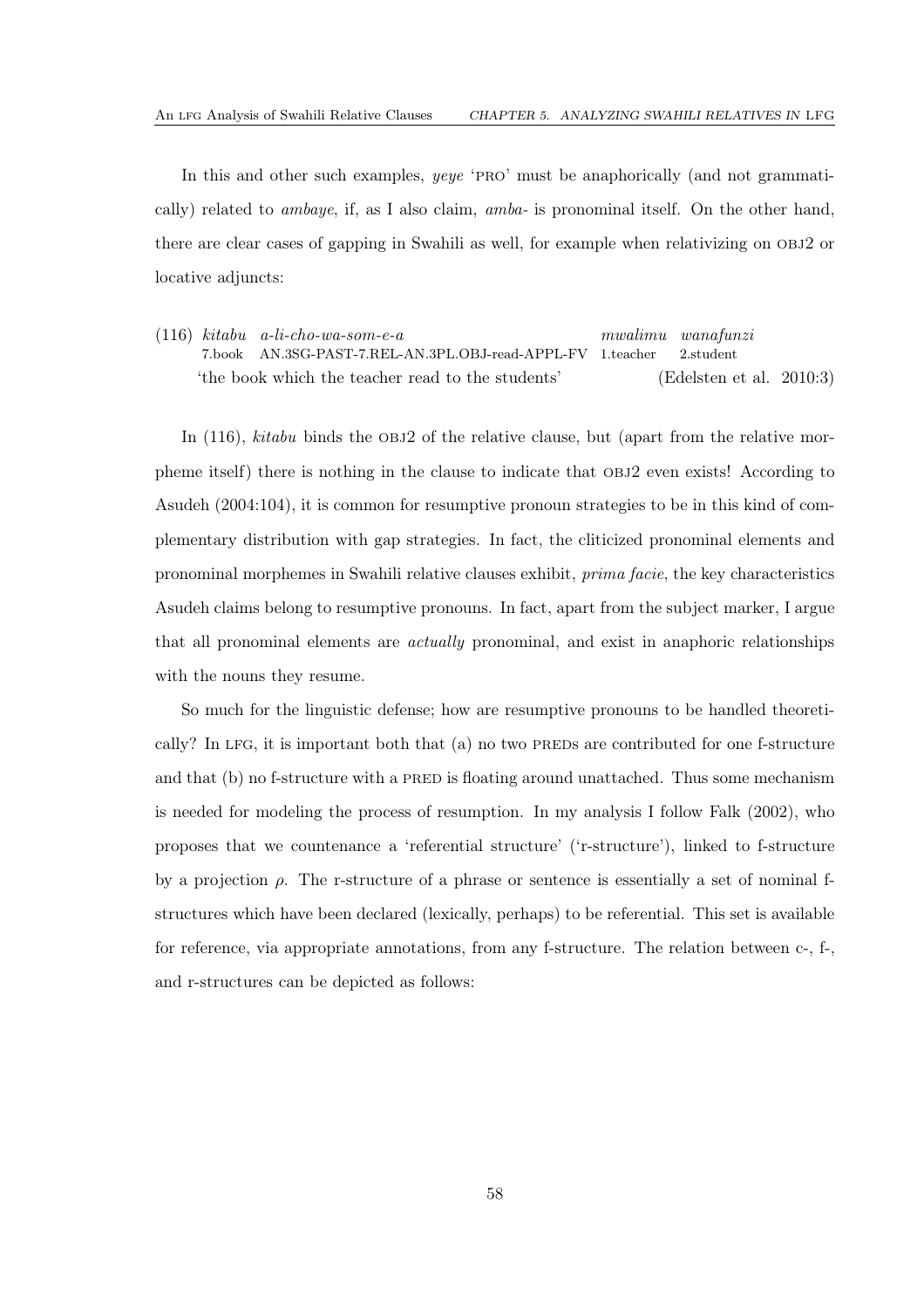In this and other such examples, *yeye* 'PRO' must be anaphorically (and not grammatically) related to *ambaye*, if, as I also claim, *amba-* is pronominal itself. On the other hand, there are clear cases of gapping in Swahili as well, for example when relativizing on OBJ2 or locative adjuncts:

(116) *kitabu* *a-li-cho-wa-som-e-a* *mwalimu* *wanafunzi*
7.book AN.3SG-PAST-7.REL-AN.3PL.OBJ-read-APPL-FV 1.teacher 2.student
'the book which the teacher read to the students' (Edelsten et al. 2010:3)

In (116), *kitabu* binds the OBJ2 of the relative clause, but (apart from the relative morpheme itself) there is nothing in the clause to indicate that OBJ2 even exists! According to Asudeh (2004:104), it is common for resumptive pronoun strategies to be in this kind of complementary distribution with gap strategies. In fact, the cliticized pronominal elements and pronominal morphemes in Swahili relative clauses exhibit, *prima facie*, the key characteristics Asudeh claims belong to resumptive pronouns. In fact, apart from the subject marker, I argue that all pronominal elements are *actually* pronominal, and exist in anaphoric relationships with the nouns they resume.

So much for the linguistic defense; how are resumptive pronouns to be handled theoretically? In LFG, it is important both that (a) no two PREDs are contributed for one f-structure and that (b) no f-structure with a PRED is floating around unattached. Thus some mechanism is needed for modeling the process of resumption. In my analysis I follow Falk (2002), who proposes that we countenance a 'referential structure' ('r-structure'), linked to f-structure by a projection $\rho$. The r-structure of a phrase or sentence is essentially a set of nominal f-structures which have been declared (lexically, perhaps) to be referential. This set is available for reference, via appropriate annotations, from any f-structure. The relation between c-, f-, and r-structures can be depicted as follows: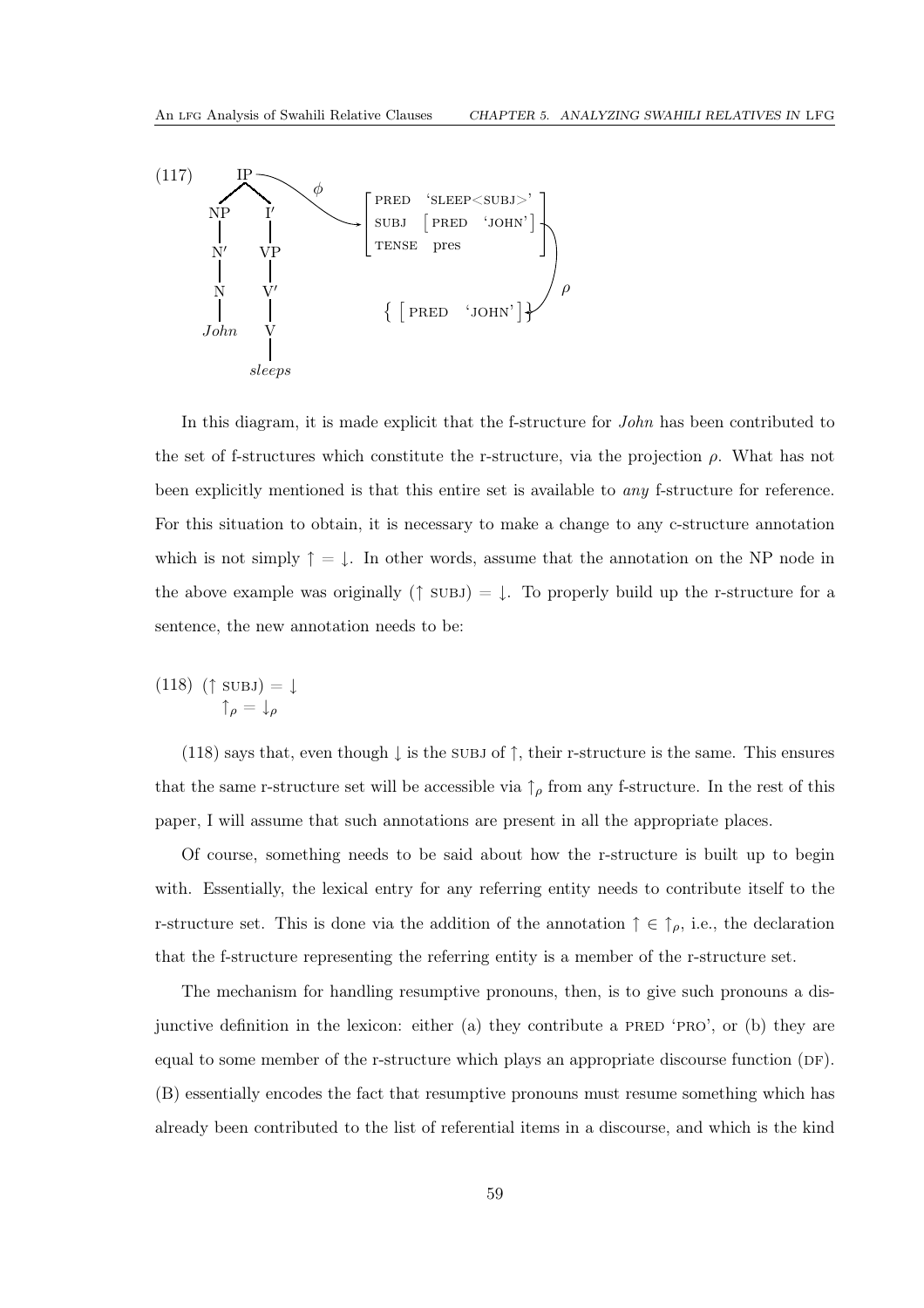(117)

```
        IP ──────────φ──────────→ [ PRED   'SLEEP<SUBJ>'      ]
       /  \                       [ SUBJ   [ PRED  'JOHN' ]   ]
     NP    I′                     [ TENSE  pres               ]
     |     |                                    |
     N′    VP                                   | ρ
     |     |                                    ↓
     N     V′                     { [ PRED  'JOHN' ] }
     |     |
   John    V
           |
         sleeps
```

In this diagram, it is made explicit that the f-structure for *John* has been contributed to the set of f-structures which constitute the r-structure, via the projection $\rho$. What has not been explicitly mentioned is that this entire set is available to *any* f-structure for reference. For this situation to obtain, it is necessary to make a change to any c-structure annotation which is not simply $\uparrow = \downarrow$. In other words, assume that the annotation on the NP node in the above example was originally $(\uparrow \text{SUBJ}) = \downarrow$. To properly build up the r-structure for a sentence, the new annotation needs to be:

(118) $(\uparrow \text{SUBJ}) = \downarrow$
$\uparrow_\rho = \downarrow_\rho$

(118) says that, even though $\downarrow$ is the SUBJ of $\uparrow$, their r-structure is the same. This ensures that the same r-structure set will be accessible via $\uparrow_\rho$ from any f-structure. In the rest of this paper, I will assume that such annotations are present in all the appropriate places.

Of course, something needs to be said about how the r-structure is built up to begin with. Essentially, the lexical entry for any referring entity needs to contribute itself to the r-structure set. This is done via the addition of the annotation $\uparrow \in \uparrow_\rho$, i.e., the declaration that the f-structure representing the referring entity is a member of the r-structure set.

The mechanism for handling resumptive pronouns, then, is to give such pronouns a disjunctive definition in the lexicon: either (a) they contribute a PRED 'PRO', or (b) they are equal to some member of the r-structure which plays an appropriate discourse function (DF). (B) essentially encodes the fact that resumptive pronouns must resume something which has already been contributed to the list of referential items in a discourse, and which is the kind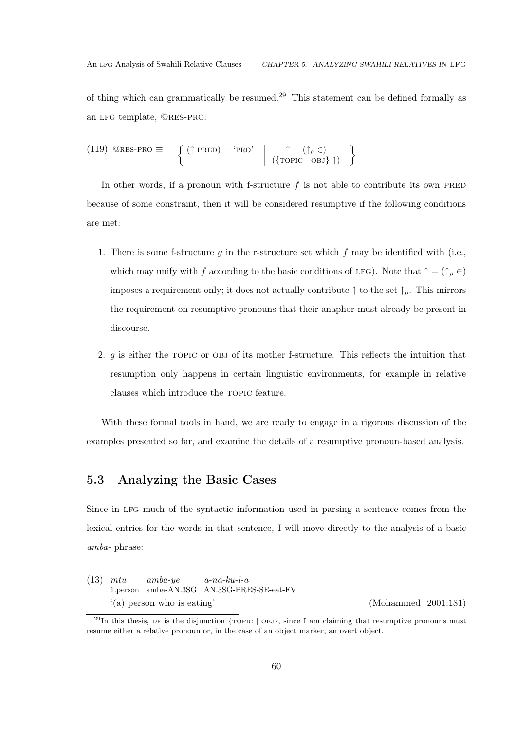of thing which can grammatically be resumed.[29] This statement can be defined formally as an LFG template, @RES-PRO:

(119) @RES-PRO ≡ $\left\{ (\uparrow \text{PRED}) = \text{`PRO'} \;\middle|\; \begin{array}{c} \uparrow = (\uparrow_\rho \in) \\ (\{\text{TOPIC} \mid \text{OBJ}\} \uparrow) \end{array} \right\}$

In other words, if a pronoun with f-structure $f$ is not able to contribute its own PRED because of some constraint, then it will be considered resumptive if the following conditions are met:

1. There is some f-structure $g$ in the r-structure set which $f$ may be identified with (i.e., which may unify with $f$ according to the basic conditions of LFG). Note that $\uparrow = (\uparrow_\rho \in)$ imposes a requirement only; it does not actually contribute $\uparrow$ to the set $\uparrow_\rho$. This mirrors the requirement on resumptive pronouns that their anaphor must already be present in discourse.

2. $g$ is either the TOPIC or OBJ of its mother f-structure. This reflects the intuition that resumption only happens in certain linguistic environments, for example in relative clauses which introduce the TOPIC feature.

With these formal tools in hand, we are ready to engage in a rigorous discussion of the examples presented so far, and examine the details of a resumptive pronoun-based analysis.

## 5.3 Analyzing the Basic Cases

Since in LFG much of the syntactic information used in parsing a sentence comes from the lexical entries for the words in that sentence, I will move directly to the analysis of a basic *amba-* phrase:

(13) *mtu* *amba-ye* *a-na-ku-l-a*
1.person amba-AN.3SG AN.3SG-PRES-SE-eat-FV
'(a) person who is eating' (Mohammed 2001:181)

[29] In this thesis, DF is the disjunction {TOPIC | OBJ}, since I am claiming that resumptive pronouns must resume either a relative pronoun or, in the case of an object marker, an overt object.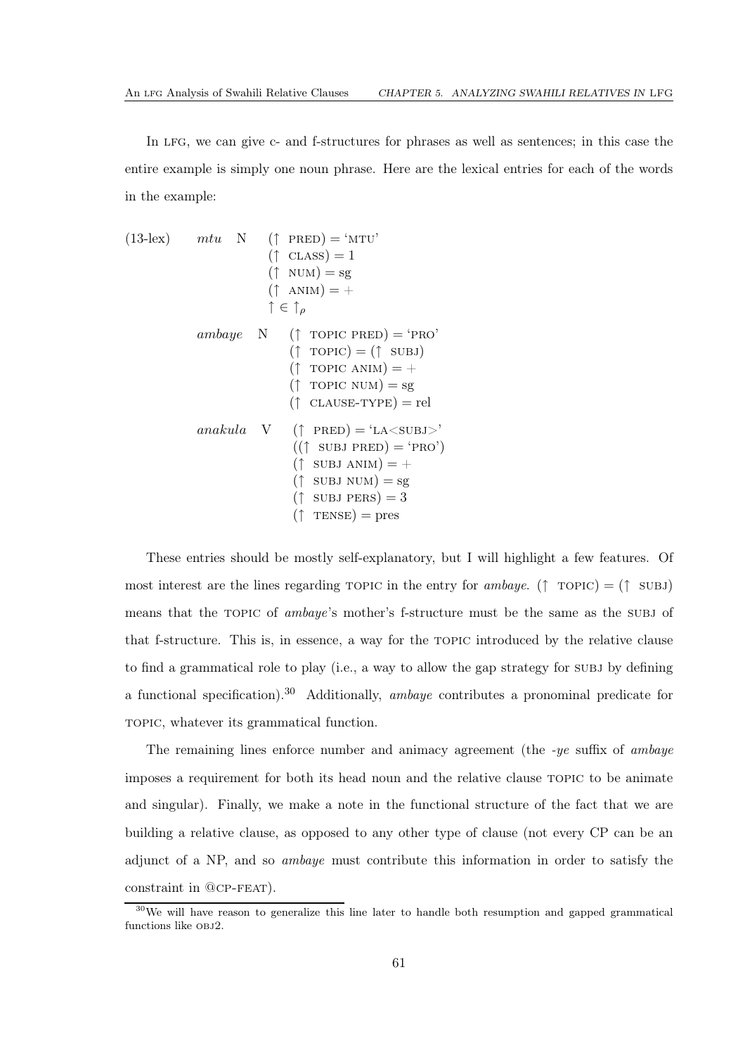In LFG, we can give c- and f-structures for phrases as well as sentences; in this case the entire example is simply one noun phrase. Here are the lexical entries for each of the words in the example:

(13-lex) *mtu* N (↑ PRED) = 'MTU'
(↑ CLASS) = 1
(↑ NUM) = sg
(↑ ANIM) = +
$\uparrow \in \uparrow_\rho$

*ambaye* N (↑ TOPIC PRED) = 'PRO'
(↑ TOPIC) = (↑ SUBJ)
(↑ TOPIC ANIM) = +
(↑ TOPIC NUM) = sg
(↑ CLAUSE-TYPE) = rel

*anakula* V (↑ PRED) = 'LA<SUBJ>'
((↑ SUBJ PRED) = 'PRO')
(↑ SUBJ ANIM) = +
(↑ SUBJ NUM) = sg
(↑ SUBJ PERS) = 3
(↑ TENSE) = pres

These entries should be mostly self-explanatory, but I will highlight a few features. Of most interest are the lines regarding TOPIC in the entry for *ambaye*. (↑ TOPIC) = (↑ SUBJ) means that the TOPIC of *ambaye*'s mother's f-structure must be the same as the SUBJ of that f-structure. This is, in essence, a way for the TOPIC introduced by the relative clause to find a grammatical role to play (i.e., a way to allow the gap strategy for SUBJ by defining a functional specification).[30] Additionally, *ambaye* contributes a pronominal predicate for TOPIC, whatever its grammatical function.

The remaining lines enforce number and animacy agreement (the *-ye* suffix of *ambaye* imposes a requirement for both its head noun and the relative clause TOPIC to be animate and singular). Finally, we make a note in the functional structure of the fact that we are building a relative clause, as opposed to any other type of clause (not every CP can be an adjunct of a NP, and so *ambaye* must contribute this information in order to satisfy the constraint in @CP-FEAT).

[30] We will have reason to generalize this line later to handle both resumption and gapped grammatical functions like OBJ2.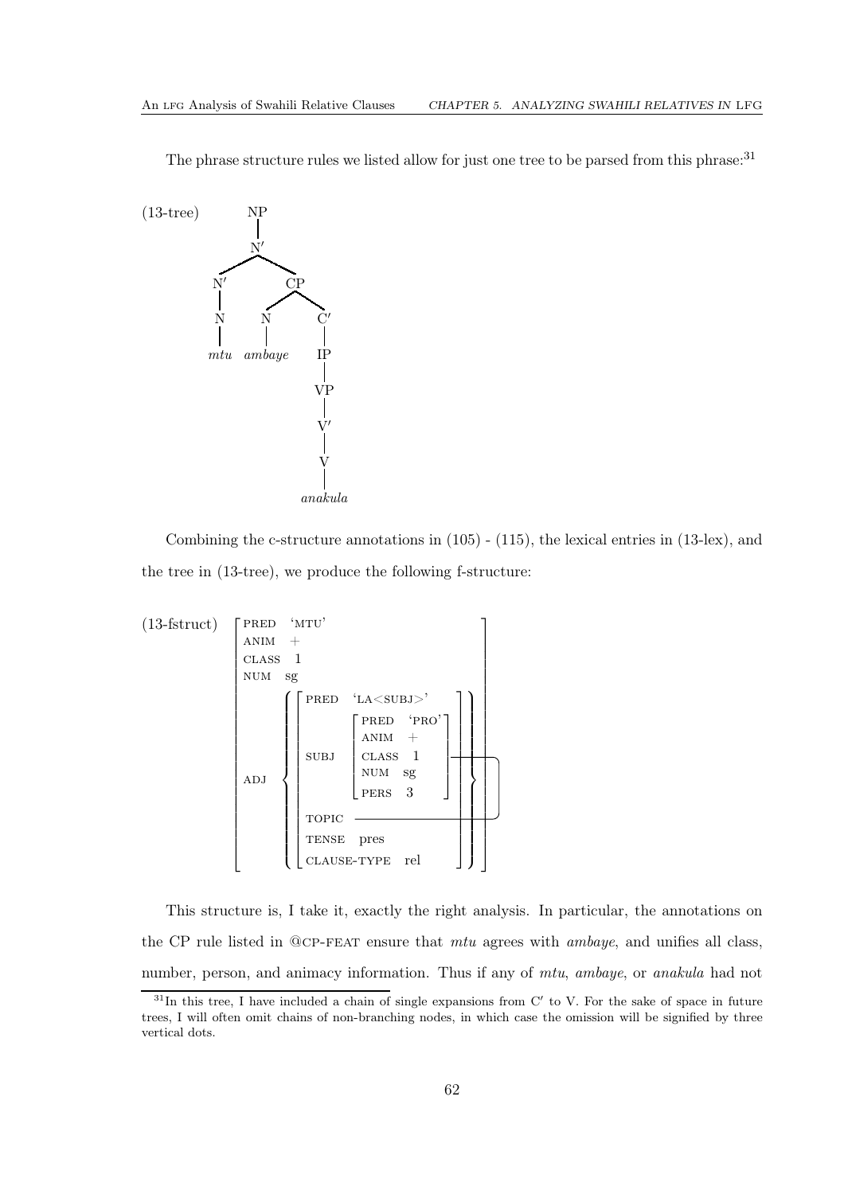The phrase structure rules we listed allow for just one tree to be parsed from this phrase:[31]

(13-tree)

```
NP
|
N'
├── N'
│   |
│   N
│   |
│   mtu
└── CP
    ├── N
    │   |
    │   ambaye
    └── C'
        |
        IP
        |
        VP
        |
        V'
        |
        V
        |
        anakula
```

Combining the c-structure annotations in (105) - (115), the lexical entries in (13-lex), and the tree in (13-tree), we produce the following f-structure:

(13-fstruct)

```
[ PRED   'MTU'                                          ]
[ ANIM   +                                              ]
[ CLASS  1                                              ]
[ NUM    sg                                             ]
[ ADJ  { [ PRED         'LA<SUBJ>'                ] }   ]
[      { [ SUBJ         [ PRED   'PRO' ]  <-----+ ] }   ]
[      { [              [ ANIM   +     ]        | ] }   ]
[      { [              [ CLASS  1     ]        | ] }   ]
[      { [              [ NUM    sg    ]        | ] }   ]
[      { [              [ PERS   3     ]        | ] }   ]
[      { [ TOPIC        ------------------------+ ] }   ]
[      { [ TENSE        pres                      ] }   ]
[      { [ CLAUSE-TYPE  rel                       ] }   ]
```

This structure is, I take it, exactly the right analysis. In particular, the annotations on the CP rule listed in @CP-FEAT ensure that *mtu* agrees with *ambaye*, and unifies all class, number, person, and animacy information. Thus if any of *mtu*, *ambaye*, or *anakula* had not

[31]In this tree, I have included a chain of single expansions from C′ to V. For the sake of space in future trees, I will often omit chains of non-branching nodes, in which case the omission will be signified by three vertical dots.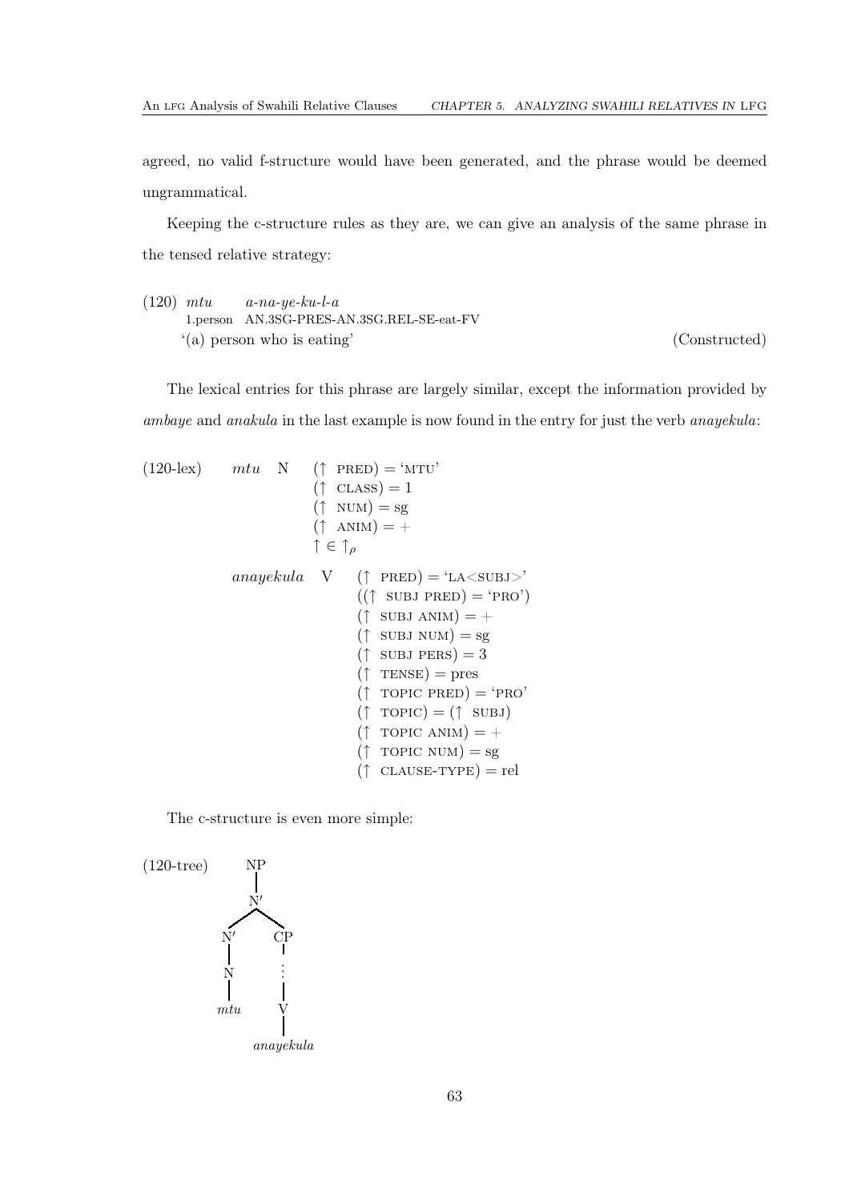agreed, no valid f-structure would have been generated, and the phrase would be deemed ungrammatical.

Keeping the c-structure rules as they are, we can give an analysis of the same phrase in the tensed relative strategy:

(120) *mtu* *a-na-ye-ku-l-a*
1.person AN.3SG-PRES-AN.3SG.REL-SE-eat-FV
'(a) person who is eating' (Constructed)

The lexical entries for this phrase are largely similar, except the information provided by *ambaye* and *anakula* in the last example is now found in the entry for just the verb *anayekula*:

```
(120-lex)   mtu         N   (↑ PRED) = 'MTU'
                            (↑ CLASS) = 1
                            (↑ NUM) = sg
                            (↑ ANIM) = +
                            ↑ ∈ ↑ρ

            anayekula   V   (↑ PRED) = 'LA<SUBJ>'
                            ((↑ SUBJ PRED) = 'PRO')
                            (↑ SUBJ ANIM) = +
                            (↑ SUBJ NUM) = sg
                            (↑ SUBJ PERS) = 3
                            (↑ TENSE) = pres
                            (↑ TOPIC PRED) = 'PRO'
                            (↑ TOPIC) = (↑ SUBJ)
                            (↑ TOPIC ANIM) = +
                            (↑ TOPIC NUM) = sg
                            (↑ CLAUSE-TYPE) = rel
```

The c-structure is even more simple:

```
(120-tree)      NP
                |
                N′
               /  \
             N′    CP
             |     ⋮
             N     V
             |     |
            mtu   anayekula
```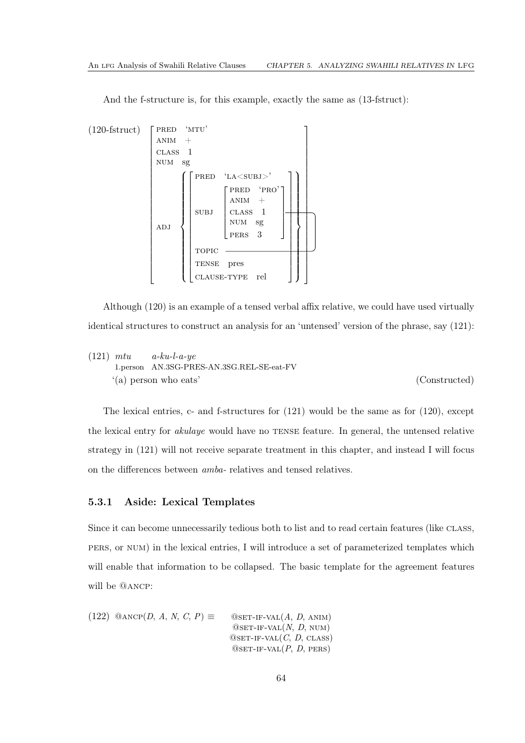And the f-structure is, for this example, exactly the same as (13-fstruct):

(120-fstruct)

```
[ PRED   'MTU'                                              ]
[ ANIM   +                                                  ]
[ CLASS  1                                                  ]
[ NUM    sg                                                 ]
[        { [ PRED  'LA<SUBJ>'                  ] }          ]
[        { [       [ PRED   'PRO' ]            ] }          ]
[        { [       [ ANIM   +     ]            ] }          ]
[ ADJ    { [ SUBJ  [ CLASS  1     ]  ----------]-}----+     ]
[        { [       [ NUM    sg    ]            ] }    |     ]
[        { [       [ PERS   3     ]            ] }    |     ]
[        { [ TOPIC ----------------------------]-}----+     ]
[        { [ TENSE  pres                       ] }          ]
[        { [ CLAUSE-TYPE  rel                  ] }          ]
```

Although (120) is an example of a tensed verbal affix relative, we could have used virtually identical structures to construct an analysis for an 'untensed' version of the phrase, say (121):

(121) *mtu* *a-ku-l-a-ye*
1.person AN.3SG-PRES-AN.3SG.REL-SE-eat-FV
'(a) person who eats' (Constructed)

The lexical entries, c- and f-structures for (121) would be the same as for (120), except the lexical entry for *akulaye* would have no TENSE feature. In general, the untensed relative strategy in (121) will not receive separate treatment in this chapter, and instead I will focus on the differences between *amba-* relatives and tensed relatives.

### 5.3.1 Aside: Lexical Templates

Since it can become unnecessarily tedious both to list and to read certain features (like CLASS, PERS, or NUM) in the lexical entries, I will introduce a set of parameterized templates which will enable that information to be collapsed. The basic template for the agreement features will be @ANCP:

(122) @ANCP($D$, $A$, $N$, $C$, $P$) $\equiv$ @SET-IF-VAL($A$, $D$, ANIM)
@SET-IF-VAL($N$, $D$, NUM)
@SET-IF-VAL($C$, $D$, CLASS)
@SET-IF-VAL($P$, $D$, PERS)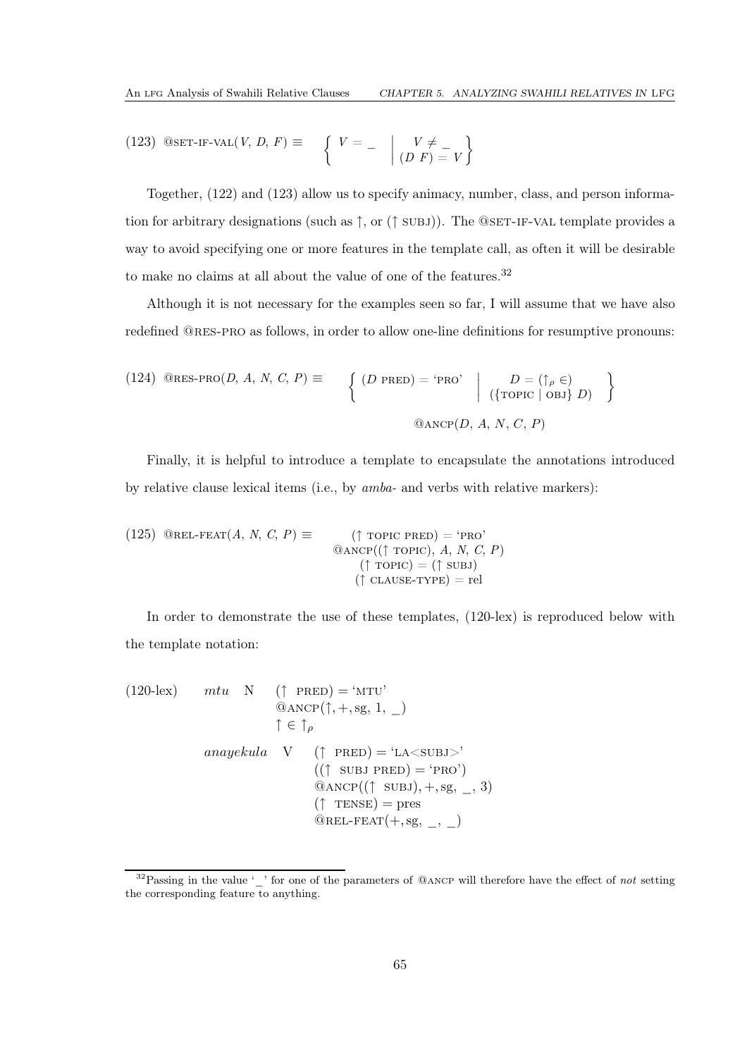(123) $@\text{SET-IF-VAL}(V, D, F) \equiv \left\{ V = \_ \;\middle|\; \begin{array}{c} V \neq \_ \\ (D\ F) = V \end{array} \right\}$

Together, (122) and (123) allow us to specify animacy, number, class, and person information for arbitrary designations (such as $\uparrow$, or ($\uparrow$ SUBJ)). The @SET-IF-VAL template provides a way to avoid specifying one or more features in the template call, as often it will be desirable to make no claims at all about the value of one of the features.[32]

Although it is not necessary for the examples seen so far, I will assume that we have also redefined @RES-PRO as follows, in order to allow one-line definitions for resumptive pronouns:

(124) $@\text{RES-PRO}(D, A, N, C, P) \equiv \left\{ (D\ \text{PRED}) = \text{`PRO'} \;\middle|\; \begin{array}{c} D = (\uparrow_\rho \in) \\ (\{\text{TOPIC} \mid \text{OBJ}\}\ D) \end{array} \right\}$

$$@\text{ANCP}(D, A, N, C, P)$$

Finally, it is helpful to introduce a template to encapsulate the annotations introduced by relative clause lexical items (i.e., by *amba-* and verbs with relative markers):

(125) $@\text{REL-FEAT}(A, N, C, P) \equiv$

$$\begin{array}{c} (\uparrow \text{TOPIC PRED}) = \text{`PRO'} \\ @\text{ANCP}((\uparrow \text{TOPIC}), A, N, C, P) \\ (\uparrow \text{TOPIC}) = (\uparrow \text{SUBJ}) \\ (\uparrow \text{CLAUSE-TYPE}) = \text{rel} \end{array}$$

In order to demonstrate the use of these templates, (120-lex) is reproduced below with the template notation:

(120-lex)

*mtu* N
$(\uparrow \text{PRED}) = \text{`MTU'}$
$@\text{ANCP}(\uparrow, +, \text{sg}, 1, \_)$
$\uparrow \in \uparrow_\rho$

*anayekula* V
$(\uparrow \text{PRED}) = \text{`LA<SUBJ>'}$
$((\uparrow \text{SUBJ PRED}) = \text{`PRO'})$
$@\text{ANCP}((\uparrow \text{SUBJ}), +, \text{sg}, \_, 3)$
$(\uparrow \text{TENSE}) = \text{pres}$
$@\text{REL-FEAT}(+, \text{sg}, \_, \_)$

[32] Passing in the value '_' for one of the parameters of @ANCP will therefore have the effect of *not* setting the corresponding feature to anything.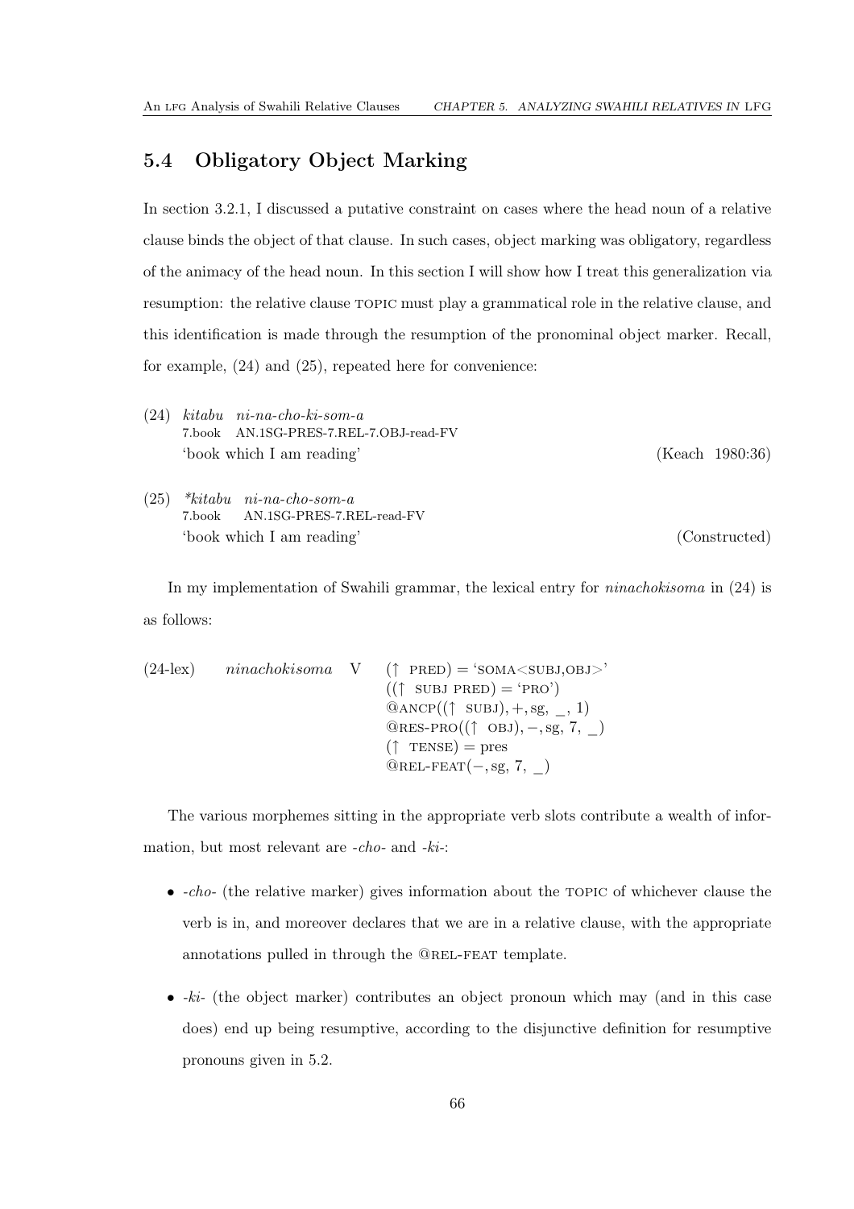## 5.4 Obligatory Object Marking

In section 3.2.1, I discussed a putative constraint on cases where the head noun of a relative clause binds the object of that clause. In such cases, object marking was obligatory, regardless of the animacy of the head noun. In this section I will show how I treat this generalization via resumption: the relative clause TOPIC must play a grammatical role in the relative clause, and this identification is made through the resumption of the pronominal object marker. Recall, for example, (24) and (25), repeated here for convenience:

(24) *kitabu ni-na-cho-ki-som-a*
7.book AN.1SG-PRES-7.REL-7.OBJ-read-FV
'book which I am reading' (Keach 1980:36)

(25) *\*kitabu ni-na-cho-som-a*
7.book AN.1SG-PRES-7.REL-read-FV
'book which I am reading' (Constructed)

In my implementation of Swahili grammar, the lexical entry for *ninachokisoma* in (24) is as follows:

```
(24-lex)   ninachokisoma   V   (↑ PRED) = 'SOMA<SUBJ,OBJ>'
                               ((↑ SUBJ PRED) = 'PRO')
                               @ANCP((↑ SUBJ), +, sg, _, 1)
                               @RES-PRO((↑ OBJ), −, sg, 7, _)
                               (↑ TENSE) = pres
                               @REL-FEAT(−, sg, 7, _)
```

The various morphemes sitting in the appropriate verb slots contribute a wealth of information, but most relevant are *-cho-* and *-ki-*:

- *-cho-* (the relative marker) gives information about the TOPIC of whichever clause the verb is in, and moreover declares that we are in a relative clause, with the appropriate annotations pulled in through the @REL-FEAT template.
- *-ki-* (the object marker) contributes an object pronoun which may (and in this case does) end up being resumptive, according to the disjunctive definition for resumptive pronouns given in 5.2.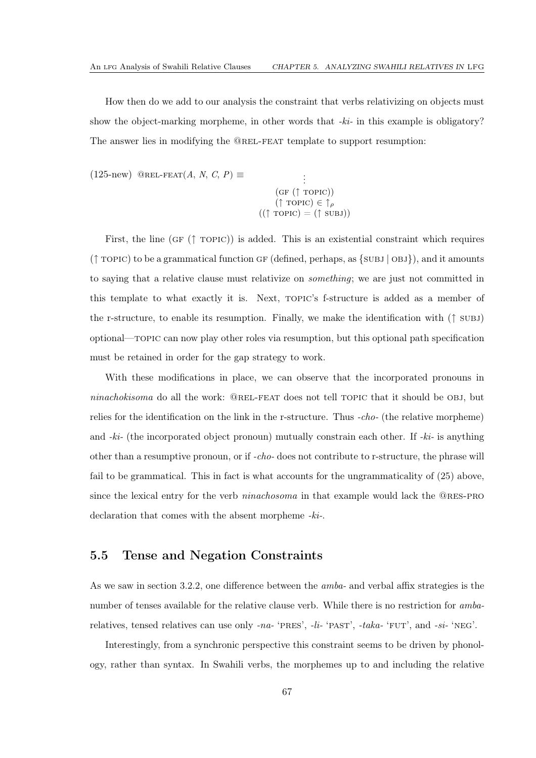How then do we add to our analysis the constraint that verbs relativizing on objects must show the object-marking morpheme, in other words that *-ki-* in this example is obligatory? The answer lies in modifying the @REL-FEAT template to support resumption:

(125-new) @REL-FEAT(*A*, *N*, *C*, *P*) ≡

$$\begin{array}{c} \vdots \\ (\text{GF } (\uparrow \text{ TOPIC})) \\ (\uparrow \text{ TOPIC}) \in \uparrow_{\rho} \\ ((\uparrow \text{ TOPIC}) = (\uparrow \text{ SUBJ})) \end{array}$$

First, the line (GF (↑ TOPIC)) is added. This is an existential constraint which requires (↑ TOPIC) to be a grammatical function GF (defined, perhaps, as {SUBJ | OBJ}), and it amounts to saying that a relative clause must relativize on *something*; we are just not committed in this template to what exactly it is. Next, TOPIC's f-structure is added as a member of the r-structure, to enable its resumption. Finally, we make the identification with (↑ SUBJ) optional—TOPIC can now play other roles via resumption, but this optional path specification must be retained in order for the gap strategy to work.

With these modifications in place, we can observe that the incorporated pronouns in *ninachokisoma* do all the work: @REL-FEAT does not tell TOPIC that it should be OBJ, but relies for the identification on the link in the r-structure. Thus *-cho-* (the relative morpheme) and *-ki-* (the incorporated object pronoun) mutually constrain each other. If *-ki-* is anything other than a resumptive pronoun, or if *-cho-* does not contribute to r-structure, the phrase will fail to be grammatical. This in fact is what accounts for the ungrammaticality of (25) above, since the lexical entry for the verb *ninachosoma* in that example would lack the @RES-PRO declaration that comes with the absent morpheme *-ki-*.

## 5.5 Tense and Negation Constraints

As we saw in section 3.2.2, one difference between the *amba-* and verbal affix strategies is the number of tenses available for the relative clause verb. While there is no restriction for *amba-* relatives, tensed relatives can use only *-na-* 'PRES', *-li-* 'PAST', *-taka-* 'FUT', and *-si-* 'NEG'.

Interestingly, from a synchronic perspective this constraint seems to be driven by phonology, rather than syntax. In Swahili verbs, the morphemes up to and including the relative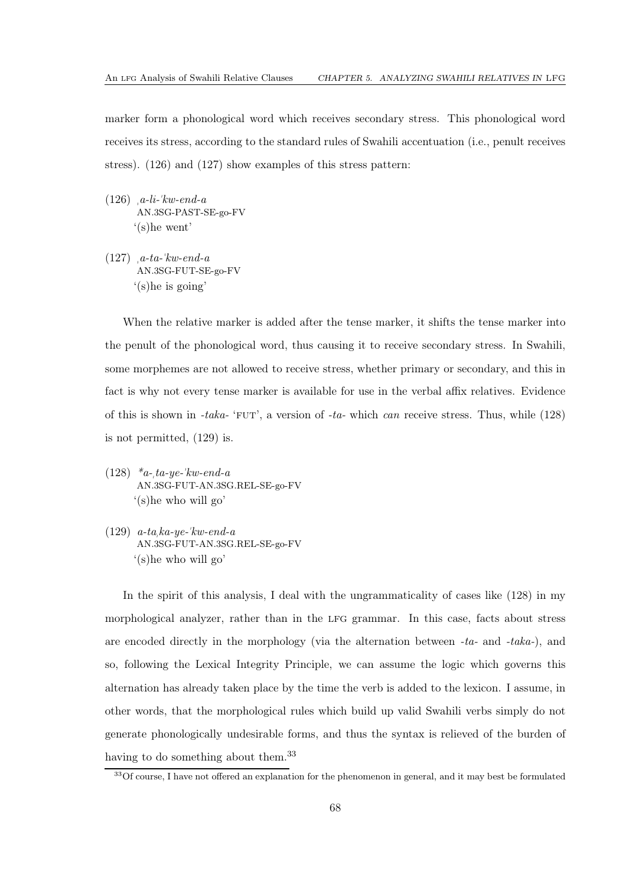marker form a phonological word which receives secondary stress. This phonological word receives its stress, according to the standard rules of Swahili accentuation (i.e., penult receives stress). (126) and (127) show examples of this stress pattern:

(126) *ˌa-li-ˈkw-end-a*
AN.3SG-PAST-SE-go-FV
'(s)he went'

(127) *ˌa-ta-ˈkw-end-a*
AN.3SG-FUT-SE-go-FV
'(s)he is going'

When the relative marker is added after the tense marker, it shifts the tense marker into the penult of the phonological word, thus causing it to receive secondary stress. In Swahili, some morphemes are not allowed to receive stress, whether primary or secondary, and this in fact is why not every tense marker is available for use in the verbal affix relatives. Evidence of this is shown in *-taka-* 'FUT', a version of *-ta-* which *can* receive stress. Thus, while (128) is not permitted, (129) is.

(128) **a-ˌta-ye-ˈkw-end-a*
AN.3SG-FUT-AN.3SG.REL-SE-go-FV
'(s)he who will go'

(129) *a-taˌka-ye-ˈkw-end-a*
AN.3SG-FUT-AN.3SG.REL-SE-go-FV
'(s)he who will go'

In the spirit of this analysis, I deal with the ungrammaticality of cases like (128) in my morphological analyzer, rather than in the LFG grammar. In this case, facts about stress are encoded directly in the morphology (via the alternation between *-ta-* and *-taka-*), and so, following the Lexical Integrity Principle, we can assume the logic which governs this alternation has already taken place by the time the verb is added to the lexicon. I assume, in other words, that the morphological rules which build up valid Swahili verbs simply do not generate phonologically undesirable forms, and thus the syntax is relieved of the burden of having to do something about them.[33]

[33] Of course, I have not offered an explanation for the phenomenon in general, and it may best be formulated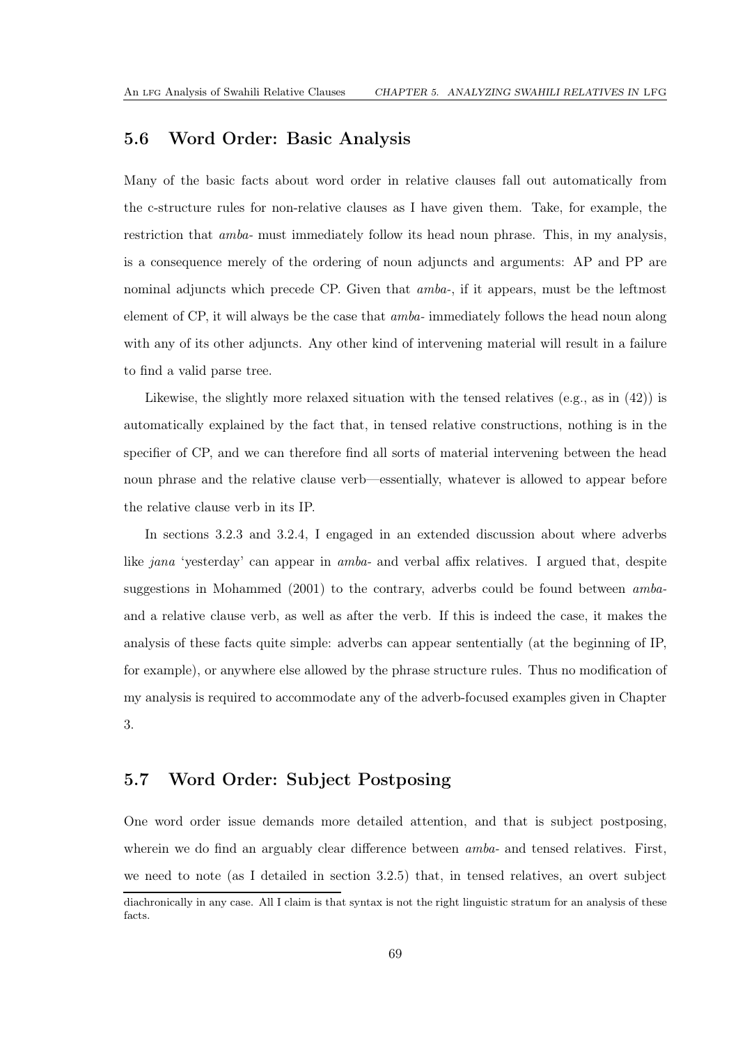## 5.6 Word Order: Basic Analysis

Many of the basic facts about word order in relative clauses fall out automatically from the c-structure rules for non-relative clauses as I have given them. Take, for example, the restriction that *amba-* must immediately follow its head noun phrase. This, in my analysis, is a consequence merely of the ordering of noun adjuncts and arguments: AP and PP are nominal adjuncts which precede CP. Given that *amba-*, if it appears, must be the leftmost element of CP, it will always be the case that *amba-* immediately follows the head noun along with any of its other adjuncts. Any other kind of intervening material will result in a failure to find a valid parse tree.

Likewise, the slightly more relaxed situation with the tensed relatives (e.g., as in (42)) is automatically explained by the fact that, in tensed relative constructions, nothing is in the specifier of CP, and we can therefore find all sorts of material intervening between the head noun phrase and the relative clause verb—essentially, whatever is allowed to appear before the relative clause verb in its IP.

In sections 3.2.3 and 3.2.4, I engaged in an extended discussion about where adverbs like *jana* 'yesterday' can appear in *amba-* and verbal affix relatives. I argued that, despite suggestions in Mohammed (2001) to the contrary, adverbs could be found between *amba-* and a relative clause verb, as well as after the verb. If this is indeed the case, it makes the analysis of these facts quite simple: adverbs can appear sententially (at the beginning of IP, for example), or anywhere else allowed by the phrase structure rules. Thus no modification of my analysis is required to accommodate any of the adverb-focused examples given in Chapter 3.

## 5.7 Word Order: Subject Postposing

One word order issue demands more detailed attention, and that is subject postposing, wherein we do find an arguably clear difference between *amba-* and tensed relatives. First, we need to note (as I detailed in section 3.2.5) that, in tensed relatives, an overt subject

diachronically in any case. All I claim is that syntax is not the right linguistic stratum for an analysis of these facts.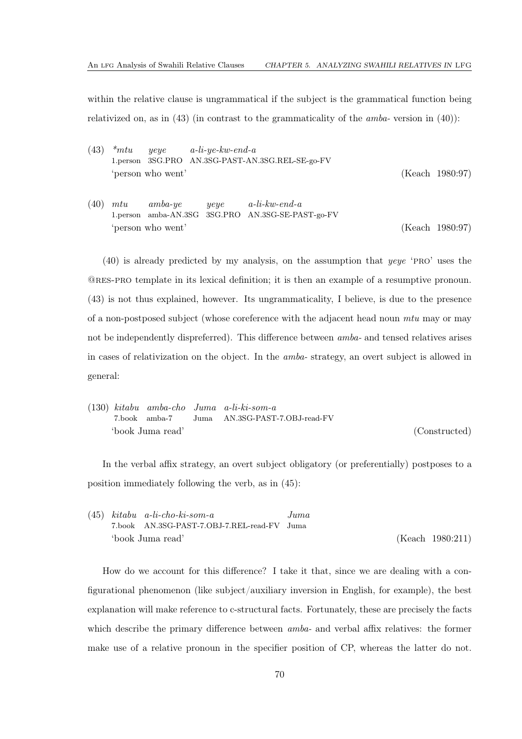within the relative clause is ungrammatical if the subject is the grammatical function being relativized on, as in (43) (in contrast to the grammaticality of the *amba-* version in (40)):

(43) **mtu* *yeye* *a-li-ye-kw-end-a*
1.person 3SG.PRO AN.3SG-PAST-AN.3SG.REL-SE-go-FV
'person who went' (Keach 1980:97)

(40) *mtu* *amba-ye* *yeye* *a-li-kw-end-a*
1.person amba-AN.3SG 3SG.PRO AN.3SG-SE-PAST-go-FV
'person who went' (Keach 1980:97)

(40) is already predicted by my analysis, on the assumption that *yeye* 'PRO' uses the @RES-PRO template in its lexical definition; it is then an example of a resumptive pronoun. (43) is not thus explained, however. Its ungrammaticality, I believe, is due to the presence of a non-postposed subject (whose coreference with the adjacent head noun *mtu* may or may not be independently dispreferred). This difference between *amba-* and tensed relatives arises in cases of relativization on the object. In the *amba-* strategy, an overt subject is allowed in general:

(130) *kitabu* *amba-cho* *Juma* *a-li-ki-som-a*
7.book amba-7 Juma AN.3SG-PAST-7.OBJ-read-FV
'book Juma read' (Constructed)

In the verbal affix strategy, an overt subject obligatory (or preferentially) postposes to a position immediately following the verb, as in (45):

(45) *kitabu* *a-li-cho-ki-som-a* *Juma*
7.book AN.3SG-PAST-7.OBJ-7.REL-read-FV Juma
'book Juma read' (Keach 1980:211)

How do we account for this difference? I take it that, since we are dealing with a configurational phenomenon (like subject/auxiliary inversion in English, for example), the best explanation will make reference to c-structural facts. Fortunately, these are precisely the facts which describe the primary difference between *amba-* and verbal affix relatives: the former make use of a relative pronoun in the specifier position of CP, whereas the latter do not.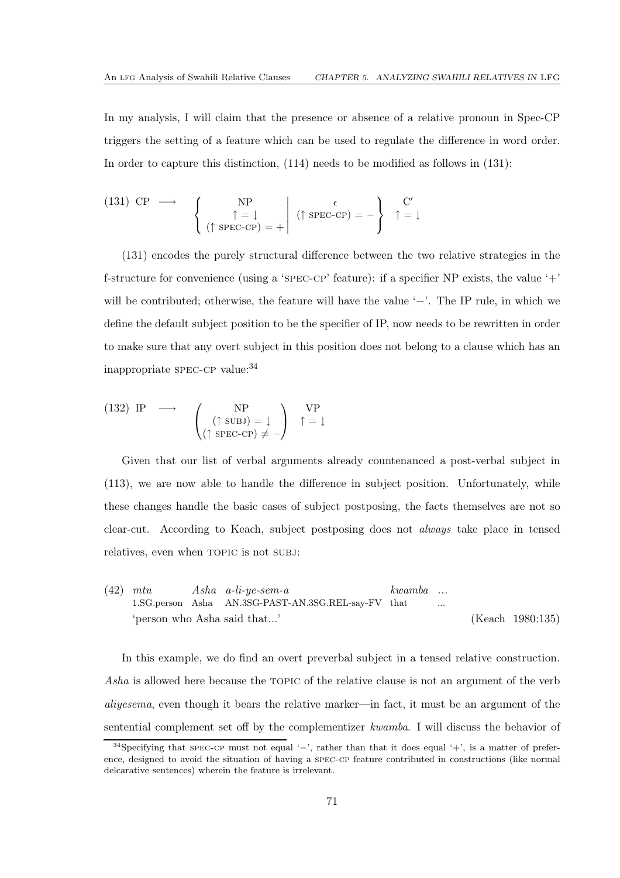In my analysis, I will claim that the presence or absence of a relative pronoun in Spec-CP triggers the setting of a feature which can be used to regulate the difference in word order. In order to capture this distinction, (114) needs to be modified as follows in (131):

(131) $$\text{CP} \longrightarrow \left\{ \begin{array}{c} \text{NP} \\ \uparrow = \downarrow \\ (\uparrow \text{ SPEC-CP}) = + \end{array} \middle| \begin{array}{c} \epsilon \\ (\uparrow \text{ SPEC-CP}) = - \end{array} \right\} \begin{array}{c} \text{C}' \\ \uparrow = \downarrow \end{array}$$

(131) encodes the purely structural difference between the two relative strategies in the f-structure for convenience (using a 'SPEC-CP' feature): if a specifier NP exists, the value '+' will be contributed; otherwise, the feature will have the value '−'. The IP rule, in which we define the default subject position to be the specifier of IP, now needs to be rewritten in order to make sure that any overt subject in this position does not belong to a clause which has an inappropriate SPEC-CP value:[34]

(132) $$\text{IP} \longrightarrow \left( \begin{array}{c} \text{NP} \\ (\uparrow \text{ SUBJ}) = \downarrow \\ (\uparrow \text{ SPEC-CP}) \neq - \end{array} \right) \begin{array}{c} \text{VP} \\ \uparrow = \downarrow \end{array}$$

Given that our list of verbal arguments already countenanced a post-verbal subject in (113), we are now able to handle the difference in subject position. Unfortunately, while these changes handle the basic cases of subject postposing, the facts themselves are not so clear-cut. According to Keach, subject postposing does not *always* take place in tensed relatives, even when TOPIC is not SUBJ:

(42) *mtu* *Asha* *a-li-ye-sem-a* *kwamba* ...
1.SG.person Asha AN.3SG-PAST-AN.3SG.REL-say-FV that ...
'person who Asha said that...' (Keach 1980:135)

In this example, we do find an overt preverbal subject in a tensed relative construction. *Asha* is allowed here because the TOPIC of the relative clause is not an argument of the verb *aliyesema*, even though it bears the relative marker—in fact, it must be an argument of the sentential complement set off by the complementizer *kwamba*. I will discuss the behavior of

[34] Specifying that SPEC-CP must not equal '−', rather than that it does equal '+', is a matter of preference, designed to avoid the situation of having a SPEC-CP feature contributed in constructions (like normal delcarative sentences) wherein the feature is irrelevant.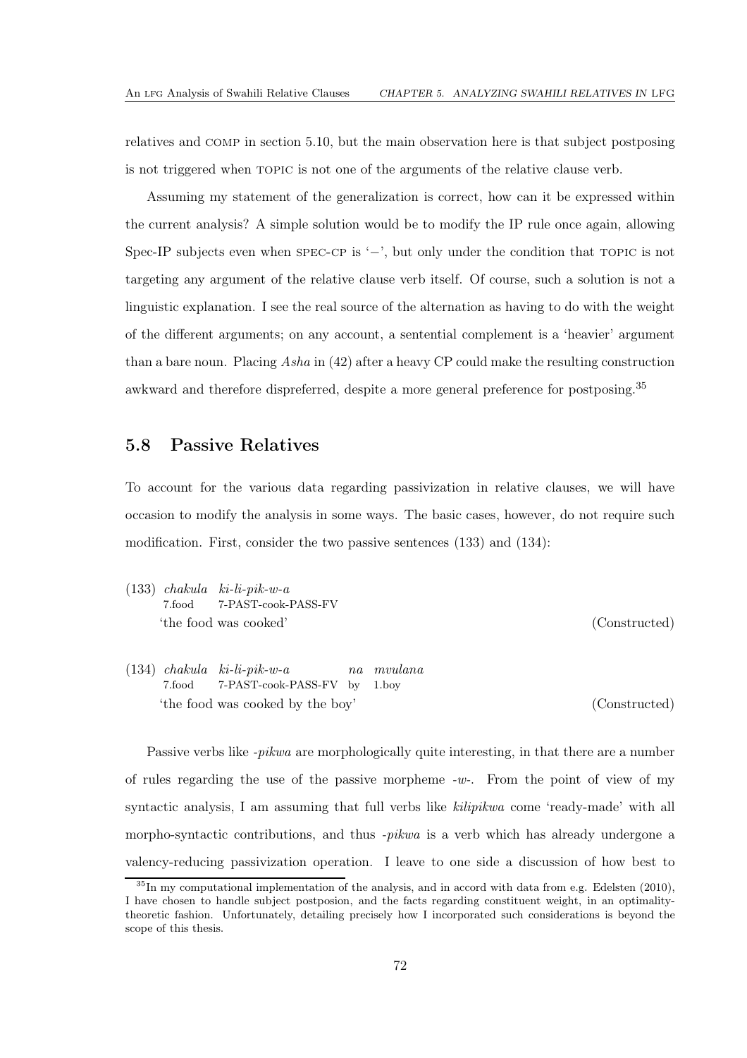relatives and COMP in section 5.10, but the main observation here is that subject postposing is not triggered when TOPIC is not one of the arguments of the relative clause verb.

Assuming my statement of the generalization is correct, how can it be expressed within the current analysis? A simple solution would be to modify the IP rule once again, allowing Spec-IP subjects even when SPEC-CP is '−', but only under the condition that TOPIC is not targeting any argument of the relative clause verb itself. Of course, such a solution is not a linguistic explanation. I see the real source of the alternation as having to do with the weight of the different arguments; on any account, a sentential complement is a 'heavier' argument than a bare noun. Placing *Asha* in (42) after a heavy CP could make the resulting construction awkward and therefore dispreferred, despite a more general preference for postposing.[35]

## 5.8 Passive Relatives

To account for the various data regarding passivization in relative clauses, we will have occasion to modify the analysis in some ways. The basic cases, however, do not require such modification. First, consider the two passive sentences (133) and (134):

(133) *chakula ki-li-pik-w-a*
   7.food 7-PAST-cook-PASS-FV
   'the food was cooked' (Constructed)

(134) *chakula ki-li-pik-w-a na mvulana*
   7.food 7-PAST-cook-PASS-FV by 1.boy
   'the food was cooked by the boy' (Constructed)

Passive verbs like *-pikwa* are morphologically quite interesting, in that there are a number of rules regarding the use of the passive morpheme *-w-*. From the point of view of my syntactic analysis, I am assuming that full verbs like *kilipikwa* come 'ready-made' with all morpho-syntactic contributions, and thus *-pikwa* is a verb which has already undergone a valency-reducing passivization operation. I leave to one side a discussion of how best to

[35] In my computational implementation of the analysis, and in accord with data from e.g. Edelsten (2010), I have chosen to handle subject postposion, and the facts regarding constituent weight, in an optimality-theoretic fashion. Unfortunately, detailing precisely how I incorporated such considerations is beyond the scope of this thesis.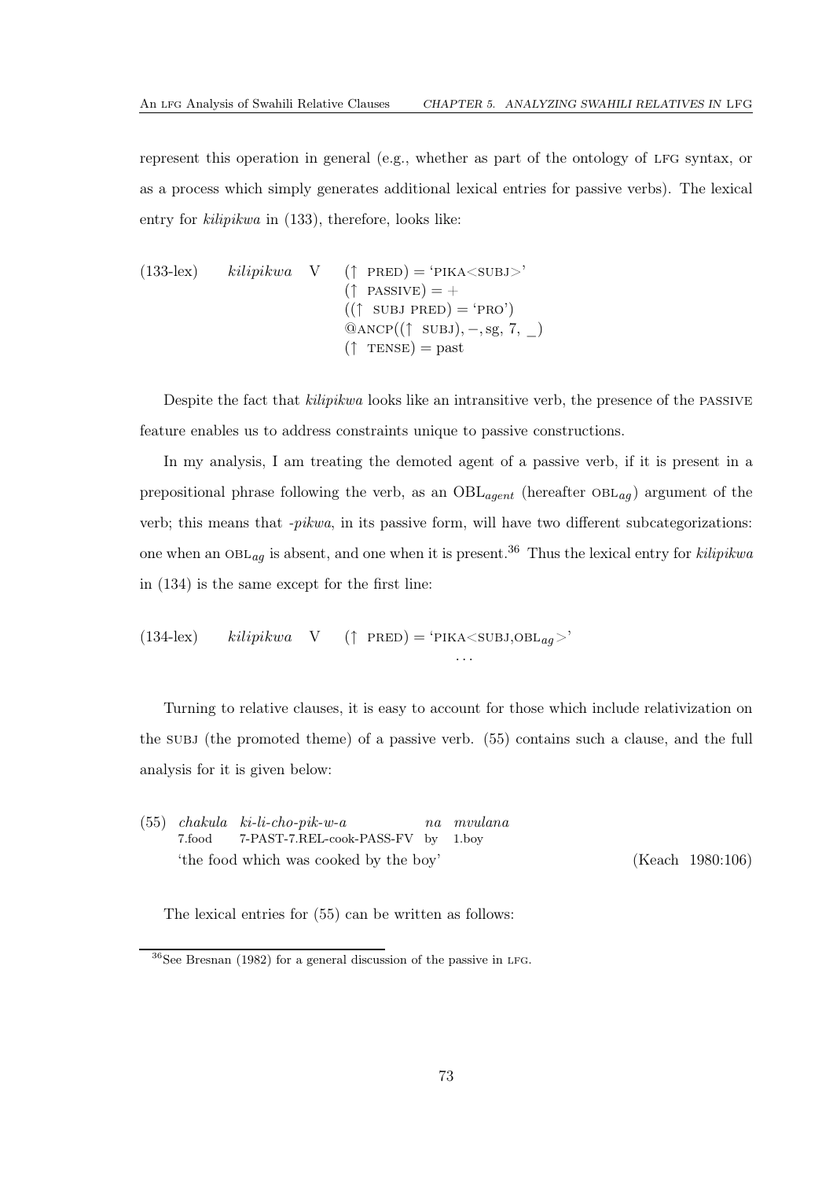represent this operation in general (e.g., whether as part of the ontology of LFG syntax, or as a process which simply generates additional lexical entries for passive verbs). The lexical entry for *kilipikwa* in (133), therefore, looks like:

```
(133-lex)   kilipikwa   V   (↑ PRED) = 'PIKA<SUBJ>'
                            (↑ PASSIVE) = +
                            ((↑ SUBJ PRED) = 'PRO')
                            @ANCP((↑ SUBJ), −, sg, 7, _)
                            (↑ TENSE) = past
```

Despite the fact that *kilipikwa* looks like an intransitive verb, the presence of the PASSIVE feature enables us to address constraints unique to passive constructions.

In my analysis, I am treating the demoted agent of a passive verb, if it is present in a prepositional phrase following the verb, as an $\text{OBL}_{agent}$ (hereafter $\text{OBL}_{ag}$) argument of the verb; this means that *-pikwa*, in its passive form, will have two different subcategorizations: one when an $\text{OBL}_{ag}$ is absent, and one when it is present.[36] Thus the lexical entry for *kilipikwa* in (134) is the same except for the first line:

```
(134-lex)   kilipikwa   V   (↑ PRED) = 'PIKA<SUBJ,OBL_ag>'
                                          ...
```

Turning to relative clauses, it is easy to account for those which include relativization on the SUBJ (the promoted theme) of a passive verb. (55) contains such a clause, and the full analysis for it is given below:

(55) *chakula* *ki-li-cho-pik-w-a* *na* *mvulana*
7.food 7-PAST-7.REL-cook-PASS-FV by 1.boy
'the food which was cooked by the boy' (Keach 1980:106)

The lexical entries for (55) can be written as follows:

[36] See Bresnan (1982) for a general discussion of the passive in LFG.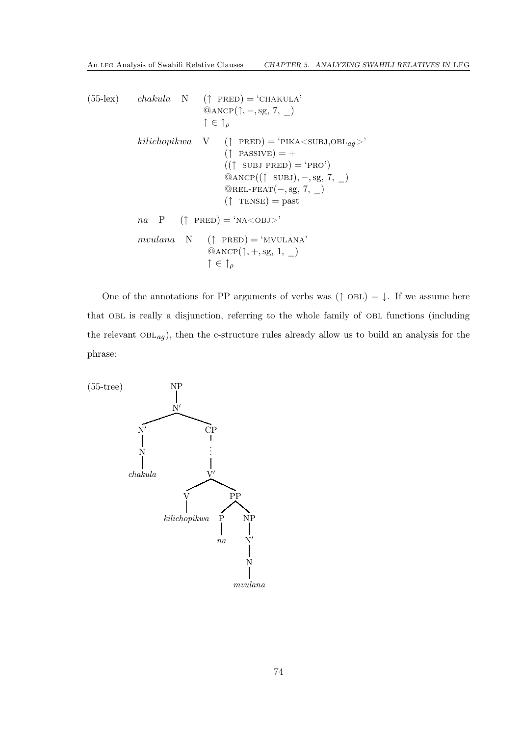(55-lex) *chakula* N ($\uparrow$ PRED) = 'CHAKULA'
@ANCP($\uparrow$, −, sg, 7, _)
$\uparrow \in \uparrow_\rho$

*kilichopikwa* V ($\uparrow$ PRED) = 'PIKA<SUBJ,OBL$_{ag}$>'
($\uparrow$ PASSIVE) = +
(($\uparrow$ SUBJ PRED) = 'PRO')
@ANCP(($\uparrow$ SUBJ), −, sg, 7, _)
@REL-FEAT(−, sg, 7, _)
($\uparrow$ TENSE) = past

*na* P ($\uparrow$ PRED) = 'NA<OBJ>'

*mvulana* N ($\uparrow$ PRED) = 'MVULANA'
@ANCP($\uparrow$, +, sg, 1, _)
$\uparrow \in \uparrow_\rho$

One of the annotations for PP arguments of verbs was ($\uparrow$ OBL) = $\downarrow$. If we assume here that OBL is really a disjunction, referring to the whole family of OBL functions (including the relevant OBL$_{ag}$), then the c-structure rules already allow us to build an analysis for the phrase:

(55-tree)

```
NP
└── N'
    ├── N'
    │   └── N
    │       └── chakula
    └── CP
        └── ⋮
            └── V'
                ├── V
                │   └── kilichopikwa
                └── PP
                    ├── P
                    │   └── na
                    └── NP
                        └── N'
                            └── N
                                └── mvulana
```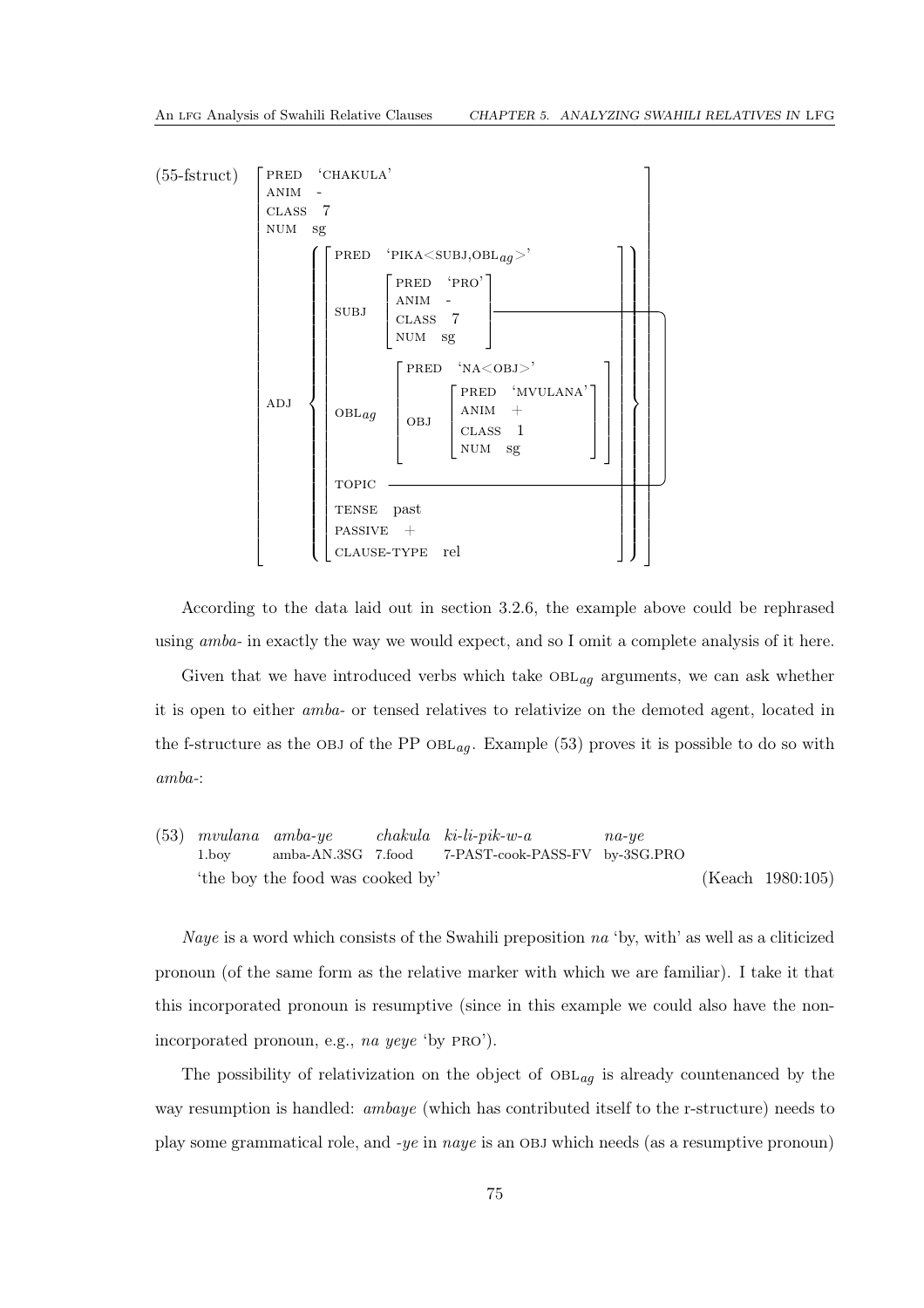(55-fstruct)

```
[ PRED   'CHAKULA'                                                        ]
[ ANIM   -                                                                ]
[ CLASS  7                                                                ]
[ NUM    sg                                                               ]
[                                                                         ]
[        { [ PRED   'PIKA<SUBJ,OBL_ag>'                               ] } ]
[        { [                                                          ] } ]
[        { [        [ PRED   'PRO' ]                                  ] } ]
[        { [ SUBJ   [ ANIM   -     ]  ----------------------------+   ] } ]
[        { [        [ CLASS  7     ]                              |   ] } ]
[        { [        [ NUM    sg    ]                              |   ] } ]
[        { [                                                      |   ] } ]
[ ADJ    { [          [ PRED  'NA<OBJ>'                  ]        |   ] } ]
[        { [          [        [ PRED   'MVULANA' ]      ]        |   ] } ]
[        { [ OBL_ag   [ OBJ    [ ANIM   +         ]      ]        |   ] } ]
[        { [          [        [ CLASS  1         ]      ]        |   ] } ]
[        { [          [        [ NUM    sg        ]      ]        |   ] } ]
[        { [                                                      |   ] } ]
[        { [ TOPIC  ----------------------------------------------+   ] } ]
[        { [ TENSE  past                                              ] } ]
[        { [ PASSIVE  +                                               ] } ]
[        { [ CLAUSE-TYPE  rel                                         ] } ]
```

According to the data laid out in section 3.2.6, the example above could be rephrased using *amba-* in exactly the way we would expect, and so I omit a complete analysis of it here.

Given that we have introduced verbs which take $\textsc{obl}_{ag}$ arguments, we can ask whether it is open to either *amba-* or tensed relatives to relativize on the demoted agent, located in the f-structure as the OBJ of the PP $\textsc{obl}_{ag}$. Example (53) proves it is possible to do so with *amba-*:

(53) *mvulana amba-ye chakula ki-li-pik-w-a na-ye*
1.boy amba-AN.3SG 7.food 7-PAST-cook-PASS-FV by-3SG.PRO
'the boy the food was cooked by' (Keach 1980:105)

*Naye* is a word which consists of the Swahili preposition *na* 'by, with' as well as a cliticized pronoun (of the same form as the relative marker with which we are familiar). I take it that this incorporated pronoun is resumptive (since in this example we could also have the non-incorporated pronoun, e.g., *na yeye* 'by PRO').

The possibility of relativization on the object of $\textsc{obl}_{ag}$ is already countenanced by the way resumption is handled: *ambaye* (which has contributed itself to the r-structure) needs to play some grammatical role, and *-ye* in *naye* is an OBJ which needs (as a resumptive pronoun)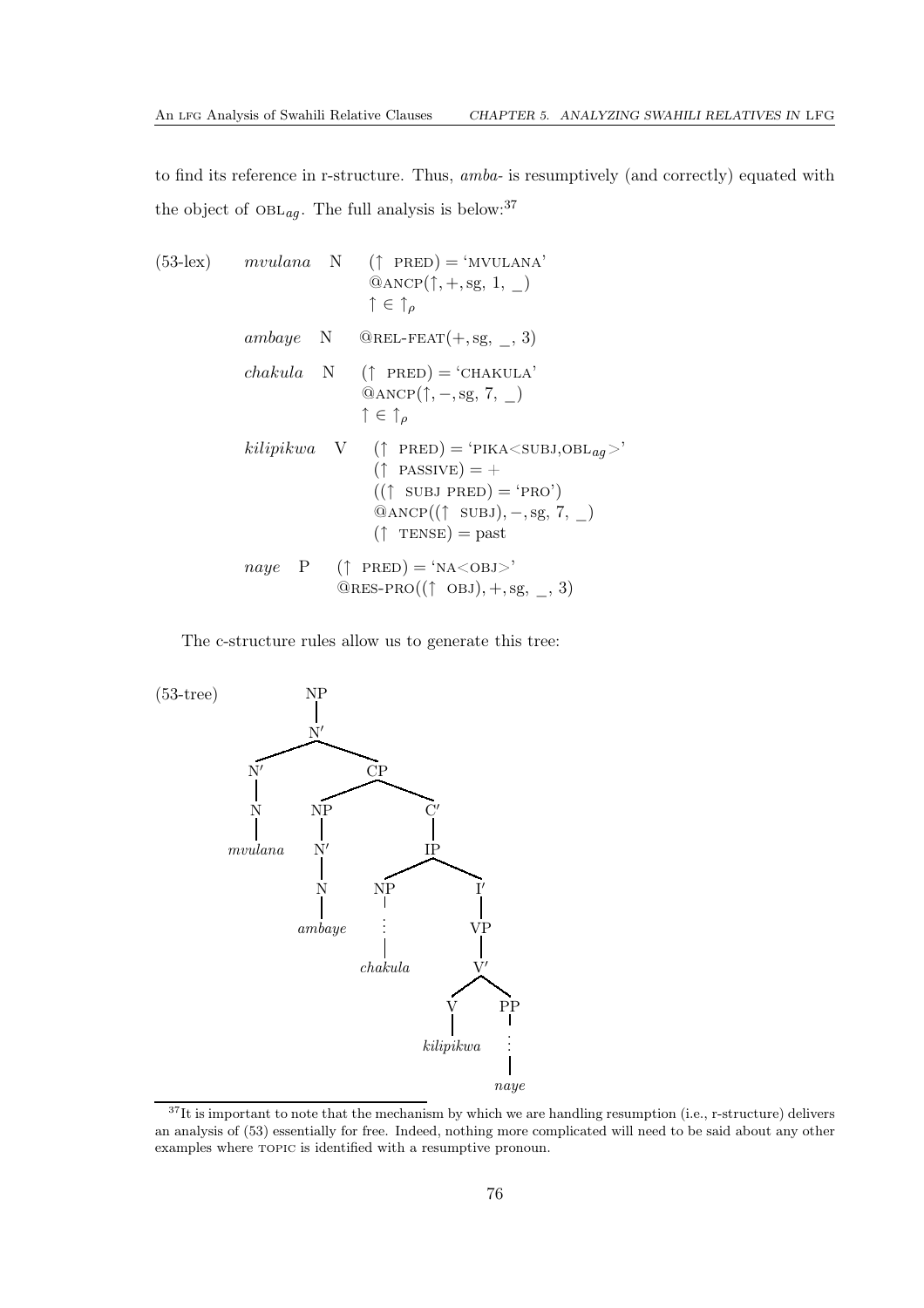to find its reference in r-structure. Thus, *amba-* is resumptively (and correctly) equated with the object of OBL$_{ag}$. The full analysis is below:[37]

(53-lex)

*mvulana* N (↑ PRED) = 'MVULANA'
@ANCP(↑, +, sg, 1, _)
↑ ∈ ↑$_{\rho}$

*ambaye* N @REL-FEAT(+, sg, _, 3)

*chakula* N (↑ PRED) = 'CHAKULA'
@ANCP(↑, −, sg, 7, _)
↑ ∈ ↑$_{\rho}$

*kilipikwa* V (↑ PRED) = 'PIKA<SUBJ,OBL$_{ag}$>'
(↑ PASSIVE) = +
((↑ SUBJ PRED) = 'PRO')
@ANCP((↑ SUBJ), −, sg, 7, _)
(↑ TENSE) = past

*naye* P (↑ PRED) = 'NA<OBJ>'
@RES-PRO((↑ OBJ), +, sg, _, 3)

The c-structure rules allow us to generate this tree:

(53-tree)

```
NP
└── N′
    ├── N′
    │   └── N
    │       └── mvulana
    └── CP
        ├── NP
        │   └── N′
        │       └── N
        │           └── ambaye
        └── C′
            └── IP
                ├── NP
                │   ⋮
                │   └── chakula
                └── I′
                    └── VP
                        └── V′
                            ├── V
                            │   └── kilipikwa
                            └── PP
                                ⋮
                                └── naye
```

[37] It is important to note that the mechanism by which we are handling resumption (i.e., r-structure) delivers an analysis of (53) essentially for free. Indeed, nothing more complicated will need to be said about any other examples where TOPIC is identified with a resumptive pronoun.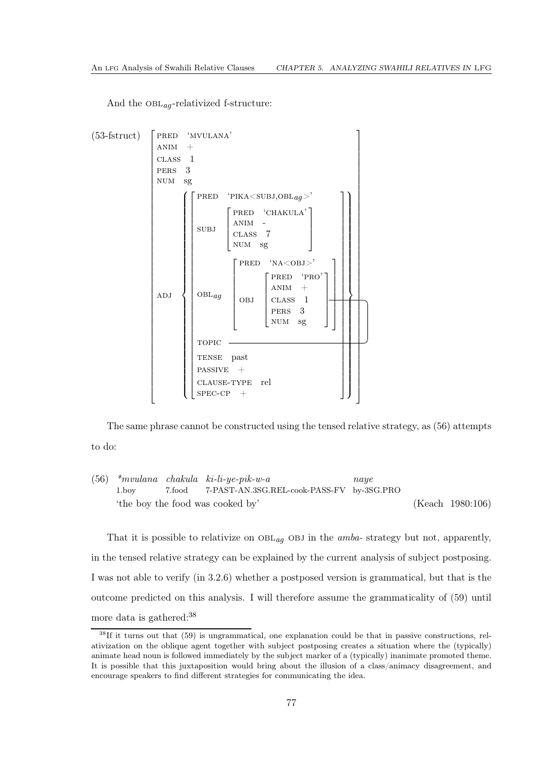And the $\text{OBL}_{ag}$-relativized f-structure:

(53-fstruct)

```
[ PRED   'MVULANA'
  ANIM   +
  CLASS  1
  PERS   3
  NUM    sg
  ADJ  { [ PRED   'PIKA<SUBJ,OBL_ag>'
           SUBJ   [ PRED   'CHAKULA'
                    ANIM   -
                    CLASS  7
                    NUM    sg ]
           OBL_ag [ PRED  'NA<OBJ>'
                    OBJ   [ PRED   'PRO'
                            ANIM   +
                            CLASS  1
                            PERS   3
                            NUM    sg ] ]   <--+
           TOPIC  -----------------------------+
           TENSE  past
           PASSIVE  +
           CLAUSE-TYPE  rel
           SPEC-CP  + ] } ]
```

The same phrase cannot be constructed using the tensed relative strategy, as (56) attempts to do:

(56) *\*mvulana chakula ki-li-ye-pik-w-a naye*
1.boy 7.food 7-PAST-AN.3SG.REL-cook-PASS-FV by-3SG.PRO
'the boy the food was cooked by' (Keach 1980:106)

That it is possible to relativize on $\text{OBL}_{ag}$ OBJ in the *amba-* strategy but not, apparently, in the tensed relative strategy can be explained by the current analysis of subject postposing. I was not able to verify (in 3.2.6) whether a postposed version is grammatical, but that is the outcome predicted on this analysis. I will therefore assume the grammaticality of (59) until more data is gathered:[38]

[38] If it turns out that (59) is ungrammatical, one explanation could be that in passive constructions, relativization on the oblique agent together with subject postposing creates a situation where the (typically) animate head noun is followed immediately by the subject marker of a (typically) inanimate promoted theme. It is possible that this juxtaposition would bring about the illusion of a class/animacy disagreement, and encourage speakers to find different strategies for communicating the idea.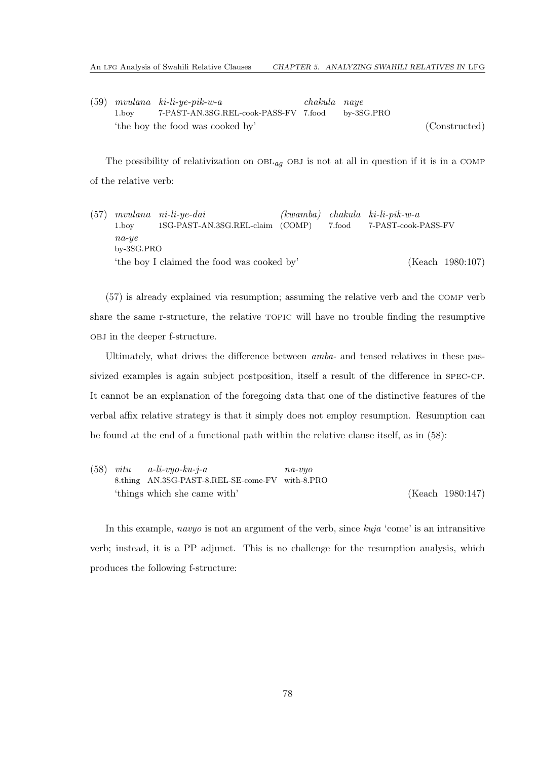(59) *mvulana ki-li-ye-pik-w-a chakula naye*
1.boy 7-PAST-AN.3SG.REL-cook-PASS-FV 7.food by-3SG.PRO
'the boy the food was cooked by' (Constructed)

The possibility of relativization on $\text{OBL}_{ag}$ OBJ is not at all in question if it is in a COMP of the relative verb:

(57) *mvulana ni-li-ye-dai (kwamba) chakula ki-li-pik-w-a na-ye*
1.boy 1SG-PAST-AN.3SG.REL-claim (COMP) 7.food 7-PAST-cook-PASS-FV by-3SG.PRO
'the boy I claimed the food was cooked by' (Keach 1980:107)

(57) is already explained via resumption; assuming the relative verb and the COMP verb share the same r-structure, the relative TOPIC will have no trouble finding the resumptive OBJ in the deeper f-structure.

Ultimately, what drives the difference between *amba-* and tensed relatives in these passivized examples is again subject postposition, itself a result of the difference in SPEC-CP. It cannot be an explanation of the foregoing data that one of the distinctive features of the verbal affix relative strategy is that it simply does not employ resumption. Resumption can be found at the end of a functional path within the relative clause itself, as in (58):

(58) *vitu a-li-vyo-ku-j-a na-vyo*
8.thing AN.3SG-PAST-8.REL-SE-come-FV with-8.PRO
'things which she came with' (Keach 1980:147)

In this example, *navyo* is not an argument of the verb, since *kuja* 'come' is an intransitive verb; instead, it is a PP adjunct. This is no challenge for the resumption analysis, which produces the following f-structure: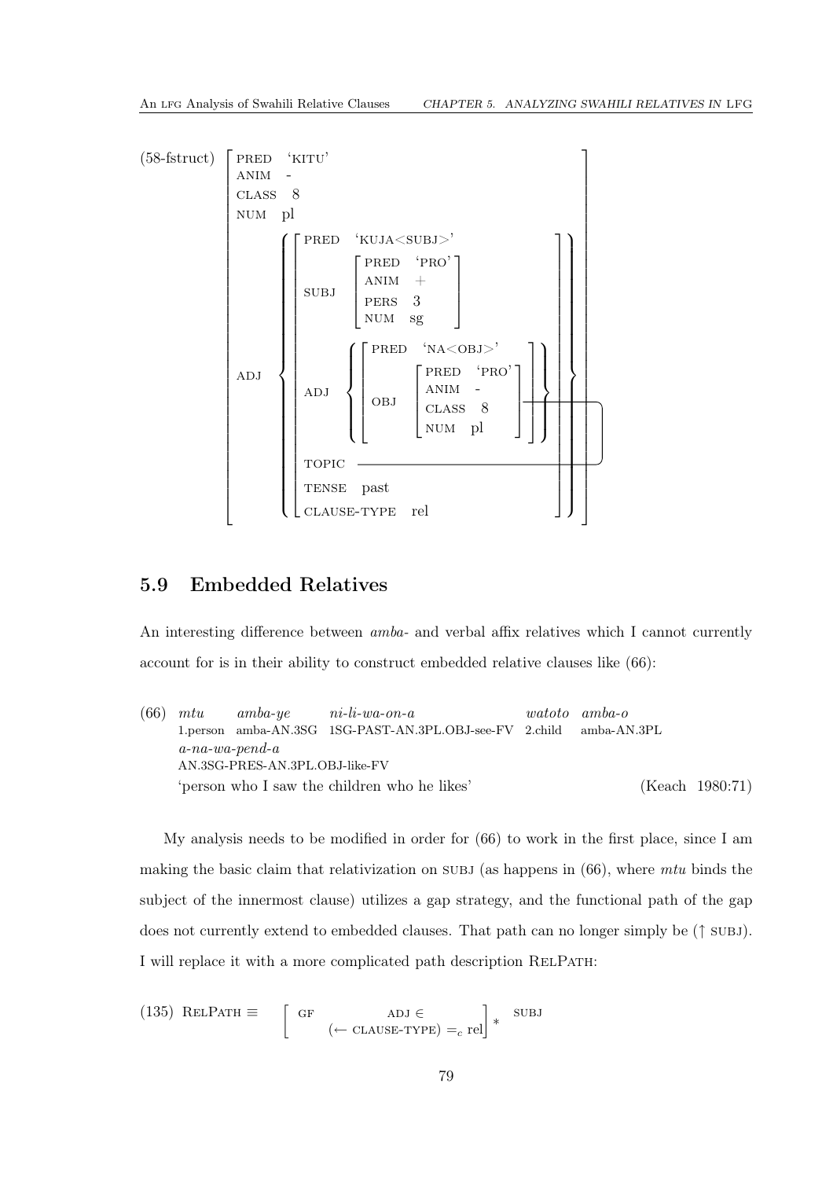(58-fstruct)

```
[ PRED   'KITU'
  ANIM   -
  CLASS  8
  NUM    pl
  ADJ  { [ PRED   'KUJA<SUBJ>'
           SUBJ   [ PRED 'PRO'
                    ANIM +
                    PERS 3
                    NUM  sg ]
           ADJ  { [ PRED 'NA<OBJ>'
                    OBJ  [ PRED  'PRO'
                           ANIM  -
                           CLASS 8
                           NUM   pl ] ] }
           TOPIC  ----------------------- (linked to OBJ)
           TENSE  past
           CLAUSE-TYPE  rel ] } ]
```

## 5.9 Embedded Relatives

An interesting difference between *amba-* and verbal affix relatives which I cannot currently account for is in their ability to construct embedded relative clauses like (66):

(66) *mtu* *amba-ye* *ni-li-wa-on-a* *watoto* *amba-o*
1.person amba-AN.3SG 1SG-PAST-AN.3PL.OBJ-see-FV 2.child amba-AN.3PL
*a-na-wa-pend-a*
AN.3SG-PRES-AN.3PL.OBJ-like-FV
'person who I saw the children who he likes' (Keach 1980:71)

My analysis needs to be modified in order for (66) to work in the first place, since I am making the basic claim that relativization on SUBJ (as happens in (66), where *mtu* binds the subject of the innermost clause) utilizes a gap strategy, and the functional path of the gap does not currently extend to embedded clauses. That path can no longer simply be (↑ SUBJ). I will replace it with a more complicated path description RelPath:

(135) $\text{RelPath} \equiv \left[ \text{GF} \quad \underset{(\leftarrow \text{ CLAUSE-TYPE}) =_c \text{rel}}{\text{ADJ} \in} \right]^* \quad \text{SUBJ}$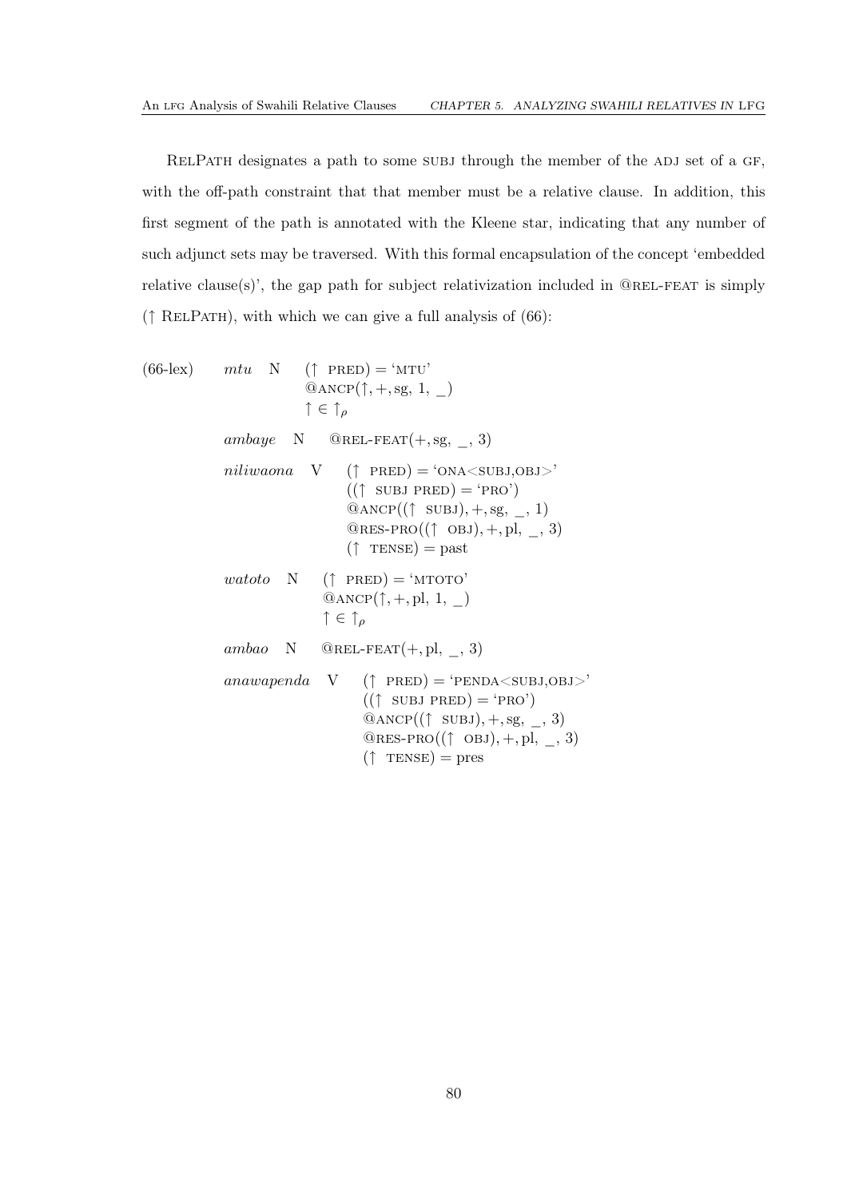RelPath designates a path to some SUBJ through the member of the ADJ set of a GF, with the off-path constraint that that member must be a relative clause. In addition, this first segment of the path is annotated with the Kleene star, indicating that any number of such adjunct sets may be traversed. With this formal encapsulation of the concept 'embedded relative clause(s)', the gap path for subject relativization included in @REL-FEAT is simply (↑ RelPath), with which we can give a full analysis of (66):

(66-lex)

*mtu* N
- (↑ PRED) = 'MTU'
- @ANCP(↑, +, sg, 1, _)
- $\uparrow \in \uparrow_\rho$

*ambaye* N
- @REL-FEAT(+, sg, _, 3)

*niliwaona* V
- (↑ PRED) = 'ONA<SUBJ,OBJ>'
- ((↑ SUBJ PRED) = 'PRO')
- @ANCP((↑ SUBJ), +, sg, _, 1)
- @RES-PRO((↑ OBJ), +, pl, _, 3)
- (↑ TENSE) = past

*watoto* N
- (↑ PRED) = 'MTOTO'
- @ANCP(↑, +, pl, 1, _)
- $\uparrow \in \uparrow_\rho$

*ambao* N
- @REL-FEAT(+, pl, _, 3)

*anawapenda* V
- (↑ PRED) = 'PENDA<SUBJ,OBJ>'
- ((↑ SUBJ PRED) = 'PRO')
- @ANCP((↑ SUBJ), +, sg, _, 3)
- @RES-PRO((↑ OBJ), +, pl, _, 3)
- (↑ TENSE) = pres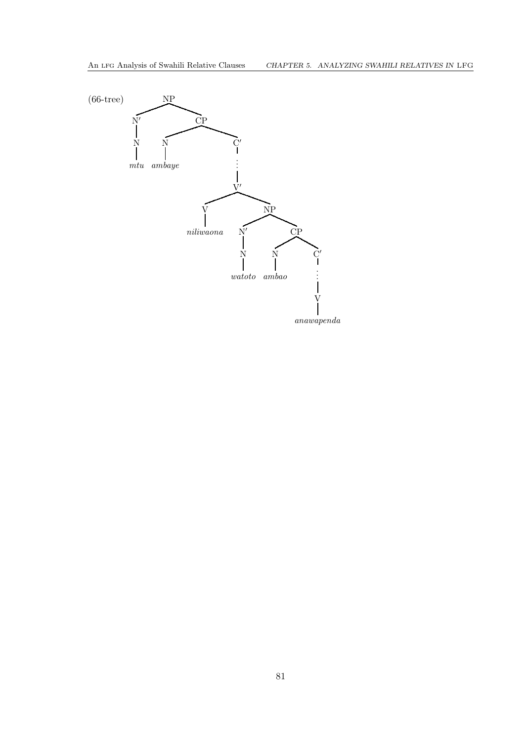(66-tree)

```
NP
├── N′
│   └── N
│       └── mtu
└── CP
    ├── N
    │   └── ambaye
    └── C′
        ⋮
        └── V′
            ├── V
            │   └── niliwaona
            └── NP
                ├── N′
                │   └── N
                │       └── watoto
                └── CP
                    ├── N
                    │   └── ambao
                    └── C′
                        ⋮
                        └── V
                            └── anawapenda
```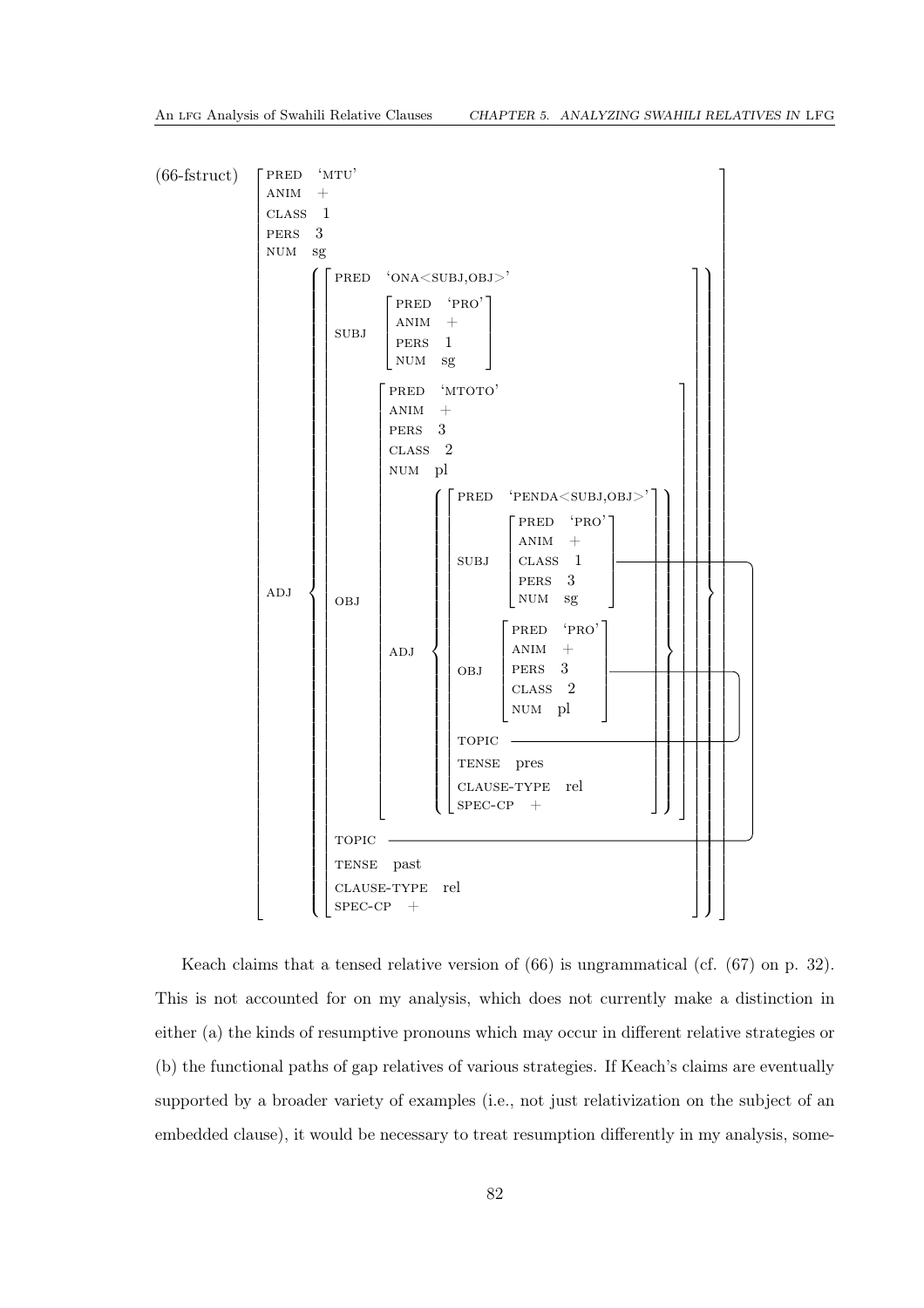(66-fstruct)

```
[ PRED   'MTU'
  ANIM   +
  CLASS  1
  PERS   3
  NUM    sg
  ADJ  { [ PRED  'ONA<SUBJ,OBJ>'
           SUBJ  [ PRED 'PRO'
                   ANIM +
                   PERS 1
                   NUM  sg ]
           OBJ   [ PRED  'MTOTO'
                   ANIM  +
                   PERS  3
                   CLASS 2
                   NUM   pl
                   ADJ { [ PRED  'PENDA<SUBJ,OBJ>'
                           SUBJ  [ PRED  'PRO'
                                   ANIM  +
                                   CLASS 1
                                   PERS  3
                                   NUM   sg ]  ----------------+
                           OBJ   [ PRED  'PRO'                  |
                                   ANIM  +                      |
                                   PERS  3                      |
                                   CLASS 2                      |
                                   NUM   pl ]  -----------+     |
                           TOPIC  ------------------------+     |
                           TENSE  pres                          |
                           CLAUSE-TYPE  rel                     |
                           SPEC-CP  + ] } ]                     |
           TOPIC  ----------------------------------------------+
           TENSE  past
           CLAUSE-TYPE  rel
           SPEC-CP  + ] } ]
```

Keach claims that a tensed relative version of (66) is ungrammatical (cf. (67) on p. 32). This is not accounted for on my analysis, which does not currently make a distinction in either (a) the kinds of resumptive pronouns which may occur in different relative strategies or (b) the functional paths of gap relatives of various strategies. If Keach's claims are eventually supported by a broader variety of examples (i.e., not just relativization on the subject of an embedded clause), it would be necessary to treat resumption differently in my analysis, some-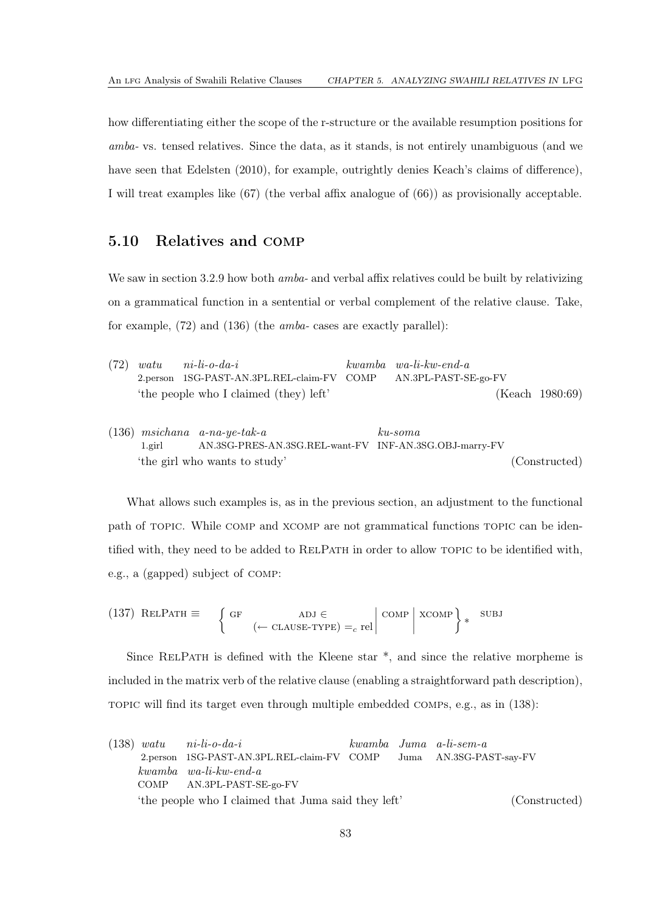how differentiating either the scope of the r-structure or the available resumption positions for *amba-* vs. tensed relatives. Since the data, as it stands, is not entirely unambiguous (and we have seen that Edelsten (2010), for example, outrightly denies Keach's claims of difference), I will treat examples like (67) (the verbal affix analogue of (66)) as provisionally acceptable.

## 5.10 Relatives and COMP

We saw in section 3.2.9 how both *amba-* and verbal affix relatives could be built by relativizing on a grammatical function in a sentential or verbal complement of the relative clause. Take, for example, (72) and (136) (the *amba-* cases are exactly parallel):

(72) *watu* *ni-li-o-da-i* *kwamba* *wa-li-kw-end-a*
2.person 1SG-PAST-AN.3PL.REL-claim-FV COMP AN.3PL-PAST-SE-go-FV
'the people who I claimed (they) left' (Keach 1980:69)

(136) *msichana* *a-na-ye-tak-a* *ku-soma*
1.girl AN.3SG-PRES-AN.3SG.REL-want-FV INF-AN.3SG.OBJ-marry-FV
'the girl who wants to study' (Constructed)

What allows such examples is, as in the previous section, an adjustment to the functional path of TOPIC. While COMP and XCOMP are not grammatical functions TOPIC can be identified with, they need to be added to RELPATH in order to allow TOPIC to be identified with, e.g., a (gapped) subject of COMP:

$$(137)\ \text{RELPATH} \equiv \left\{ \text{GF} \;\middle|\; \begin{array}{c} \text{ADJ} \in \\ (\leftarrow \text{CLAUSE-TYPE}) =_c \text{rel} \end{array} \;\middle|\; \text{COMP} \;\middle|\; \text{XCOMP} \right\}_* \quad \text{SUBJ}$$

Since RELPATH is defined with the Kleene star *, and since the relative morpheme is included in the matrix verb of the relative clause (enabling a straightforward path description), TOPIC will find its target even through multiple embedded COMPs, e.g., as in (138):

(138) *watu* *ni-li-o-da-i* *kwamba* *Juma* *a-li-sem-a*
2.person 1SG-PAST-AN.3PL.REL-claim-FV COMP Juma AN.3SG-PAST-say-FV
*kwamba* *wa-li-kw-end-a*
COMP AN.3PL-PAST-SE-go-FV
'the people who I claimed that Juma said they left' (Constructed)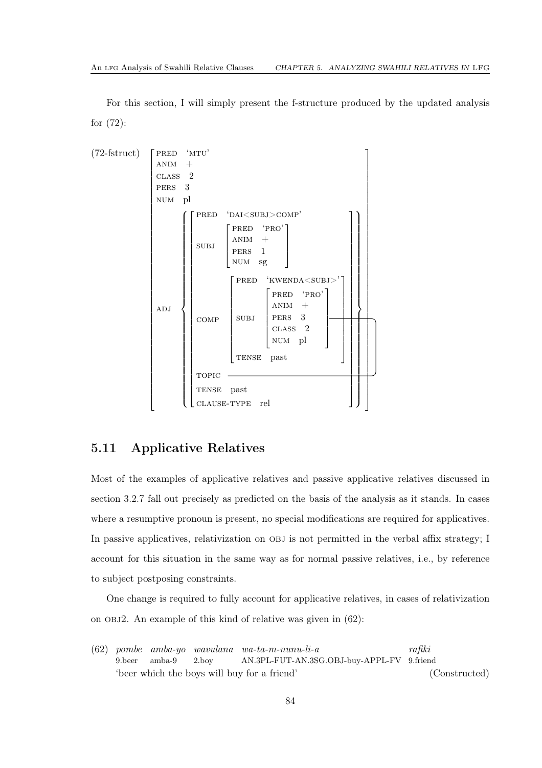For this section, I will simply present the f-structure produced by the updated analysis for (72):

(72-fstruct)

```
[ PRED   'MTU'
  ANIM   +
  CLASS  2
  PERS   3
  NUM    pl
  ADJ  { [ PRED   'DAI<SUBJ>COMP'
           SUBJ   [ PRED  'PRO'
                    ANIM  +
                    PERS  1
                    NUM   sg ]
           COMP   [ PRED  'KWENDA<SUBJ>'
                    SUBJ  [ PRED   'PRO'
                            ANIM   +
                            PERS   3
                            CLASS  2
                            NUM    pl ]   <---+
                    TENSE past ]              |
           TOPIC  ----------------------------+
           TENSE  past
           CLAUSE-TYPE  rel ] } ]
```

## 5.11 Applicative Relatives

Most of the examples of applicative relatives and passive applicative relatives discussed in section 3.2.7 fall out precisely as predicted on the basis of the analysis as it stands. In cases where a resumptive pronoun is present, no special modifications are required for applicatives. In passive applicatives, relativization on OBJ is not permitted in the verbal affix strategy; I account for this situation in the same way as for normal passive relatives, i.e., by reference to subject postposing constraints.

One change is required to fully account for applicative relatives, in cases of relativization on OBJ2. An example of this kind of relative was given in (62):

(62) *pombe amba-yo wavulana wa-ta-m-nunu-li-a rafiki*
9.beer amba-9 2.boy AN.3PL-FUT-AN.3SG.OBJ-buy-APPL-FV 9.friend
'beer which the boys will buy for a friend' (Constructed)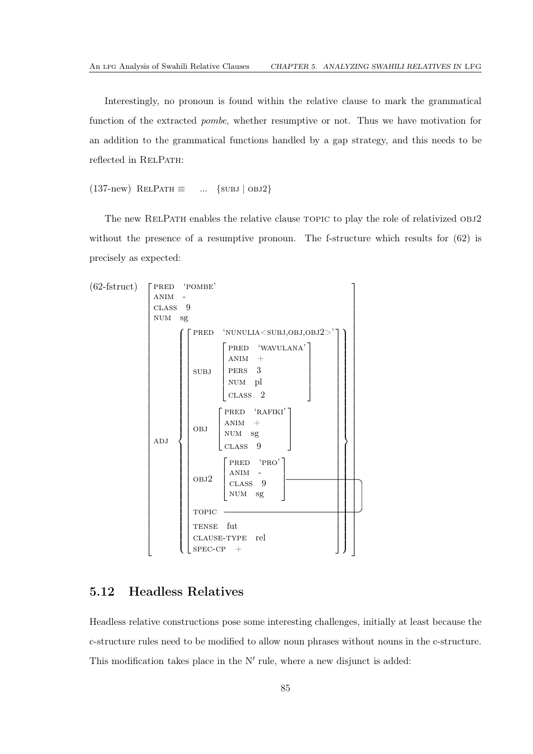Interestingly, no pronoun is found within the relative clause to mark the grammatical function of the extracted *pombe*, whether resumptive or not. Thus we have motivation for an addition to the grammatical functions handled by a gap strategy, and this needs to be reflected in RelPath:

(137-new) RelPath ≡ ... {SUBJ | OBJ2}

The new RelPath enables the relative clause TOPIC to play the role of relativized OBJ2 without the presence of a resumptive pronoun. The f-structure which results for (62) is precisely as expected:

(62-fstruct)

```
[ PRED   'POMBE'
  ANIM   -
  CLASS  9
  NUM    sg
  ADJ  { [ PRED   'NUNULIA<SUBJ,OBJ,OBJ2>'
           SUBJ   [ PRED   'WAVULANA'
                    ANIM   +
                    PERS   3
                    NUM    pl
                    CLASS  2 ]
           OBJ    [ PRED   'RAFIKI'
                    ANIM   +
                    NUM    sg
                    CLASS  9 ]
           OBJ2   [ PRED   'PRO'      ]---+
                  [ ANIM   -          ]   |
                  [ CLASS  9          ]   |
                  [ NUM    sg         ]   |
           TOPIC  ------------------------+
           TENSE  fut
           CLAUSE-TYPE  rel
           SPEC-CP  + ] } ]
```

## 5.12 Headless Relatives

Headless relative constructions pose some interesting challenges, initially at least because the c-structure rules need to be modified to allow noun phrases without nouns in the c-structure. This modification takes place in the N′ rule, where a new disjunct is added: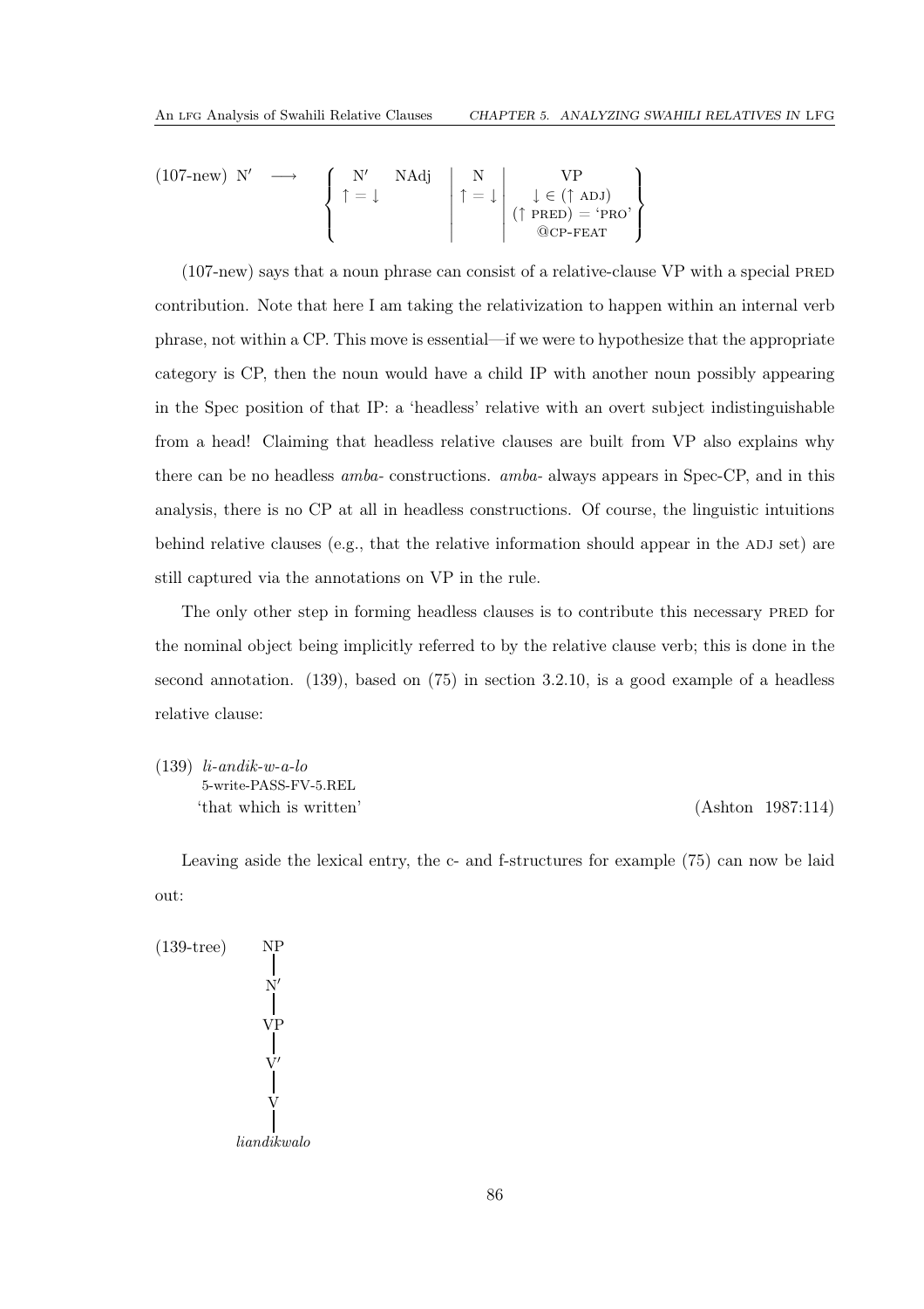(107-new) $\mathrm{N}' \longrightarrow \left\{ \begin{array}{cc|c|c} \mathrm{N}' & \mathrm{NAdj} & \mathrm{N} & \mathrm{VP} \\ \uparrow=\downarrow & & \uparrow=\downarrow & \downarrow \in (\uparrow \text{ ADJ}) \\ & & & (\uparrow \text{ PRED}) = \text{`PRO'} \\ & & & \text{@CP-FEAT} \end{array} \right\}$

(107-new) says that a noun phrase can consist of a relative-clause VP with a special PRED contribution. Note that here I am taking the relativization to happen within an internal verb phrase, not within a CP. This move is essential—if we were to hypothesize that the appropriate category is CP, then the noun would have a child IP with another noun possibly appearing in the Spec position of that IP: a 'headless' relative with an overt subject indistinguishable from a head! Claiming that headless relative clauses are built from VP also explains why there can be no headless *amba-* constructions. *amba-* always appears in Spec-CP, and in this analysis, there is no CP at all in headless constructions. Of course, the linguistic intuitions behind relative clauses (e.g., that the relative information should appear in the ADJ set) are still captured via the annotations on VP in the rule.

The only other step in forming headless clauses is to contribute this necessary PRED for the nominal object being implicitly referred to by the relative clause verb; this is done in the second annotation. (139), based on (75) in section 3.2.10, is a good example of a headless relative clause:

(139) *li-andik-w-a-lo*
5-write-PASS-FV-5.REL
'that which is written' (Ashton 1987:114)

Leaving aside the lexical entry, the c- and f-structures for example (75) can now be laid out:

(139-tree)

```
NP
|
N'
|
VP
|
V'
|
V
|
liandikwalo
```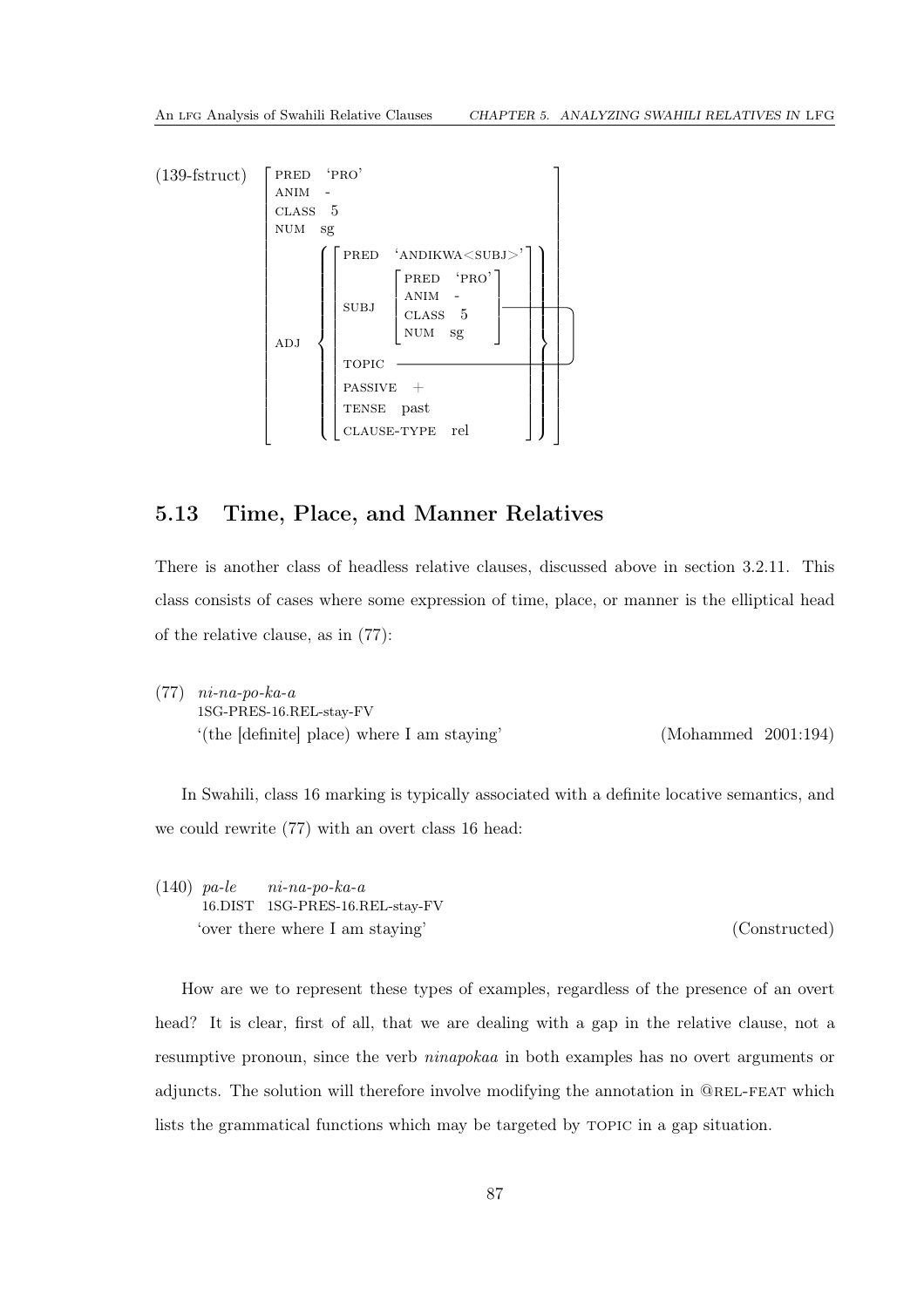(139-fstruct)

```
[ PRED   'PRO'                                                    ]
[ ANIM   -                                                        ]
[ CLASS  5                                                        ]
[ NUM    sg                                                       ]
[                                                                 ]
[ ADJ  { [ PRED         'ANDIKWA<SUBJ>'          ] }              ]
[      { [              [ PRED   'PRO' ]         ] }              ]
[      { [ SUBJ         [ ANIM   -     ] --------+-}--.           ]
[      { [              [ CLASS  5     ]         ] }  |           ]
[      { [              [ NUM    sg    ]         ] }  |           ]
[      { [ TOPIC  -------------------------------+-}--'           ]
[      { [ PASSIVE      +                        ] }              ]
[      { [ TENSE        past                     ] }              ]
[      { [ CLAUSE-TYPE  rel                      ] }              ]
```

## 5.13 Time, Place, and Manner Relatives

There is another class of headless relative clauses, discussed above in section 3.2.11. This class consists of cases where some expression of time, place, or manner is the elliptical head of the relative clause, as in (77):

(77) *ni-na-po-ka-a*
1SG-PRES-16.REL-stay-FV
'(the [definite] place) where I am staying' (Mohammed 2001:194)

In Swahili, class 16 marking is typically associated with a definite locative semantics, and we could rewrite (77) with an overt class 16 head:

(140) *pa-le* *ni-na-po-ka-a*
16.DIST 1SG-PRES-16.REL-stay-FV
'over there where I am staying' (Constructed)

How are we to represent these types of examples, regardless of the presence of an overt head? It is clear, first of all, that we are dealing with a gap in the relative clause, not a resumptive pronoun, since the verb *ninapokaa* in both examples has no overt arguments or adjuncts. The solution will therefore involve modifying the annotation in @REL-FEAT which lists the grammatical functions which may be targeted by TOPIC in a gap situation.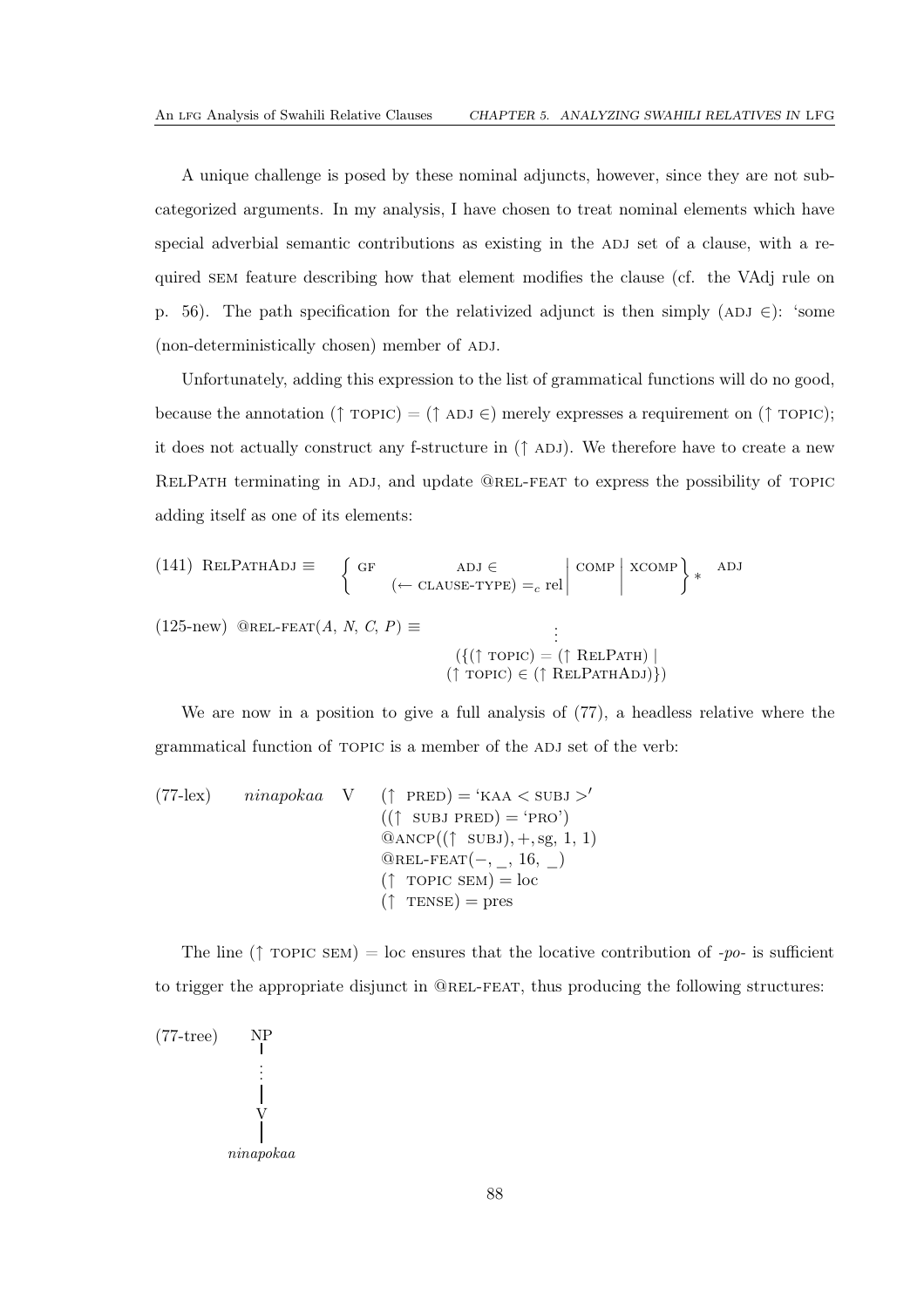A unique challenge is posed by these nominal adjuncts, however, since they are not subcategorized arguments. In my analysis, I have chosen to treat nominal elements which have special adverbial semantic contributions as existing in the ADJ set of a clause, with a required SEM feature describing how that element modifies the clause (cf. the VAdj rule on p. 56). The path specification for the relativized adjunct is then simply (ADJ $\in$): 'some (non-deterministically chosen) member of ADJ.

Unfortunately, adding this expression to the list of grammatical functions will do no good, because the annotation ($\uparrow$ TOPIC) = ($\uparrow$ ADJ $\in$) merely expresses a requirement on ($\uparrow$ TOPIC); it does not actually construct any f-structure in ($\uparrow$ ADJ). We therefore have to create a new RELPATH terminating in ADJ, and update @REL-FEAT to express the possibility of TOPIC adding itself as one of its elements:

(141) RELPATHADJ $\equiv$ $\left\{ \text{GF} \;\middle|\; \begin{matrix} \text{ADJ} \in \\ (\leftarrow \text{CLAUSE-TYPE}) =_c \text{rel} \end{matrix} \;\middle|\; \text{COMP} \;\middle|\; \text{XCOMP} \right\}^{*}$ ADJ

(125-new) @REL-FEAT(*A*, *N*, *C*, *P*) $\equiv$

⋮

({($\uparrow$ TOPIC) = ($\uparrow$ RELPATH) |
($\uparrow$ TOPIC) $\in$ ($\uparrow$ RELPATHADJ)})

We are now in a position to give a full analysis of (77), a headless relative where the grammatical function of TOPIC is a member of the ADJ set of the verb:

(77-lex) *ninapokaa* V ($\uparrow$ PRED) = 'KAA < SUBJ >'
(($\uparrow$ SUBJ PRED) = 'PRO')
@ANCP(($\uparrow$ SUBJ), +, sg, 1, 1)
@REL-FEAT(−, _, 16, _)
($\uparrow$ TOPIC SEM) = loc
($\uparrow$ TENSE) = pres

The line ($\uparrow$ TOPIC SEM) = loc ensures that the locative contribution of *-po-* is sufficient to trigger the appropriate disjunct in @REL-FEAT, thus producing the following structures:

(77-tree) NP
⋮
V
*ninapokaa*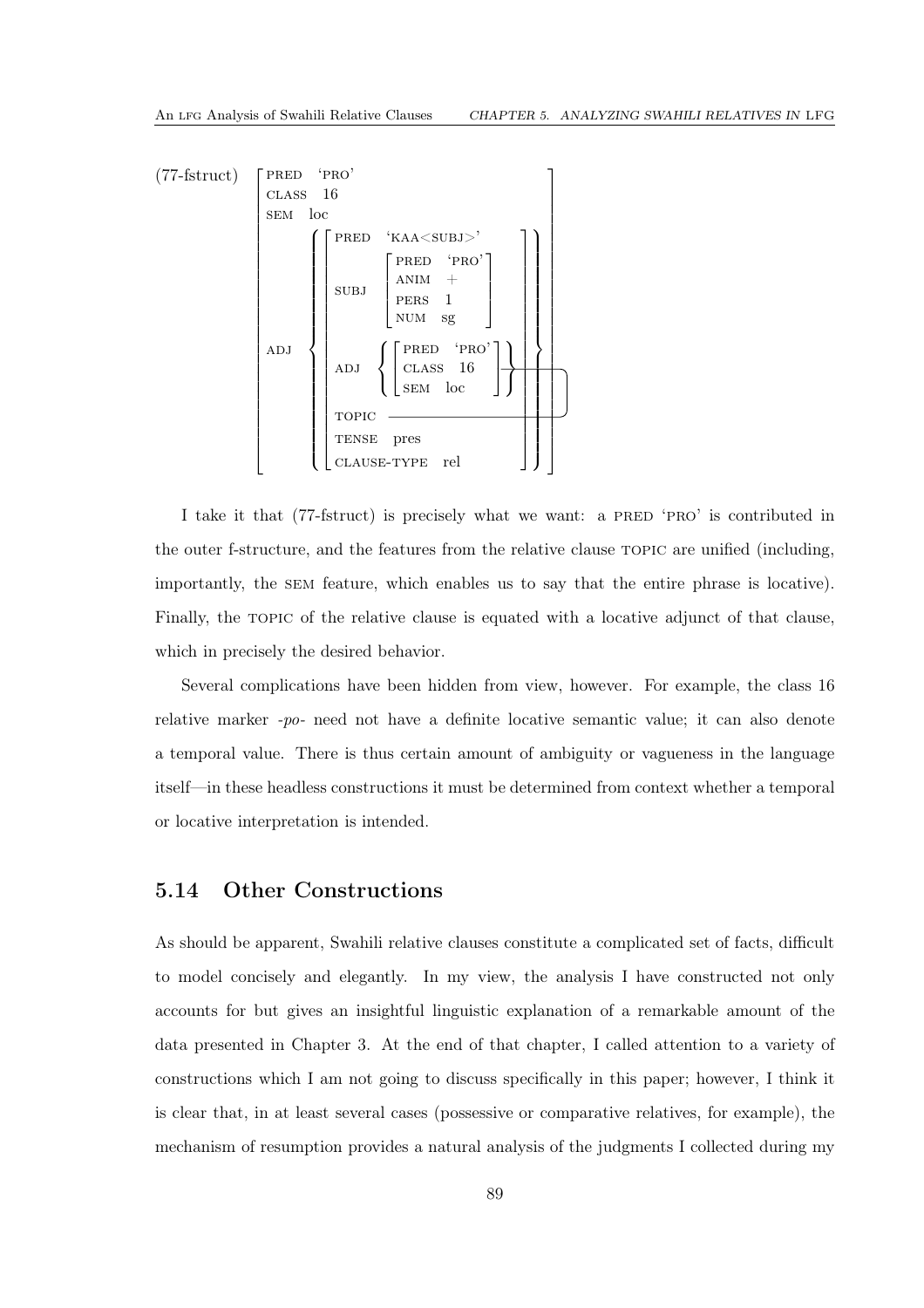(77-fstruct)

$$
\left[\begin{array}{ll}
\text{PRED} & \text{`PRO'} \\
\text{CLASS} & 16 \\
\text{SEM} & \text{loc} \\
\text{ADJ} & \left\{ \left[\begin{array}{ll}
\text{PRED} & \text{`KAA<SUBJ>'} \\
\text{SUBJ} & \left[\begin{array}{ll}
\text{PRED} & \text{`PRO'} \\
\text{ANIM} & + \\
\text{PERS} & 1 \\
\text{NUM} & \text{sg}
\end{array}\right] \\
\text{ADJ} & \left\{ \left[\begin{array}{ll}
\text{PRED} & \text{`PRO'} \\
\text{CLASS} & 16 \\
\text{SEM} & \text{loc}
\end{array}\right]_{1} \right\} \\
\text{TOPIC} & 1 \\
\text{TENSE} & \text{pres} \\
\text{CLAUSE-TYPE} & \text{rel}
\end{array}\right] \right\}
\end{array}\right]
$$

I take it that (77-fstruct) is precisely what we want: a PRED 'PRO' is contributed in the outer f-structure, and the features from the relative clause TOPIC are unified (including, importantly, the SEM feature, which enables us to say that the entire phrase is locative). Finally, the TOPIC of the relative clause is equated with a locative adjunct of that clause, which in precisely the desired behavior.

Several complications have been hidden from view, however. For example, the class 16 relative marker *-po-* need not have a definite locative semantic value; it can also denote a temporal value. There is thus certain amount of ambiguity or vagueness in the language itself—in these headless constructions it must be determined from context whether a temporal or locative interpretation is intended.

## 5.14 Other Constructions

As should be apparent, Swahili relative clauses constitute a complicated set of facts, difficult to model concisely and elegantly. In my view, the analysis I have constructed not only accounts for but gives an insightful linguistic explanation of a remarkable amount of the data presented in Chapter 3. At the end of that chapter, I called attention to a variety of constructions which I am not going to discuss specifically in this paper; however, I think it is clear that, in at least several cases (possessive or comparative relatives, for example), the mechanism of resumption provides a natural analysis of the judgments I collected during my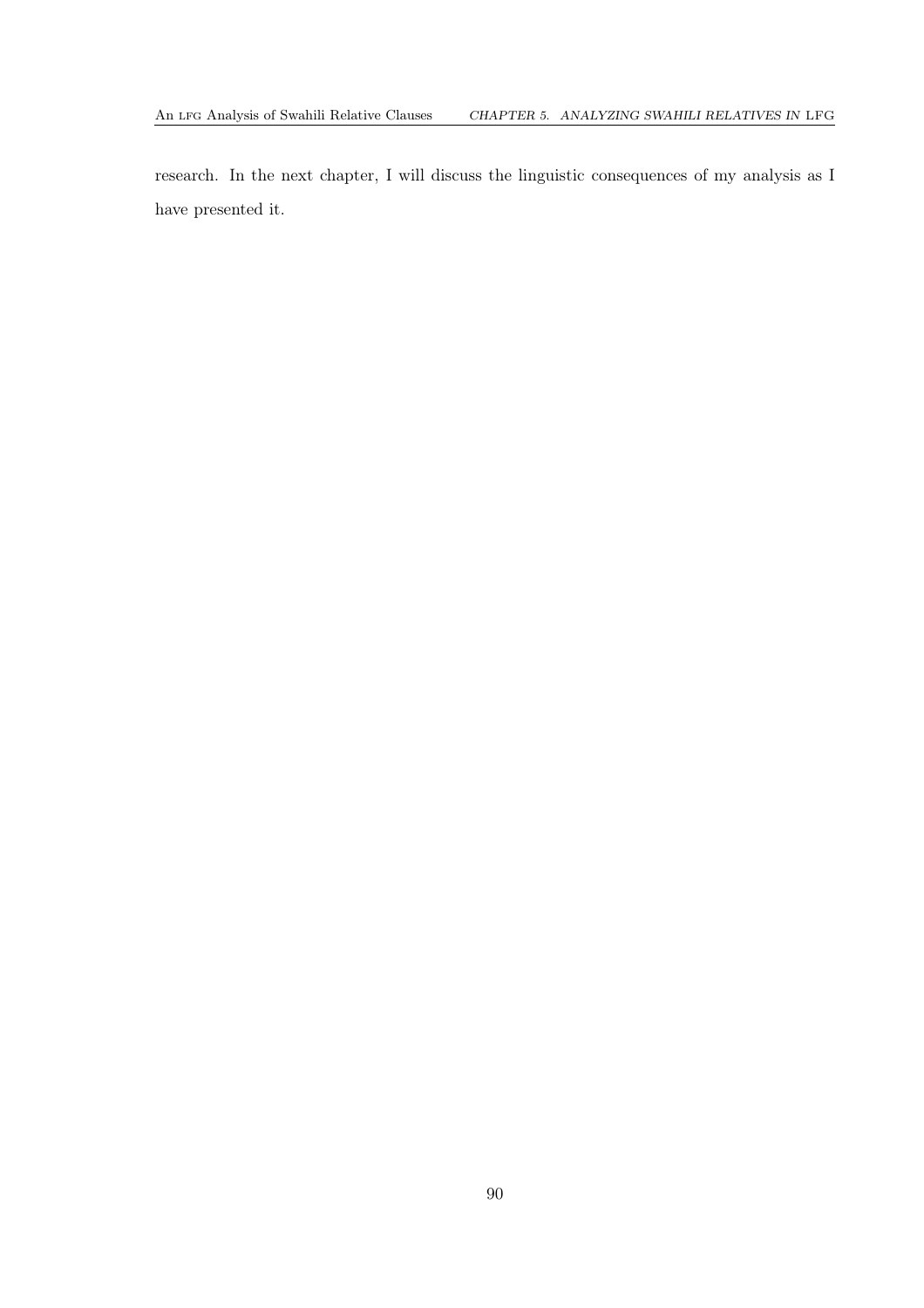research. In the next chapter, I will discuss the linguistic consequences of my analysis as I have presented it.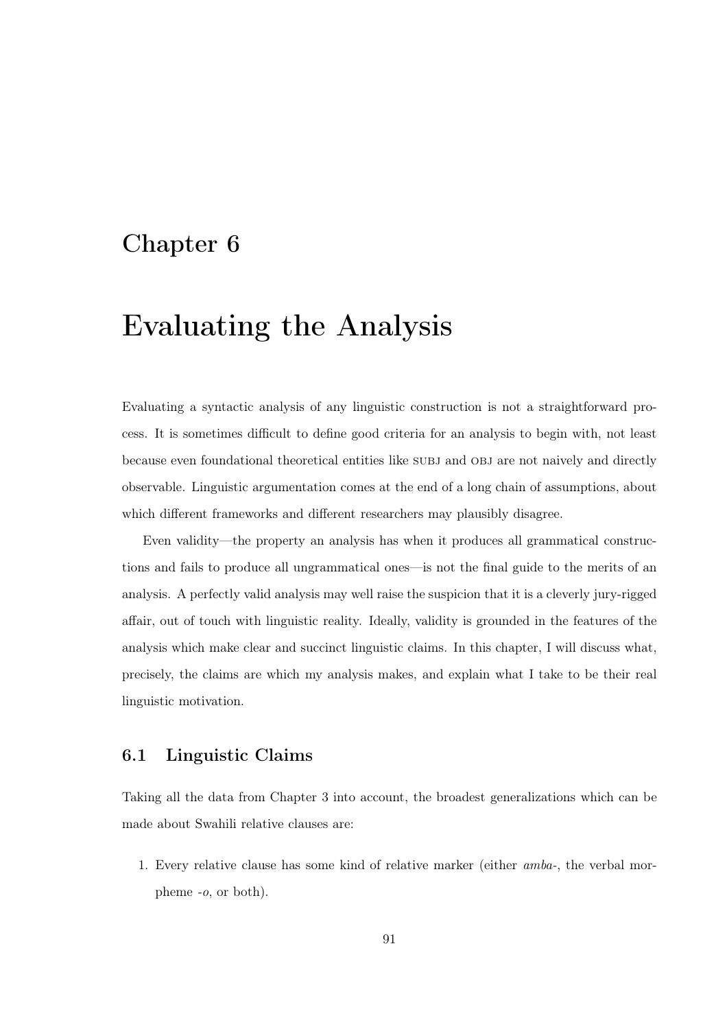# Chapter 6

# Evaluating the Analysis

Evaluating a syntactic analysis of any linguistic construction is not a straightforward process. It is sometimes difficult to define good criteria for an analysis to begin with, not least because even foundational theoretical entities like SUBJ and OBJ are not naively and directly observable. Linguistic argumentation comes at the end of a long chain of assumptions, about which different frameworks and different researchers may plausibly disagree.

Even validity—the property an analysis has when it produces all grammatical constructions and fails to produce all ungrammatical ones—is not the final guide to the merits of an analysis. A perfectly valid analysis may well raise the suspicion that it is a cleverly jury-rigged affair, out of touch with linguistic reality. Ideally, validity is grounded in the features of the analysis which make clear and succinct linguistic claims. In this chapter, I will discuss what, precisely, the claims are which my analysis makes, and explain what I take to be their real linguistic motivation.

## 6.1 Linguistic Claims

Taking all the data from Chapter 3 into account, the broadest generalizations which can be made about Swahili relative clauses are:

1. Every relative clause has some kind of relative marker (either *amba-*, the verbal morpheme *-o*, or both).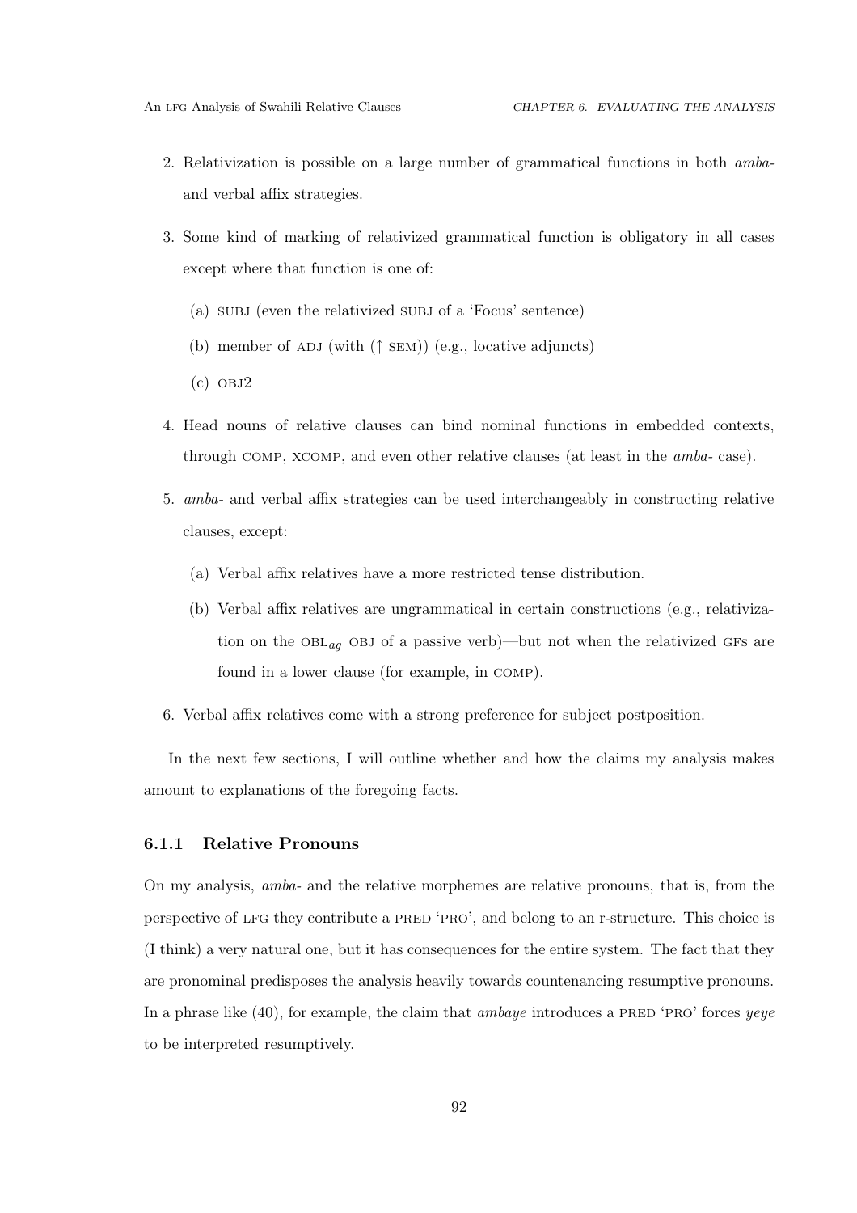2. Relativization is possible on a large number of grammatical functions in both *amba-* and verbal affix strategies.

3. Some kind of marking of relativized grammatical function is obligatory in all cases except where that function is one of:

   (a) SUBJ (even the relativized SUBJ of a 'Focus' sentence)

   (b) member of ADJ (with (↑ SEM)) (e.g., locative adjuncts)

   (c) OBJ2

4. Head nouns of relative clauses can bind nominal functions in embedded contexts, through COMP, XCOMP, and even other relative clauses (at least in the *amba-* case).

5. *amba-* and verbal affix strategies can be used interchangeably in constructing relative clauses, except:

   (a) Verbal affix relatives have a more restricted tense distribution.

   (b) Verbal affix relatives are ungrammatical in certain constructions (e.g., relativization on the $\text{OBL}_{ag}$ OBJ of a passive verb)—but not when the relativized GFs are found in a lower clause (for example, in COMP).

6. Verbal affix relatives come with a strong preference for subject postposition.

In the next few sections, I will outline whether and how the claims my analysis makes amount to explanations of the foregoing facts.

### 6.1.1 Relative Pronouns

On my analysis, *amba-* and the relative morphemes are relative pronouns, that is, from the perspective of LFG they contribute a PRED 'PRO', and belong to an r-structure. This choice is (I think) a very natural one, but it has consequences for the entire system. The fact that they are pronominal predisposes the analysis heavily towards countenancing resumptive pronouns. In a phrase like (40), for example, the claim that *ambaye* introduces a PRED 'PRO' forces *yeye* to be interpreted resumptively.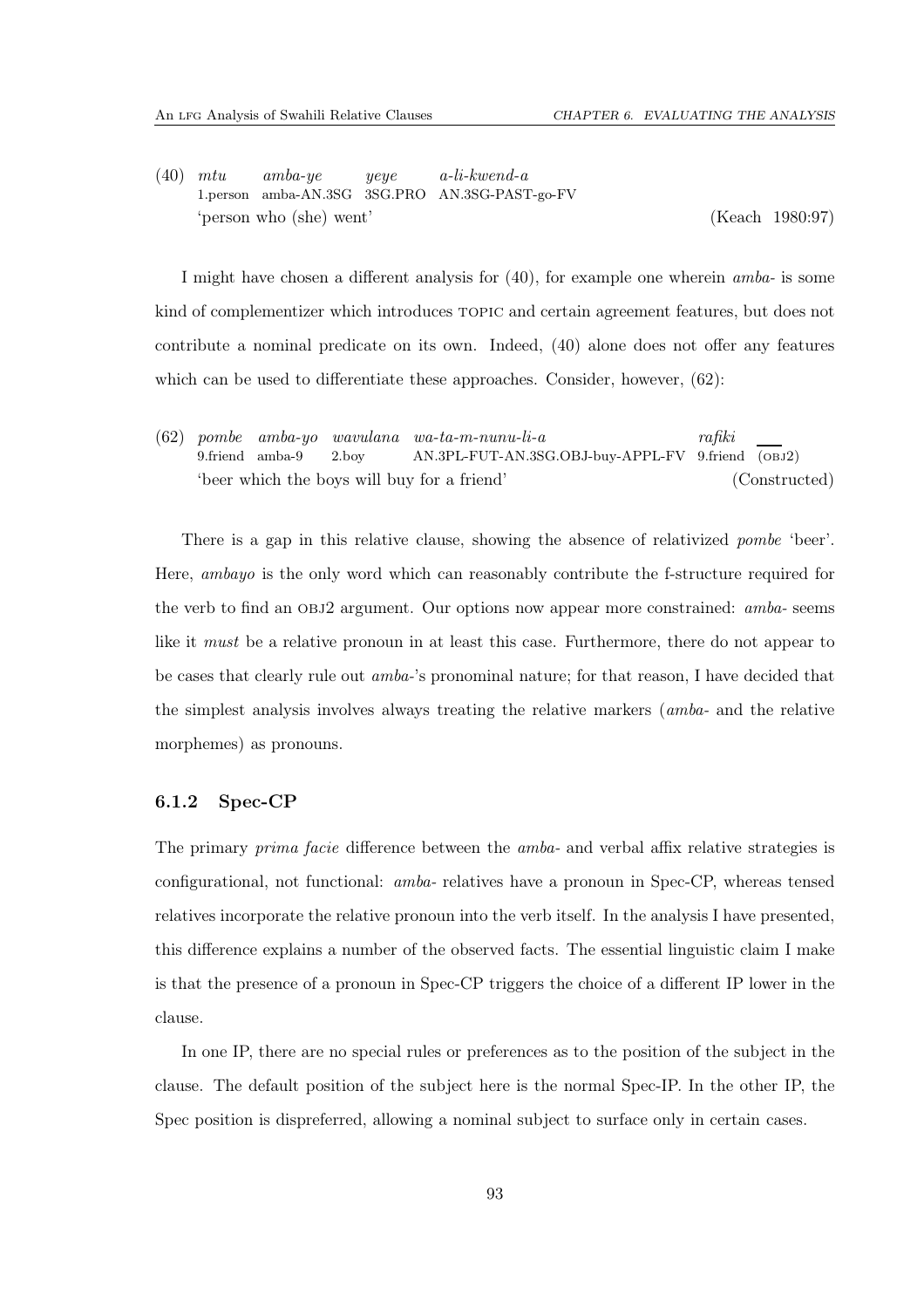(40) *mtu* *amba-ye* *yeye* *a-li-kwend-a*
1.person amba-AN.3SG 3SG.PRO AN.3SG-PAST-go-FV
'person who (she) went' (Keach 1980:97)

I might have chosen a different analysis for (40), for example one wherein *amba-* is some kind of complementizer which introduces TOPIC and certain agreement features, but does not contribute a nominal predicate on its own. Indeed, (40) alone does not offer any features which can be used to differentiate these approaches. Consider, however, (62):

(62) *pombe* *amba-yo* *wavulana* *wa-ta-m-nunu-li-a* *rafiki* ___
9.friend amba-9 2.boy AN.3PL-FUT-AN.3SG.OBJ-buy-APPL-FV 9.friend (OBJ2)
'beer which the boys will buy for a friend' (Constructed)

There is a gap in this relative clause, showing the absence of relativized *pombe* 'beer'. Here, *ambayo* is the only word which can reasonably contribute the f-structure required for the verb to find an OBJ2 argument. Our options now appear more constrained: *amba-* seems like it *must* be a relative pronoun in at least this case. Furthermore, there do not appear to be cases that clearly rule out *amba-*'s pronominal nature; for that reason, I have decided that the simplest analysis involves always treating the relative markers (*amba-* and the relative morphemes) as pronouns.

### 6.1.2 Spec-CP

The primary *prima facie* difference between the *amba-* and verbal affix relative strategies is configurational, not functional: *amba-* relatives have a pronoun in Spec-CP, whereas tensed relatives incorporate the relative pronoun into the verb itself. In the analysis I have presented, this difference explains a number of the observed facts. The essential linguistic claim I make is that the presence of a pronoun in Spec-CP triggers the choice of a different IP lower in the clause.

In one IP, there are no special rules or preferences as to the position of the subject in the clause. The default position of the subject here is the normal Spec-IP. In the other IP, the Spec position is dispreferred, allowing a nominal subject to surface only in certain cases.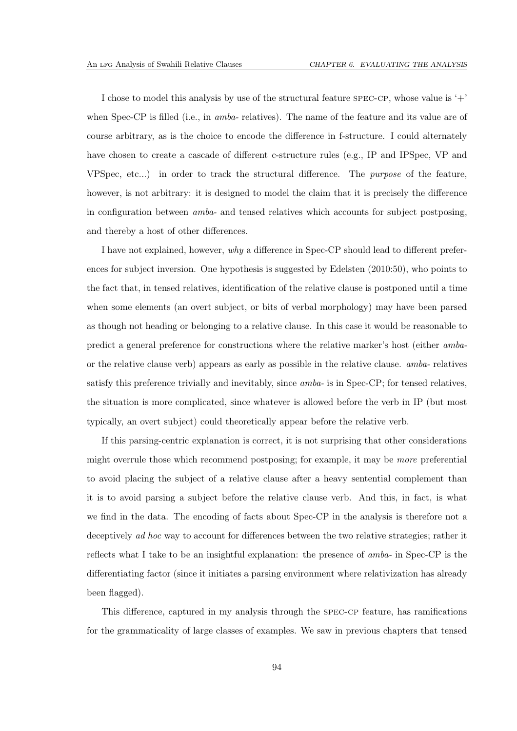I chose to model this analysis by use of the structural feature SPEC-CP, whose value is '+' when Spec-CP is filled (i.e., in *amba-* relatives). The name of the feature and its value are of course arbitrary, as is the choice to encode the difference in f-structure. I could alternately have chosen to create a cascade of different c-structure rules (e.g., IP and IPSpec, VP and VPSpec, etc...) in order to track the structural difference. The *purpose* of the feature, however, is not arbitrary: it is designed to model the claim that it is precisely the difference in configuration between *amba-* and tensed relatives which accounts for subject postposing, and thereby a host of other differences.

I have not explained, however, *why* a difference in Spec-CP should lead to different preferences for subject inversion. One hypothesis is suggested by Edelsten (2010:50), who points to the fact that, in tensed relatives, identification of the relative clause is postponed until a time when some elements (an overt subject, or bits of verbal morphology) may have been parsed as though not heading or belonging to a relative clause. In this case it would be reasonable to predict a general preference for constructions where the relative marker's host (either *amba-* or the relative clause verb) appears as early as possible in the relative clause. *amba-* relatives satisfy this preference trivially and inevitably, since *amba-* is in Spec-CP; for tensed relatives, the situation is more complicated, since whatever is allowed before the verb in IP (but most typically, an overt subject) could theoretically appear before the relative verb.

If this parsing-centric explanation is correct, it is not surprising that other considerations might overrule those which recommend postposing; for example, it may be *more* preferential to avoid placing the subject of a relative clause after a heavy sentential complement than it is to avoid parsing a subject before the relative clause verb. And this, in fact, is what we find in the data. The encoding of facts about Spec-CP in the analysis is therefore not a deceptively *ad hoc* way to account for differences between the two relative strategies; rather it reflects what I take to be an insightful explanation: the presence of *amba-* in Spec-CP is the differentiating factor (since it initiates a parsing environment where relativization has already been flagged).

This difference, captured in my analysis through the SPEC-CP feature, has ramifications for the grammaticality of large classes of examples. We saw in previous chapters that tensed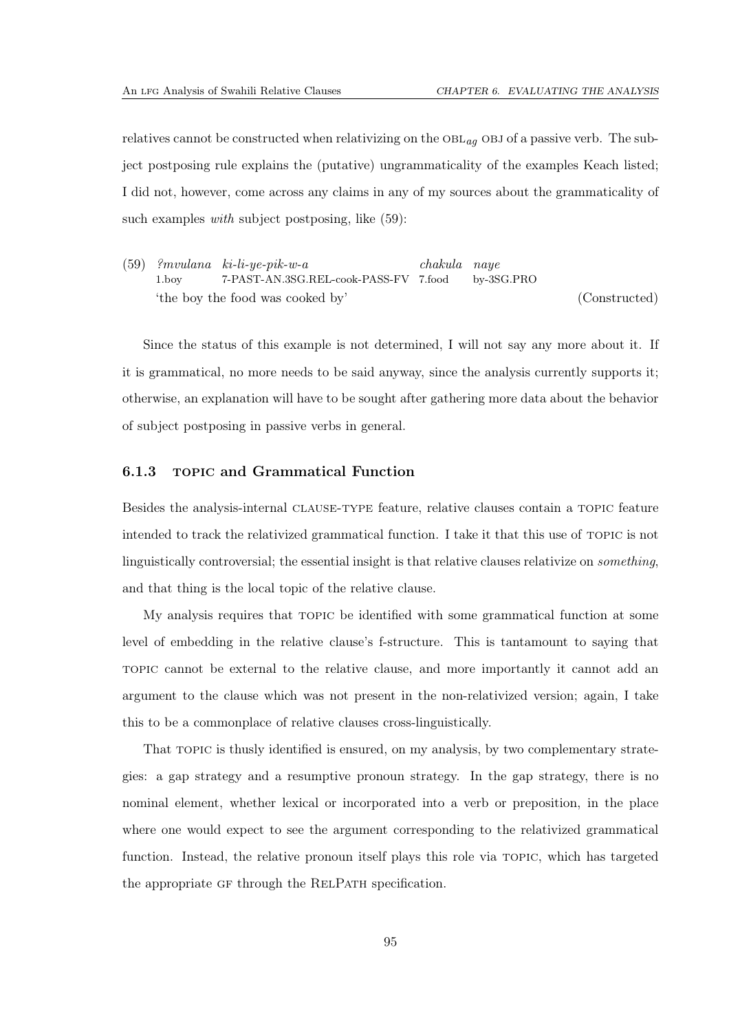relatives cannot be constructed when relativizing on the $\text{OBL}_{ag}$ OBJ of a passive verb. The subject postposing rule explains the (putative) ungrammaticality of the examples Keach listed; I did not, however, come across any claims in any of my sources about the grammaticality of such examples *with* subject postposing, like (59):

(59) *?mvulana ki-li-ye-pik-w-a chakula naye*
  1.boy 7-PAST-AN.3SG.REL-cook-PASS-FV 7.food by-3SG.PRO
  'the boy the food was cooked by' (Constructed)

Since the status of this example is not determined, I will not say any more about it. If it is grammatical, no more needs to be said anyway, since the analysis currently supports it; otherwise, an explanation will have to be sought after gathering more data about the behavior of subject postposing in passive verbs in general.

### 6.1.3 TOPIC and Grammatical Function

Besides the analysis-internal CLAUSE-TYPE feature, relative clauses contain a TOPIC feature intended to track the relativized grammatical function. I take it that this use of TOPIC is not linguistically controversial; the essential insight is that relative clauses relativize on *something*, and that thing is the local topic of the relative clause.

My analysis requires that TOPIC be identified with some grammatical function at some level of embedding in the relative clause's f-structure. This is tantamount to saying that TOPIC cannot be external to the relative clause, and more importantly it cannot add an argument to the clause which was not present in the non-relativized version; again, I take this to be a commonplace of relative clauses cross-linguistically.

That TOPIC is thusly identified is ensured, on my analysis, by two complementary strategies: a gap strategy and a resumptive pronoun strategy. In the gap strategy, there is no nominal element, whether lexical or incorporated into a verb or preposition, in the place where one would expect to see the argument corresponding to the relativized grammatical function. Instead, the relative pronoun itself plays this role via TOPIC, which has targeted the appropriate GF through the RELPATH specification.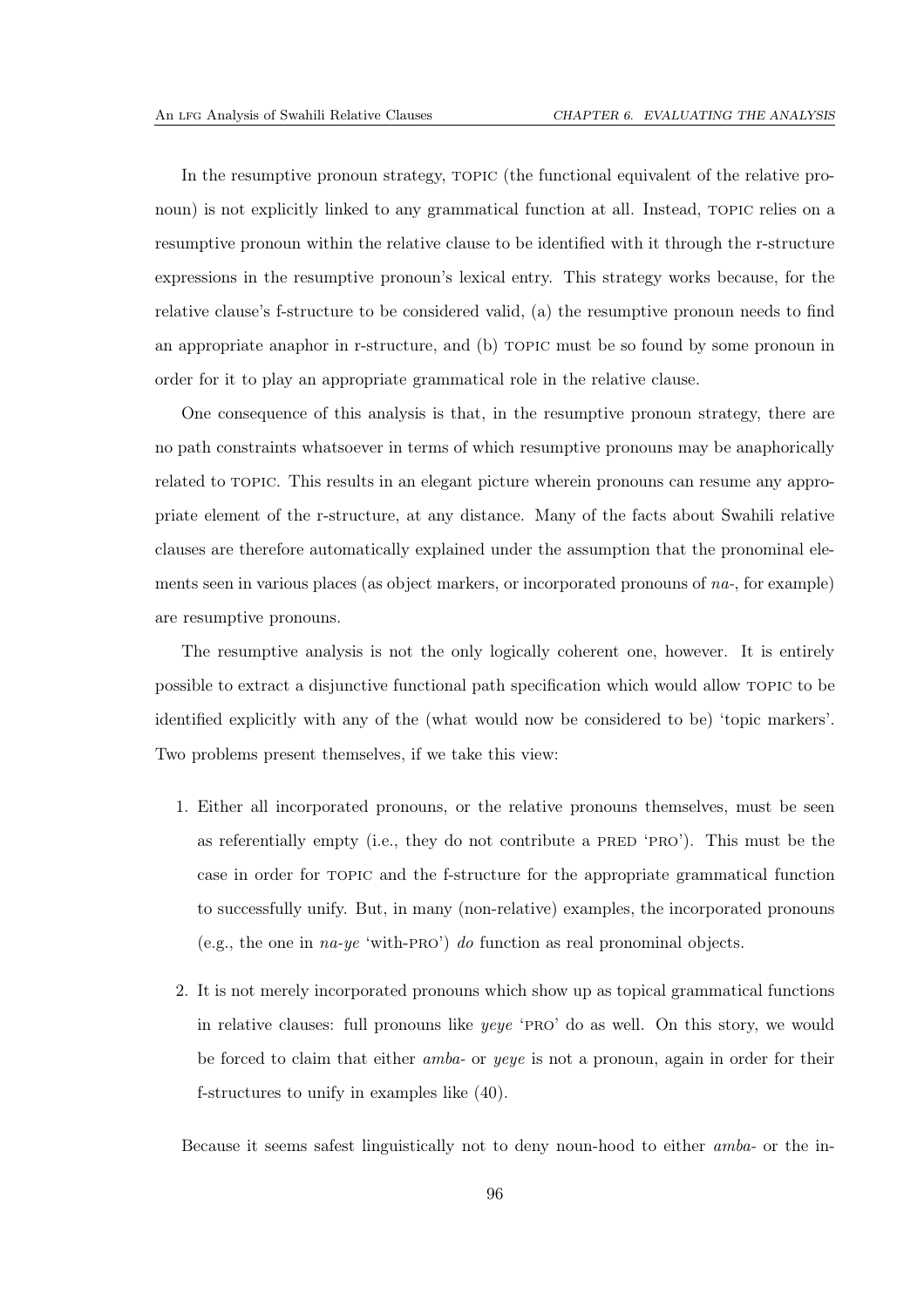In the resumptive pronoun strategy, TOPIC (the functional equivalent of the relative pronoun) is not explicitly linked to any grammatical function at all. Instead, TOPIC relies on a resumptive pronoun within the relative clause to be identified with it through the r-structure expressions in the resumptive pronoun's lexical entry. This strategy works because, for the relative clause's f-structure to be considered valid, (a) the resumptive pronoun needs to find an appropriate anaphor in r-structure, and (b) TOPIC must be so found by some pronoun in order for it to play an appropriate grammatical role in the relative clause.

One consequence of this analysis is that, in the resumptive pronoun strategy, there are no path constraints whatsoever in terms of which resumptive pronouns may be anaphorically related to TOPIC. This results in an elegant picture wherein pronouns can resume any appropriate element of the r-structure, at any distance. Many of the facts about Swahili relative clauses are therefore automatically explained under the assumption that the pronominal elements seen in various places (as object markers, or incorporated pronouns of *na-*, for example) are resumptive pronouns.

The resumptive analysis is not the only logically coherent one, however. It is entirely possible to extract a disjunctive functional path specification which would allow TOPIC to be identified explicitly with any of the (what would now be considered to be) 'topic markers'. Two problems present themselves, if we take this view:

1. Either all incorporated pronouns, or the relative pronouns themselves, must be seen as referentially empty (i.e., they do not contribute a PRED 'PRO'). This must be the case in order for TOPIC and the f-structure for the appropriate grammatical function to successfully unify. But, in many (non-relative) examples, the incorporated pronouns (e.g., the one in *na-ye* 'with-PRO') *do* function as real pronominal objects.

2. It is not merely incorporated pronouns which show up as topical grammatical functions in relative clauses: full pronouns like *yeye* 'PRO' do as well. On this story, we would be forced to claim that either *amba-* or *yeye* is not a pronoun, again in order for their f-structures to unify in examples like (40).

Because it seems safest linguistically not to deny noun-hood to either *amba-* or the in-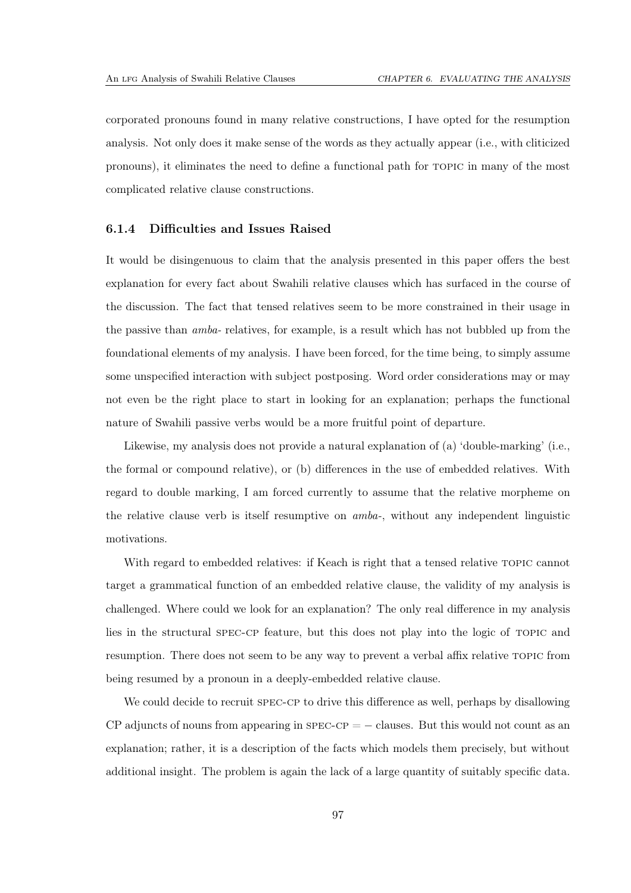corporated pronouns found in many relative constructions, I have opted for the resumption analysis. Not only does it make sense of the words as they actually appear (i.e., with cliticized pronouns), it eliminates the need to define a functional path for TOPIC in many of the most complicated relative clause constructions.

### 6.1.4 Difficulties and Issues Raised

It would be disingenuous to claim that the analysis presented in this paper offers the best explanation for every fact about Swahili relative clauses which has surfaced in the course of the discussion. The fact that tensed relatives seem to be more constrained in their usage in the passive than *amba-* relatives, for example, is a result which has not bubbled up from the foundational elements of my analysis. I have been forced, for the time being, to simply assume some unspecified interaction with subject postposing. Word order considerations may or may not even be the right place to start in looking for an explanation; perhaps the functional nature of Swahili passive verbs would be a more fruitful point of departure.

Likewise, my analysis does not provide a natural explanation of (a) 'double-marking' (i.e., the formal or compound relative), or (b) differences in the use of embedded relatives. With regard to double marking, I am forced currently to assume that the relative morpheme on the relative clause verb is itself resumptive on *amba-*, without any independent linguistic motivations.

With regard to embedded relatives: if Keach is right that a tensed relative TOPIC cannot target a grammatical function of an embedded relative clause, the validity of my analysis is challenged. Where could we look for an explanation? The only real difference in my analysis lies in the structural SPEC-CP feature, but this does not play into the logic of TOPIC and resumption. There does not seem to be any way to prevent a verbal affix relative TOPIC from being resumed by a pronoun in a deeply-embedded relative clause.

We could decide to recruit SPEC-CP to drive this difference as well, perhaps by disallowing CP adjuncts of nouns from appearing in SPEC-CP $= -$ clauses. But this would not count as an explanation; rather, it is a description of the facts which models them precisely, but without additional insight. The problem is again the lack of a large quantity of suitably specific data.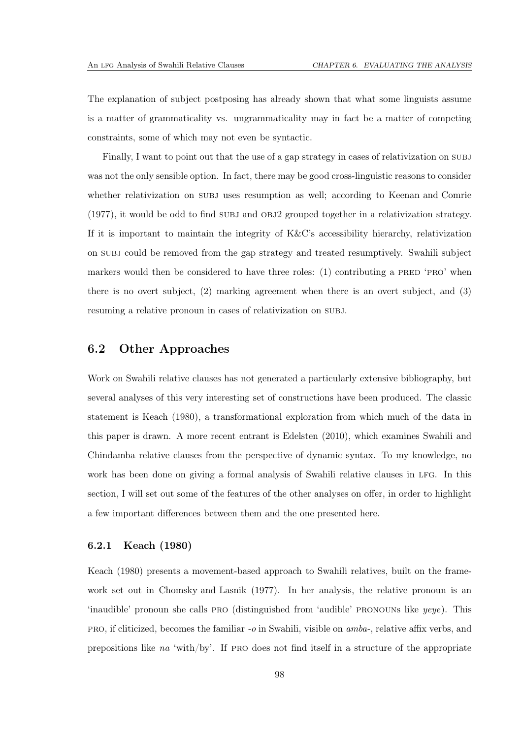The explanation of subject postposing has already shown that what some linguists assume is a matter of grammaticality vs. ungrammaticality may in fact be a matter of competing constraints, some of which may not even be syntactic.

Finally, I want to point out that the use of a gap strategy in cases of relativization on SUBJ was not the only sensible option. In fact, there may be good cross-linguistic reasons to consider whether relativization on SUBJ uses resumption as well; according to Keenan and Comrie (1977), it would be odd to find SUBJ and OBJ2 grouped together in a relativization strategy. If it is important to maintain the integrity of K&C's accessibility hierarchy, relativization on SUBJ could be removed from the gap strategy and treated resumptively. Swahili subject markers would then be considered to have three roles: (1) contributing a PRED 'PRO' when there is no overt subject, (2) marking agreement when there is an overt subject, and (3) resuming a relative pronoun in cases of relativization on SUBJ.

## 6.2 Other Approaches

Work on Swahili relative clauses has not generated a particularly extensive bibliography, but several analyses of this very interesting set of constructions have been produced. The classic statement is Keach (1980), a transformational exploration from which much of the data in this paper is drawn. A more recent entrant is Edelsten (2010), which examines Swahili and Chindamba relative clauses from the perspective of dynamic syntax. To my knowledge, no work has been done on giving a formal analysis of Swahili relative clauses in LFG. In this section, I will set out some of the features of the other analyses on offer, in order to highlight a few important differences between them and the one presented here.

### 6.2.1 Keach (1980)

Keach (1980) presents a movement-based approach to Swahili relatives, built on the framework set out in Chomsky and Lasnik (1977). In her analysis, the relative pronoun is an 'inaudible' pronoun she calls PRO (distinguished from 'audible' PRONOUNs like *yeye*). This PRO, if cliticized, becomes the familiar *-o* in Swahili, visible on *amba-*, relative affix verbs, and prepositions like *na* 'with/by'. If PRO does not find itself in a structure of the appropriate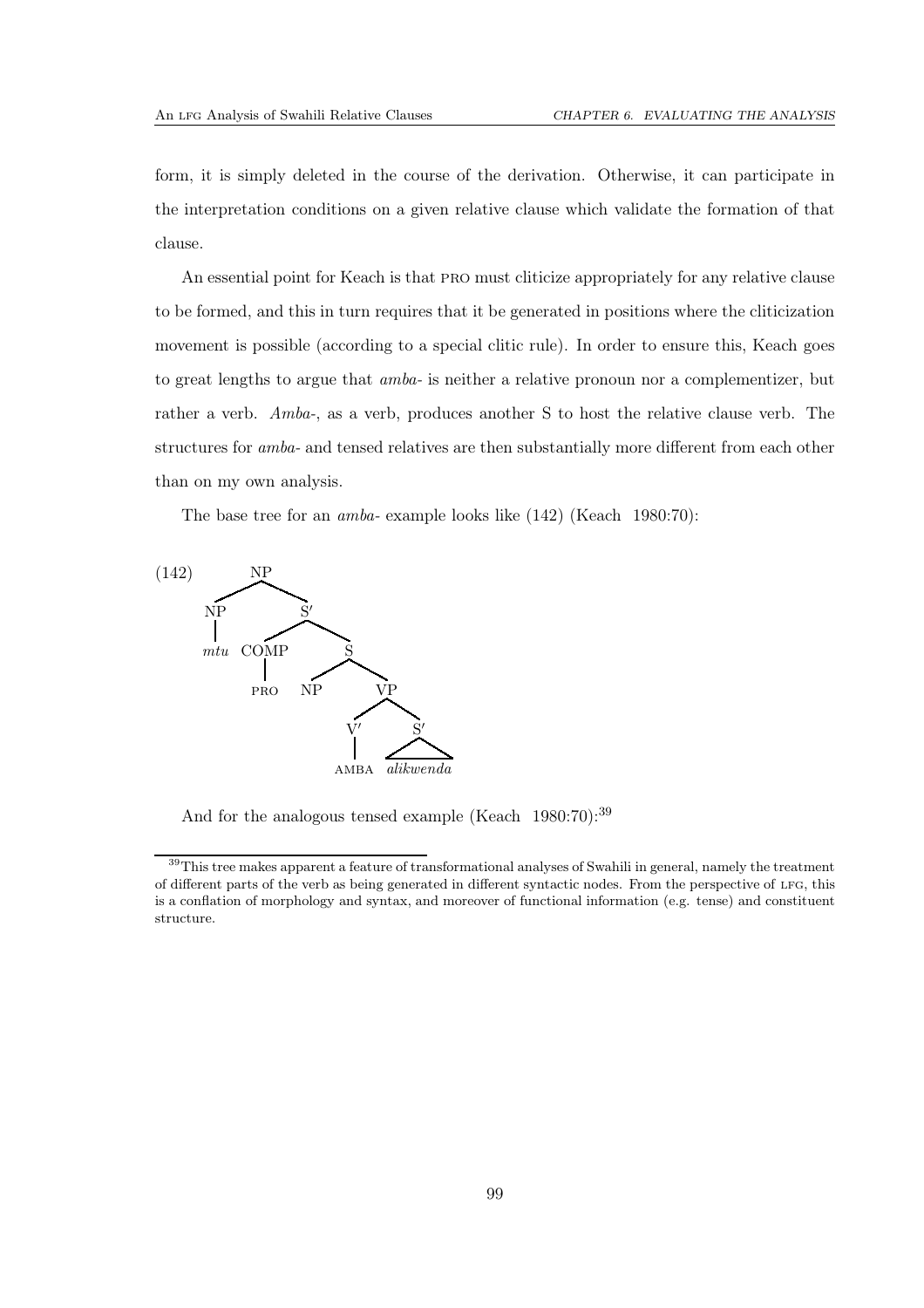form, it is simply deleted in the course of the derivation. Otherwise, it can participate in the interpretation conditions on a given relative clause which validate the formation of that clause.

An essential point for Keach is that PRO must cliticize appropriately for any relative clause to be formed, and this in turn requires that it be generated in positions where the cliticization movement is possible (according to a special clitic rule). In order to ensure this, Keach goes to great lengths to argue that *amba-* is neither a relative pronoun nor a complementizer, but rather a verb. *Amba-*, as a verb, produces another S to host the relative clause verb. The structures for *amba-* and tensed relatives are then substantially more different from each other than on my own analysis.

The base tree for an *amba-* example looks like (142) (Keach 1980:70):

```
(142)        NP
            /  \
          NP    S'
          |    /  \
         mtu COMP   S
              |    / \
             PRO  NP  VP
                     /  \
                    V'   S'
                    |    /\
                  AMBA alikwenda
```

And for the analogous tensed example (Keach 1980:70):[39]

---

[39]This tree makes apparent a feature of transformational analyses of Swahili in general, namely the treatment of different parts of the verb as being generated in different syntactic nodes. From the perspective of LFG, this is a conflation of morphology and syntax, and moreover of functional information (e.g. tense) and constituent structure.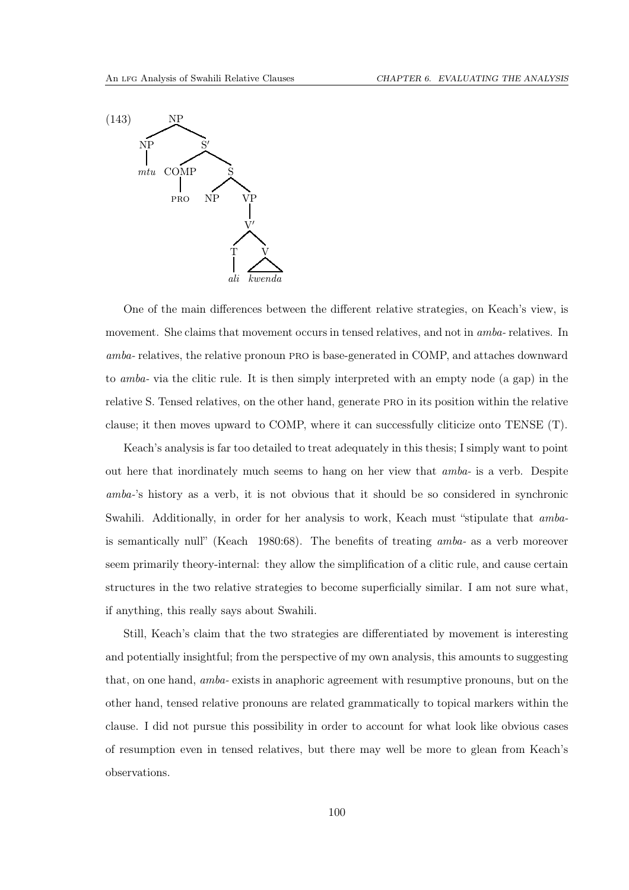(143)

```
NP
├── NP
│   └── mtu
└── S′
    ├── COMP
    │   └── PRO
    └── S
        ├── NP
        └── VP
            └── V′
                ├── T
                │   └── ali
                └── V
                    └── kwenda
```

One of the main differences between the different relative strategies, on Keach's view, is movement. She claims that movement occurs in tensed relatives, and not in *amba-* relatives. In *amba-* relatives, the relative pronoun PRO is base-generated in COMP, and attaches downward to *amba-* via the clitic rule. It is then simply interpreted with an empty node (a gap) in the relative S. Tensed relatives, on the other hand, generate PRO in its position within the relative clause; it then moves upward to COMP, where it can successfully cliticize onto TENSE (T).

Keach's analysis is far too detailed to treat adequately in this thesis; I simply want to point out here that inordinately much seems to hang on her view that *amba-* is a verb. Despite *amba-*'s history as a verb, it is not obvious that it should be so considered in synchronic Swahili. Additionally, in order for her analysis to work, Keach must "stipulate that *amba-* is semantically null" (Keach 1980:68). The benefits of treating *amba-* as a verb moreover seem primarily theory-internal: they allow the simplification of a clitic rule, and cause certain structures in the two relative strategies to become superficially similar. I am not sure what, if anything, this really says about Swahili.

Still, Keach's claim that the two strategies are differentiated by movement is interesting and potentially insightful; from the perspective of my own analysis, this amounts to suggesting that, on one hand, *amba-* exists in anaphoric agreement with resumptive pronouns, but on the other hand, tensed relative pronouns are related grammatically to topical markers within the clause. I did not pursue this possibility in order to account for what look like obvious cases of resumption even in tensed relatives, but there may well be more to glean from Keach's observations.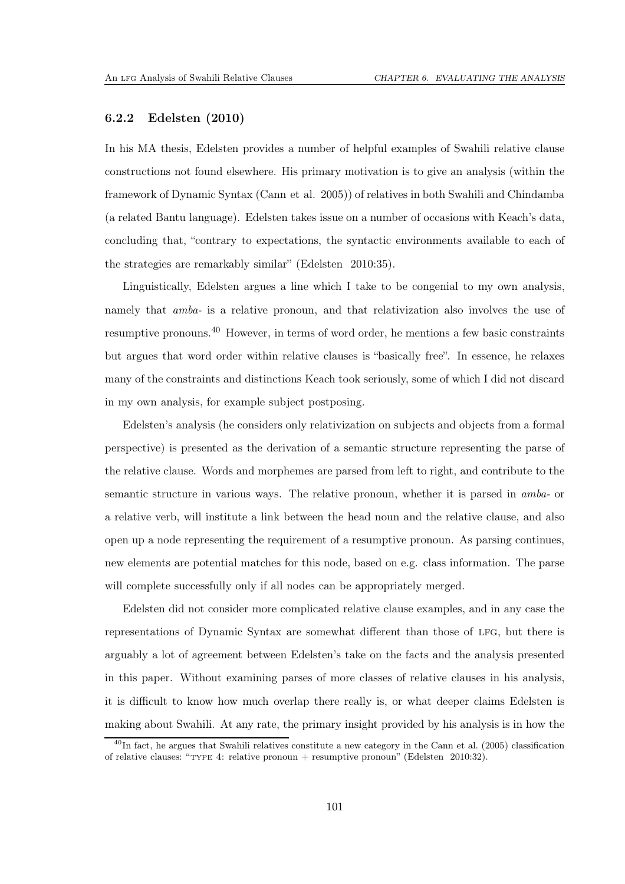### 6.2.2 Edelsten (2010)

In his MA thesis, Edelsten provides a number of helpful examples of Swahili relative clause constructions not found elsewhere. His primary motivation is to give an analysis (within the framework of Dynamic Syntax (Cann et al. 2005)) of relatives in both Swahili and Chindamba (a related Bantu language). Edelsten takes issue on a number of occasions with Keach's data, concluding that, "contrary to expectations, the syntactic environments available to each of the strategies are remarkably similar" (Edelsten 2010:35).

Linguistically, Edelsten argues a line which I take to be congenial to my own analysis, namely that *amba-* is a relative pronoun, and that relativization also involves the use of resumptive pronouns.[40] However, in terms of word order, he mentions a few basic constraints but argues that word order within relative clauses is "basically free". In essence, he relaxes many of the constraints and distinctions Keach took seriously, some of which I did not discard in my own analysis, for example subject postposing.

Edelsten's analysis (he considers only relativization on subjects and objects from a formal perspective) is presented as the derivation of a semantic structure representing the parse of the relative clause. Words and morphemes are parsed from left to right, and contribute to the semantic structure in various ways. The relative pronoun, whether it is parsed in *amba-* or a relative verb, will institute a link between the head noun and the relative clause, and also open up a node representing the requirement of a resumptive pronoun. As parsing continues, new elements are potential matches for this node, based on e.g. class information. The parse will complete successfully only if all nodes can be appropriately merged.

Edelsten did not consider more complicated relative clause examples, and in any case the representations of Dynamic Syntax are somewhat different than those of LFG, but there is arguably a lot of agreement between Edelsten's take on the facts and the analysis presented in this paper. Without examining parses of more classes of relative clauses in his analysis, it is difficult to know how much overlap there really is, or what deeper claims Edelsten is making about Swahili. At any rate, the primary insight provided by his analysis is in how the

[40] In fact, he argues that Swahili relatives constitute a new category in the Cann et al. (2005) classification of relative clauses: "TYPE 4: relative pronoun + resumptive pronoun" (Edelsten 2010:32).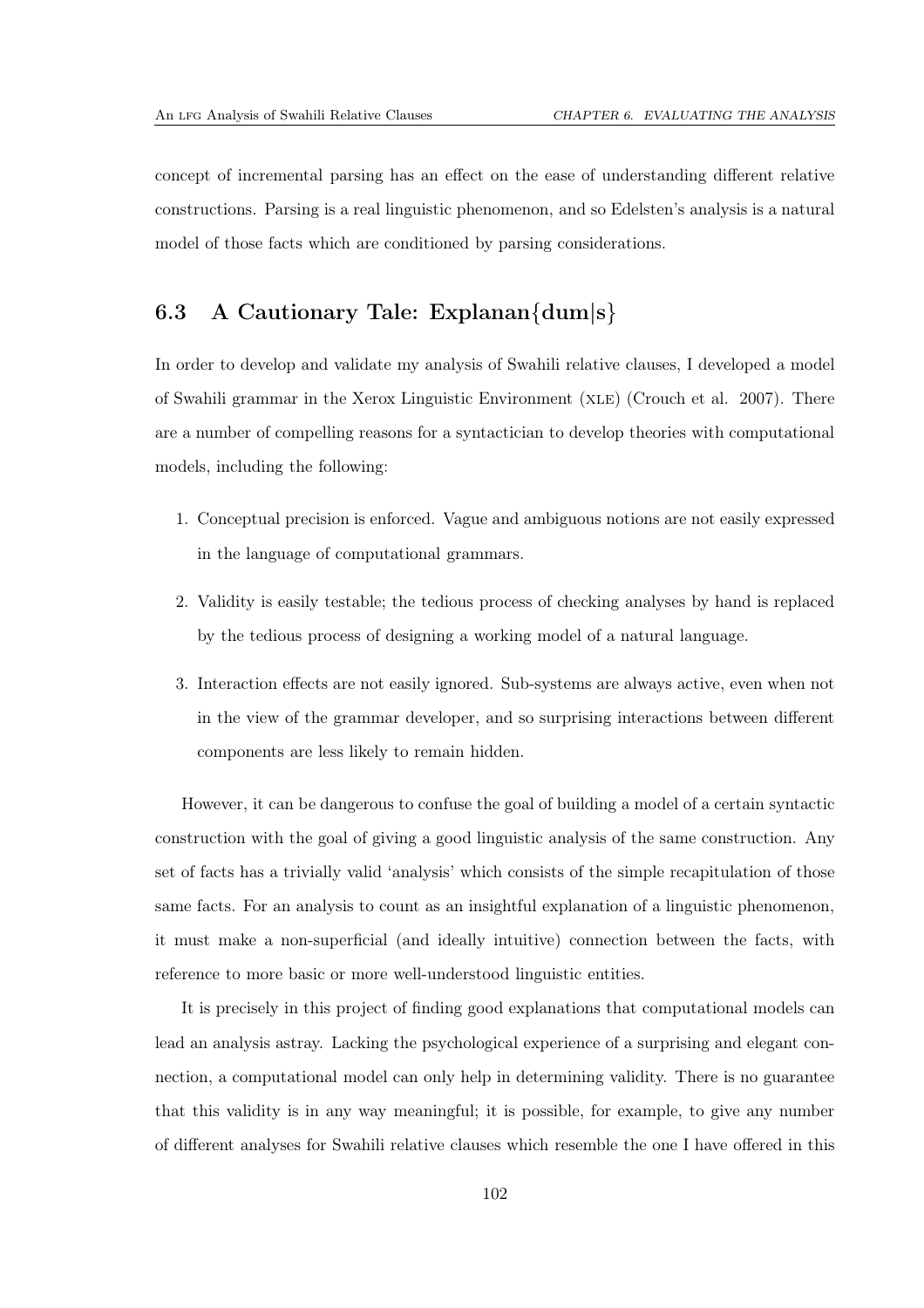concept of incremental parsing has an effect on the ease of understanding different relative constructions. Parsing is a real linguistic phenomenon, and so Edelsten's analysis is a natural model of those facts which are conditioned by parsing considerations.

## 6.3 A Cautionary Tale: Explanan{dum|s}

In order to develop and validate my analysis of Swahili relative clauses, I developed a model of Swahili grammar in the Xerox Linguistic Environment (XLE) (Crouch et al. 2007). There are a number of compelling reasons for a syntactician to develop theories with computational models, including the following:

1. Conceptual precision is enforced. Vague and ambiguous notions are not easily expressed in the language of computational grammars.

2. Validity is easily testable; the tedious process of checking analyses by hand is replaced by the tedious process of designing a working model of a natural language.

3. Interaction effects are not easily ignored. Sub-systems are always active, even when not in the view of the grammar developer, and so surprising interactions between different components are less likely to remain hidden.

However, it can be dangerous to confuse the goal of building a model of a certain syntactic construction with the goal of giving a good linguistic analysis of the same construction. Any set of facts has a trivially valid 'analysis' which consists of the simple recapitulation of those same facts. For an analysis to count as an insightful explanation of a linguistic phenomenon, it must make a non-superficial (and ideally intuitive) connection between the facts, with reference to more basic or more well-understood linguistic entities.

It is precisely in this project of finding good explanations that computational models can lead an analysis astray. Lacking the psychological experience of a surprising and elegant connection, a computational model can only help in determining validity. There is no guarantee that this validity is in any way meaningful; it is possible, for example, to give any number of different analyses for Swahili relative clauses which resemble the one I have offered in this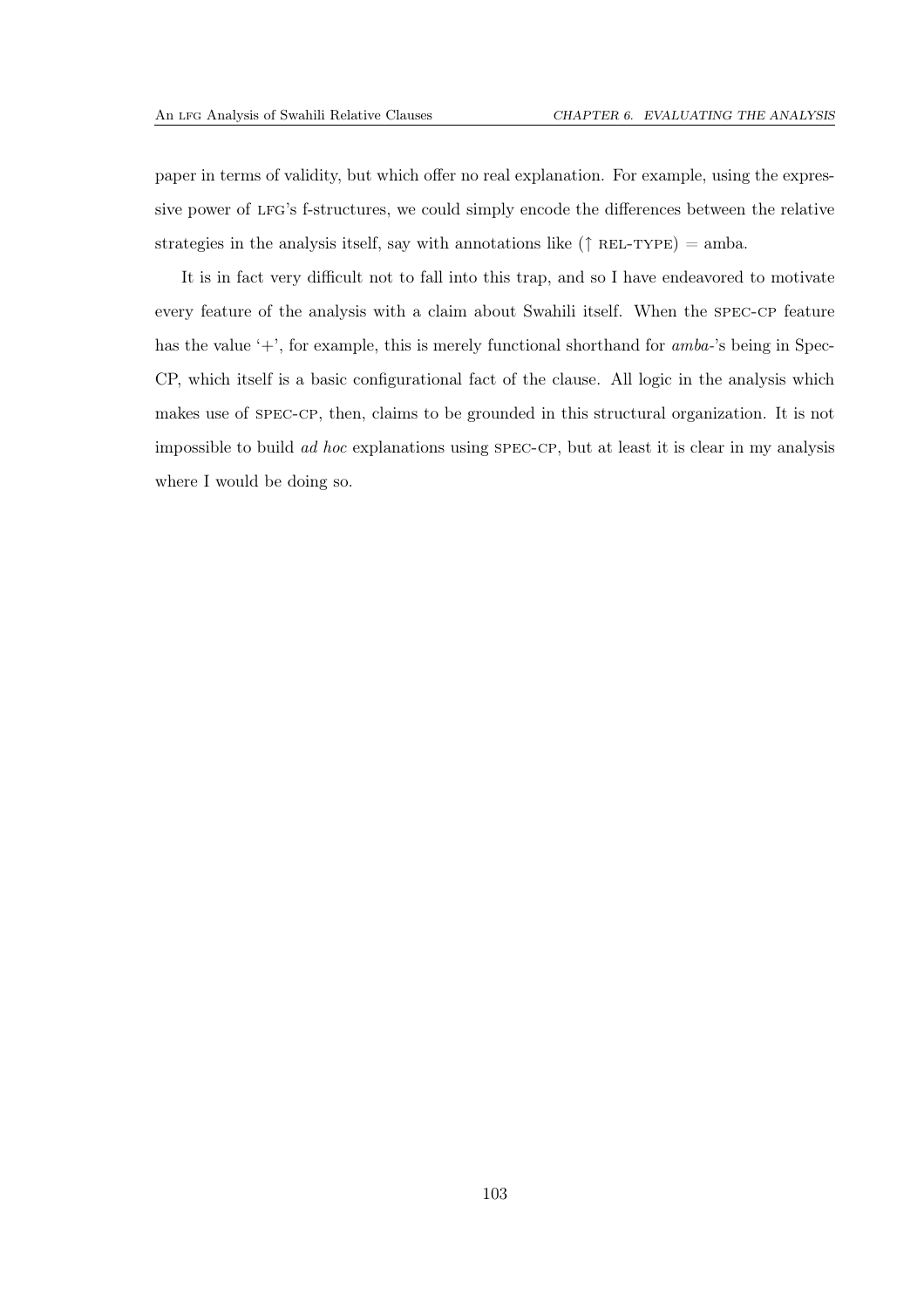paper in terms of validity, but which offer no real explanation. For example, using the expressive power of LFG's f-structures, we could simply encode the differences between the relative strategies in the analysis itself, say with annotations like (↑ REL-TYPE) = amba.

It is in fact very difficult not to fall into this trap, and so I have endeavored to motivate every feature of the analysis with a claim about Swahili itself. When the SPEC-CP feature has the value '+', for example, this is merely functional shorthand for *amba-*'s being in Spec-CP, which itself is a basic configurational fact of the clause. All logic in the analysis which makes use of SPEC-CP, then, claims to be grounded in this structural organization. It is not impossible to build *ad hoc* explanations using SPEC-CP, but at least it is clear in my analysis where I would be doing so.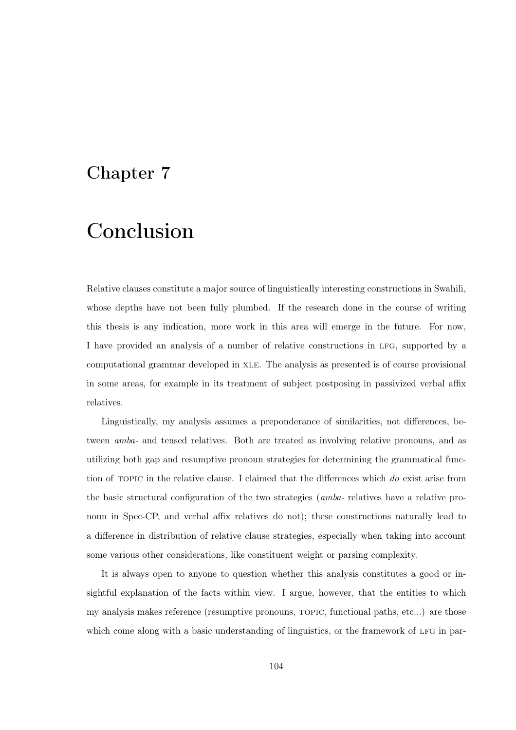# Chapter 7

# Conclusion

Relative clauses constitute a major source of linguistically interesting constructions in Swahili, whose depths have not been fully plumbed. If the research done in the course of writing this thesis is any indication, more work in this area will emerge in the future. For now, I have provided an analysis of a number of relative constructions in LFG, supported by a computational grammar developed in XLE. The analysis as presented is of course provisional in some areas, for example in its treatment of subject postposing in passivized verbal affix relatives.

Linguistically, my analysis assumes a preponderance of similarities, not differences, between *amba-* and tensed relatives. Both are treated as involving relative pronouns, and as utilizing both gap and resumptive pronoun strategies for determining the grammatical function of TOPIC in the relative clause. I claimed that the differences which *do* exist arise from the basic structural configuration of the two strategies (*amba-* relatives have a relative pronoun in Spec-CP, and verbal affix relatives do not); these constructions naturally lead to a difference in distribution of relative clause strategies, especially when taking into account some various other considerations, like constituent weight or parsing complexity.

It is always open to anyone to question whether this analysis constitutes a good or insightful explanation of the facts within view. I argue, however, that the entities to which my analysis makes reference (resumptive pronouns, TOPIC, functional paths, etc...) are those which come along with a basic understanding of linguistics, or the framework of LFG in par-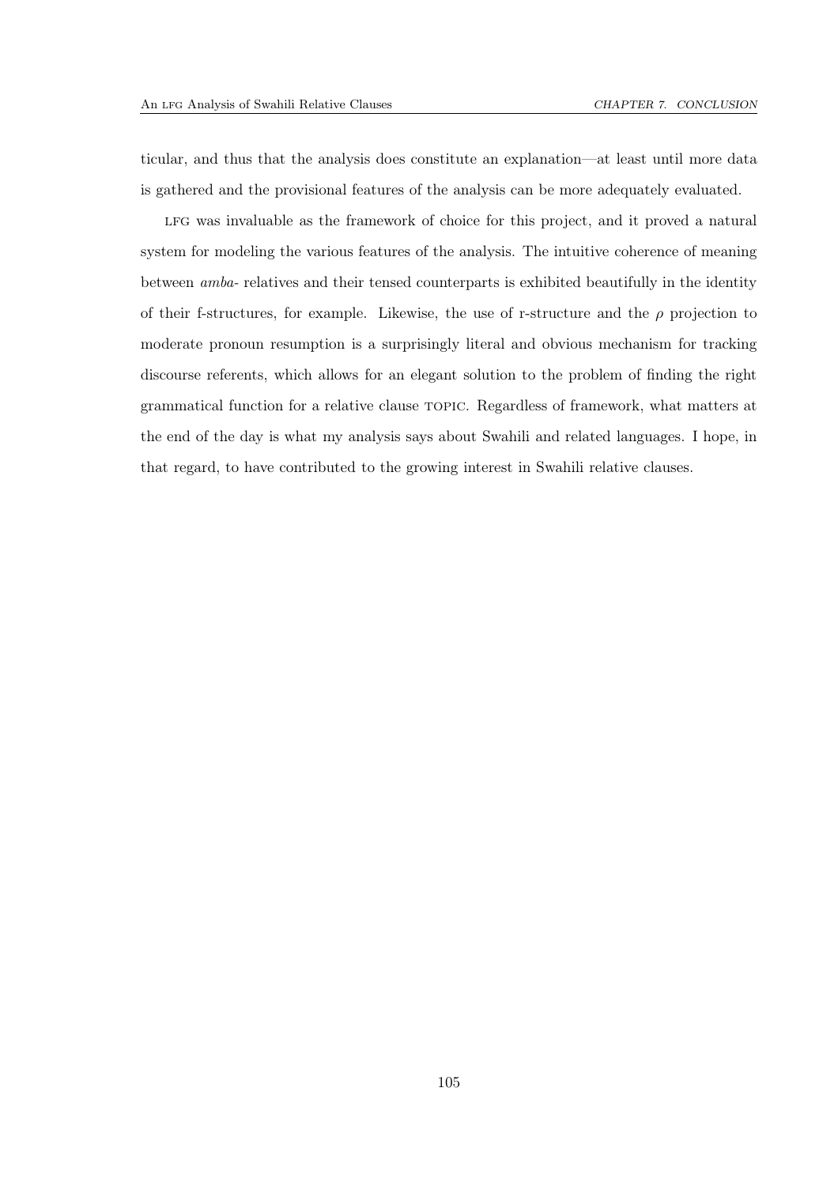ticular, and thus that the analysis does constitute an explanation—at least until more data is gathered and the provisional features of the analysis can be more adequately evaluated.

LFG was invaluable as the framework of choice for this project, and it proved a natural system for modeling the various features of the analysis. The intuitive coherence of meaning between *amba-* relatives and their tensed counterparts is exhibited beautifully in the identity of their f-structures, for example. Likewise, the use of r-structure and the $\rho$ projection to moderate pronoun resumption is a surprisingly literal and obvious mechanism for tracking discourse referents, which allows for an elegant solution to the problem of finding the right grammatical function for a relative clause TOPIC. Regardless of framework, what matters at the end of the day is what my analysis says about Swahili and related languages. I hope, in that regard, to have contributed to the growing interest in Swahili relative clauses.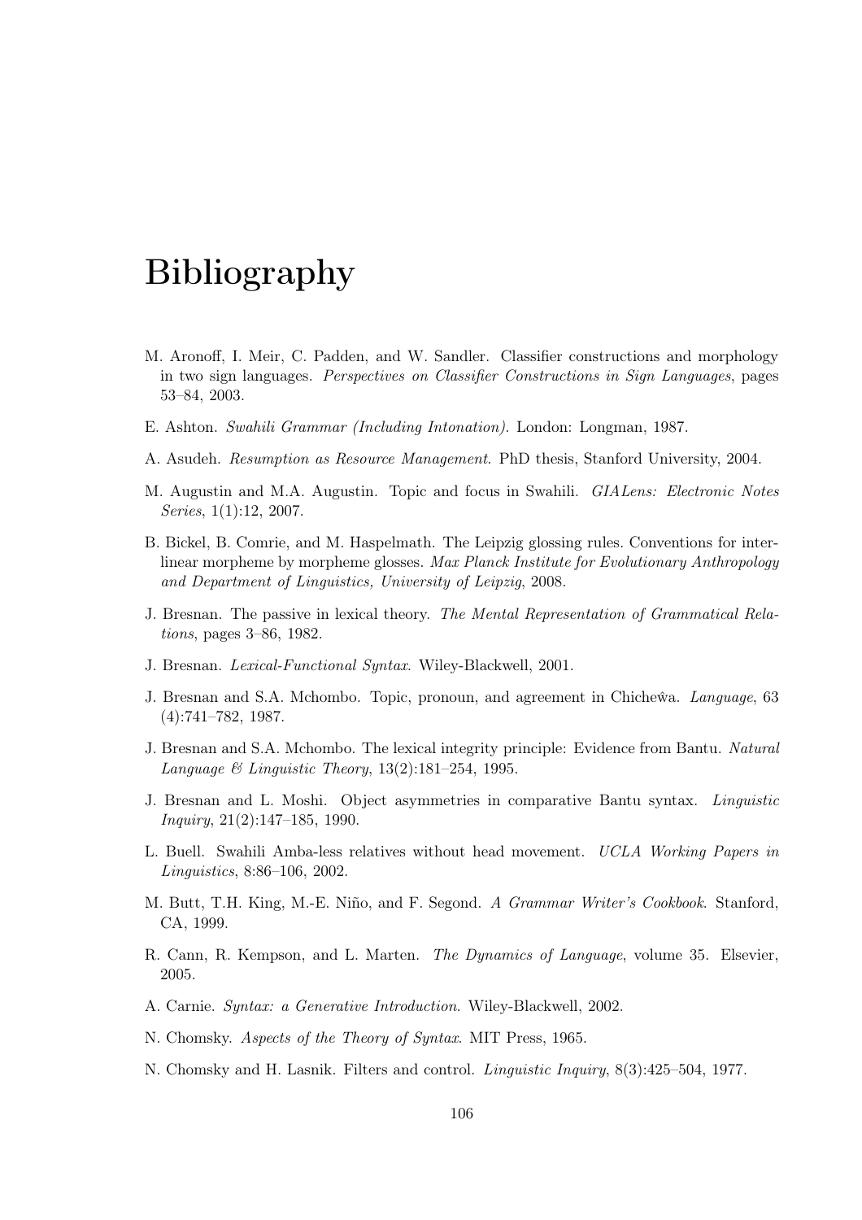# Bibliography

M. Aronoff, I. Meir, C. Padden, and W. Sandler. Classifier constructions and morphology in two sign languages. *Perspectives on Classifier Constructions in Sign Languages*, pages 53–84, 2003.

E. Ashton. *Swahili Grammar (Including Intonation)*. London: Longman, 1987.

A. Asudeh. *Resumption as Resource Management*. PhD thesis, Stanford University, 2004.

M. Augustin and M.A. Augustin. Topic and focus in Swahili. *GIALens: Electronic Notes Series*, 1(1):12, 2007.

B. Bickel, B. Comrie, and M. Haspelmath. The Leipzig glossing rules. Conventions for interlinear morpheme by morpheme glosses. *Max Planck Institute for Evolutionary Anthropology and Department of Linguistics, University of Leipzig*, 2008.

J. Bresnan. The passive in lexical theory. *The Mental Representation of Grammatical Relations*, pages 3–86, 1982.

J. Bresnan. *Lexical-Functional Syntax*. Wiley-Blackwell, 2001.

J. Bresnan and S.A. Mchombo. Topic, pronoun, and agreement in Chicheŵa. *Language*, 63 (4):741–782, 1987.

J. Bresnan and S.A. Mchombo. The lexical integrity principle: Evidence from Bantu. *Natural Language & Linguistic Theory*, 13(2):181–254, 1995.

J. Bresnan and L. Moshi. Object asymmetries in comparative Bantu syntax. *Linguistic Inquiry*, 21(2):147–185, 1990.

L. Buell. Swahili Amba-less relatives without head movement. *UCLA Working Papers in Linguistics*, 8:86–106, 2002.

M. Butt, T.H. King, M.-E. Niño, and F. Segond. *A Grammar Writer's Cookbook*. Stanford, CA, 1999.

R. Cann, R. Kempson, and L. Marten. *The Dynamics of Language*, volume 35. Elsevier, 2005.

A. Carnie. *Syntax: a Generative Introduction*. Wiley-Blackwell, 2002.

N. Chomsky. *Aspects of the Theory of Syntax*. MIT Press, 1965.

N. Chomsky and H. Lasnik. Filters and control. *Linguistic Inquiry*, 8(3):425–504, 1977.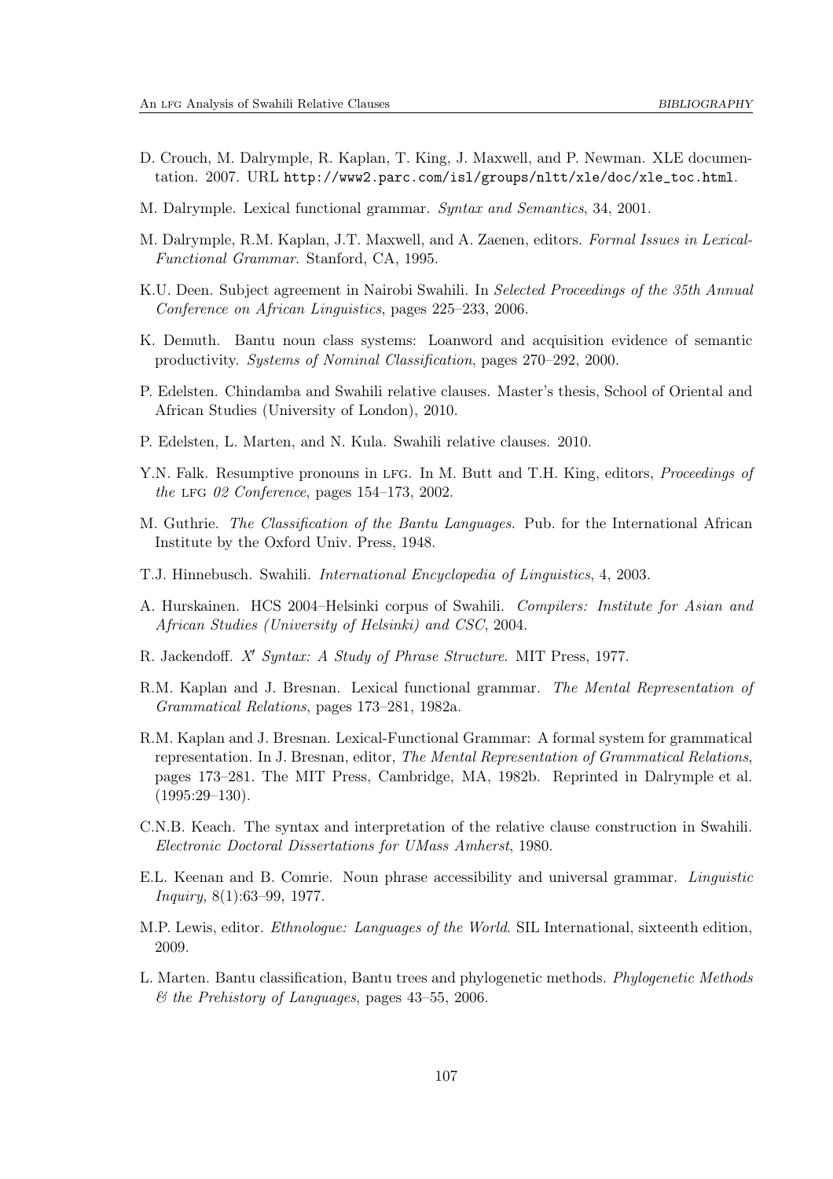D. Crouch, M. Dalrymple, R. Kaplan, T. King, J. Maxwell, and P. Newman. XLE documentation. 2007. URL http://www2.parc.com/isl/groups/nltt/xle/doc/xle_toc.html.

M. Dalrymple. Lexical functional grammar. *Syntax and Semantics*, 34, 2001.

M. Dalrymple, R.M. Kaplan, J.T. Maxwell, and A. Zaenen, editors. *Formal Issues in Lexical-Functional Grammar*. Stanford, CA, 1995.

K.U. Deen. Subject agreement in Nairobi Swahili. In *Selected Proceedings of the 35th Annual Conference on African Linguistics*, pages 225–233, 2006.

K. Demuth. Bantu noun class systems: Loanword and acquisition evidence of semantic productivity. *Systems of Nominal Classification*, pages 270–292, 2000.

P. Edelsten. Chindamba and Swahili relative clauses. Master's thesis, School of Oriental and African Studies (University of London), 2010.

P. Edelsten, L. Marten, and N. Kula. Swahili relative clauses. 2010.

Y.N. Falk. Resumptive pronouns in LFG. In M. Butt and T.H. King, editors, *Proceedings of the LFG 02 Conference*, pages 154–173, 2002.

M. Guthrie. *The Classification of the Bantu Languages*. Pub. for the International African Institute by the Oxford Univ. Press, 1948.

T.J. Hinnebusch. Swahili. *International Encyclopedia of Linguistics*, 4, 2003.

A. Hurskainen. HCS 2004–Helsinki corpus of Swahili. *Compilers: Institute for Asian and African Studies (University of Helsinki) and CSC*, 2004.

R. Jackendoff. *X′ Syntax: A Study of Phrase Structure*. MIT Press, 1977.

R.M. Kaplan and J. Bresnan. Lexical functional grammar. *The Mental Representation of Grammatical Relations*, pages 173–281, 1982a.

R.M. Kaplan and J. Bresnan. Lexical-Functional Grammar: A formal system for grammatical representation. In J. Bresnan, editor, *The Mental Representation of Grammatical Relations*, pages 173–281. The MIT Press, Cambridge, MA, 1982b. Reprinted in Dalrymple et al. (1995:29–130).

C.N.B. Keach. The syntax and interpretation of the relative clause construction in Swahili. *Electronic Doctoral Dissertations for UMass Amherst*, 1980.

E.L. Keenan and B. Comrie. Noun phrase accessibility and universal grammar. *Linguistic Inquiry*, 8(1):63–99, 1977.

M.P. Lewis, editor. *Ethnologue: Languages of the World*. SIL International, sixteenth edition, 2009.

L. Marten. Bantu classification, Bantu trees and phylogenetic methods. *Phylogenetic Methods & the Prehistory of Languages*, pages 43–55, 2006.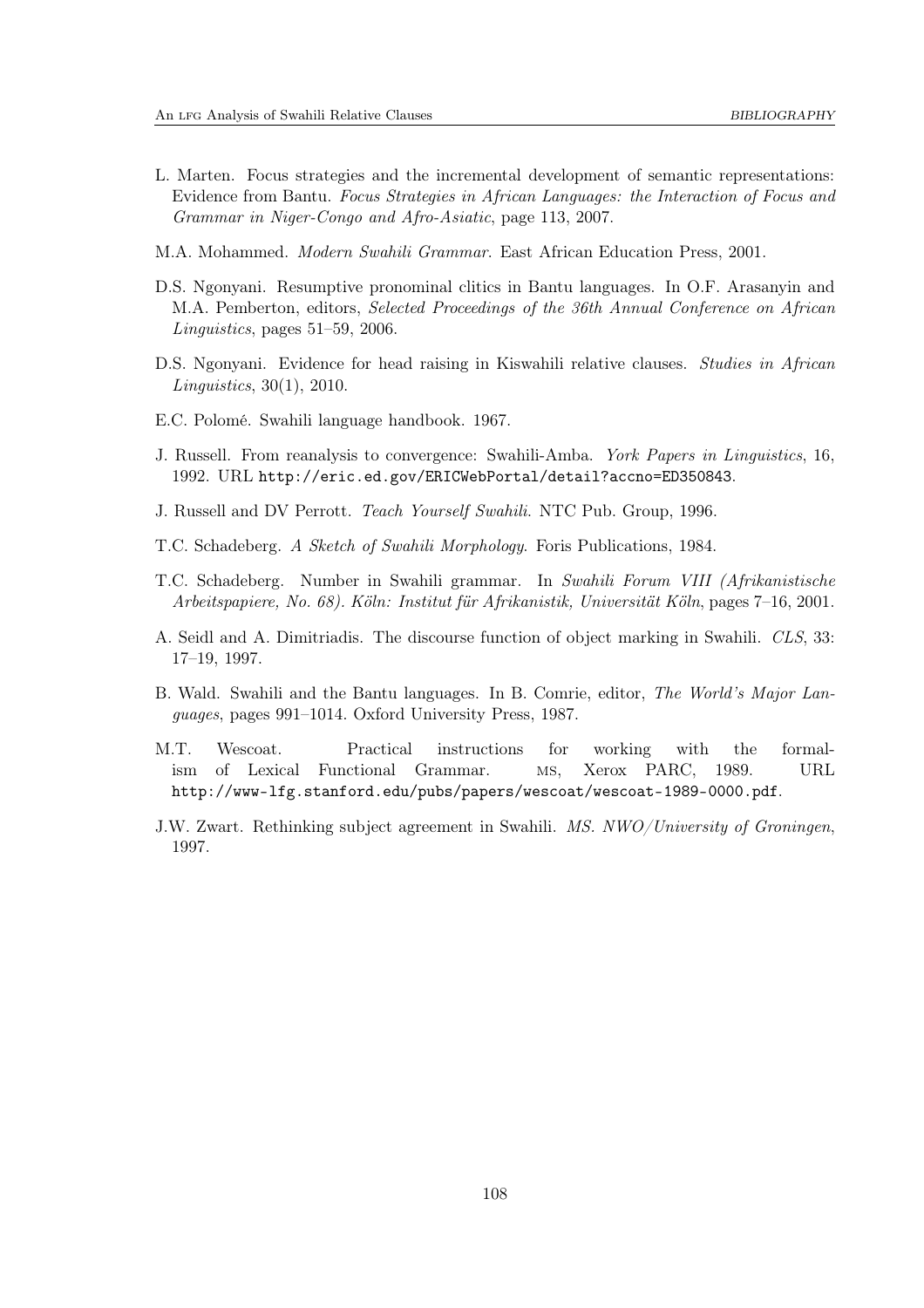L. Marten. Focus strategies and the incremental development of semantic representations: Evidence from Bantu. *Focus Strategies in African Languages: the Interaction of Focus and Grammar in Niger-Congo and Afro-Asiatic*, page 113, 2007.

M.A. Mohammed. *Modern Swahili Grammar*. East African Education Press, 2001.

D.S. Ngonyani. Resumptive pronominal clitics in Bantu languages. In O.F. Arasanyin and M.A. Pemberton, editors, *Selected Proceedings of the 36th Annual Conference on African Linguistics*, pages 51–59, 2006.

D.S. Ngonyani. Evidence for head raising in Kiswahili relative clauses. *Studies in African Linguistics*, 30(1), 2010.

E.C. Polomé. Swahili language handbook. 1967.

J. Russell. From reanalysis to convergence: Swahili-Amba. *York Papers in Linguistics*, 16, 1992. URL `http://eric.ed.gov/ERICWebPortal/detail?accno=ED350843`.

J. Russell and DV Perrott. *Teach Yourself Swahili*. NTC Pub. Group, 1996.

T.C. Schadeberg. *A Sketch of Swahili Morphology*. Foris Publications, 1984.

T.C. Schadeberg. Number in Swahili grammar. In *Swahili Forum VIII (Afrikanistische Arbeitspapiere, No. 68). Köln: Institut für Afrikanistik, Universität Köln*, pages 7–16, 2001.

A. Seidl and A. Dimitriadis. The discourse function of object marking in Swahili. *CLS*, 33: 17–19, 1997.

B. Wald. Swahili and the Bantu languages. In B. Comrie, editor, *The World's Major Languages*, pages 991–1014. Oxford University Press, 1987.

M.T. Wescoat. Practical instructions for working with the formalism of Lexical Functional Grammar. MS, Xerox PARC, 1989. URL `http://www-lfg.stanford.edu/pubs/papers/wescoat/wescoat-1989-0000.pdf`.

J.W. Zwart. Rethinking subject agreement in Swahili. *MS. NWO/University of Groningen*, 1997.